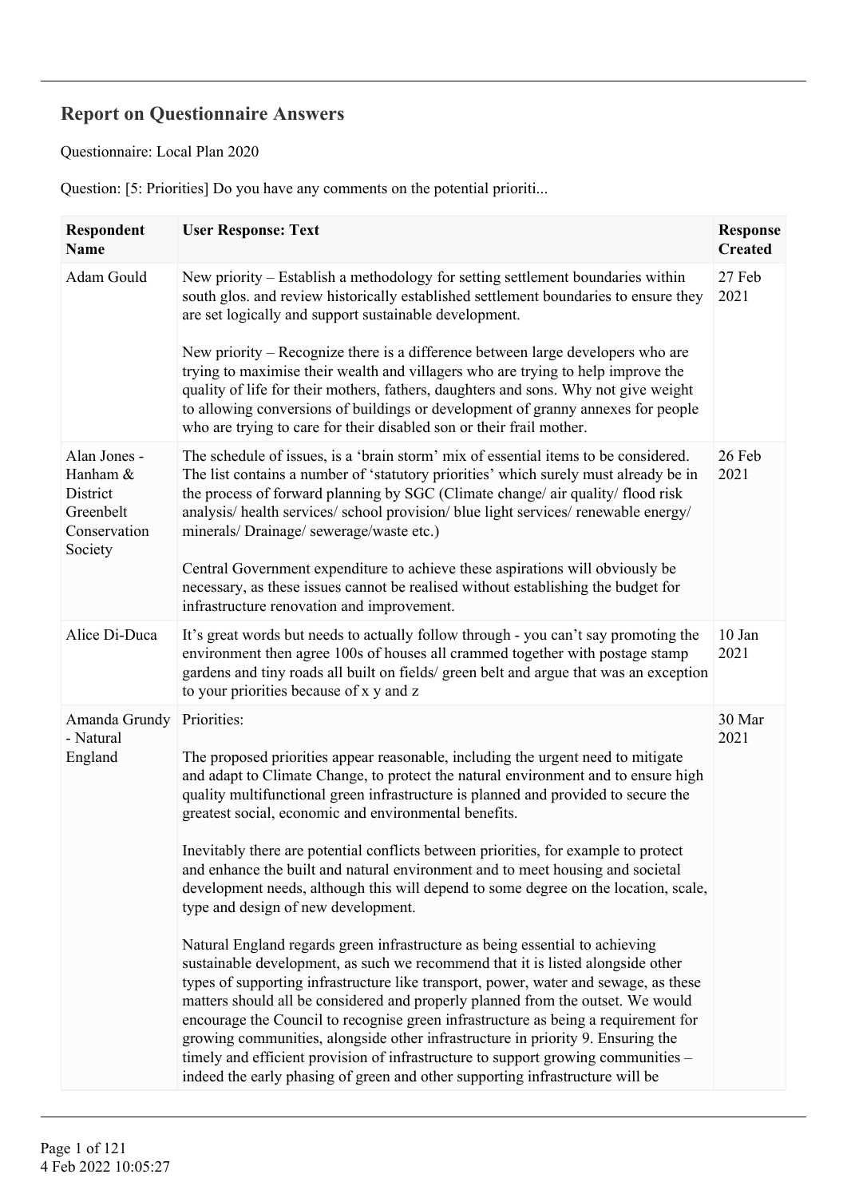## Report on Questionnaire Answers

Questionnaire: Local Plan 2020

Question: [5: Priorities] Do you have any comments on the potential prioriti...

| Respondent Name | User Response: Text | Response Created |
|---|---|---|
| Adam Gould | New priority – Establish a methodology for setting settlement boundaries within south glos. and review historically established settlement boundaries to ensure they are set logically and support sustainable development.<br><br>New priority – Recognize there is a difference between large developers who are trying to maximise their wealth and villagers who are trying to help improve the quality of life for their mothers, fathers, daughters and sons. Why not give weight to allowing conversions of buildings or development of granny annexes for people who are trying to care for their disabled son or their frail mother. | 27 Feb 2021 |
| Alan Jones - Hanham & District Greenbelt Conservation Society | The schedule of issues, is a 'brain storm' mix of essential items to be considered. The list contains a number of 'statutory priorities' which surely must already be in the process of forward planning by SGC (Climate change/ air quality/ flood risk analysis/ health services/ school provision/ blue light services/ renewable energy/ minerals/ Drainage/ sewerage/waste etc.)<br><br>Central Government expenditure to achieve these aspirations will obviously be necessary, as these issues cannot be realised without establishing the budget for infrastructure renovation and improvement. | 26 Feb 2021 |
| Alice Di-Duca | It's great words but needs to actually follow through - you can't say promoting the environment then agree 100s of houses all crammed together with postage stamp gardens and tiny roads all built on fields/ green belt and argue that was an exception to your priorities because of x y and z | 10 Jan 2021 |
| Amanda Grundy - Natural England | Priorities:<br><br>The proposed priorities appear reasonable, including the urgent need to mitigate and adapt to Climate Change, to protect the natural environment and to ensure high quality multifunctional green infrastructure is planned and provided to secure the greatest social, economic and environmental benefits.<br><br>Inevitably there are potential conflicts between priorities, for example to protect and enhance the built and natural environment and to meet housing and societal development needs, although this will depend to some degree on the location, scale, type and design of new development.<br><br>Natural England regards green infrastructure as being essential to achieving sustainable development, as such we recommend that it is listed alongside other types of supporting infrastructure like transport, power, water and sewage, as these matters should all be considered and properly planned from the outset. We would encourage the Council to recognise green infrastructure as being a requirement for growing communities, alongside other infrastructure in priority 9. Ensuring the timely and efficient provision of infrastructure to support growing communities – indeed the early phasing of green and other supporting infrastructure will be | 30 Mar 2021 |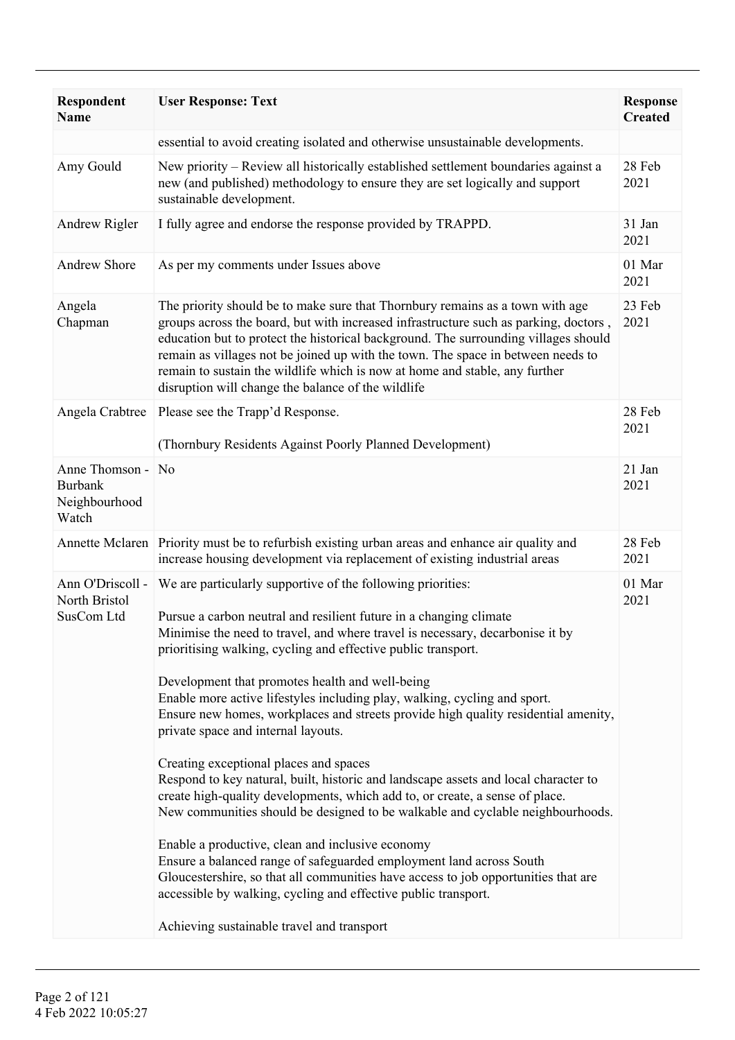| Respondent Name | User Response: Text | Response Created |
|---|---|---|
| | essential to avoid creating isolated and otherwise unsustainable developments. | |
| Amy Gould | New priority – Review all historically established settlement boundaries against a new (and published) methodology to ensure they are set logically and support sustainable development. | 28 Feb 2021 |
| Andrew Rigler | I fully agree and endorse the response provided by TRAPPD. | 31 Jan 2021 |
| Andrew Shore | As per my comments under Issues above | 01 Mar 2021 |
| Angela Chapman | The priority should be to make sure that Thornbury remains as a town with age groups across the board, but with increased infrastructure such as parking, doctors , education but to protect the historical background. The surrounding villages should remain as villages not be joined up with the town. The space in between needs to remain to sustain the wildlife which is now at home and stable, any further disruption will change the balance of the wildlife | 23 Feb 2021 |
| Angela Crabtree | Please see the Trapp'd Response.<br><br>(Thornbury Residents Against Poorly Planned Development) | 28 Feb 2021 |
| Anne Thomson - Burbank Neighbourhood Watch | No | 21 Jan 2021 |
| Annette Mclaren | Priority must be to refurbish existing urban areas and enhance air quality and increase housing development via replacement of existing industrial areas | 28 Feb 2021 |
| Ann O'Driscoll - North Bristol SusCom Ltd | We are particularly supportive of the following priorities:<br><br>Pursue a carbon neutral and resilient future in a changing climate<br>Minimise the need to travel, and where travel is necessary, decarbonise it by prioritising walking, cycling and effective public transport.<br><br>Development that promotes health and well-being<br>Enable more active lifestyles including play, walking, cycling and sport.<br>Ensure new homes, workplaces and streets provide high quality residential amenity, private space and internal layouts.<br><br>Creating exceptional places and spaces<br>Respond to key natural, built, historic and landscape assets and local character to create high-quality developments, which add to, or create, a sense of place.<br>New communities should be designed to be walkable and cyclable neighbourhoods.<br><br>Enable a productive, clean and inclusive economy<br>Ensure a balanced range of safeguarded employment land across South Gloucestershire, so that all communities have access to job opportunities that are accessible by walking, cycling and effective public transport.<br><br>Achieving sustainable travel and transport | 01 Mar 2021 |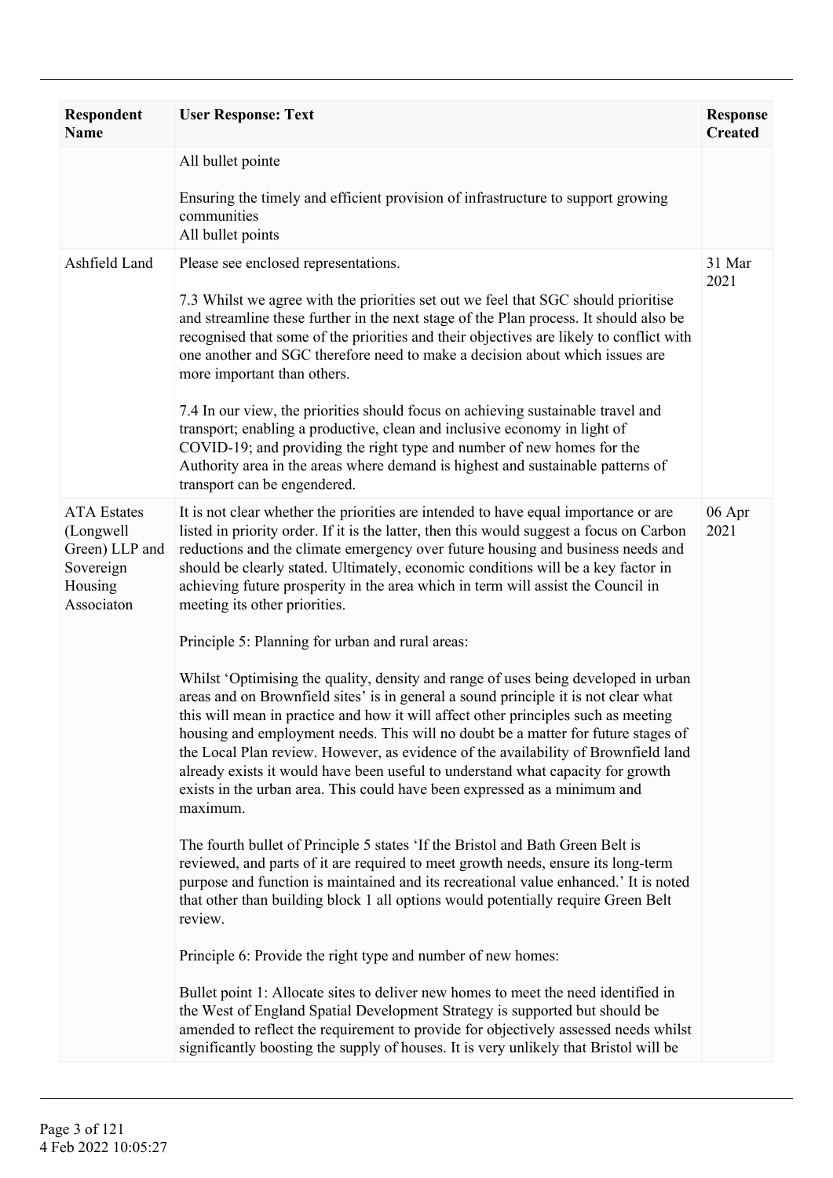| Respondent Name | User Response: Text | Response Created |
|---|---|---|
| | All bullet pointe<br><br>Ensuring the timely and efficient provision of infrastructure to support growing communities<br>All bullet points | |
| Ashfield Land | Please see enclosed representations.<br><br>7.3 Whilst we agree with the priorities set out we feel that SGC should prioritise and streamline these further in the next stage of the Plan process. It should also be recognised that some of the priorities and their objectives are likely to conflict with one another and SGC therefore need to make a decision about which issues are more important than others.<br><br>7.4 In our view, the priorities should focus on achieving sustainable travel and transport; enabling a productive, clean and inclusive economy in light of COVID-19; and providing the right type and number of new homes for the Authority area in the areas where demand is highest and sustainable patterns of transport can be engendered. | 31 Mar 2021 |
| ATA Estates (Longwell Green) LLP and Sovereign Housing Associaton | It is not clear whether the priorities are intended to have equal importance or are listed in priority order. If it is the latter, then this would suggest a focus on Carbon reductions and the climate emergency over future housing and business needs and should be clearly stated. Ultimately, economic conditions will be a key factor in achieving future prosperity in the area which in term will assist the Council in meeting its other priorities.<br><br>Principle 5: Planning for urban and rural areas:<br><br>Whilst 'Optimising the quality, density and range of uses being developed in urban areas and on Brownfield sites' is in general a sound principle it is not clear what this will mean in practice and how it will affect other principles such as meeting housing and employment needs. This will no doubt be a matter for future stages of the Local Plan review. However, as evidence of the availability of Brownfield land already exists it would have been useful to understand what capacity for growth exists in the urban area. This could have been expressed as a minimum and maximum.<br><br>The fourth bullet of Principle 5 states 'If the Bristol and Bath Green Belt is reviewed, and parts of it are required to meet growth needs, ensure its long-term purpose and function is maintained and its recreational value enhanced.' It is noted that other than building block 1 all options would potentially require Green Belt review.<br><br>Principle 6: Provide the right type and number of new homes:<br><br>Bullet point 1: Allocate sites to deliver new homes to meet the need identified in the West of England Spatial Development Strategy is supported but should be amended to reflect the requirement to provide for objectively assessed needs whilst significantly boosting the supply of houses. It is very unlikely that Bristol will be | 06 Apr 2021 |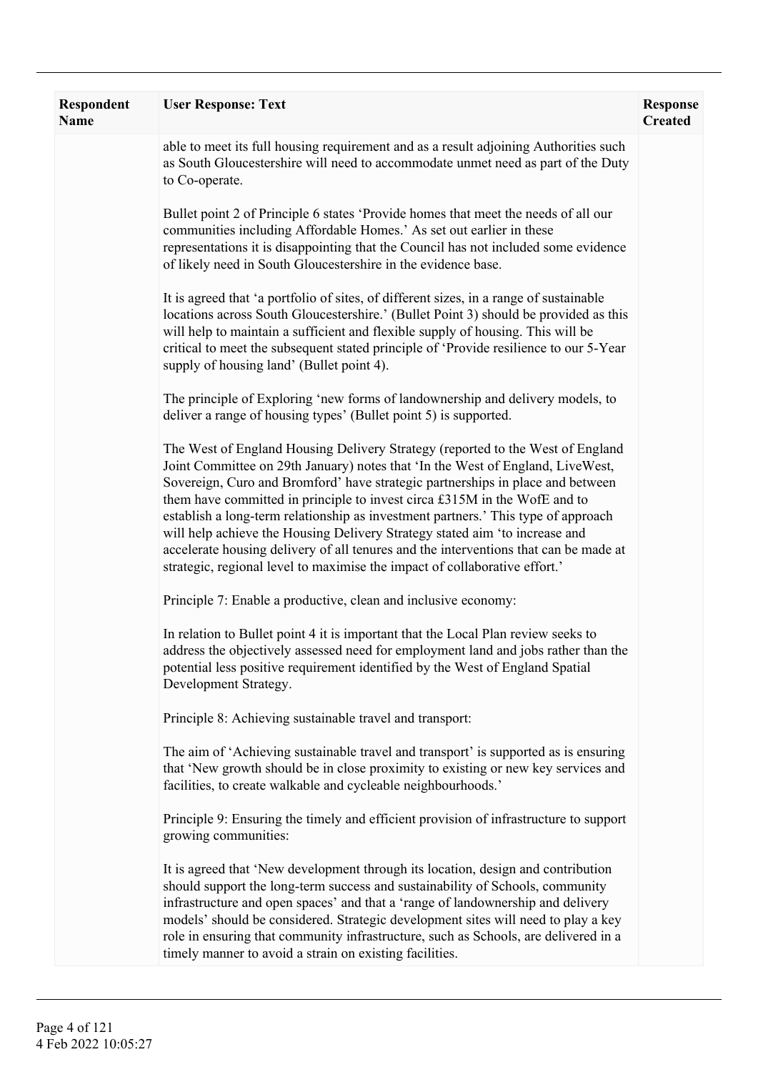| Respondent Name | User Response: Text | Response Created |
|---|---|---|
| | able to meet its full housing requirement and as a result adjoining Authorities such as South Gloucestershire will need to accommodate unmet need as part of the Duty to Co-operate.<br><br>Bullet point 2 of Principle 6 states 'Provide homes that meet the needs of all our communities including Affordable Homes.' As set out earlier in these representations it is disappointing that the Council has not included some evidence of likely need in South Gloucestershire in the evidence base.<br><br>It is agreed that 'a portfolio of sites, of different sizes, in a range of sustainable locations across South Gloucestershire.' (Bullet Point 3) should be provided as this will help to maintain a sufficient and flexible supply of housing. This will be critical to meet the subsequent stated principle of 'Provide resilience to our 5-Year supply of housing land' (Bullet point 4).<br><br>The principle of Exploring 'new forms of landownership and delivery models, to deliver a range of housing types' (Bullet point 5) is supported.<br><br>The West of England Housing Delivery Strategy (reported to the West of England Joint Committee on 29th January) notes that 'In the West of England, LiveWest, Sovereign, Curo and Bromford' have strategic partnerships in place and between them have committed in principle to invest circa £315M in the WofE and to establish a long-term relationship as investment partners.' This type of approach will help achieve the Housing Delivery Strategy stated aim 'to increase and accelerate housing delivery of all tenures and the interventions that can be made at strategic, regional level to maximise the impact of collaborative effort.'<br><br>Principle 7: Enable a productive, clean and inclusive economy:<br><br>In relation to Bullet point 4 it is important that the Local Plan review seeks to address the objectively assessed need for employment land and jobs rather than the potential less positive requirement identified by the West of England Spatial Development Strategy.<br><br>Principle 8: Achieving sustainable travel and transport:<br><br>The aim of 'Achieving sustainable travel and transport' is supported as is ensuring that 'New growth should be in close proximity to existing or new key services and facilities, to create walkable and cycleable neighbourhoods.'<br><br>Principle 9: Ensuring the timely and efficient provision of infrastructure to support growing communities:<br><br>It is agreed that 'New development through its location, design and contribution should support the long-term success and sustainability of Schools, community infrastructure and open spaces' and that a 'range of landownership and delivery models' should be considered. Strategic development sites will need to play a key role in ensuring that community infrastructure, such as Schools, are delivered in a timely manner to avoid a strain on existing facilities. | |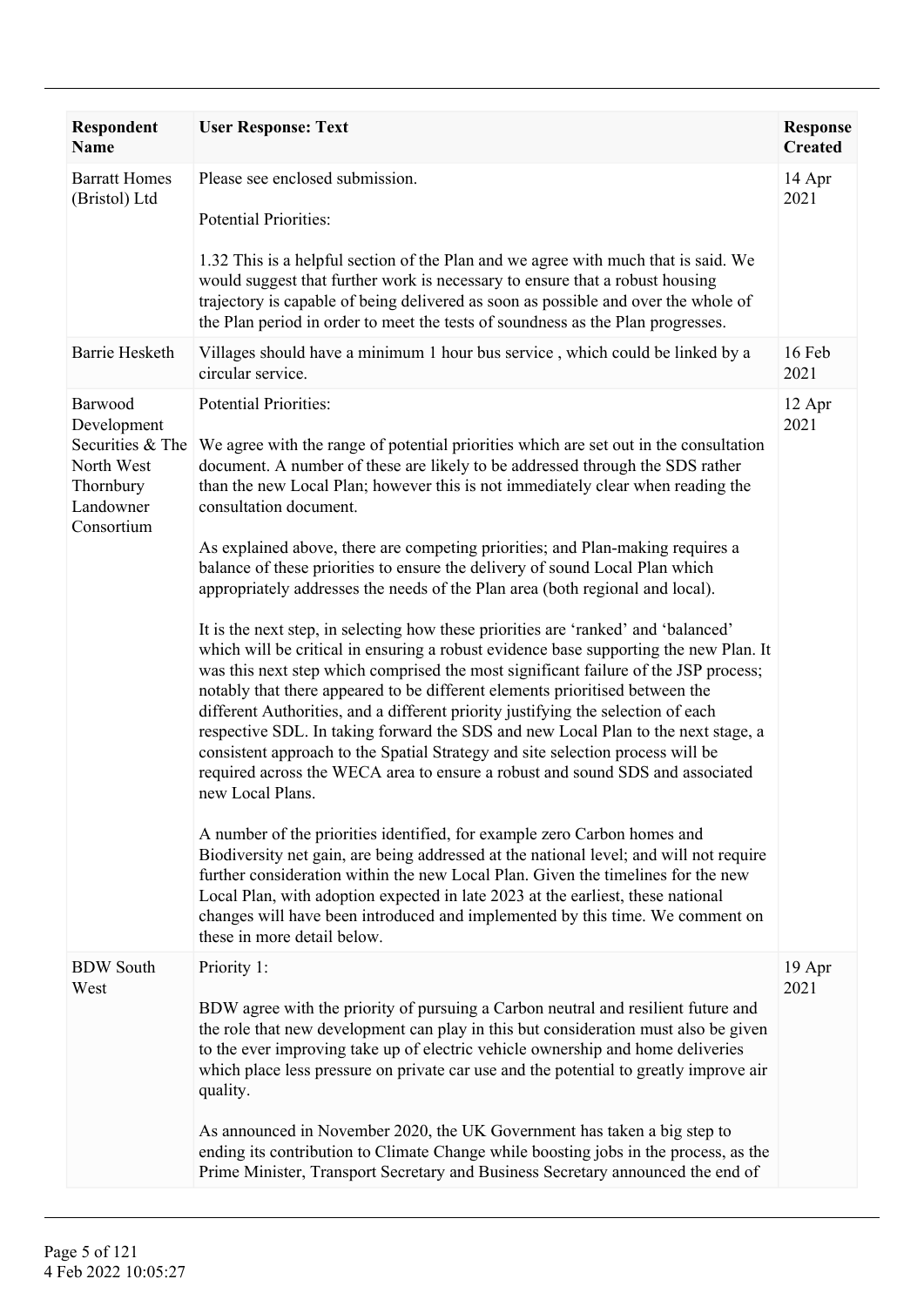| Respondent Name | User Response: Text | Response Created |
|---|---|---|
| Barratt Homes (Bristol) Ltd | Please see enclosed submission.<br><br>Potential Priorities:<br><br>1.32 This is a helpful section of the Plan and we agree with much that is said. We would suggest that further work is necessary to ensure that a robust housing trajectory is capable of being delivered as soon as possible and over the whole of the Plan period in order to meet the tests of soundness as the Plan progresses. | 14 Apr 2021 |
| Barrie Hesketh | Villages should have a minimum 1 hour bus service , which could be linked by a circular service. | 16 Feb 2021 |
| Barwood Development Securities & The North West Thornbury Landowner Consortium | Potential Priorities:<br><br>We agree with the range of potential priorities which are set out in the consultation document. A number of these are likely to be addressed through the SDS rather than the new Local Plan; however this is not immediately clear when reading the consultation document.<br><br>As explained above, there are competing priorities; and Plan-making requires a balance of these priorities to ensure the delivery of sound Local Plan which appropriately addresses the needs of the Plan area (both regional and local).<br><br>It is the next step, in selecting how these priorities are 'ranked' and 'balanced' which will be critical in ensuring a robust evidence base supporting the new Plan. It was this next step which comprised the most significant failure of the JSP process; notably that there appeared to be different elements prioritised between the different Authorities, and a different priority justifying the selection of each respective SDL. In taking forward the SDS and new Local Plan to the next stage, a consistent approach to the Spatial Strategy and site selection process will be required across the WECA area to ensure a robust and sound SDS and associated new Local Plans.<br><br>A number of the priorities identified, for example zero Carbon homes and Biodiversity net gain, are being addressed at the national level; and will not require further consideration within the new Local Plan. Given the timelines for the new Local Plan, with adoption expected in late 2023 at the earliest, these national changes will have been introduced and implemented by this time. We comment on these in more detail below. | 12 Apr 2021 |
| BDW South West | Priority 1:<br><br>BDW agree with the priority of pursuing a Carbon neutral and resilient future and the role that new development can play in this but consideration must also be given to the ever improving take up of electric vehicle ownership and home deliveries which place less pressure on private car use and the potential to greatly improve air quality.<br><br>As announced in November 2020, the UK Government has taken a big step to ending its contribution to Climate Change while boosting jobs in the process, as the Prime Minister, Transport Secretary and Business Secretary announced the end of | 19 Apr 2021 |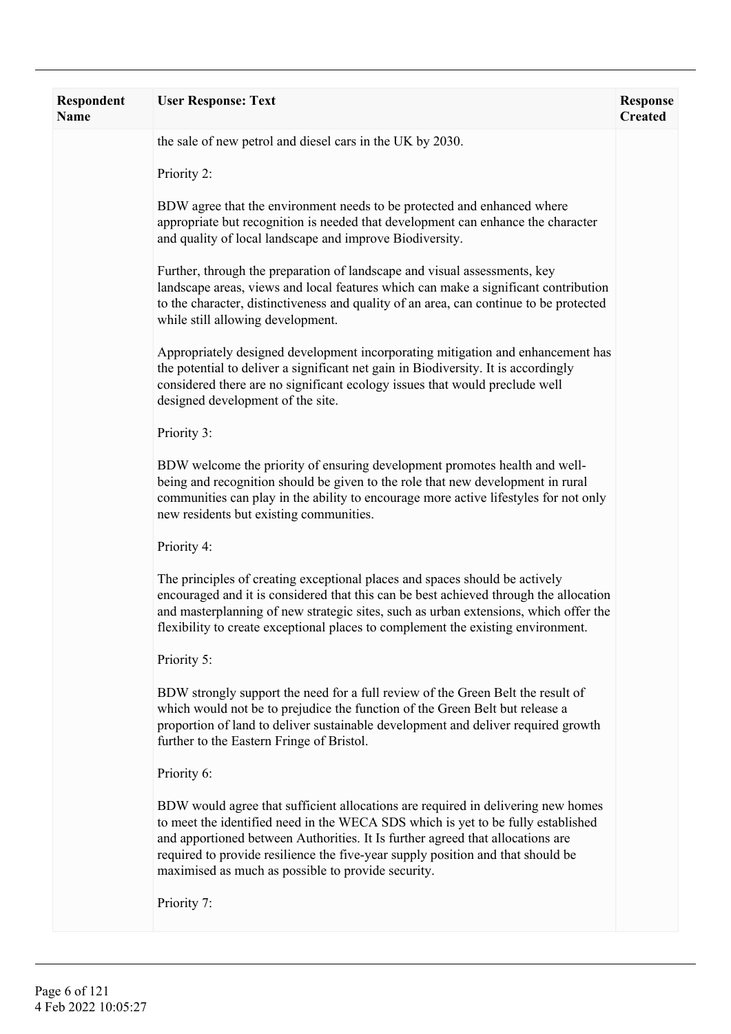| Respondent Name | User Response: Text | Response Created |
|---|---|---|
| | the sale of new petrol and diesel cars in the UK by 2030.<br><br>Priority 2:<br><br>BDW agree that the environment needs to be protected and enhanced where appropriate but recognition is needed that development can enhance the character and quality of local landscape and improve Biodiversity.<br><br>Further, through the preparation of landscape and visual assessments, key landscape areas, views and local features which can make a significant contribution to the character, distinctiveness and quality of an area, can continue to be protected while still allowing development.<br><br>Appropriately designed development incorporating mitigation and enhancement has the potential to deliver a significant net gain in Biodiversity. It is accordingly considered there are no significant ecology issues that would preclude well designed development of the site.<br><br>Priority 3:<br><br>BDW welcome the priority of ensuring development promotes health and well-being and recognition should be given to the role that new development in rural communities can play in the ability to encourage more active lifestyles for not only new residents but existing communities.<br><br>Priority 4:<br><br>The principles of creating exceptional places and spaces should be actively encouraged and it is considered that this can be best achieved through the allocation and masterplanning of new strategic sites, such as urban extensions, which offer the flexibility to create exceptional places to complement the existing environment.<br><br>Priority 5:<br><br>BDW strongly support the need for a full review of the Green Belt the result of which would not be to prejudice the function of the Green Belt but release a proportion of land to deliver sustainable development and deliver required growth further to the Eastern Fringe of Bristol.<br><br>Priority 6:<br><br>BDW would agree that sufficient allocations are required in delivering new homes to meet the identified need in the WECA SDS which is yet to be fully established and apportioned between Authorities. It Is further agreed that allocations are required to provide resilience the five-year supply position and that should be maximised as much as possible to provide security.<br><br>Priority 7: | |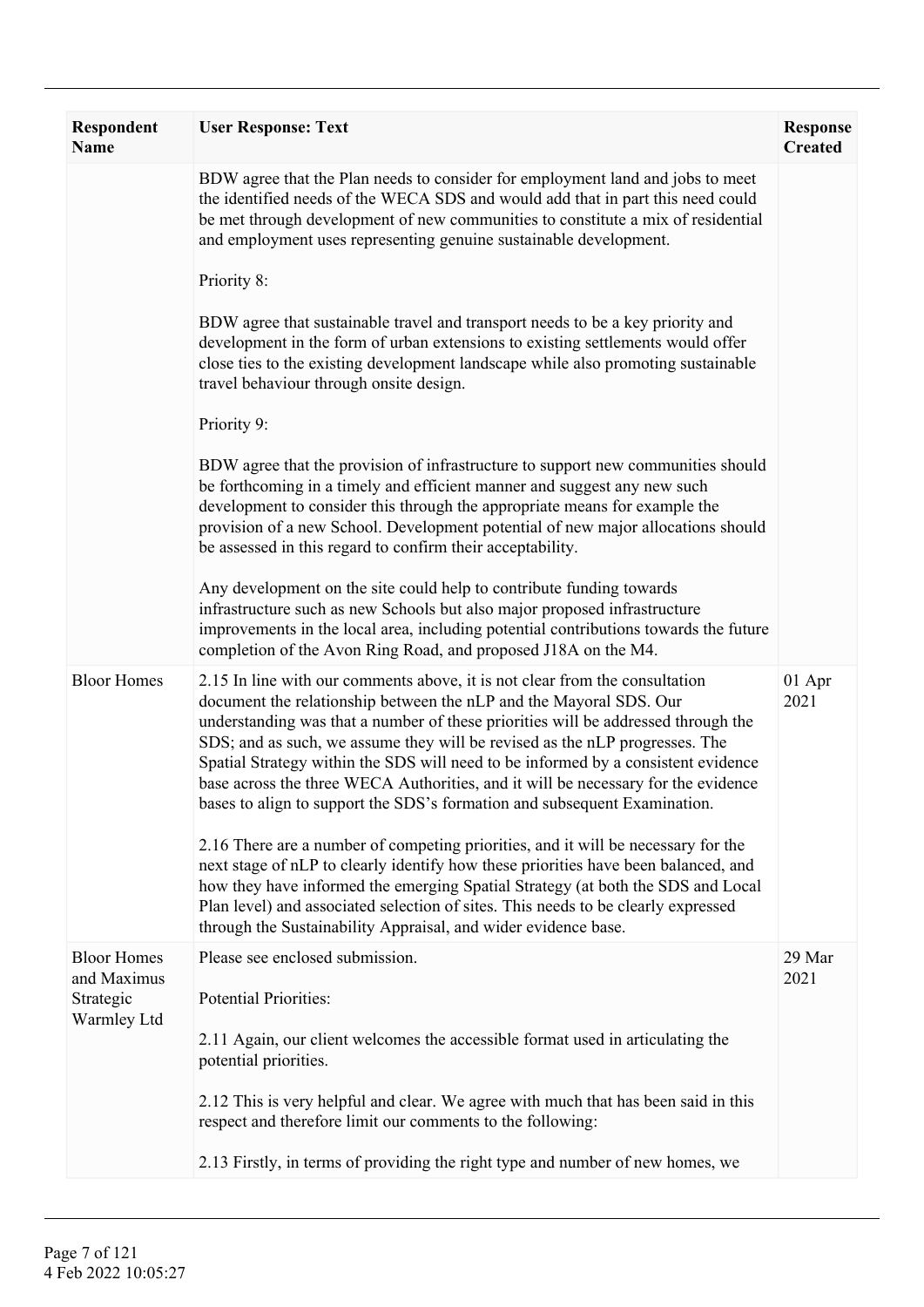| Respondent Name | User Response: Text | Response Created |
|---|---|---|
| | BDW agree that the Plan needs to consider for employment land and jobs to meet the identified needs of the WECA SDS and would add that in part this need could be met through development of new communities to constitute a mix of residential and employment uses representing genuine sustainable development.<br><br>Priority 8:<br><br>BDW agree that sustainable travel and transport needs to be a key priority and development in the form of urban extensions to existing settlements would offer close ties to the existing development landscape while also promoting sustainable travel behaviour through onsite design.<br><br>Priority 9:<br><br>BDW agree that the provision of infrastructure to support new communities should be forthcoming in a timely and efficient manner and suggest any new such development to consider this through the appropriate means for example the provision of a new School. Development potential of new major allocations should be assessed in this regard to confirm their acceptability.<br><br>Any development on the site could help to contribute funding towards infrastructure such as new Schools but also major proposed infrastructure improvements in the local area, including potential contributions towards the future completion of the Avon Ring Road, and proposed J18A on the M4. | |
| Bloor Homes | 2.15 In line with our comments above, it is not clear from the consultation document the relationship between the nLP and the Mayoral SDS. Our understanding was that a number of these priorities will be addressed through the SDS; and as such, we assume they will be revised as the nLP progresses. The Spatial Strategy within the SDS will need to be informed by a consistent evidence base across the three WECA Authorities, and it will be necessary for the evidence bases to align to support the SDS's formation and subsequent Examination.<br><br>2.16 There are a number of competing priorities, and it will be necessary for the next stage of nLP to clearly identify how these priorities have been balanced, and how they have informed the emerging Spatial Strategy (at both the SDS and Local Plan level) and associated selection of sites. This needs to be clearly expressed through the Sustainability Appraisal, and wider evidence base. | 01 Apr 2021 |
| Bloor Homes and Maximus Strategic Warmley Ltd | Please see enclosed submission.<br><br>Potential Priorities:<br><br>2.11 Again, our client welcomes the accessible format used in articulating the potential priorities.<br><br>2.12 This is very helpful and clear. We agree with much that has been said in this respect and therefore limit our comments to the following:<br><br>2.13 Firstly, in terms of providing the right type and number of new homes, we | 29 Mar 2021 |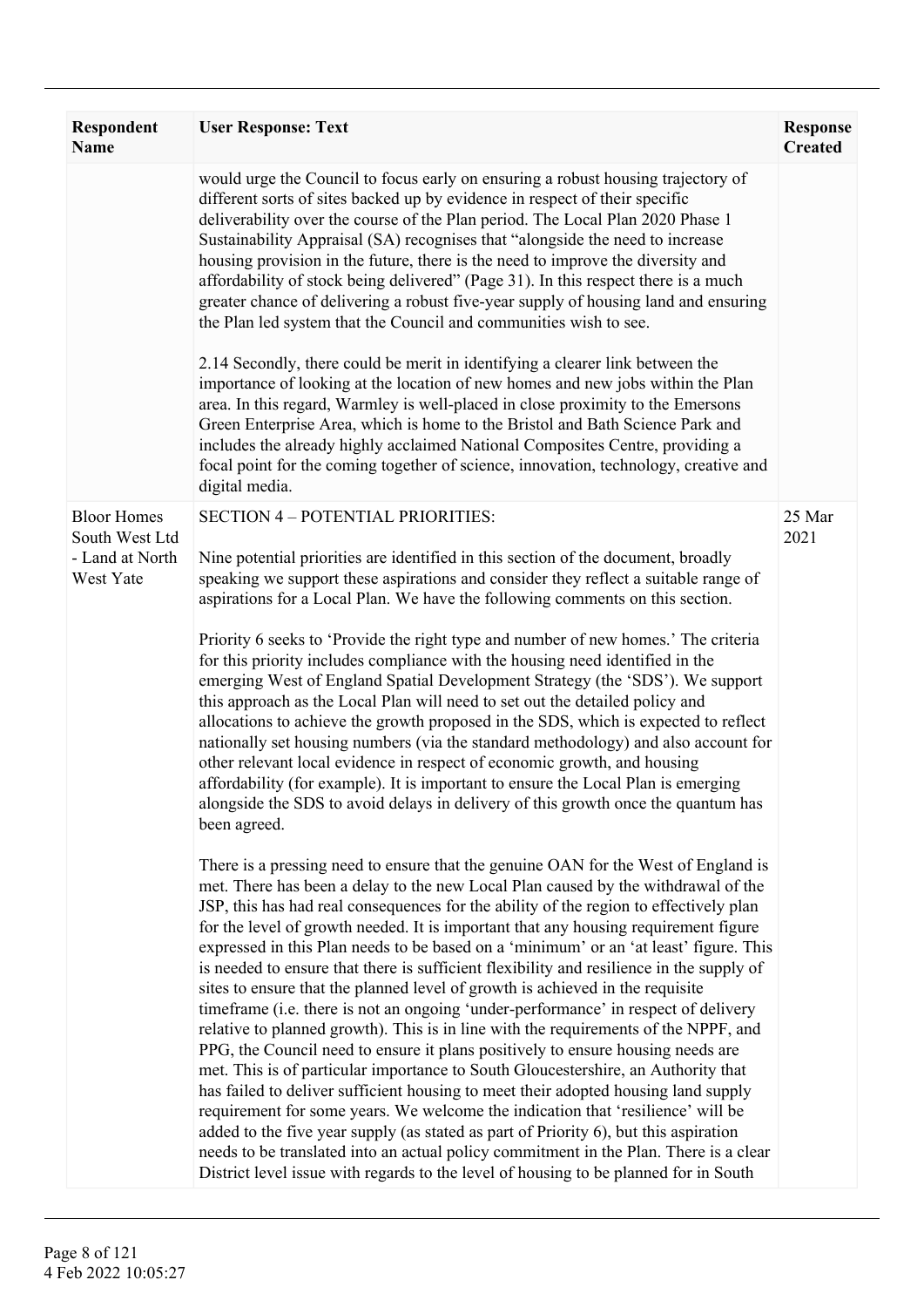| Respondent Name | User Response: Text | Response Created |
|---|---|---|
| | would urge the Council to focus early on ensuring a robust housing trajectory of different sorts of sites backed up by evidence in respect of their specific deliverability over the course of the Plan period. The Local Plan 2020 Phase 1 Sustainability Appraisal (SA) recognises that "alongside the need to increase housing provision in the future, there is the need to improve the diversity and affordability of stock being delivered" (Page 31). In this respect there is a much greater chance of delivering a robust five-year supply of housing land and ensuring the Plan led system that the Council and communities wish to see.<br><br>2.14 Secondly, there could be merit in identifying a clearer link between the importance of looking at the location of new homes and new jobs within the Plan area. In this regard, Warmley is well-placed in close proximity to the Emersons Green Enterprise Area, which is home to the Bristol and Bath Science Park and includes the already highly acclaimed National Composites Centre, providing a focal point for the coming together of science, innovation, technology, creative and digital media. | |
| Bloor Homes South West Ltd - Land at North West Yate | SECTION 4 – POTENTIAL PRIORITIES:<br><br>Nine potential priorities are identified in this section of the document, broadly speaking we support these aspirations and consider they reflect a suitable range of aspirations for a Local Plan. We have the following comments on this section.<br><br>Priority 6 seeks to 'Provide the right type and number of new homes.' The criteria for this priority includes compliance with the housing need identified in the emerging West of England Spatial Development Strategy (the 'SDS'). We support this approach as the Local Plan will need to set out the detailed policy and allocations to achieve the growth proposed in the SDS, which is expected to reflect nationally set housing numbers (via the standard methodology) and also account for other relevant local evidence in respect of economic growth, and housing affordability (for example). It is important to ensure the Local Plan is emerging alongside the SDS to avoid delays in delivery of this growth once the quantum has been agreed.<br><br>There is a pressing need to ensure that the genuine OAN for the West of England is met. There has been a delay to the new Local Plan caused by the withdrawal of the JSP, this has had real consequences for the ability of the region to effectively plan for the level of growth needed. It is important that any housing requirement figure expressed in this Plan needs to be based on a 'minimum' or an 'at least' figure. This is needed to ensure that there is sufficient flexibility and resilience in the supply of sites to ensure that the planned level of growth is achieved in the requisite timeframe (i.e. there is not an ongoing 'under-performance' in respect of delivery relative to planned growth). This is in line with the requirements of the NPPF, and PPG, the Council need to ensure it plans positively to ensure housing needs are met. This is of particular importance to South Gloucestershire, an Authority that has failed to deliver sufficient housing to meet their adopted housing land supply requirement for some years. We welcome the indication that 'resilience' will be added to the five year supply (as stated as part of Priority 6), but this aspiration needs to be translated into an actual policy commitment in the Plan. There is a clear District level issue with regards to the level of housing to be planned for in South | 25 Mar 2021 |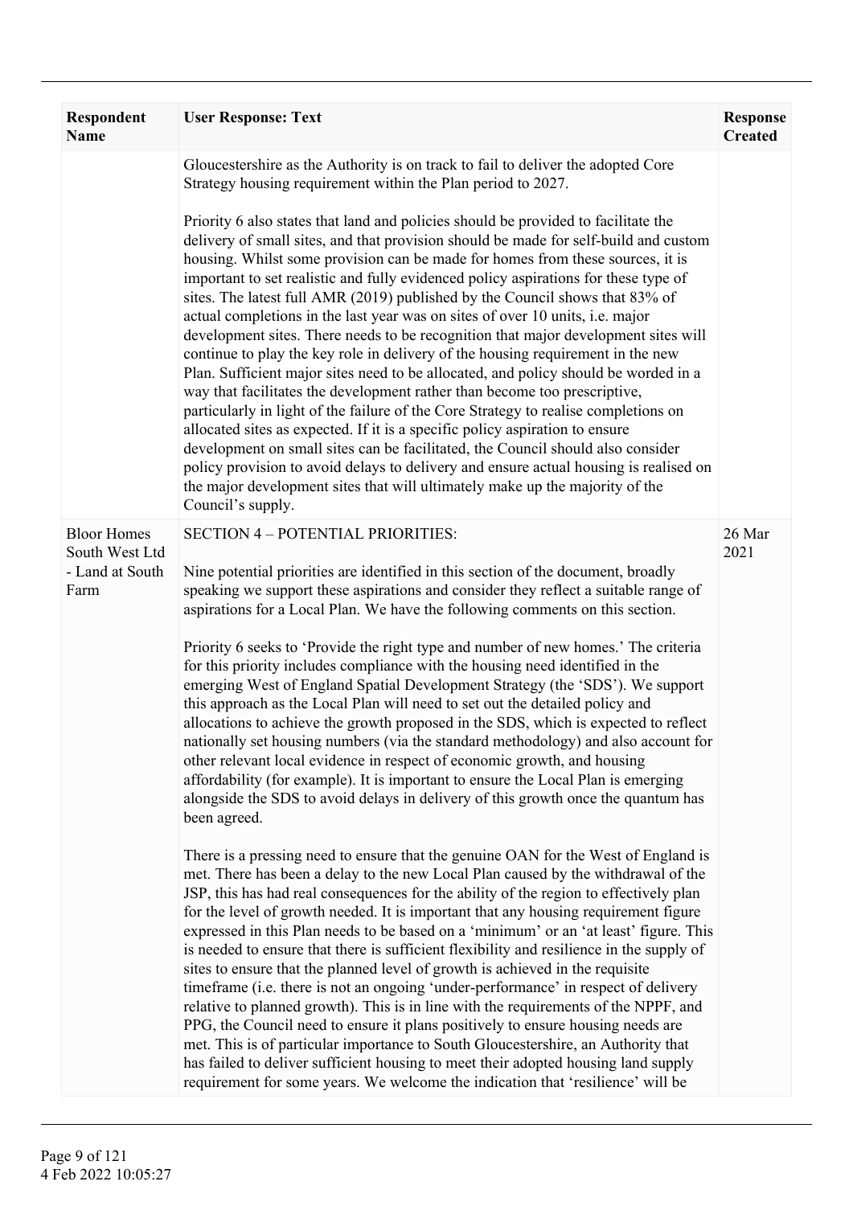| Respondent Name | User Response: Text | Response Created |
|---|---|---|
| | Gloucestershire as the Authority is on track to fail to deliver the adopted Core Strategy housing requirement within the Plan period to 2027.<br><br>Priority 6 also states that land and policies should be provided to facilitate the delivery of small sites, and that provision should be made for self-build and custom housing. Whilst some provision can be made for homes from these sources, it is important to set realistic and fully evidenced policy aspirations for these type of sites. The latest full AMR (2019) published by the Council shows that 83% of actual completions in the last year was on sites of over 10 units, i.e. major development sites. There needs to be recognition that major development sites will continue to play the key role in delivery of the housing requirement in the new Plan. Sufficient major sites need to be allocated, and policy should be worded in a way that facilitates the development rather than become too prescriptive, particularly in light of the failure of the Core Strategy to realise completions on allocated sites as expected. If it is a specific policy aspiration to ensure development on small sites can be facilitated, the Council should also consider policy provision to avoid delays to delivery and ensure actual housing is realised on the major development sites that will ultimately make up the majority of the Council's supply. | |
| Bloor Homes South West Ltd - Land at South Farm | SECTION 4 – POTENTIAL PRIORITIES:<br><br>Nine potential priorities are identified in this section of the document, broadly speaking we support these aspirations and consider they reflect a suitable range of aspirations for a Local Plan. We have the following comments on this section.<br><br>Priority 6 seeks to 'Provide the right type and number of new homes.' The criteria for this priority includes compliance with the housing need identified in the emerging West of England Spatial Development Strategy (the 'SDS'). We support this approach as the Local Plan will need to set out the detailed policy and allocations to achieve the growth proposed in the SDS, which is expected to reflect nationally set housing numbers (via the standard methodology) and also account for other relevant local evidence in respect of economic growth, and housing affordability (for example). It is important to ensure the Local Plan is emerging alongside the SDS to avoid delays in delivery of this growth once the quantum has been agreed.<br><br>There is a pressing need to ensure that the genuine OAN for the West of England is met. There has been a delay to the new Local Plan caused by the withdrawal of the JSP, this has had real consequences for the ability of the region to effectively plan for the level of growth needed. It is important that any housing requirement figure expressed in this Plan needs to be based on a 'minimum' or an 'at least' figure. This is needed to ensure that there is sufficient flexibility and resilience in the supply of sites to ensure that the planned level of growth is achieved in the requisite timeframe (i.e. there is not an ongoing 'under-performance' in respect of delivery relative to planned growth). This is in line with the requirements of the NPPF, and PPG, the Council need to ensure it plans positively to ensure housing needs are met. This is of particular importance to South Gloucestershire, an Authority that has failed to deliver sufficient housing to meet their adopted housing land supply requirement for some years. We welcome the indication that 'resilience' will be | 26 Mar 2021 |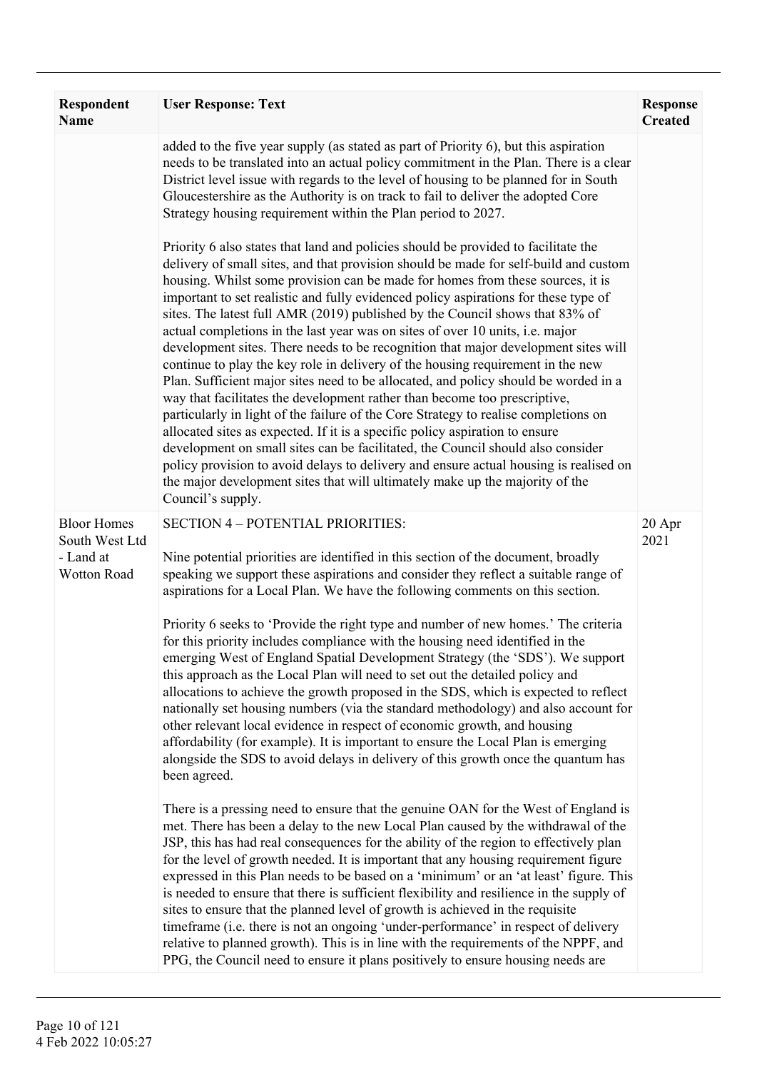| Respondent Name | User Response: Text | Response Created |
|---|---|---|
| | added to the five year supply (as stated as part of Priority 6), but this aspiration needs to be translated into an actual policy commitment in the Plan. There is a clear District level issue with regards to the level of housing to be planned for in South Gloucestershire as the Authority is on track to fail to deliver the adopted Core Strategy housing requirement within the Plan period to 2027.<br><br>Priority 6 also states that land and policies should be provided to facilitate the delivery of small sites, and that provision should be made for self-build and custom housing. Whilst some provision can be made for homes from these sources, it is important to set realistic and fully evidenced policy aspirations for these type of sites. The latest full AMR (2019) published by the Council shows that 83% of actual completions in the last year was on sites of over 10 units, i.e. major development sites. There needs to be recognition that major development sites will continue to play the key role in delivery of the housing requirement in the new Plan. Sufficient major sites need to be allocated, and policy should be worded in a way that facilitates the development rather than become too prescriptive, particularly in light of the failure of the Core Strategy to realise completions on allocated sites as expected. If it is a specific policy aspiration to ensure development on small sites can be facilitated, the Council should also consider policy provision to avoid delays to delivery and ensure actual housing is realised on the major development sites that will ultimately make up the majority of the Council's supply. | |
| Bloor Homes South West Ltd - Land at Wotton Road | SECTION 4 – POTENTIAL PRIORITIES:<br><br>Nine potential priorities are identified in this section of the document, broadly speaking we support these aspirations and consider they reflect a suitable range of aspirations for a Local Plan. We have the following comments on this section.<br><br>Priority 6 seeks to 'Provide the right type and number of new homes.' The criteria for this priority includes compliance with the housing need identified in the emerging West of England Spatial Development Strategy (the 'SDS'). We support this approach as the Local Plan will need to set out the detailed policy and allocations to achieve the growth proposed in the SDS, which is expected to reflect nationally set housing numbers (via the standard methodology) and also account for other relevant local evidence in respect of economic growth, and housing affordability (for example). It is important to ensure the Local Plan is emerging alongside the SDS to avoid delays in delivery of this growth once the quantum has been agreed.<br><br>There is a pressing need to ensure that the genuine OAN for the West of England is met. There has been a delay to the new Local Plan caused by the withdrawal of the JSP, this has had real consequences for the ability of the region to effectively plan for the level of growth needed. It is important that any housing requirement figure expressed in this Plan needs to be based on a 'minimum' or an 'at least' figure. This is needed to ensure that there is sufficient flexibility and resilience in the supply of sites to ensure that the planned level of growth is achieved in the requisite timeframe (i.e. there is not an ongoing 'under-performance' in respect of delivery relative to planned growth). This is in line with the requirements of the NPPF, and PPG, the Council need to ensure it plans positively to ensure housing needs are | 20 Apr 2021 |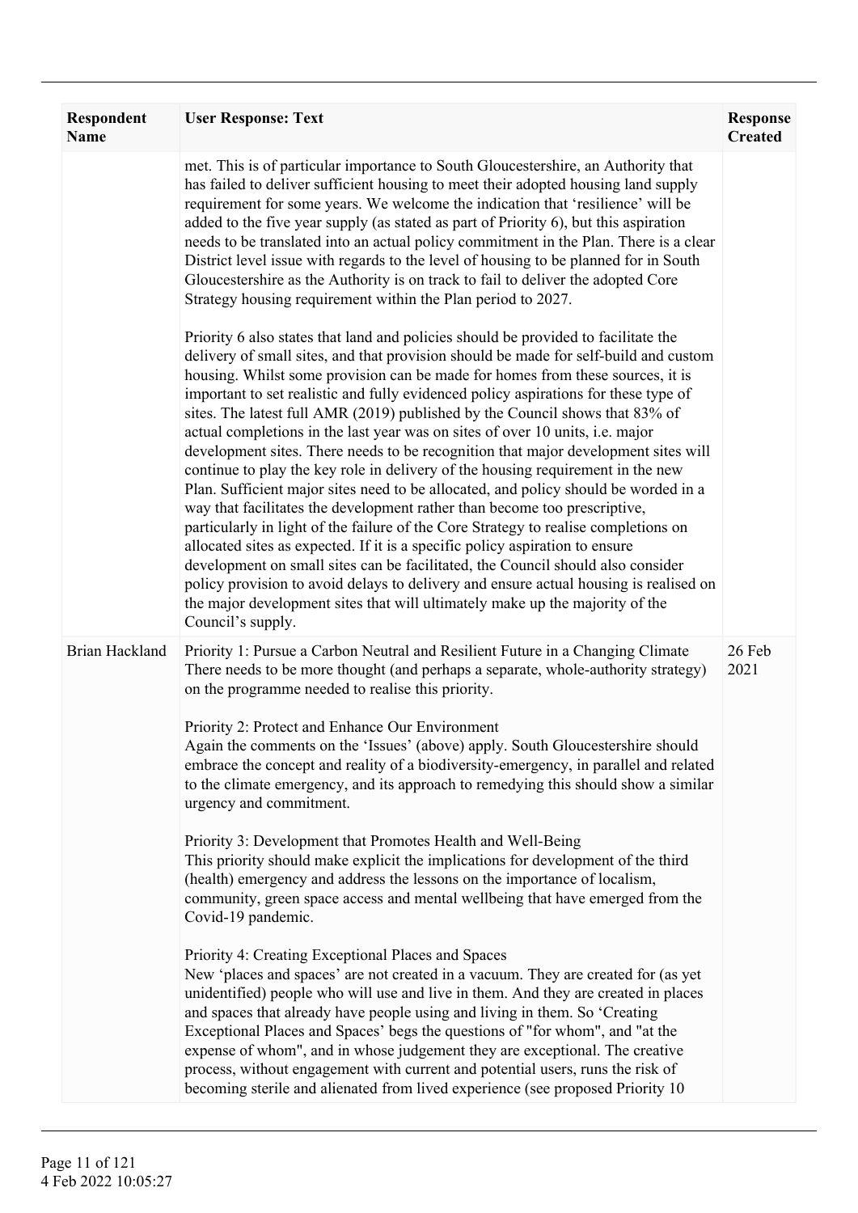| Respondent Name | User Response: Text | Response Created |
| --- | --- | --- |
| | met. This is of particular importance to South Gloucestershire, an Authority that has failed to deliver sufficient housing to meet their adopted housing land supply requirement for some years. We welcome the indication that 'resilience' will be added to the five year supply (as stated as part of Priority 6), but this aspiration needs to be translated into an actual policy commitment in the Plan. There is a clear District level issue with regards to the level of housing to be planned for in South Gloucestershire as the Authority is on track to fail to deliver the adopted Core Strategy housing requirement within the Plan period to 2027.<br><br>Priority 6 also states that land and policies should be provided to facilitate the delivery of small sites, and that provision should be made for self-build and custom housing. Whilst some provision can be made for homes from these sources, it is important to set realistic and fully evidenced policy aspirations for these type of sites. The latest full AMR (2019) published by the Council shows that 83% of actual completions in the last year was on sites of over 10 units, i.e. major development sites. There needs to be recognition that major development sites will continue to play the key role in delivery of the housing requirement in the new Plan. Sufficient major sites need to be allocated, and policy should be worded in a way that facilitates the development rather than become too prescriptive, particularly in light of the failure of the Core Strategy to realise completions on allocated sites as expected. If it is a specific policy aspiration to ensure development on small sites can be facilitated, the Council should also consider policy provision to avoid delays to delivery and ensure actual housing is realised on the major development sites that will ultimately make up the majority of the Council's supply. | |
| Brian Hackland | Priority 1: Pursue a Carbon Neutral and Resilient Future in a Changing Climate<br>There needs to be more thought (and perhaps a separate, whole-authority strategy) on the programme needed to realise this priority.<br><br>Priority 2: Protect and Enhance Our Environment<br>Again the comments on the 'Issues' (above) apply. South Gloucestershire should embrace the concept and reality of a biodiversity-emergency, in parallel and related to the climate emergency, and its approach to remedying this should show a similar urgency and commitment.<br><br>Priority 3: Development that Promotes Health and Well-Being<br>This priority should make explicit the implications for development of the third (health) emergency and address the lessons on the importance of localism, community, green space access and mental wellbeing that have emerged from the Covid-19 pandemic.<br><br>Priority 4: Creating Exceptional Places and Spaces<br>New 'places and spaces' are not created in a vacuum. They are created for (as yet unidentified) people who will use and live in them. And they are created in places and spaces that already have people using and living in them. So 'Creating Exceptional Places and Spaces' begs the questions of "for whom", and "at the expense of whom", and in whose judgement they are exceptional. The creative process, without engagement with current and potential users, runs the risk of becoming sterile and alienated from lived experience (see proposed Priority 10 | 26 Feb 2021 |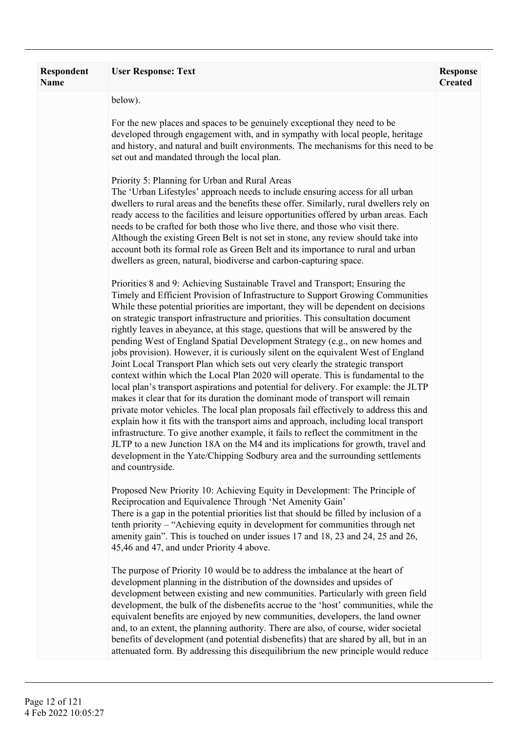| Respondent Name | User Response: Text | Response Created |
|---|---|---|
| | below).<br><br>For the new places and spaces to be genuinely exceptional they need to be developed through engagement with, and in sympathy with local people, heritage and history, and natural and built environments. The mechanisms for this need to be set out and mandated through the local plan.<br><br>Priority 5: Planning for Urban and Rural Areas<br>The 'Urban Lifestyles' approach needs to include ensuring access for all urban dwellers to rural areas and the benefits these offer. Similarly, rural dwellers rely on ready access to the facilities and leisure opportunities offered by urban areas. Each needs to be crafted for both those who live there, and those who visit there. Although the existing Green Belt is not set in stone, any review should take into account both its formal role as Green Belt and its importance to rural and urban dwellers as green, natural, biodiverse and carbon-capturing space.<br><br>Priorities 8 and 9: Achieving Sustainable Travel and Transport; Ensuring the Timely and Efficient Provision of Infrastructure to Support Growing Communities<br>While these potential priorities are important, they will be dependent on decisions on strategic transport infrastructure and priorities. This consultation document rightly leaves in abeyance, at this stage, questions that will be answered by the pending West of England Spatial Development Strategy (e.g., on new homes and jobs provision). However, it is curiously silent on the equivalent West of England Joint Local Transport Plan which sets out very clearly the strategic transport context within which the Local Plan 2020 will operate. This is fundamental to the local plan's transport aspirations and potential for delivery. For example: the JLTP makes it clear that for its duration the dominant mode of transport will remain private motor vehicles. The local plan proposals fail effectively to address this and explain how it fits with the transport aims and approach, including local transport infrastructure. To give another example, it fails to reflect the commitment in the JLTP to a new Junction 18A on the M4 and its implications for growth, travel and development in the Yate/Chipping Sodbury area and the surrounding settlements and countryside.<br><br>Proposed New Priority 10: Achieving Equity in Development: The Principle of Reciprocation and Equivalence Through 'Net Amenity Gain'<br>There is a gap in the potential priorities list that should be filled by inclusion of a tenth priority – "Achieving equity in development for communities through net amenity gain". This is touched on under issues 17 and 18, 23 and 24, 25 and 26, 45,46 and 47, and under Priority 4 above.<br><br>The purpose of Priority 10 would be to address the imbalance at the heart of development planning in the distribution of the downsides and upsides of development between existing and new communities. Particularly with green field development, the bulk of the disbenefits accrue to the 'host' communities, while the equivalent benefits are enjoyed by new communities, developers, the land owner and, to an extent, the planning authority. There are also, of course, wider societal benefits of development (and potential disbenefits) that are shared by all, but in an attenuated form. By addressing this disequilibrium the new principle would reduce | |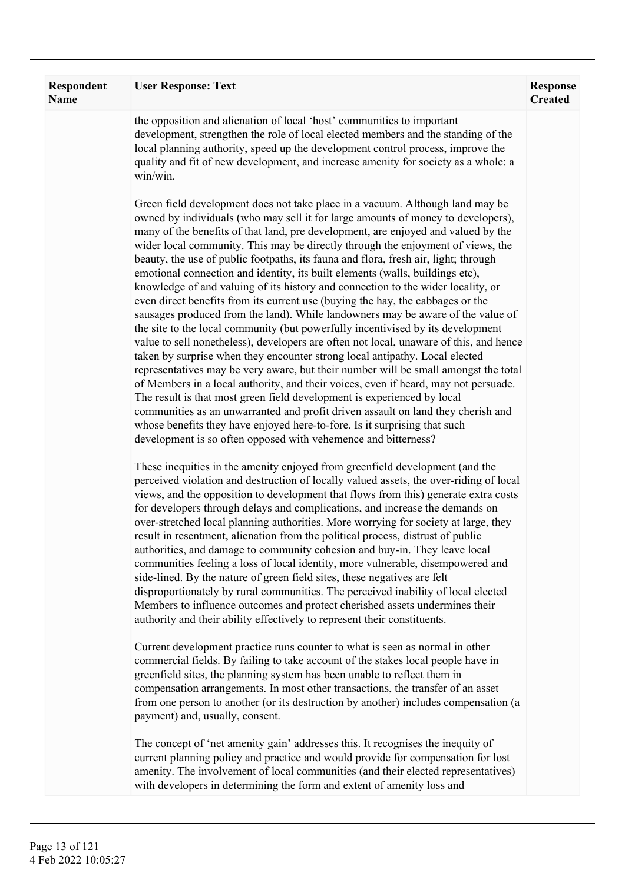| Respondent Name | User Response: Text | Response Created |
| --- | --- | --- |
| | the opposition and alienation of local 'host' communities to important development, strengthen the role of local elected members and the standing of the local planning authority, speed up the development control process, improve the quality and fit of new development, and increase amenity for society as a whole: a win/win.<br><br>Green field development does not take place in a vacuum. Although land may be owned by individuals (who may sell it for large amounts of money to developers), many of the benefits of that land, pre development, are enjoyed and valued by the wider local community. This may be directly through the enjoyment of views, the beauty, the use of public footpaths, its fauna and flora, fresh air, light; through emotional connection and identity, its built elements (walls, buildings etc), knowledge of and valuing of its history and connection to the wider locality, or even direct benefits from its current use (buying the hay, the cabbages or the sausages produced from the land). While landowners may be aware of the value of the site to the local community (but powerfully incentivised by its development value to sell nonetheless), developers are often not local, unaware of this, and hence taken by surprise when they encounter strong local antipathy. Local elected representatives may be very aware, but their number will be small amongst the total of Members in a local authority, and their voices, even if heard, may not persuade. The result is that most green field development is experienced by local communities as an unwarranted and profit driven assault on land they cherish and whose benefits they have enjoyed here-to-fore. Is it surprising that such development is so often opposed with vehemence and bitterness?<br><br>These inequities in the amenity enjoyed from greenfield development (and the perceived violation and destruction of locally valued assets, the over-riding of local views, and the opposition to development that flows from this) generate extra costs for developers through delays and complications, and increase the demands on over-stretched local planning authorities. More worrying for society at large, they result in resentment, alienation from the political process, distrust of public authorities, and damage to community cohesion and buy-in. They leave local communities feeling a loss of local identity, more vulnerable, disempowered and side-lined. By the nature of green field sites, these negatives are felt disproportionately by rural communities. The perceived inability of local elected Members to influence outcomes and protect cherished assets undermines their authority and their ability effectively to represent their constituents.<br><br>Current development practice runs counter to what is seen as normal in other commercial fields. By failing to take account of the stakes local people have in greenfield sites, the planning system has been unable to reflect them in compensation arrangements. In most other transactions, the transfer of an asset from one person to another (or its destruction by another) includes compensation (a payment) and, usually, consent.<br><br>The concept of 'net amenity gain' addresses this. It recognises the inequity of current planning policy and practice and would provide for compensation for lost amenity. The involvement of local communities (and their elected representatives) with developers in determining the form and extent of amenity loss and | |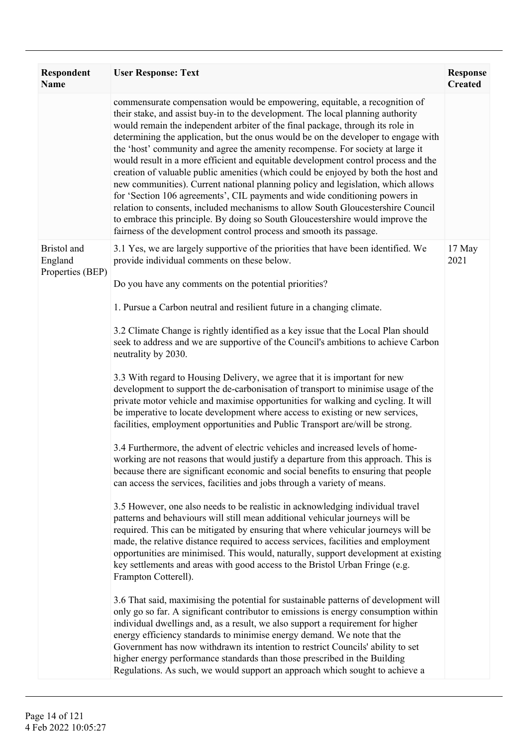| Respondent Name | User Response: Text | Response Created |
|---|---|---|
| | commensurate compensation would be empowering, equitable, a recognition of their stake, and assist buy-in to the development. The local planning authority would remain the independent arbiter of the final package, through its role in determining the application, but the onus would be on the developer to engage with the 'host' community and agree the amenity recompense. For society at large it would result in a more efficient and equitable development control process and the creation of valuable public amenities (which could be enjoyed by both the host and new communities). Current national planning policy and legislation, which allows for 'Section 106 agreements', CIL payments and wide conditioning powers in relation to consents, included mechanisms to allow South Gloucestershire Council to embrace this principle. By doing so South Gloucestershire would improve the fairness of the development control process and smooth its passage. | |
| Bristol and England Properties (BEP) | 3.1 Yes, we are largely supportive of the priorities that have been identified. We provide individual comments on these below.<br><br>Do you have any comments on the potential priorities?<br><br>1. Pursue a Carbon neutral and resilient future in a changing climate.<br><br>3.2 Climate Change is rightly identified as a key issue that the Local Plan should seek to address and we are supportive of the Council's ambitions to achieve Carbon neutrality by 2030.<br><br>3.3 With regard to Housing Delivery, we agree that it is important for new development to support the de-carbonisation of transport to minimise usage of the private motor vehicle and maximise opportunities for walking and cycling. It will be imperative to locate development where access to existing or new services, facilities, employment opportunities and Public Transport are/will be strong.<br><br>3.4 Furthermore, the advent of electric vehicles and increased levels of home-working are not reasons that would justify a departure from this approach. This is because there are significant economic and social benefits to ensuring that people can access the services, facilities and jobs through a variety of means.<br><br>3.5 However, one also needs to be realistic in acknowledging individual travel patterns and behaviours will still mean additional vehicular journeys will be required. This can be mitigated by ensuring that where vehicular journeys will be made, the relative distance required to access services, facilities and employment opportunities are minimised. This would, naturally, support development at existing key settlements and areas with good access to the Bristol Urban Fringe (e.g. Frampton Cotterell).<br><br>3.6 That said, maximising the potential for sustainable patterns of development will only go so far. A significant contributor to emissions is energy consumption within individual dwellings and, as a result, we also support a requirement for higher energy efficiency standards to minimise energy demand. We note that the Government has now withdrawn its intention to restrict Councils' ability to set higher energy performance standards than those prescribed in the Building Regulations. As such, we would support an approach which sought to achieve a | 17 May 2021 |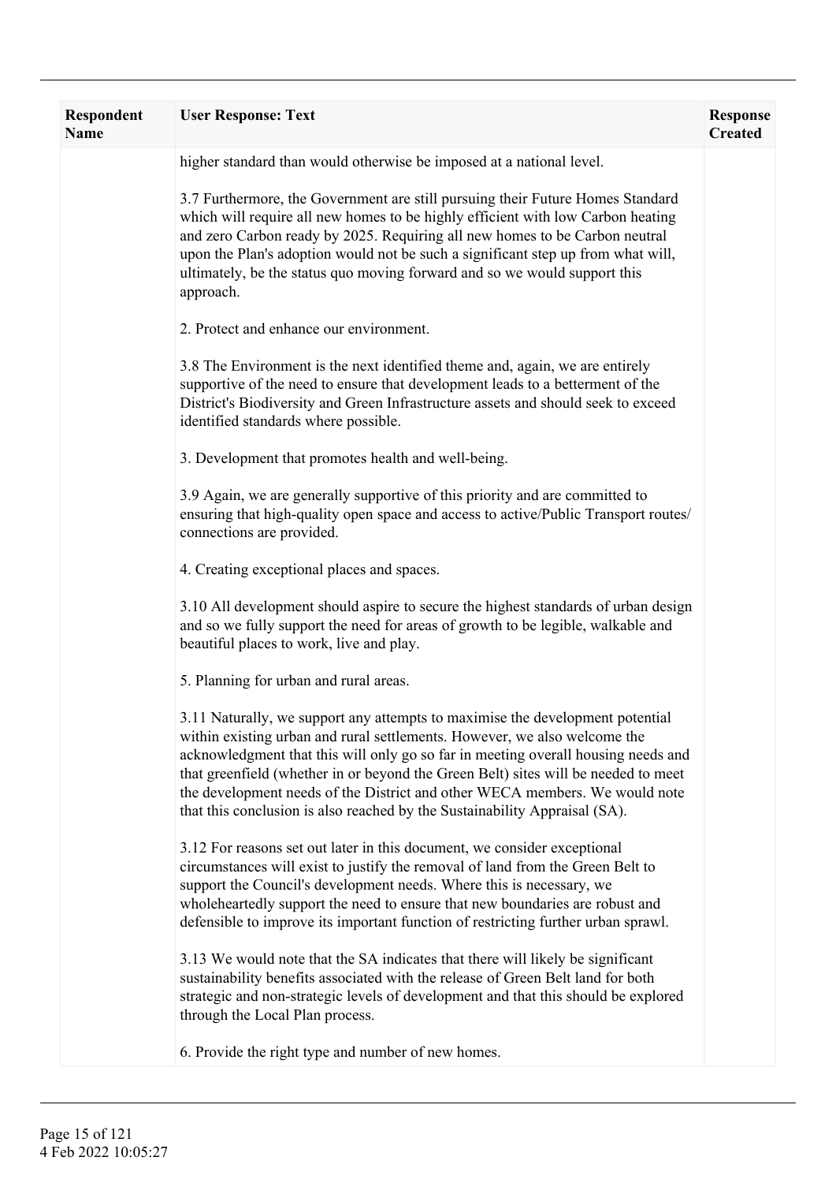| Respondent Name | User Response: Text | Response Created |
|---|---|---|
| | higher standard than would otherwise be imposed at a national level.<br><br>3.7 Furthermore, the Government are still pursuing their Future Homes Standard which will require all new homes to be highly efficient with low Carbon heating and zero Carbon ready by 2025. Requiring all new homes to be Carbon neutral upon the Plan's adoption would not be such a significant step up from what will, ultimately, be the status quo moving forward and so we would support this approach.<br><br>2. Protect and enhance our environment.<br><br>3.8 The Environment is the next identified theme and, again, we are entirely supportive of the need to ensure that development leads to a betterment of the District's Biodiversity and Green Infrastructure assets and should seek to exceed identified standards where possible.<br><br>3. Development that promotes health and well-being.<br><br>3.9 Again, we are generally supportive of this priority and are committed to ensuring that high-quality open space and access to active/Public Transport routes/ connections are provided.<br><br>4. Creating exceptional places and spaces.<br><br>3.10 All development should aspire to secure the highest standards of urban design and so we fully support the need for areas of growth to be legible, walkable and beautiful places to work, live and play.<br><br>5. Planning for urban and rural areas.<br><br>3.11 Naturally, we support any attempts to maximise the development potential within existing urban and rural settlements. However, we also welcome the acknowledgment that this will only go so far in meeting overall housing needs and that greenfield (whether in or beyond the Green Belt) sites will be needed to meet the development needs of the District and other WECA members. We would note that this conclusion is also reached by the Sustainability Appraisal (SA).<br><br>3.12 For reasons set out later in this document, we consider exceptional circumstances will exist to justify the removal of land from the Green Belt to support the Council's development needs. Where this is necessary, we wholeheartedly support the need to ensure that new boundaries are robust and defensible to improve its important function of restricting further urban sprawl.<br><br>3.13 We would note that the SA indicates that there will likely be significant sustainability benefits associated with the release of Green Belt land for both strategic and non-strategic levels of development and that this should be explored through the Local Plan process.<br><br>6. Provide the right type and number of new homes. | |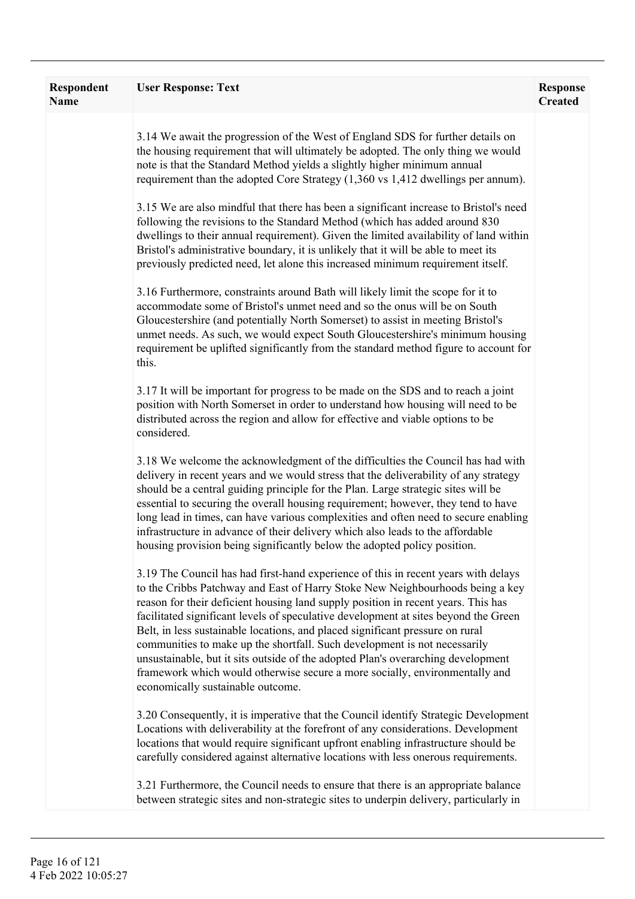| Respondent Name | User Response: Text | Response Created |
|---|---|---|
| | 3.14 We await the progression of the West of England SDS for further details on the housing requirement that will ultimately be adopted. The only thing we would note is that the Standard Method yields a slightly higher minimum annual requirement than the adopted Core Strategy (1,360 vs 1,412 dwellings per annum).<br><br>3.15 We are also mindful that there has been a significant increase to Bristol's need following the revisions to the Standard Method (which has added around 830 dwellings to their annual requirement). Given the limited availability of land within Bristol's administrative boundary, it is unlikely that it will be able to meet its previously predicted need, let alone this increased minimum requirement itself.<br><br>3.16 Furthermore, constraints around Bath will likely limit the scope for it to accommodate some of Bristol's unmet need and so the onus will be on South Gloucestershire (and potentially North Somerset) to assist in meeting Bristol's unmet needs. As such, we would expect South Gloucestershire's minimum housing requirement be uplifted significantly from the standard method figure to account for this.<br><br>3.17 It will be important for progress to be made on the SDS and to reach a joint position with North Somerset in order to understand how housing will need to be distributed across the region and allow for effective and viable options to be considered.<br><br>3.18 We welcome the acknowledgment of the difficulties the Council has had with delivery in recent years and we would stress that the deliverability of any strategy should be a central guiding principle for the Plan. Large strategic sites will be essential to securing the overall housing requirement; however, they tend to have long lead in times, can have various complexities and often need to secure enabling infrastructure in advance of their delivery which also leads to the affordable housing provision being significantly below the adopted policy position.<br><br>3.19 The Council has had first-hand experience of this in recent years with delays to the Cribbs Patchway and East of Harry Stoke New Neighbourhoods being a key reason for their deficient housing land supply position in recent years. This has facilitated significant levels of speculative development at sites beyond the Green Belt, in less sustainable locations, and placed significant pressure on rural communities to make up the shortfall. Such development is not necessarily unsustainable, but it sits outside of the adopted Plan's overarching development framework which would otherwise secure a more socially, environmentally and economically sustainable outcome.<br><br>3.20 Consequently, it is imperative that the Council identify Strategic Development Locations with deliverability at the forefront of any considerations. Development locations that would require significant upfront enabling infrastructure should be carefully considered against alternative locations with less onerous requirements.<br><br>3.21 Furthermore, the Council needs to ensure that there is an appropriate balance between strategic sites and non-strategic sites to underpin delivery, particularly in | |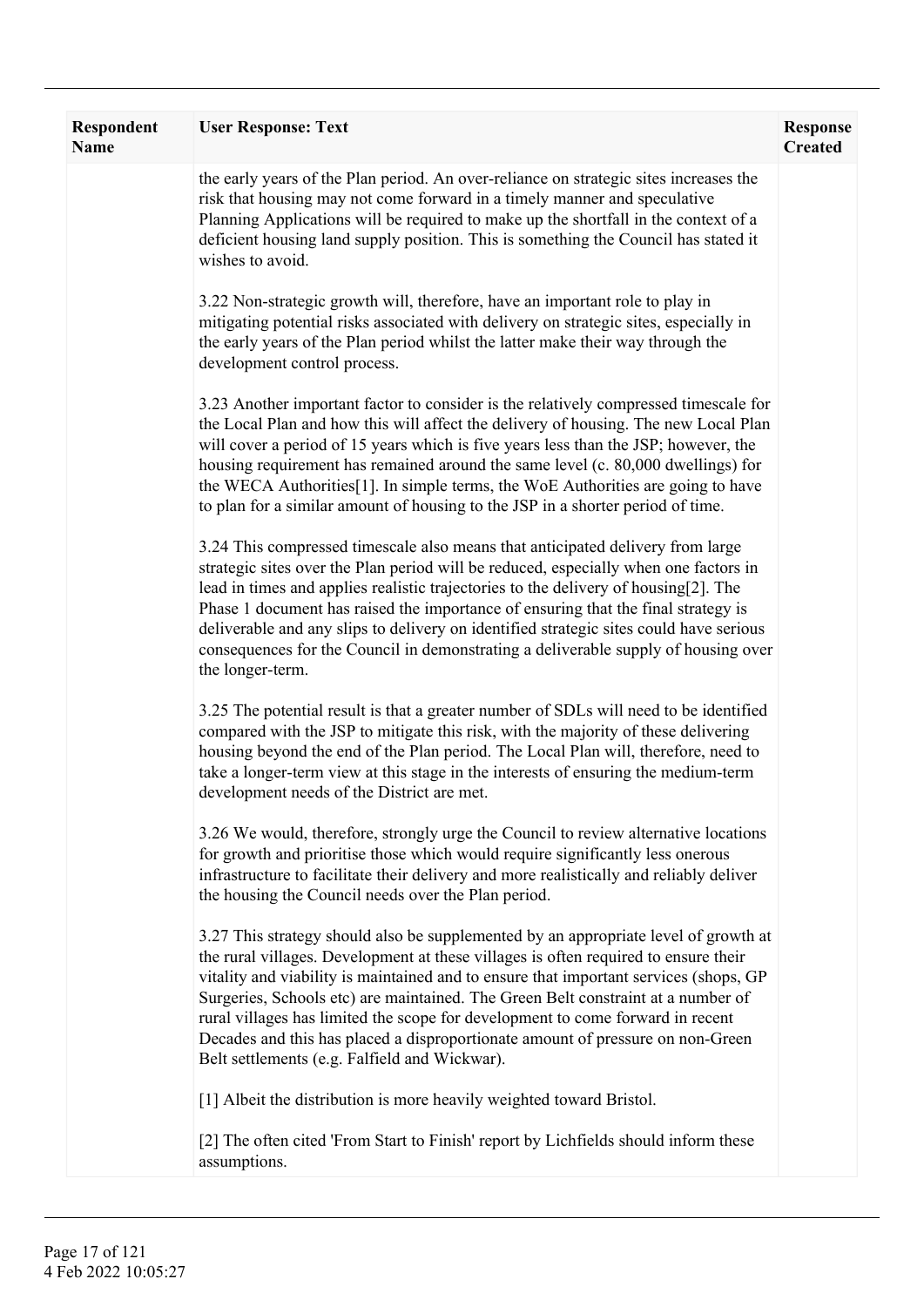| Respondent Name | User Response: Text | Response Created |
|---|---|---|
| | the early years of the Plan period. An over-reliance on strategic sites increases the risk that housing may not come forward in a timely manner and speculative Planning Applications will be required to make up the shortfall in the context of a deficient housing land supply position. This is something the Council has stated it wishes to avoid.<br><br>3.22 Non-strategic growth will, therefore, have an important role to play in mitigating potential risks associated with delivery on strategic sites, especially in the early years of the Plan period whilst the latter make their way through the development control process.<br><br>3.23 Another important factor to consider is the relatively compressed timescale for the Local Plan and how this will affect the delivery of housing. The new Local Plan will cover a period of 15 years which is five years less than the JSP; however, the housing requirement has remained around the same level (c. 80,000 dwellings) for the WECA Authorities[1]. In simple terms, the WoE Authorities are going to have to plan for a similar amount of housing to the JSP in a shorter period of time.<br><br>3.24 This compressed timescale also means that anticipated delivery from large strategic sites over the Plan period will be reduced, especially when one factors in lead in times and applies realistic trajectories to the delivery of housing[2]. The Phase 1 document has raised the importance of ensuring that the final strategy is deliverable and any slips to delivery on identified strategic sites could have serious consequences for the Council in demonstrating a deliverable supply of housing over the longer-term.<br><br>3.25 The potential result is that a greater number of SDLs will need to be identified compared with the JSP to mitigate this risk, with the majority of these delivering housing beyond the end of the Plan period. The Local Plan will, therefore, need to take a longer-term view at this stage in the interests of ensuring the medium-term development needs of the District are met.<br><br>3.26 We would, therefore, strongly urge the Council to review alternative locations for growth and prioritise those which would require significantly less onerous infrastructure to facilitate their delivery and more realistically and reliably deliver the housing the Council needs over the Plan period.<br><br>3.27 This strategy should also be supplemented by an appropriate level of growth at the rural villages. Development at these villages is often required to ensure their vitality and viability is maintained and to ensure that important services (shops, GP Surgeries, Schools etc) are maintained. The Green Belt constraint at a number of rural villages has limited the scope for development to come forward in recent Decades and this has placed a disproportionate amount of pressure on non-Green Belt settlements (e.g. Falfield and Wickwar).<br><br>[1] Albeit the distribution is more heavily weighted toward Bristol.<br><br>[2] The often cited 'From Start to Finish' report by Lichfields should inform these assumptions. | |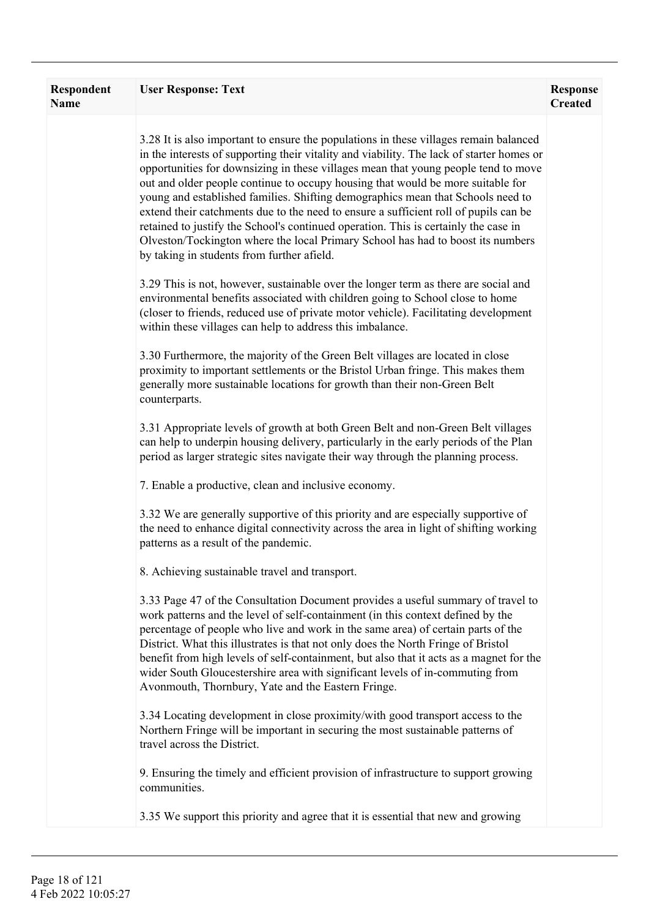| Respondent Name | User Response: Text | Response Created |
| --- | --- | --- |
| | 3.28 It is also important to ensure the populations in these villages remain balanced in the interests of supporting their vitality and viability. The lack of starter homes or opportunities for downsizing in these villages mean that young people tend to move out and older people continue to occupy housing that would be more suitable for young and established families. Shifting demographics mean that Schools need to extend their catchments due to the need to ensure a sufficient roll of pupils can be retained to justify the School's continued operation. This is certainly the case in Olveston/Tockington where the local Primary School has had to boost its numbers by taking in students from further afield.<br><br>3.29 This is not, however, sustainable over the longer term as there are social and environmental benefits associated with children going to School close to home (closer to friends, reduced use of private motor vehicle). Facilitating development within these villages can help to address this imbalance.<br><br>3.30 Furthermore, the majority of the Green Belt villages are located in close proximity to important settlements or the Bristol Urban fringe. This makes them generally more sustainable locations for growth than their non-Green Belt counterparts.<br><br>3.31 Appropriate levels of growth at both Green Belt and non-Green Belt villages can help to underpin housing delivery, particularly in the early periods of the Plan period as larger strategic sites navigate their way through the planning process.<br><br>7. Enable a productive, clean and inclusive economy.<br><br>3.32 We are generally supportive of this priority and are especially supportive of the need to enhance digital connectivity across the area in light of shifting working patterns as a result of the pandemic.<br><br>8. Achieving sustainable travel and transport.<br><br>3.33 Page 47 of the Consultation Document provides a useful summary of travel to work patterns and the level of self-containment (in this context defined by the percentage of people who live and work in the same area) of certain parts of the District. What this illustrates is that not only does the North Fringe of Bristol benefit from high levels of self-containment, but also that it acts as a magnet for the wider South Gloucestershire area with significant levels of in-commuting from Avonmouth, Thornbury, Yate and the Eastern Fringe.<br><br>3.34 Locating development in close proximity/with good transport access to the Northern Fringe will be important in securing the most sustainable patterns of travel across the District.<br><br>9. Ensuring the timely and efficient provision of infrastructure to support growing communities.<br><br>3.35 We support this priority and agree that it is essential that new and growing | |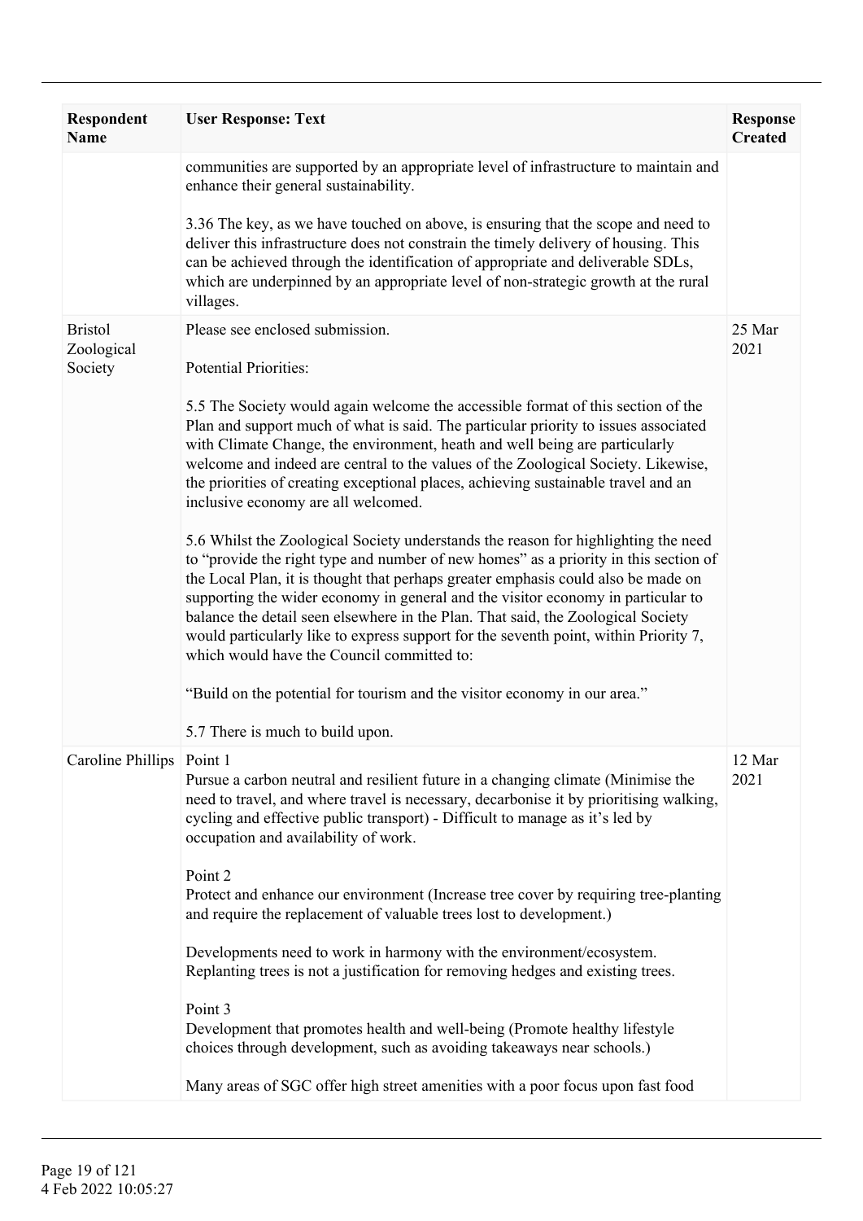| Respondent Name | User Response: Text | Response Created |
|---|---|---|
| | communities are supported by an appropriate level of infrastructure to maintain and enhance their general sustainability.<br><br>3.36 The key, as we have touched on above, is ensuring that the scope and need to deliver this infrastructure does not constrain the timely delivery of housing. This can be achieved through the identification of appropriate and deliverable SDLs, which are underpinned by an appropriate level of non-strategic growth at the rural villages. | |
| Bristol Zoological Society | Please see enclosed submission.<br><br>Potential Priorities:<br><br>5.5 The Society would again welcome the accessible format of this section of the Plan and support much of what is said. The particular priority to issues associated with Climate Change, the environment, heath and well being are particularly welcome and indeed are central to the values of the Zoological Society. Likewise, the priorities of creating exceptional places, achieving sustainable travel and an inclusive economy are all welcomed.<br><br>5.6 Whilst the Zoological Society understands the reason for highlighting the need to "provide the right type and number of new homes" as a priority in this section of the Local Plan, it is thought that perhaps greater emphasis could also be made on supporting the wider economy in general and the visitor economy in particular to balance the detail seen elsewhere in the Plan. That said, the Zoological Society would particularly like to express support for the seventh point, within Priority 7, which would have the Council committed to:<br><br>"Build on the potential for tourism and the visitor economy in our area."<br><br>5.7 There is much to build upon. | 25 Mar 2021 |
| Caroline Phillips | Point 1<br>Pursue a carbon neutral and resilient future in a changing climate (Minimise the need to travel, and where travel is necessary, decarbonise it by prioritising walking, cycling and effective public transport) - Difficult to manage as it's led by occupation and availability of work.<br><br>Point 2<br>Protect and enhance our environment (Increase tree cover by requiring tree-planting and require the replacement of valuable trees lost to development.)<br><br>Developments need to work in harmony with the environment/ecosystem. Replanting trees is not a justification for removing hedges and existing trees.<br><br>Point 3<br>Development that promotes health and well-being (Promote healthy lifestyle choices through development, such as avoiding takeaways near schools.)<br><br>Many areas of SGC offer high street amenities with a poor focus upon fast food | 12 Mar 2021 |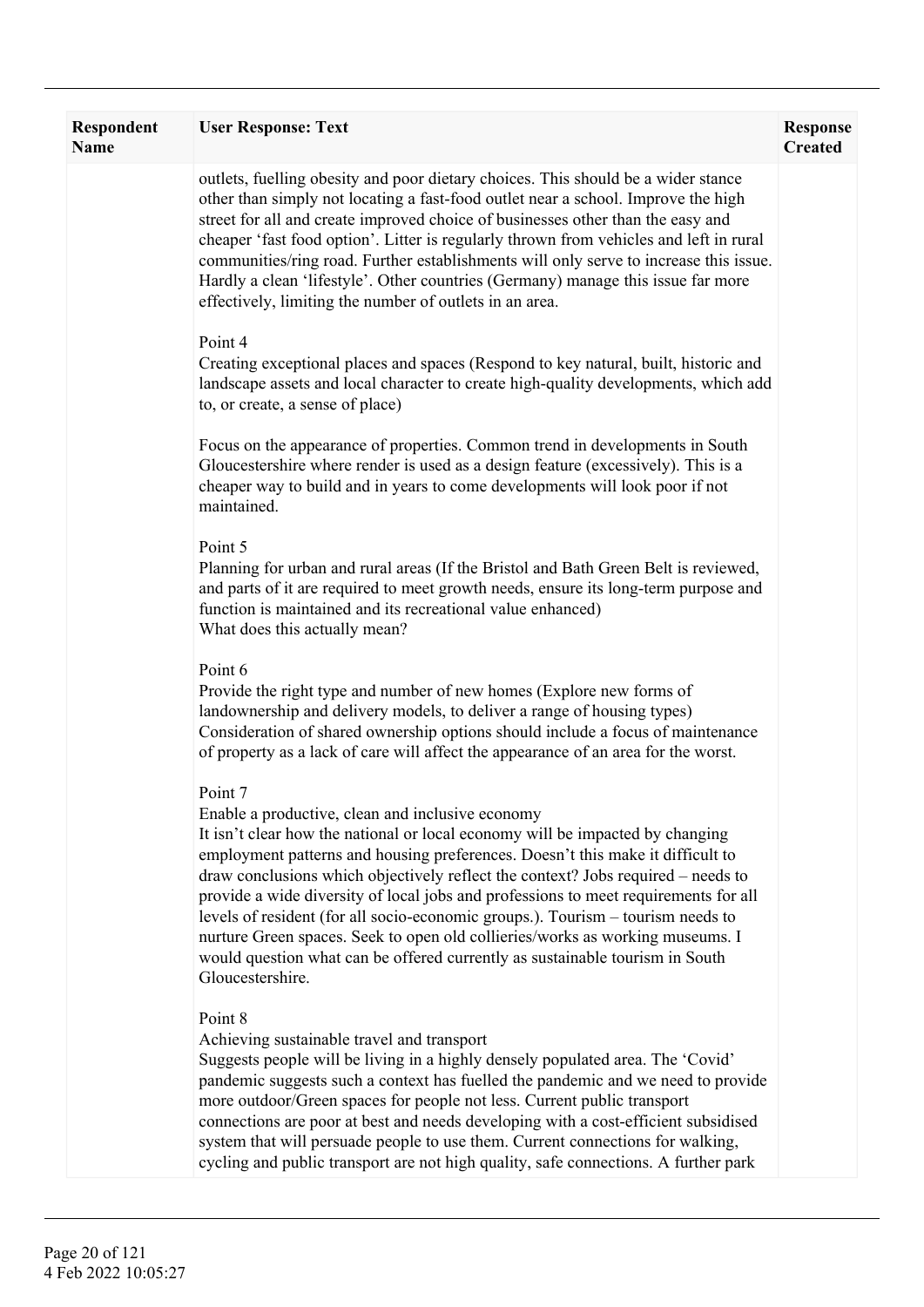| Respondent Name | User Response: Text | Response Created |
|---|---|---|
| | outlets, fuelling obesity and poor dietary choices. This should be a wider stance other than simply not locating a fast-food outlet near a school. Improve the high street for all and create improved choice of businesses other than the easy and cheaper 'fast food option'. Litter is regularly thrown from vehicles and left in rural communities/ring road. Further establishments will only serve to increase this issue. Hardly a clean 'lifestyle'. Other countries (Germany) manage this issue far more effectively, limiting the number of outlets in an area.<br><br>Point 4<br>Creating exceptional places and spaces (Respond to key natural, built, historic and landscape assets and local character to create high-quality developments, which add to, or create, a sense of place)<br><br>Focus on the appearance of properties. Common trend in developments in South Gloucestershire where render is used as a design feature (excessively). This is a cheaper way to build and in years to come developments will look poor if not maintained.<br><br>Point 5<br>Planning for urban and rural areas (If the Bristol and Bath Green Belt is reviewed, and parts of it are required to meet growth needs, ensure its long-term purpose and function is maintained and its recreational value enhanced)<br>What does this actually mean?<br><br>Point 6<br>Provide the right type and number of new homes (Explore new forms of landownership and delivery models, to deliver a range of housing types)<br>Consideration of shared ownership options should include a focus of maintenance of property as a lack of care will affect the appearance of an area for the worst.<br><br>Point 7<br>Enable a productive, clean and inclusive economy<br>It isn't clear how the national or local economy will be impacted by changing employment patterns and housing preferences. Doesn't this make it difficult to draw conclusions which objectively reflect the context? Jobs required – needs to provide a wide diversity of local jobs and professions to meet requirements for all levels of resident (for all socio-economic groups.). Tourism – tourism needs to nurture Green spaces. Seek to open old collieries/works as working museums. I would question what can be offered currently as sustainable tourism in South Gloucestershire.<br><br>Point 8<br>Achieving sustainable travel and transport<br>Suggests people will be living in a highly densely populated area. The 'Covid' pandemic suggests such a context has fuelled the pandemic and we need to provide more outdoor/Green spaces for people not less. Current public transport connections are poor at best and needs developing with a cost-efficient subsidised system that will persuade people to use them. Current connections for walking, cycling and public transport are not high quality, safe connections. A further park | |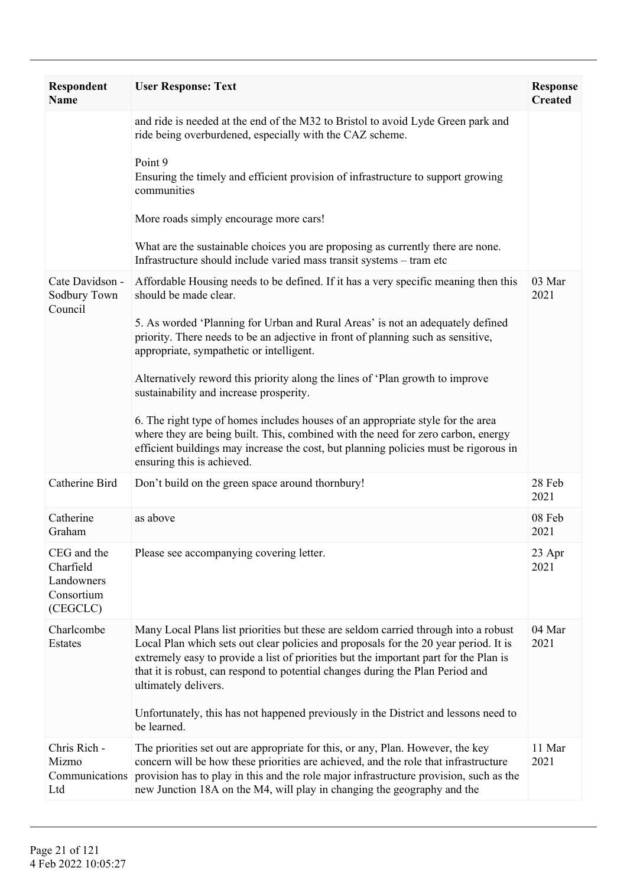| Respondent Name | User Response: Text | Response Created |
|---|---|---|
| | and ride is needed at the end of the M32 to Bristol to avoid Lyde Green park and ride being overburdened, especially with the CAZ scheme.<br><br>Point 9<br>Ensuring the timely and efficient provision of infrastructure to support growing communities<br><br>More roads simply encourage more cars!<br><br>What are the sustainable choices you are proposing as currently there are none. Infrastructure should include varied mass transit systems – tram etc | |
| Cate Davidson - Sodbury Town Council | Affordable Housing needs to be defined. If it has a very specific meaning then this should be made clear.<br><br>5. As worded 'Planning for Urban and Rural Areas' is not an adequately defined priority. There needs to be an adjective in front of planning such as sensitive, appropriate, sympathetic or intelligent.<br><br>Alternatively reword this priority along the lines of 'Plan growth to improve sustainability and increase prosperity.<br><br>6. The right type of homes includes houses of an appropriate style for the area where they are being built. This, combined with the need for zero carbon, energy efficient buildings may increase the cost, but planning policies must be rigorous in ensuring this is achieved. | 03 Mar 2021 |
| Catherine Bird | Don't build on the green space around thornbury! | 28 Feb 2021 |
| Catherine Graham | as above | 08 Feb 2021 |
| CEG and the Charfield Landowners Consortium (CEGCLC) | Please see accompanying covering letter. | 23 Apr 2021 |
| Charlcombe Estates | Many Local Plans list priorities but these are seldom carried through into a robust Local Plan which sets out clear policies and proposals for the 20 year period. It is extremely easy to provide a list of priorities but the important part for the Plan is that it is robust, can respond to potential changes during the Plan Period and ultimately delivers.<br><br>Unfortunately, this has not happened previously in the District and lessons need to be learned. | 04 Mar 2021 |
| Chris Rich - Mizmo Communications Ltd | The priorities set out are appropriate for this, or any, Plan. However, the key concern will be how these priorities are achieved, and the role that infrastructure provision has to play in this and the role major infrastructure provision, such as the new Junction 18A on the M4, will play in changing the geography and the | 11 Mar 2021 |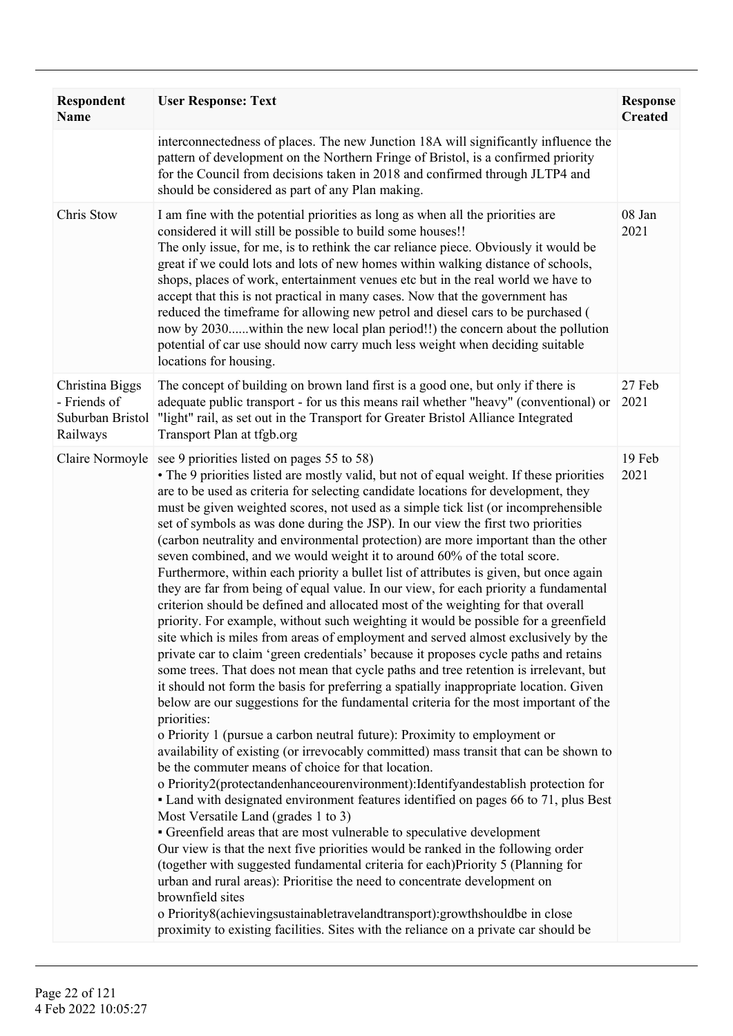| Respondent Name | User Response: Text | Response Created |
|---|---|---|
| | interconnectedness of places. The new Junction 18A will significantly influence the pattern of development on the Northern Fringe of Bristol, is a confirmed priority for the Council from decisions taken in 2018 and confirmed through JLTP4 and should be considered as part of any Plan making. | |
| Chris Stow | I am fine with the potential priorities as long as when all the priorities are considered it will still be possible to build some houses!!<br>The only issue, for me, is to rethink the car reliance piece. Obviously it would be great if we could lots and lots of new homes within walking distance of schools, shops, places of work, entertainment venues etc but in the real world we have to accept that this is not practical in many cases. Now that the government has reduced the timeframe for allowing new petrol and diesel cars to be purchased ( now by 2030......within the new local plan period!!) the concern about the pollution potential of car use should now carry much less weight when deciding suitable locations for housing. | 08 Jan 2021 |
| Christina Biggs - Friends of Suburban Bristol Railways | The concept of building on brown land first is a good one, but only if there is adequate public transport - for us this means rail whether "heavy" (conventional) or "light" rail, as set out in the Transport for Greater Bristol Alliance Integrated Transport Plan at tfgb.org | 27 Feb 2021 |
| Claire Normoyle | see 9 priorities listed on pages 55 to 58)<br>• The 9 priorities listed are mostly valid, but not of equal weight. If these priorities are to be used as criteria for selecting candidate locations for development, they must be given weighted scores, not used as a simple tick list (or incomprehensible set of symbols as was done during the JSP). In our view the first two priorities (carbon neutrality and environmental protection) are more important than the other seven combined, and we would weight it to around 60% of the total score. Furthermore, within each priority a bullet list of attributes is given, but once again they are far from being of equal value. In our view, for each priority a fundamental criterion should be defined and allocated most of the weighting for that overall priority. For example, without such weighting it would be possible for a greenfield site which is miles from areas of employment and served almost exclusively by the private car to claim 'green credentials' because it proposes cycle paths and retains some trees. That does not mean that cycle paths and tree retention is irrelevant, but it should not form the basis for preferring a spatially inappropriate location. Given below are our suggestions for the fundamental criteria for the most important of the priorities:<br>o Priority 1 (pursue a carbon neutral future): Proximity to employment or availability of existing (or irrevocably committed) mass transit that can be shown to be the commuter means of choice for that location.<br>o Priority2(protectandenhanceourenvironment):Identifyandestablish protection for<br>▪ Land with designated environment features identified on pages 66 to 71, plus Best Most Versatile Land (grades 1 to 3)<br>▪ Greenfield areas that are most vulnerable to speculative development<br>Our view is that the next five priorities would be ranked in the following order (together with suggested fundamental criteria for each)Priority 5 (Planning for urban and rural areas): Prioritise the need to concentrate development on brownfield sites<br>o Priority8(achievingsustainabletravelandtransport):growthshouldbe in close proximity to existing facilities. Sites with the reliance on a private car should be | 19 Feb 2021 |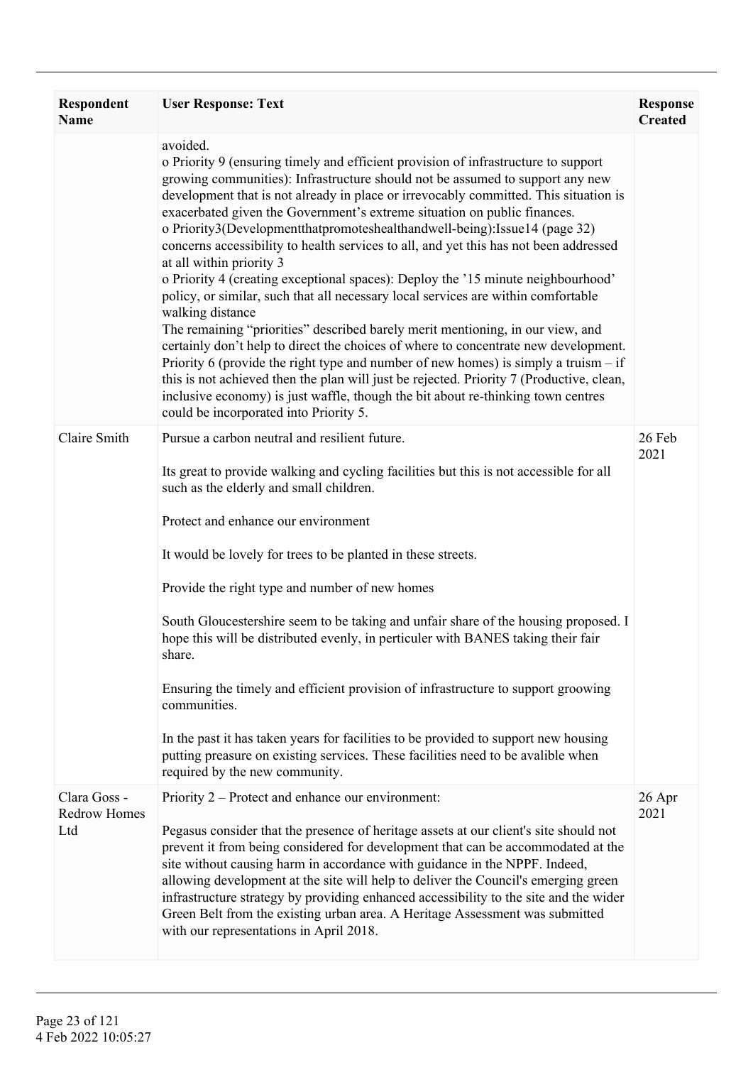| Respondent Name | User Response: Text | Response Created |
|---|---|---|
| | avoided.<br>o Priority 9 (ensuring timely and efficient provision of infrastructure to support growing communities): Infrastructure should not be assumed to support any new development that is not already in place or irrevocably committed. This situation is exacerbated given the Government's extreme situation on public finances.<br>o Priority3(Developmentthatpromoteshealthandwell-being):Issue14 (page 32) concerns accessibility to health services to all, and yet this has not been addressed at all within priority 3<br>o Priority 4 (creating exceptional spaces): Deploy the '15 minute neighbourhood' policy, or similar, such that all necessary local services are within comfortable walking distance<br>The remaining "priorities" described barely merit mentioning, in our view, and certainly don't help to direct the choices of where to concentrate new development. Priority 6 (provide the right type and number of new homes) is simply a truism – if this is not achieved then the plan will just be rejected. Priority 7 (Productive, clean, inclusive economy) is just waffle, though the bit about re-thinking town centres could be incorporated into Priority 5. | |
| Claire Smith | Pursue a carbon neutral and resilient future.<br><br>Its great to provide walking and cycling facilities but this is not accessible for all such as the elderly and small children.<br><br>Protect and enhance our environment<br><br>It would be lovely for trees to be planted in these streets.<br><br>Provide the right type and number of new homes<br><br>South Gloucestershire seem to be taking and unfair share of the housing proposed. I hope this will be distributed evenly, in perticuler with BANES taking their fair share.<br><br>Ensuring the timely and efficient provision of infrastructure to support groowing communities.<br><br>In the past it has taken years for facilities to be provided to support new housing putting preasure on existing services. These facilities need to be avalible when required by the new community. | 26 Feb 2021 |
| Clara Goss - Redrow Homes Ltd | Priority 2 – Protect and enhance our environment:<br><br>Pegasus consider that the presence of heritage assets at our client's site should not prevent it from being considered for development that can be accommodated at the site without causing harm in accordance with guidance in the NPPF. Indeed, allowing development at the site will help to deliver the Council's emerging green infrastructure strategy by providing enhanced accessibility to the site and the wider Green Belt from the existing urban area. A Heritage Assessment was submitted with our representations in April 2018. | 26 Apr 2021 |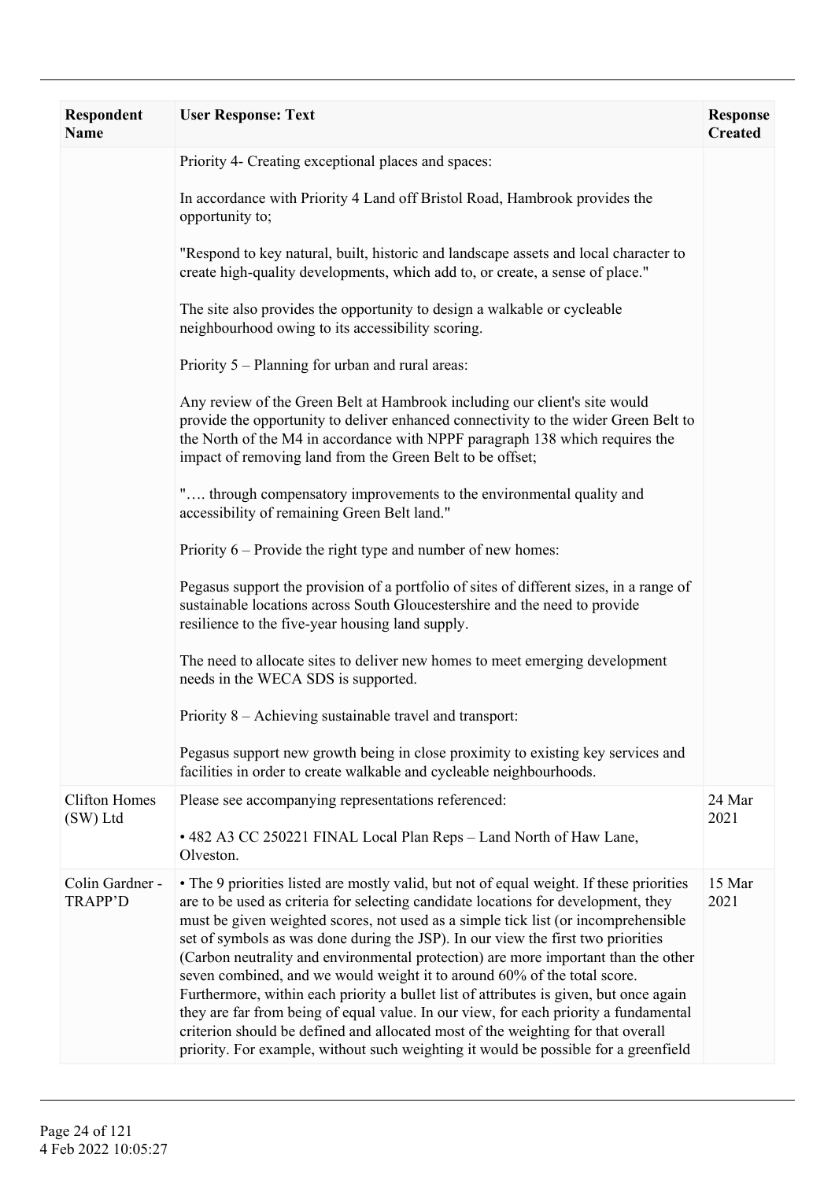| Respondent Name | User Response: Text | Response Created |
|---|---|---|
| | Priority 4- Creating exceptional places and spaces:<br><br>In accordance with Priority 4 Land off Bristol Road, Hambrook provides the opportunity to;<br><br>"Respond to key natural, built, historic and landscape assets and local character to create high-quality developments, which add to, or create, a sense of place."<br><br>The site also provides the opportunity to design a walkable or cycleable neighbourhood owing to its accessibility scoring.<br><br>Priority 5 – Planning for urban and rural areas:<br><br>Any review of the Green Belt at Hambrook including our client's site would provide the opportunity to deliver enhanced connectivity to the wider Green Belt to the North of the M4 in accordance with NPPF paragraph 138 which requires the impact of removing land from the Green Belt to be offset;<br><br>"…. through compensatory improvements to the environmental quality and accessibility of remaining Green Belt land."<br><br>Priority 6 – Provide the right type and number of new homes:<br><br>Pegasus support the provision of a portfolio of sites of different sizes, in a range of sustainable locations across South Gloucestershire and the need to provide resilience to the five-year housing land supply.<br><br>The need to allocate sites to deliver new homes to meet emerging development needs in the WECA SDS is supported.<br><br>Priority 8 – Achieving sustainable travel and transport:<br><br>Pegasus support new growth being in close proximity to existing key services and facilities in order to create walkable and cycleable neighbourhoods. | |
| Clifton Homes (SW) Ltd | Please see accompanying representations referenced:<br><br>• 482 A3 CC 250221 FINAL Local Plan Reps – Land North of Haw Lane, Olveston. | 24 Mar 2021 |
| Colin Gardner - TRAPP'D | • The 9 priorities listed are mostly valid, but not of equal weight. If these priorities are to be used as criteria for selecting candidate locations for development, they must be given weighted scores, not used as a simple tick list (or incomprehensible set of symbols as was done during the JSP). In our view the first two priorities (Carbon neutrality and environmental protection) are more important than the other seven combined, and we would weight it to around 60% of the total score. Furthermore, within each priority a bullet list of attributes is given, but once again they are far from being of equal value. In our view, for each priority a fundamental criterion should be defined and allocated most of the weighting for that overall priority. For example, without such weighting it would be possible for a greenfield | 15 Mar 2021 |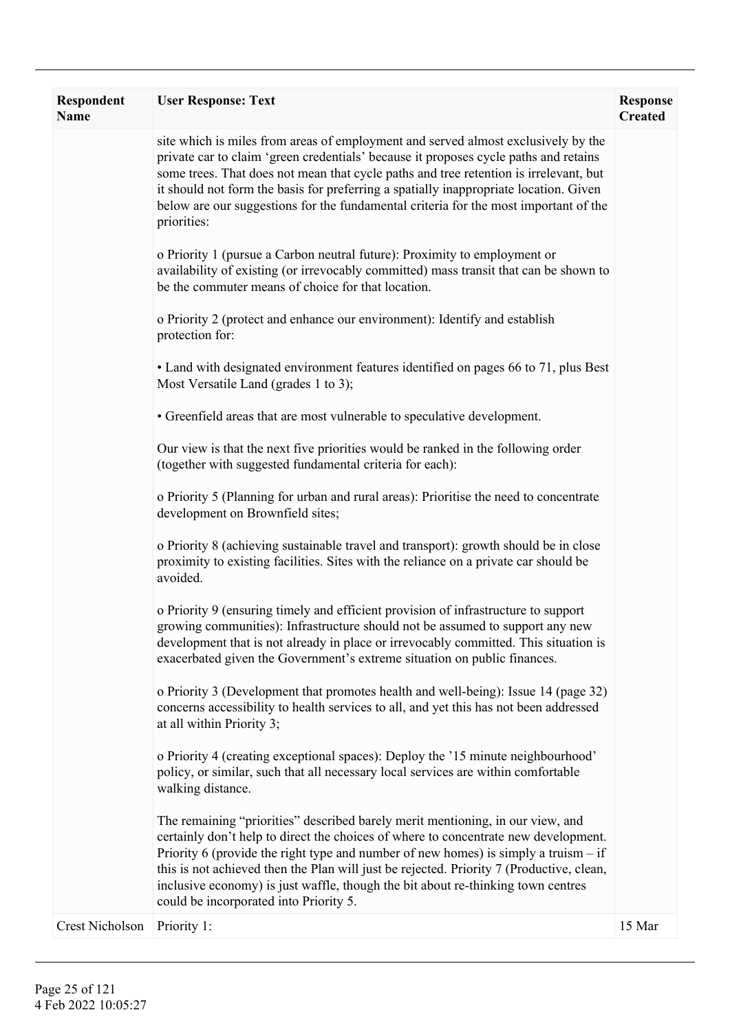| Respondent Name | User Response: Text | Response Created |
|---|---|---|
| | site which is miles from areas of employment and served almost exclusively by the private car to claim 'green credentials' because it proposes cycle paths and retains some trees. That does not mean that cycle paths and tree retention is irrelevant, but it should not form the basis for preferring a spatially inappropriate location. Given below are our suggestions for the fundamental criteria for the most important of the priorities:<br><br>o Priority 1 (pursue a Carbon neutral future): Proximity to employment or availability of existing (or irrevocably committed) mass transit that can be shown to be the commuter means of choice for that location.<br><br>o Priority 2 (protect and enhance our environment): Identify and establish protection for:<br><br>• Land with designated environment features identified on pages 66 to 71, plus Best Most Versatile Land (grades 1 to 3);<br><br>• Greenfield areas that are most vulnerable to speculative development.<br><br>Our view is that the next five priorities would be ranked in the following order (together with suggested fundamental criteria for each):<br><br>o Priority 5 (Planning for urban and rural areas): Prioritise the need to concentrate development on Brownfield sites;<br><br>o Priority 8 (achieving sustainable travel and transport): growth should be in close proximity to existing facilities. Sites with the reliance on a private car should be avoided.<br><br>o Priority 9 (ensuring timely and efficient provision of infrastructure to support growing communities): Infrastructure should not be assumed to support any new development that is not already in place or irrevocably committed. This situation is exacerbated given the Government's extreme situation on public finances.<br><br>o Priority 3 (Development that promotes health and well-being): Issue 14 (page 32) concerns accessibility to health services to all, and yet this has not been addressed at all within Priority 3;<br><br>o Priority 4 (creating exceptional spaces): Deploy the '15 minute neighbourhood' policy, or similar, such that all necessary local services are within comfortable walking distance.<br><br>The remaining "priorities" described barely merit mentioning, in our view, and certainly don't help to direct the choices of where to concentrate new development. Priority 6 (provide the right type and number of new homes) is simply a truism – if this is not achieved then the Plan will just be rejected. Priority 7 (Productive, clean, inclusive economy) is just waffle, though the bit about re-thinking town centres could be incorporated into Priority 5. | |
| Crest Nicholson | Priority 1: | 15 Mar |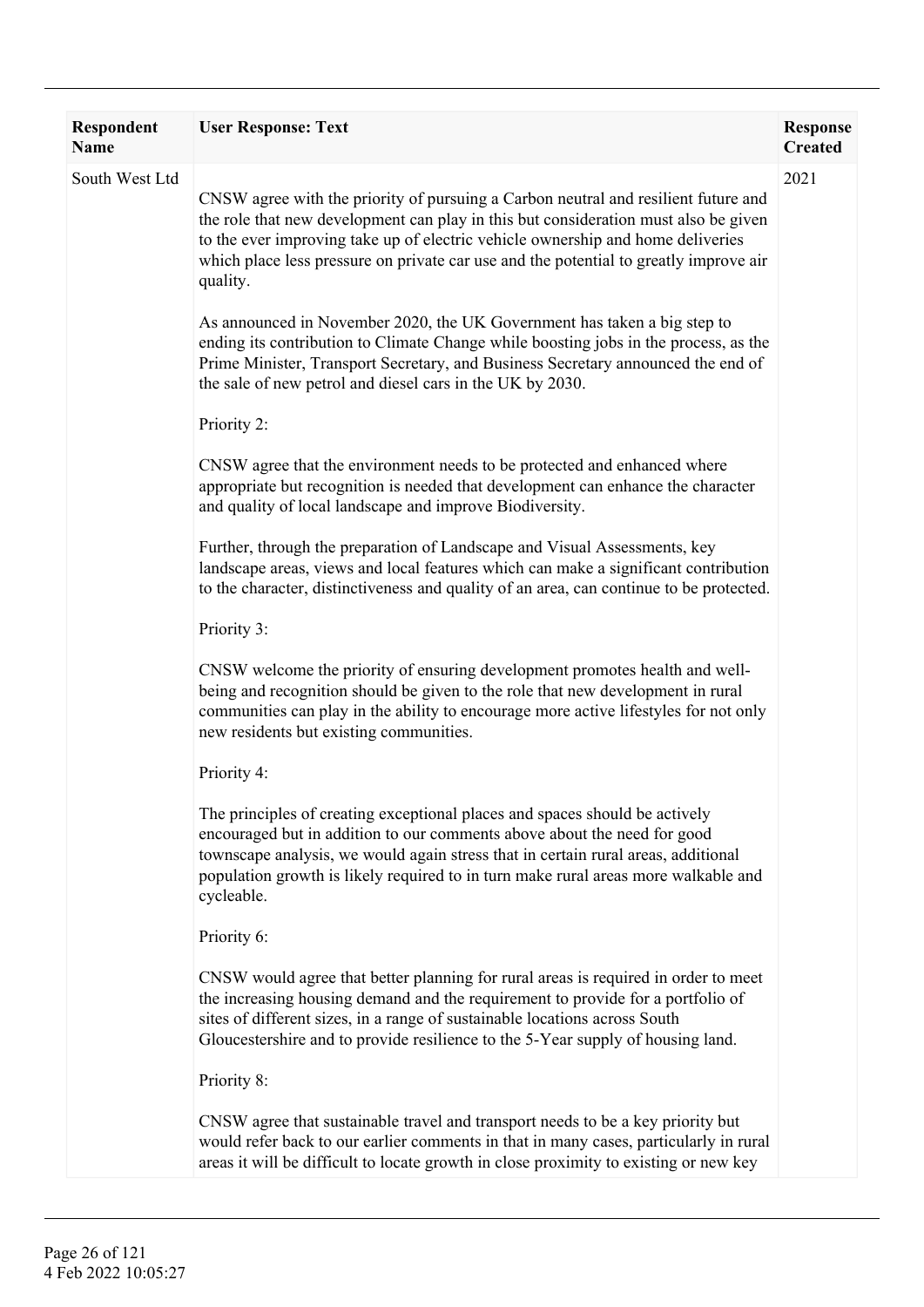| Respondent Name | User Response: Text | Response Created |
|---|---|---|
| South West Ltd | CNSW agree with the priority of pursuing a Carbon neutral and resilient future and the role that new development can play in this but consideration must also be given to the ever improving take up of electric vehicle ownership and home deliveries which place less pressure on private car use and the potential to greatly improve air quality.<br><br>As announced in November 2020, the UK Government has taken a big step to ending its contribution to Climate Change while boosting jobs in the process, as the Prime Minister, Transport Secretary, and Business Secretary announced the end of the sale of new petrol and diesel cars in the UK by 2030.<br><br>Priority 2:<br><br>CNSW agree that the environment needs to be protected and enhanced where appropriate but recognition is needed that development can enhance the character and quality of local landscape and improve Biodiversity.<br><br>Further, through the preparation of Landscape and Visual Assessments, key landscape areas, views and local features which can make a significant contribution to the character, distinctiveness and quality of an area, can continue to be protected.<br><br>Priority 3:<br><br>CNSW welcome the priority of ensuring development promotes health and well-being and recognition should be given to the role that new development in rural communities can play in the ability to encourage more active lifestyles for not only new residents but existing communities.<br><br>Priority 4:<br><br>The principles of creating exceptional places and spaces should be actively encouraged but in addition to our comments above about the need for good townscape analysis, we would again stress that in certain rural areas, additional population growth is likely required to in turn make rural areas more walkable and cycleable.<br><br>Priority 6:<br><br>CNSW would agree that better planning for rural areas is required in order to meet the increasing housing demand and the requirement to provide for a portfolio of sites of different sizes, in a range of sustainable locations across South Gloucestershire and to provide resilience to the 5-Year supply of housing land.<br><br>Priority 8:<br><br>CNSW agree that sustainable travel and transport needs to be a key priority but would refer back to our earlier comments in that in many cases, particularly in rural areas it will be difficult to locate growth in close proximity to existing or new key | 2021 |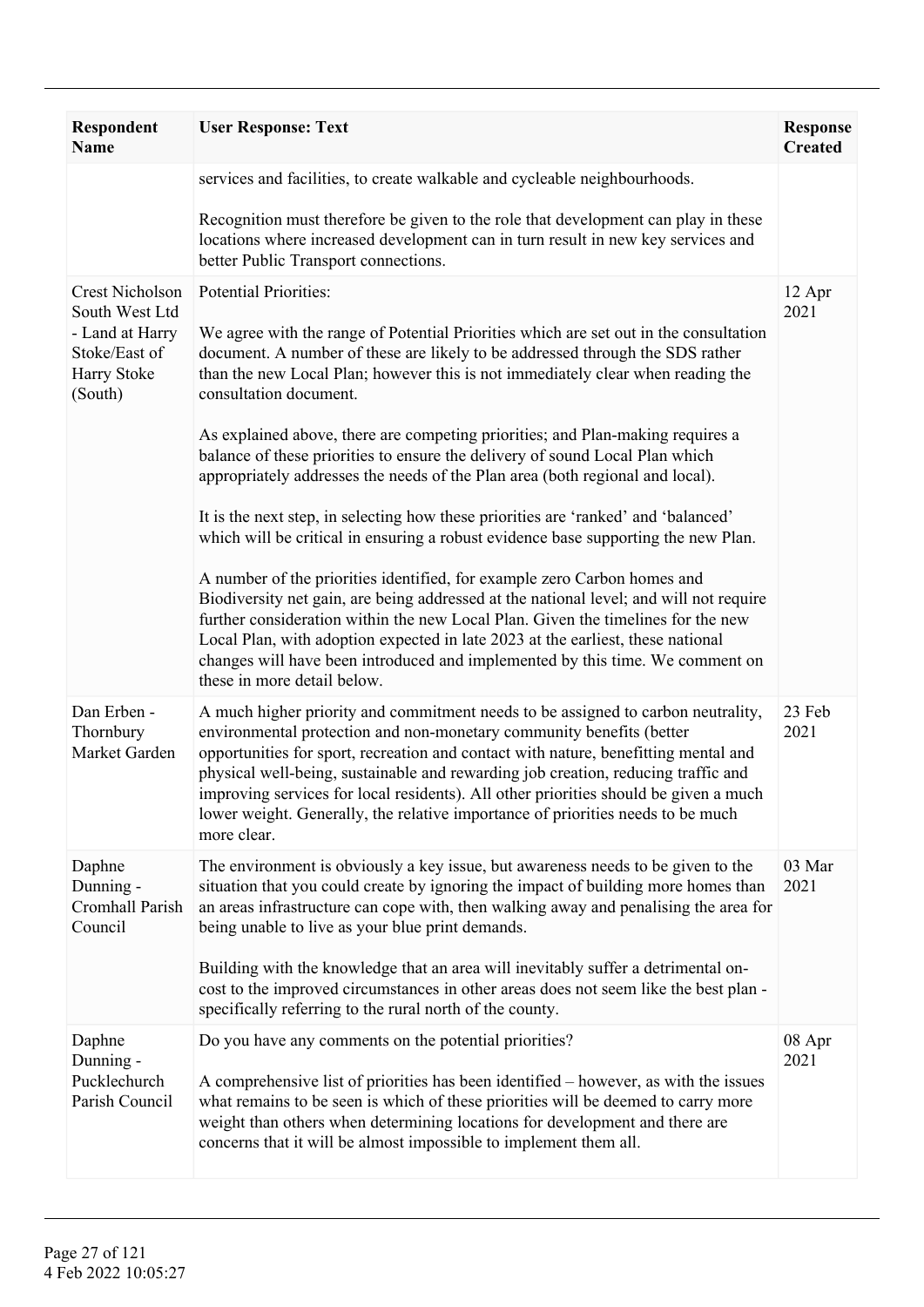| Respondent Name | User Response: Text | Response Created |
|---|---|---|
| | services and facilities, to create walkable and cycleable neighbourhoods.<br><br>Recognition must therefore be given to the role that development can play in these locations where increased development can in turn result in new key services and better Public Transport connections. | |
| Crest Nicholson South West Ltd - Land at Harry Stoke/East of Harry Stoke (South) | Potential Priorities:<br><br>We agree with the range of Potential Priorities which are set out in the consultation document. A number of these are likely to be addressed through the SDS rather than the new Local Plan; however this is not immediately clear when reading the consultation document.<br><br>As explained above, there are competing priorities; and Plan-making requires a balance of these priorities to ensure the delivery of sound Local Plan which appropriately addresses the needs of the Plan area (both regional and local).<br><br>It is the next step, in selecting how these priorities are 'ranked' and 'balanced' which will be critical in ensuring a robust evidence base supporting the new Plan.<br><br>A number of the priorities identified, for example zero Carbon homes and Biodiversity net gain, are being addressed at the national level; and will not require further consideration within the new Local Plan. Given the timelines for the new Local Plan, with adoption expected in late 2023 at the earliest, these national changes will have been introduced and implemented by this time. We comment on these in more detail below. | 12 Apr 2021 |
| Dan Erben - Thornbury Market Garden | A much higher priority and commitment needs to be assigned to carbon neutrality, environmental protection and non-monetary community benefits (better opportunities for sport, recreation and contact with nature, benefitting mental and physical well-being, sustainable and rewarding job creation, reducing traffic and improving services for local residents). All other priorities should be given a much lower weight. Generally, the relative importance of priorities needs to be much more clear. | 23 Feb 2021 |
| Daphne Dunning - Cromhall Parish Council | The environment is obviously a key issue, but awareness needs to be given to the situation that you could create by ignoring the impact of building more homes than an areas infrastructure can cope with, then walking away and penalising the area for being unable to live as your blue print demands.<br><br>Building with the knowledge that an area will inevitably suffer a detrimental on-cost to the improved circumstances in other areas does not seem like the best plan - specifically referring to the rural north of the county. | 03 Mar 2021 |
| Daphne Dunning - Pucklechurch Parish Council | Do you have any comments on the potential priorities?<br><br>A comprehensive list of priorities has been identified – however, as with the issues what remains to be seen is which of these priorities will be deemed to carry more weight than others when determining locations for development and there are concerns that it will be almost impossible to implement them all. | 08 Apr 2021 |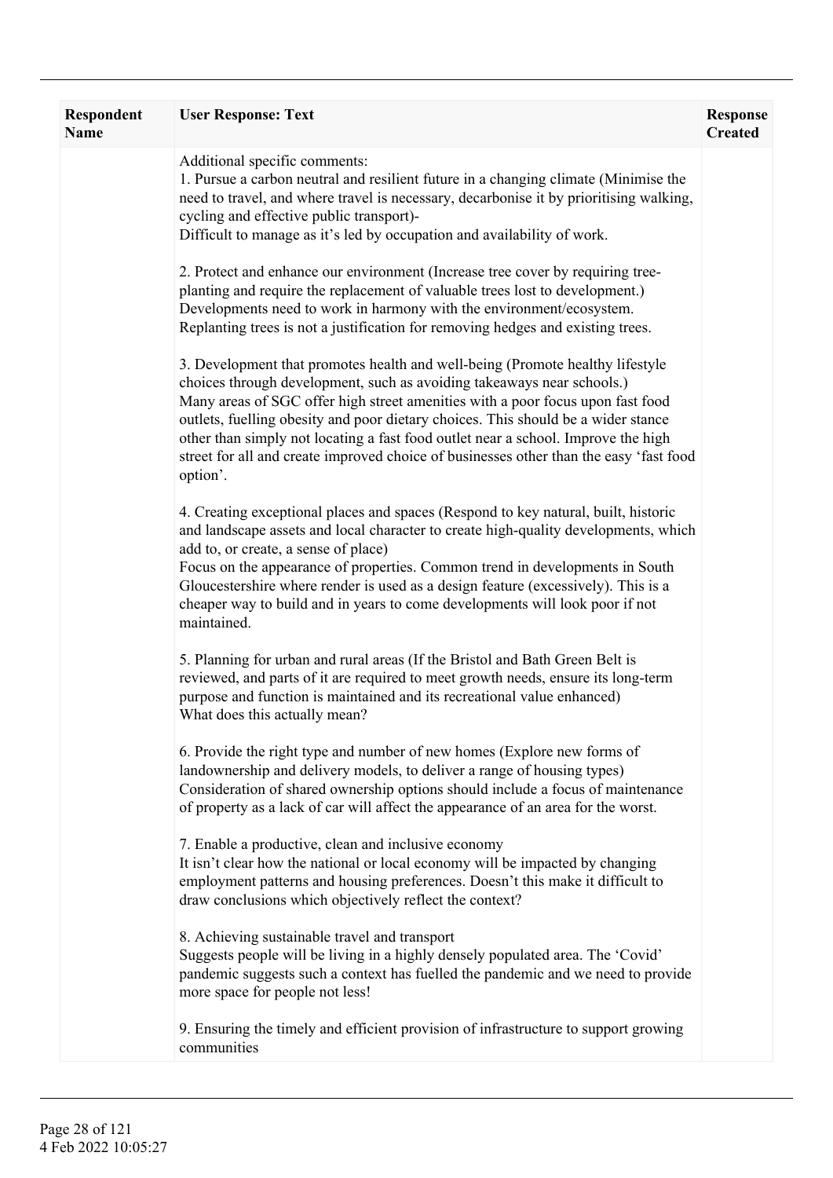| Respondent Name | User Response: Text | Response Created |
|---|---|---|
| | Additional specific comments:<br>1. Pursue a carbon neutral and resilient future in a changing climate (Minimise the need to travel, and where travel is necessary, decarbonise it by prioritising walking, cycling and effective public transport)-<br>Difficult to manage as it's led by occupation and availability of work.<br><br>2. Protect and enhance our environment (Increase tree cover by requiring tree-planting and require the replacement of valuable trees lost to development.)<br>Developments need to work in harmony with the environment/ecosystem. Replanting trees is not a justification for removing hedges and existing trees.<br><br>3. Development that promotes health and well-being (Promote healthy lifestyle choices through development, such as avoiding takeaways near schools.)<br>Many areas of SGC offer high street amenities with a poor focus upon fast food outlets, fuelling obesity and poor dietary choices. This should be a wider stance other than simply not locating a fast food outlet near a school. Improve the high street for all and create improved choice of businesses other than the easy 'fast food option'.<br><br>4. Creating exceptional places and spaces (Respond to key natural, built, historic and landscape assets and local character to create high-quality developments, which add to, or create, a sense of place)<br>Focus on the appearance of properties. Common trend in developments in South Gloucestershire where render is used as a design feature (excessively). This is a cheaper way to build and in years to come developments will look poor if not maintained.<br><br>5. Planning for urban and rural areas (If the Bristol and Bath Green Belt is reviewed, and parts of it are required to meet growth needs, ensure its long-term purpose and function is maintained and its recreational value enhanced)<br>What does this actually mean?<br><br>6. Provide the right type and number of new homes (Explore new forms of landownership and delivery models, to deliver a range of housing types)<br>Consideration of shared ownership options should include a focus of maintenance of property as a lack of car will affect the appearance of an area for the worst.<br><br>7. Enable a productive, clean and inclusive economy<br>It isn't clear how the national or local economy will be impacted by changing employment patterns and housing preferences. Doesn't this make it difficult to draw conclusions which objectively reflect the context?<br><br>8. Achieving sustainable travel and transport<br>Suggests people will be living in a highly densely populated area. The 'Covid' pandemic suggests such a context has fuelled the pandemic and we need to provide more space for people not less!<br><br>9. Ensuring the timely and efficient provision of infrastructure to support growing communities | |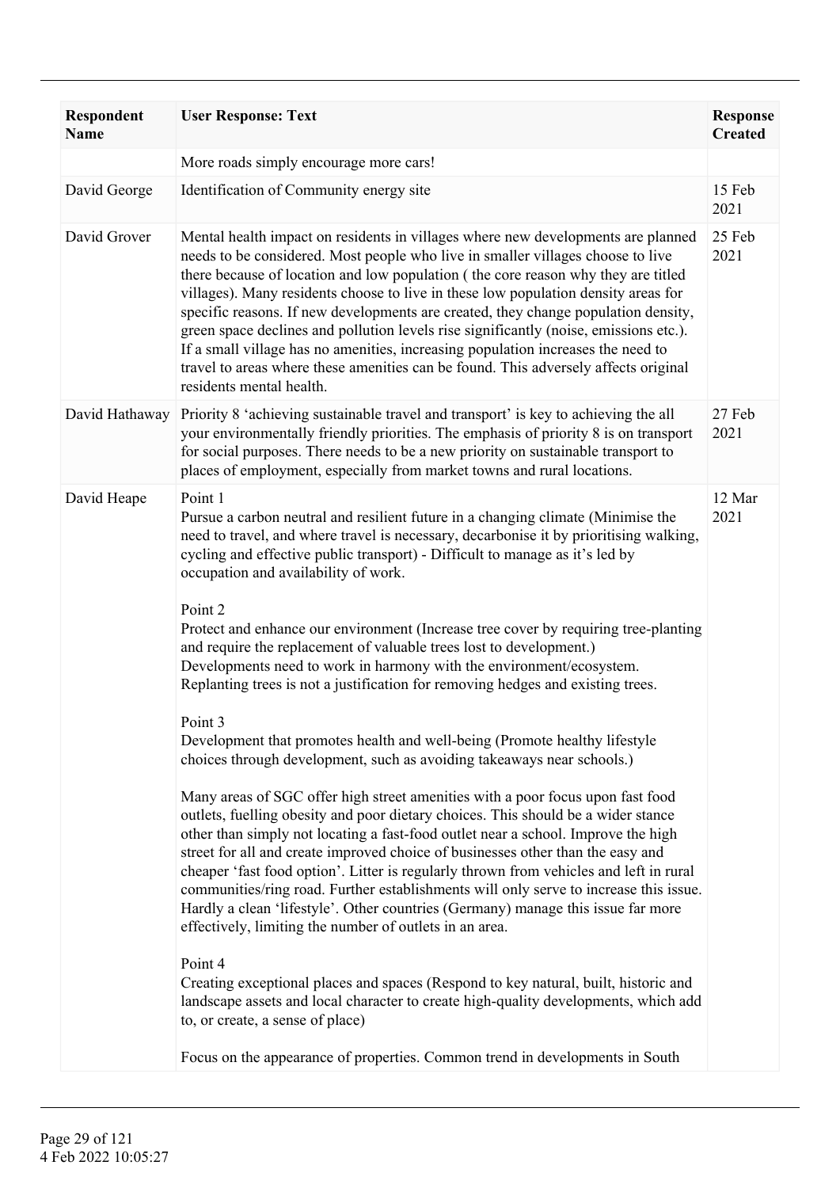| Respondent Name | User Response: Text | Response Created |
|---|---|---|
| | More roads simply encourage more cars! | |
| David George | Identification of Community energy site | 15 Feb 2021 |
| David Grover | Mental health impact on residents in villages where new developments are planned needs to be considered. Most people who live in smaller villages choose to live there because of location and low population ( the core reason why they are titled villages). Many residents choose to live in these low population density areas for specific reasons. If new developments are created, they change population density, green space declines and pollution levels rise significantly (noise, emissions etc.). If a small village has no amenities, increasing population increases the need to travel to areas where these amenities can be found. This adversely affects original residents mental health. | 25 Feb 2021 |
| David Hathaway | Priority 8 'achieving sustainable travel and transport' is key to achieving the all your environmentally friendly priorities. The emphasis of priority 8 is on transport for social purposes. There needs to be a new priority on sustainable transport to places of employment, especially from market towns and rural locations. | 27 Feb 2021 |
| David Heape | Point 1<br>Pursue a carbon neutral and resilient future in a changing climate (Minimise the need to travel, and where travel is necessary, decarbonise it by prioritising walking, cycling and effective public transport) - Difficult to manage as it's led by occupation and availability of work.<br><br>Point 2<br>Protect and enhance our environment (Increase tree cover by requiring tree-planting and require the replacement of valuable trees lost to development.)<br>Developments need to work in harmony with the environment/ecosystem. Replanting trees is not a justification for removing hedges and existing trees.<br><br>Point 3<br>Development that promotes health and well-being (Promote healthy lifestyle choices through development, such as avoiding takeaways near schools.)<br><br>Many areas of SGC offer high street amenities with a poor focus upon fast food outlets, fuelling obesity and poor dietary choices. This should be a wider stance other than simply not locating a fast-food outlet near a school. Improve the high street for all and create improved choice of businesses other than the easy and cheaper 'fast food option'. Litter is regularly thrown from vehicles and left in rural communities/ring road. Further establishments will only serve to increase this issue. Hardly a clean 'lifestyle'. Other countries (Germany) manage this issue far more effectively, limiting the number of outlets in an area.<br><br>Point 4<br>Creating exceptional places and spaces (Respond to key natural, built, historic and landscape assets and local character to create high-quality developments, which add to, or create, a sense of place)<br><br>Focus on the appearance of properties. Common trend in developments in South | 12 Mar 2021 |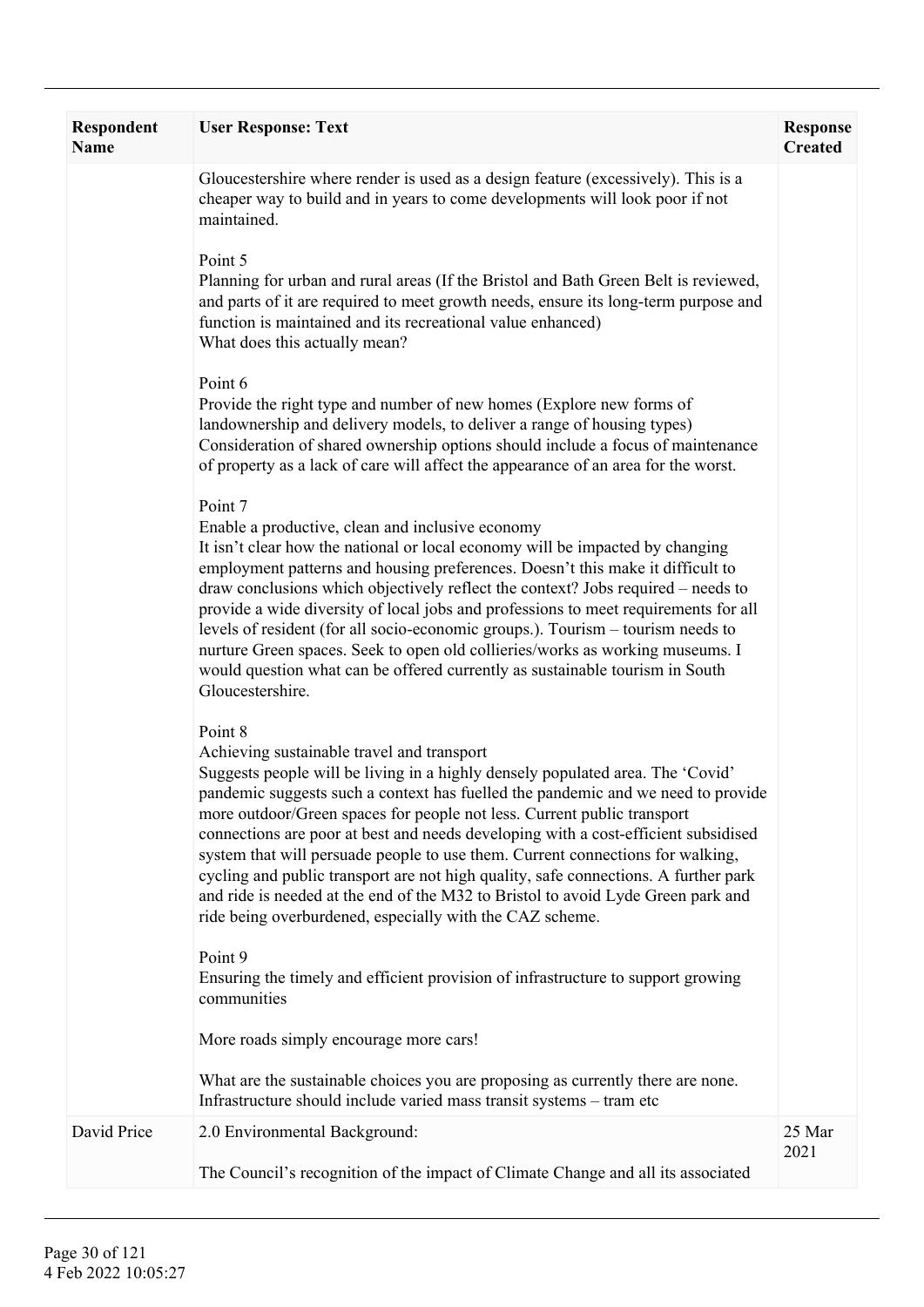| Respondent Name | User Response: Text | Response Created |
|---|---|---|
| | Gloucestershire where render is used as a design feature (excessively). This is a cheaper way to build and in years to come developments will look poor if not maintained.<br><br>Point 5<br>Planning for urban and rural areas (If the Bristol and Bath Green Belt is reviewed, and parts of it are required to meet growth needs, ensure its long-term purpose and function is maintained and its recreational value enhanced)<br>What does this actually mean?<br><br>Point 6<br>Provide the right type and number of new homes (Explore new forms of landownership and delivery models, to deliver a range of housing types)<br>Consideration of shared ownership options should include a focus of maintenance of property as a lack of care will affect the appearance of an area for the worst.<br><br>Point 7<br>Enable a productive, clean and inclusive economy<br>It isn't clear how the national or local economy will be impacted by changing employment patterns and housing preferences. Doesn't this make it difficult to draw conclusions which objectively reflect the context? Jobs required – needs to provide a wide diversity of local jobs and professions to meet requirements for all levels of resident (for all socio-economic groups.). Tourism – tourism needs to nurture Green spaces. Seek to open old collieries/works as working museums. I would question what can be offered currently as sustainable tourism in South Gloucestershire.<br><br>Point 8<br>Achieving sustainable travel and transport<br>Suggests people will be living in a highly densely populated area. The 'Covid' pandemic suggests such a context has fuelled the pandemic and we need to provide more outdoor/Green spaces for people not less. Current public transport connections are poor at best and needs developing with a cost-efficient subsidised system that will persuade people to use them. Current connections for walking, cycling and public transport are not high quality, safe connections. A further park and ride is needed at the end of the M32 to Bristol to avoid Lyde Green park and ride being overburdened, especially with the CAZ scheme.<br><br>Point 9<br>Ensuring the timely and efficient provision of infrastructure to support growing communities<br><br>More roads simply encourage more cars!<br><br>What are the sustainable choices you are proposing as currently there are none. Infrastructure should include varied mass transit systems – tram etc | |
| David Price | 2.0 Environmental Background:<br><br>The Council's recognition of the impact of Climate Change and all its associated | 25 Mar 2021 |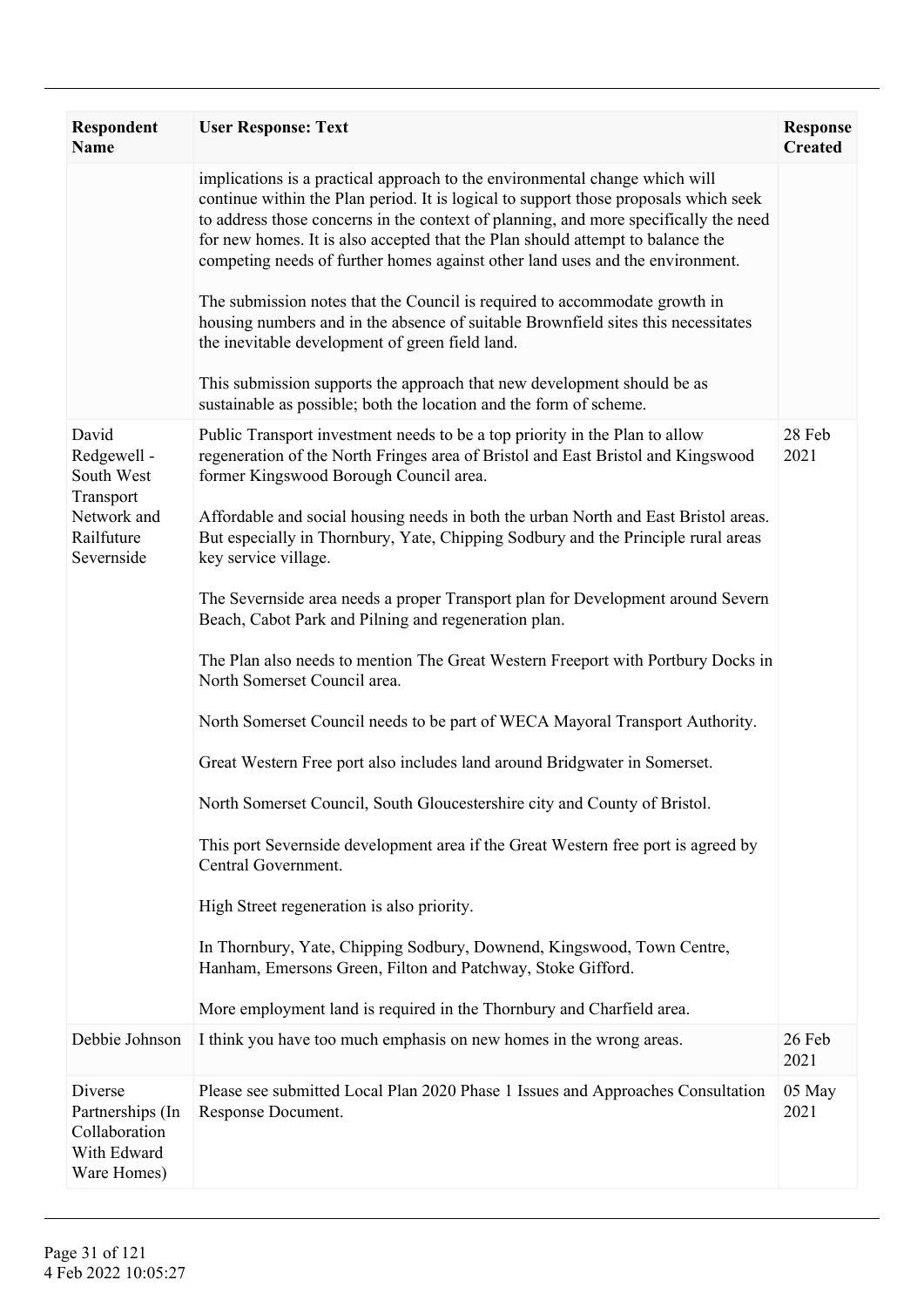| Respondent Name | User Response: Text | Response Created |
|---|---|---|
| | implications is a practical approach to the environmental change which will continue within the Plan period. It is logical to support those proposals which seek to address those concerns in the context of planning, and more specifically the need for new homes. It is also accepted that the Plan should attempt to balance the competing needs of further homes against other land uses and the environment.<br><br>The submission notes that the Council is required to accommodate growth in housing numbers and in the absence of suitable Brownfield sites this necessitates the inevitable development of green field land.<br><br>This submission supports the approach that new development should be as sustainable as possible; both the location and the form of scheme. | |
| David Redgewell - South West Transport Network and Railfuture Severnside | Public Transport investment needs to be a top priority in the Plan to allow regeneration of the North Fringes area of Bristol and East Bristol and Kingswood former Kingswood Borough Council area.<br><br>Affordable and social housing needs in both the urban North and East Bristol areas. But especially in Thornbury, Yate, Chipping Sodbury and the Principle rural areas key service village.<br><br>The Severnside area needs a proper Transport plan for Development around Severn Beach, Cabot Park and Pilning and regeneration plan.<br><br>The Plan also needs to mention The Great Western Freeport with Portbury Docks in North Somerset Council area.<br><br>North Somerset Council needs to be part of WECA Mayoral Transport Authority.<br><br>Great Western Free port also includes land around Bridgwater in Somerset.<br><br>North Somerset Council, South Gloucestershire city and County of Bristol.<br><br>This port Severnside development area if the Great Western free port is agreed by Central Government.<br><br>High Street regeneration is also priority.<br><br>In Thornbury, Yate, Chipping Sodbury, Downend, Kingswood, Town Centre, Hanham, Emersons Green, Filton and Patchway, Stoke Gifford.<br><br>More employment land is required in the Thornbury and Charfield area. | 28 Feb 2021 |
| Debbie Johnson | I think you have too much emphasis on new homes in the wrong areas. | 26 Feb 2021 |
| Diverse Partnerships (In Collaboration With Edward Ware Homes) | Please see submitted Local Plan 2020 Phase 1 Issues and Approaches Consultation Response Document. | 05 May 2021 |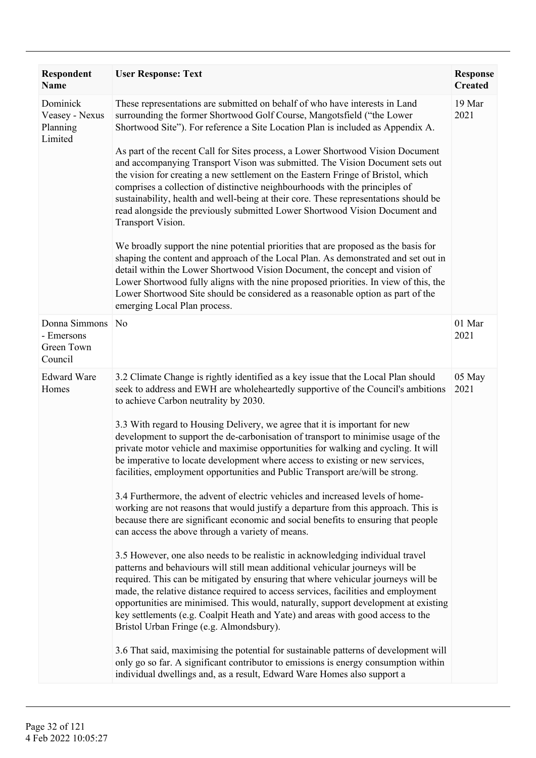| Respondent Name | User Response: Text | Response Created |
| --- | --- | --- |
| Dominick Veasey - Nexus Planning Limited | These representations are submitted on behalf of who have interests in Land surrounding the former Shortwood Golf Course, Mangotsfield ("the Lower Shortwood Site"). For reference a Site Location Plan is included as Appendix A.<br><br>As part of the recent Call for Sites process, a Lower Shortwood Vision Document and accompanying Transport Vison was submitted. The Vision Document sets out the vision for creating a new settlement on the Eastern Fringe of Bristol, which comprises a collection of distinctive neighbourhoods with the principles of sustainability, health and well-being at their core. These representations should be read alongside the previously submitted Lower Shortwood Vision Document and Transport Vision.<br><br>We broadly support the nine potential priorities that are proposed as the basis for shaping the content and approach of the Local Plan. As demonstrated and set out in detail within the Lower Shortwood Vision Document, the concept and vision of Lower Shortwood fully aligns with the nine proposed priorities. In view of this, the Lower Shortwood Site should be considered as a reasonable option as part of the emerging Local Plan process. | 19 Mar 2021 |
| Donna Simmons - Emersons Green Town Council | No | 01 Mar 2021 |
| Edward Ware Homes | 3.2 Climate Change is rightly identified as a key issue that the Local Plan should seek to address and EWH are wholeheartedly supportive of the Council's ambitions to achieve Carbon neutrality by 2030.<br><br>3.3 With regard to Housing Delivery, we agree that it is important for new development to support the de-carbonisation of transport to minimise usage of the private motor vehicle and maximise opportunities for walking and cycling. It will be imperative to locate development where access to existing or new services, facilities, employment opportunities and Public Transport are/will be strong.<br><br>3.4 Furthermore, the advent of electric vehicles and increased levels of home-working are not reasons that would justify a departure from this approach. This is because there are significant economic and social benefits to ensuring that people can access the above through a variety of means.<br><br>3.5 However, one also needs to be realistic in acknowledging individual travel patterns and behaviours will still mean additional vehicular journeys will be required. This can be mitigated by ensuring that where vehicular journeys will be made, the relative distance required to access services, facilities and employment opportunities are minimised. This would, naturally, support development at existing key settlements (e.g. Coalpit Heath and Yate) and areas with good access to the Bristol Urban Fringe (e.g. Almondsbury).<br><br>3.6 That said, maximising the potential for sustainable patterns of development will only go so far. A significant contributor to emissions is energy consumption within individual dwellings and, as a result, Edward Ware Homes also support a | 05 May 2021 |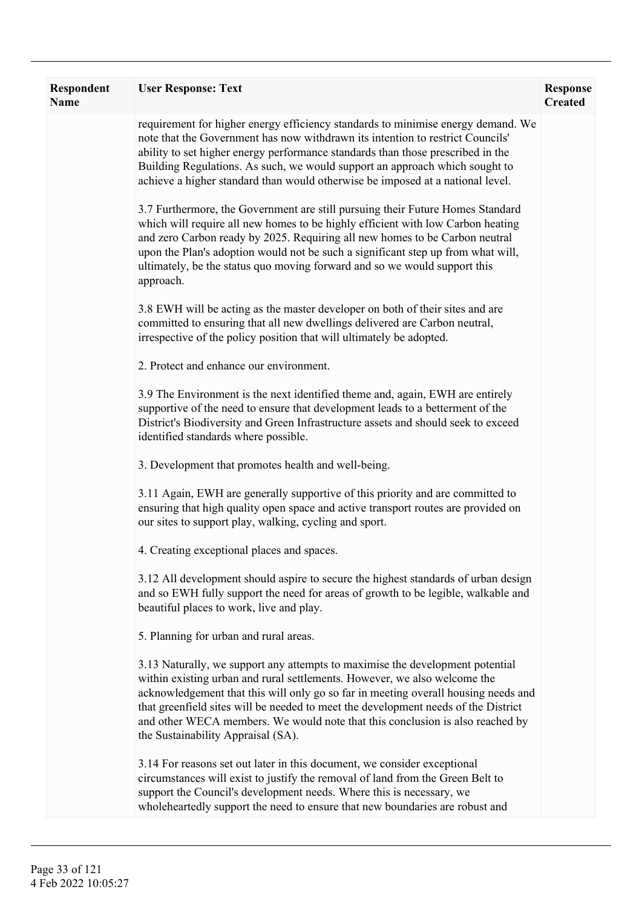| Respondent Name | User Response: Text | Response Created |
|---|---|---|
| | requirement for higher energy efficiency standards to minimise energy demand. We note that the Government has now withdrawn its intention to restrict Councils' ability to set higher energy performance standards than those prescribed in the Building Regulations. As such, we would support an approach which sought to achieve a higher standard than would otherwise be imposed at a national level.<br><br>3.7 Furthermore, the Government are still pursuing their Future Homes Standard which will require all new homes to be highly efficient with low Carbon heating and zero Carbon ready by 2025. Requiring all new homes to be Carbon neutral upon the Plan's adoption would not be such a significant step up from what will, ultimately, be the status quo moving forward and so we would support this approach.<br><br>3.8 EWH will be acting as the master developer on both of their sites and are committed to ensuring that all new dwellings delivered are Carbon neutral, irrespective of the policy position that will ultimately be adopted.<br><br>2. Protect and enhance our environment.<br><br>3.9 The Environment is the next identified theme and, again, EWH are entirely supportive of the need to ensure that development leads to a betterment of the District's Biodiversity and Green Infrastructure assets and should seek to exceed identified standards where possible.<br><br>3. Development that promotes health and well-being.<br><br>3.11 Again, EWH are generally supportive of this priority and are committed to ensuring that high quality open space and active transport routes are provided on our sites to support play, walking, cycling and sport.<br><br>4. Creating exceptional places and spaces.<br><br>3.12 All development should aspire to secure the highest standards of urban design and so EWH fully support the need for areas of growth to be legible, walkable and beautiful places to work, live and play.<br><br>5. Planning for urban and rural areas.<br><br>3.13 Naturally, we support any attempts to maximise the development potential within existing urban and rural settlements. However, we also welcome the acknowledgement that this will only go so far in meeting overall housing needs and that greenfield sites will be needed to meet the development needs of the District and other WECA members. We would note that this conclusion is also reached by the Sustainability Appraisal (SA).<br><br>3.14 For reasons set out later in this document, we consider exceptional circumstances will exist to justify the removal of land from the Green Belt to support the Council's development needs. Where this is necessary, we wholeheartedly support the need to ensure that new boundaries are robust and | |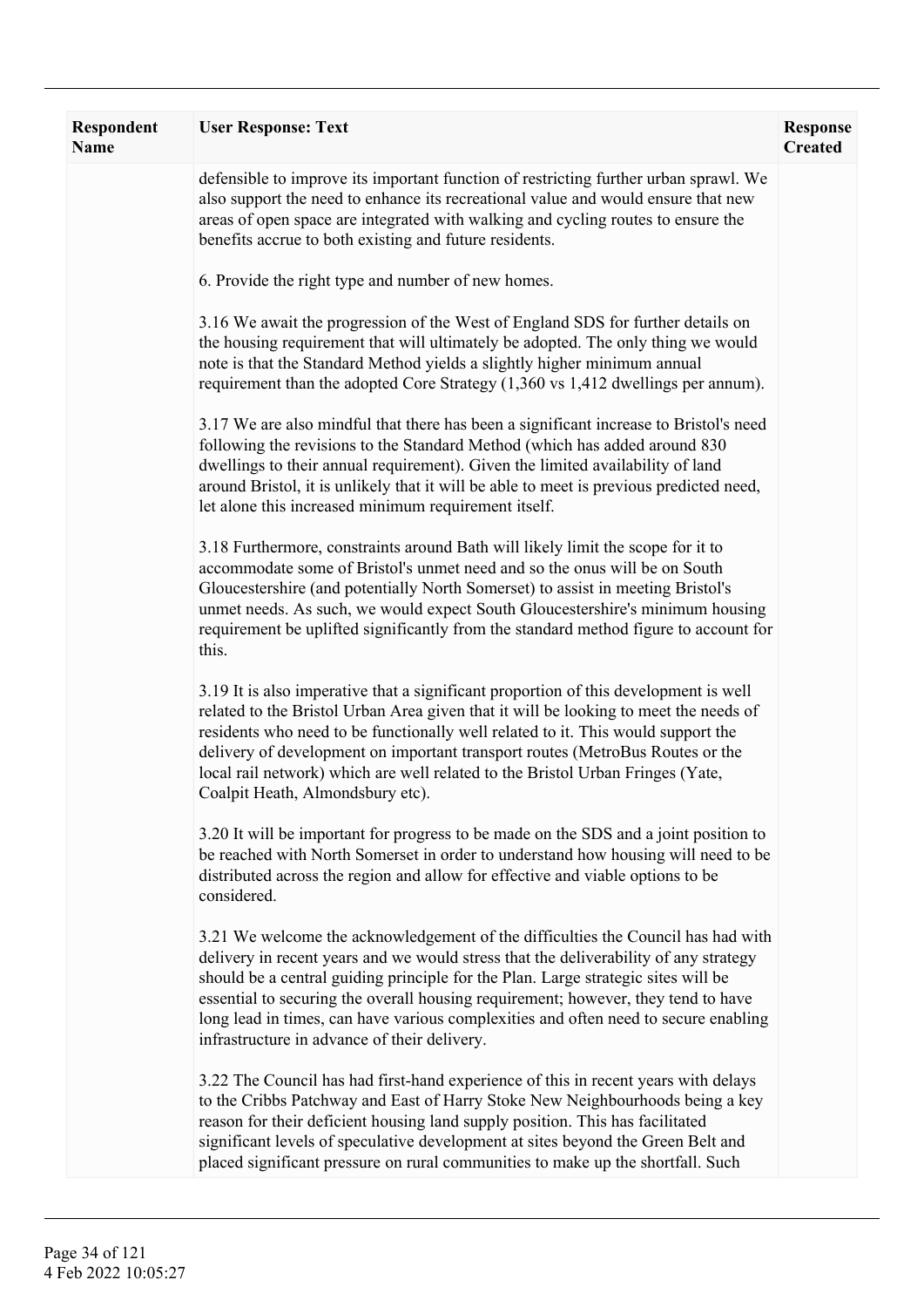| Respondent Name | User Response: Text | Response Created |
|---|---|---|
| | defensible to improve its important function of restricting further urban sprawl. We also support the need to enhance its recreational value and would ensure that new areas of open space are integrated with walking and cycling routes to ensure the benefits accrue to both existing and future residents.<br><br>6. Provide the right type and number of new homes.<br><br>3.16 We await the progression of the West of England SDS for further details on the housing requirement that will ultimately be adopted. The only thing we would note is that the Standard Method yields a slightly higher minimum annual requirement than the adopted Core Strategy (1,360 vs 1,412 dwellings per annum).<br><br>3.17 We are also mindful that there has been a significant increase to Bristol's need following the revisions to the Standard Method (which has added around 830 dwellings to their annual requirement). Given the limited availability of land around Bristol, it is unlikely that it will be able to meet is previous predicted need, let alone this increased minimum requirement itself.<br><br>3.18 Furthermore, constraints around Bath will likely limit the scope for it to accommodate some of Bristol's unmet need and so the onus will be on South Gloucestershire (and potentially North Somerset) to assist in meeting Bristol's unmet needs. As such, we would expect South Gloucestershire's minimum housing requirement be uplifted significantly from the standard method figure to account for this.<br><br>3.19 It is also imperative that a significant proportion of this development is well related to the Bristol Urban Area given that it will be looking to meet the needs of residents who need to be functionally well related to it. This would support the delivery of development on important transport routes (MetroBus Routes or the local rail network) which are well related to the Bristol Urban Fringes (Yate, Coalpit Heath, Almondsbury etc).<br><br>3.20 It will be important for progress to be made on the SDS and a joint position to be reached with North Somerset in order to understand how housing will need to be distributed across the region and allow for effective and viable options to be considered.<br><br>3.21 We welcome the acknowledgement of the difficulties the Council has had with delivery in recent years and we would stress that the deliverability of any strategy should be a central guiding principle for the Plan. Large strategic sites will be essential to securing the overall housing requirement; however, they tend to have long lead in times, can have various complexities and often need to secure enabling infrastructure in advance of their delivery.<br><br>3.22 The Council has had first-hand experience of this in recent years with delays to the Cribbs Patchway and East of Harry Stoke New Neighbourhoods being a key reason for their deficient housing land supply position. This has facilitated significant levels of speculative development at sites beyond the Green Belt and placed significant pressure on rural communities to make up the shortfall. Such | |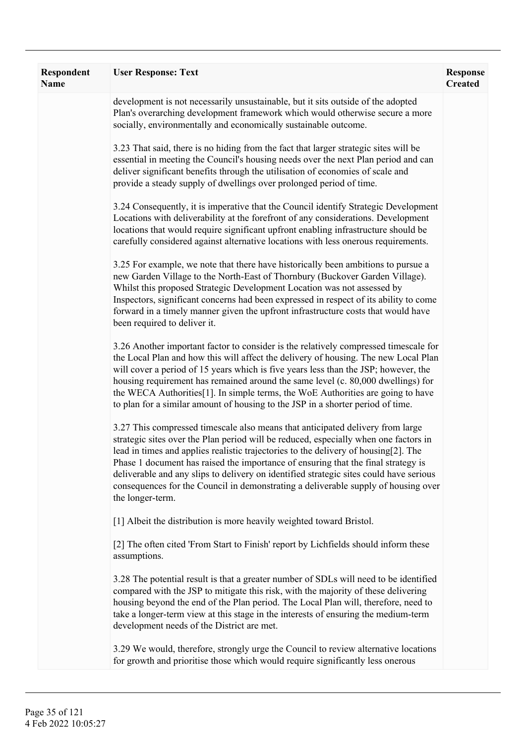| Respondent Name | User Response: Text | Response Created |
|---|---|---|
| | development is not necessarily unsustainable, but it sits outside of the adopted Plan's overarching development framework which would otherwise secure a more socially, environmentally and economically sustainable outcome.<br><br>3.23 That said, there is no hiding from the fact that larger strategic sites will be essential in meeting the Council's housing needs over the next Plan period and can deliver significant benefits through the utilisation of economies of scale and provide a steady supply of dwellings over prolonged period of time.<br><br>3.24 Consequently, it is imperative that the Council identify Strategic Development Locations with deliverability at the forefront of any considerations. Development locations that would require significant upfront enabling infrastructure should be carefully considered against alternative locations with less onerous requirements.<br><br>3.25 For example, we note that there have historically been ambitions to pursue a new Garden Village to the North-East of Thornbury (Buckover Garden Village). Whilst this proposed Strategic Development Location was not assessed by Inspectors, significant concerns had been expressed in respect of its ability to come forward in a timely manner given the upfront infrastructure costs that would have been required to deliver it.<br><br>3.26 Another important factor to consider is the relatively compressed timescale for the Local Plan and how this will affect the delivery of housing. The new Local Plan will cover a period of 15 years which is five years less than the JSP; however, the housing requirement has remained around the same level (c. 80,000 dwellings) for the WECA Authorities[1]. In simple terms, the WoE Authorities are going to have to plan for a similar amount of housing to the JSP in a shorter period of time.<br><br>3.27 This compressed timescale also means that anticipated delivery from large strategic sites over the Plan period will be reduced, especially when one factors in lead in times and applies realistic trajectories to the delivery of housing[2]. The Phase 1 document has raised the importance of ensuring that the final strategy is deliverable and any slips to delivery on identified strategic sites could have serious consequences for the Council in demonstrating a deliverable supply of housing over the longer-term.<br><br>[1] Albeit the distribution is more heavily weighted toward Bristol.<br><br>[2] The often cited 'From Start to Finish' report by Lichfields should inform these assumptions.<br><br>3.28 The potential result is that a greater number of SDLs will need to be identified compared with the JSP to mitigate this risk, with the majority of these delivering housing beyond the end of the Plan period. The Local Plan will, therefore, need to take a longer-term view at this stage in the interests of ensuring the medium-term development needs of the District are met.<br><br>3.29 We would, therefore, strongly urge the Council to review alternative locations for growth and prioritise those which would require significantly less onerous | |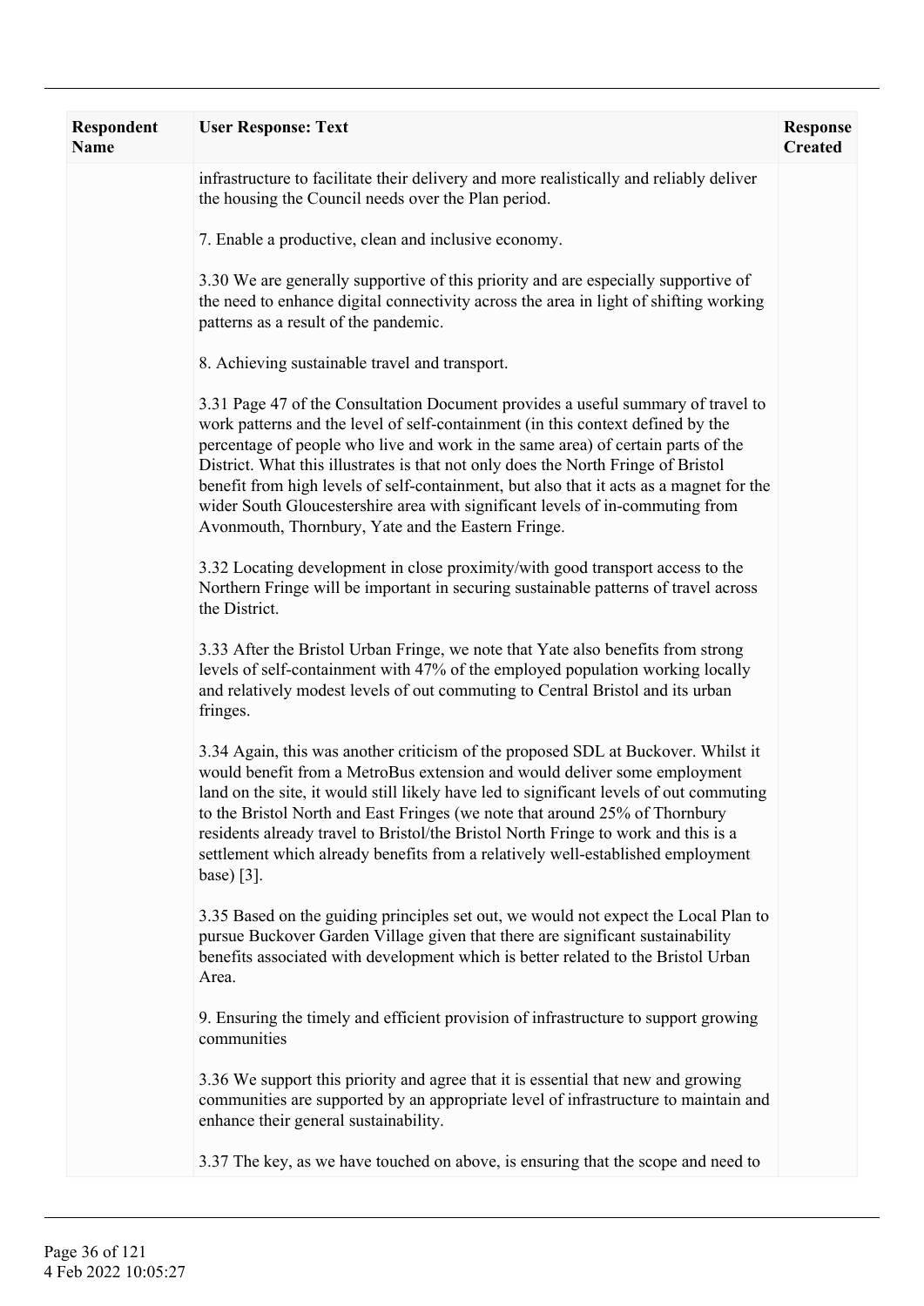| Respondent Name | User Response: Text | Response Created |
|---|---|---|
| | infrastructure to facilitate their delivery and more realistically and reliably deliver the housing the Council needs over the Plan period.<br><br>7. Enable a productive, clean and inclusive economy.<br><br>3.30 We are generally supportive of this priority and are especially supportive of the need to enhance digital connectivity across the area in light of shifting working patterns as a result of the pandemic.<br><br>8. Achieving sustainable travel and transport.<br><br>3.31 Page 47 of the Consultation Document provides a useful summary of travel to work patterns and the level of self-containment (in this context defined by the percentage of people who live and work in the same area) of certain parts of the District. What this illustrates is that not only does the North Fringe of Bristol benefit from high levels of self-containment, but also that it acts as a magnet for the wider South Gloucestershire area with significant levels of in-commuting from Avonmouth, Thornbury, Yate and the Eastern Fringe.<br><br>3.32 Locating development in close proximity/with good transport access to the Northern Fringe will be important in securing sustainable patterns of travel across the District.<br><br>3.33 After the Bristol Urban Fringe, we note that Yate also benefits from strong levels of self-containment with 47% of the employed population working locally and relatively modest levels of out commuting to Central Bristol and its urban fringes.<br><br>3.34 Again, this was another criticism of the proposed SDL at Buckover. Whilst it would benefit from a MetroBus extension and would deliver some employment land on the site, it would still likely have led to significant levels of out commuting to the Bristol North and East Fringes (we note that around 25% of Thornbury residents already travel to Bristol/the Bristol North Fringe to work and this is a settlement which already benefits from a relatively well-established employment base) [3].<br><br>3.35 Based on the guiding principles set out, we would not expect the Local Plan to pursue Buckover Garden Village given that there are significant sustainability benefits associated with development which is better related to the Bristol Urban Area.<br><br>9. Ensuring the timely and efficient provision of infrastructure to support growing communities<br><br>3.36 We support this priority and agree that it is essential that new and growing communities are supported by an appropriate level of infrastructure to maintain and enhance their general sustainability.<br><br>3.37 The key, as we have touched on above, is ensuring that the scope and need to | |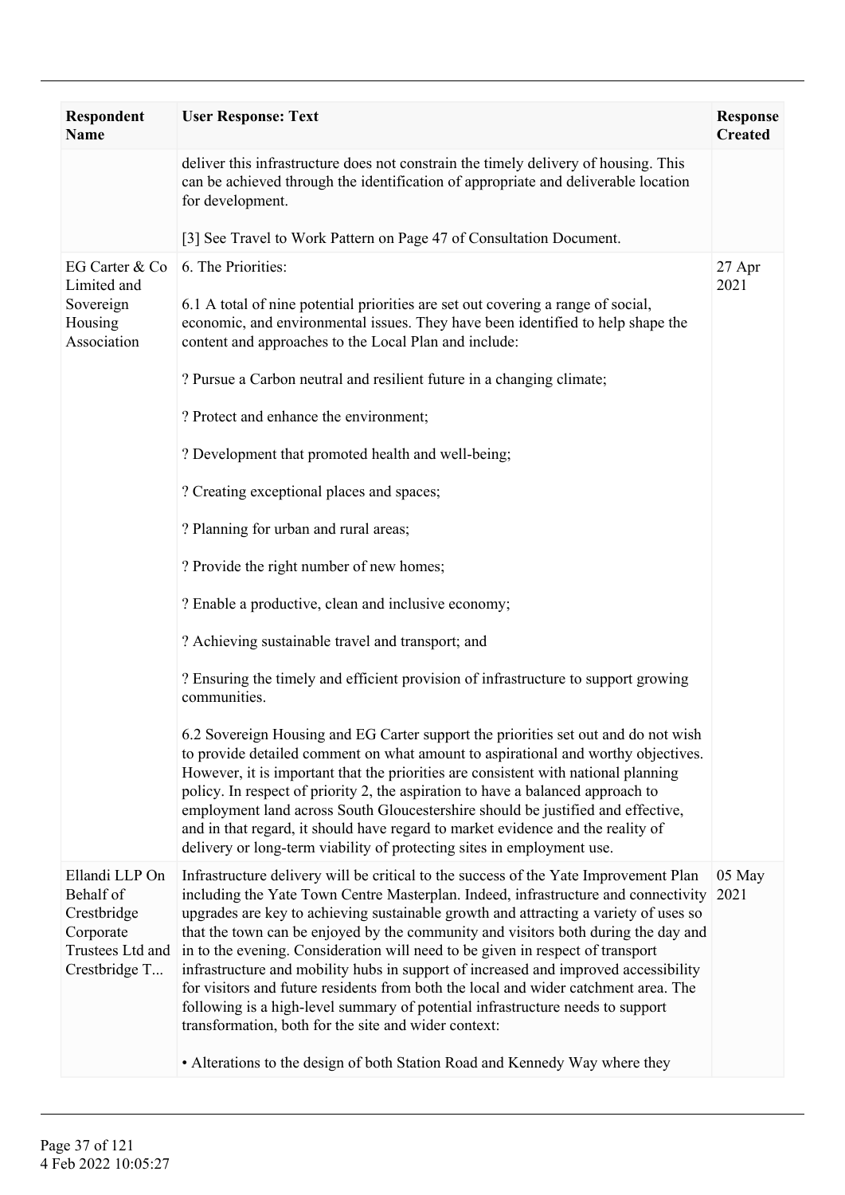| Respondent Name | User Response: Text | Response Created |
|---|---|---|
| | deliver this infrastructure does not constrain the timely delivery of housing. This can be achieved through the identification of appropriate and deliverable location for development.<br><br>[3] See Travel to Work Pattern on Page 47 of Consultation Document. | |
| EG Carter & Co Limited and Sovereign Housing Association | 6. The Priorities:<br><br>6.1 A total of nine potential priorities are set out covering a range of social, economic, and environmental issues. They have been identified to help shape the content and approaches to the Local Plan and include:<br><br>? Pursue a Carbon neutral and resilient future in a changing climate;<br><br>? Protect and enhance the environment;<br><br>? Development that promoted health and well-being;<br><br>? Creating exceptional places and spaces;<br><br>? Planning for urban and rural areas;<br><br>? Provide the right number of new homes;<br><br>? Enable a productive, clean and inclusive economy;<br><br>? Achieving sustainable travel and transport; and<br><br>? Ensuring the timely and efficient provision of infrastructure to support growing communities.<br><br>6.2 Sovereign Housing and EG Carter support the priorities set out and do not wish to provide detailed comment on what amount to aspirational and worthy objectives. However, it is important that the priorities are consistent with national planning policy. In respect of priority 2, the aspiration to have a balanced approach to employment land across South Gloucestershire should be justified and effective, and in that regard, it should have regard to market evidence and the reality of delivery or long-term viability of protecting sites in employment use. | 27 Apr 2021 |
| Ellandi LLP On Behalf of Crestbridge Corporate Trustees Ltd and Crestbridge T... | Infrastructure delivery will be critical to the success of the Yate Improvement Plan including the Yate Town Centre Masterplan. Indeed, infrastructure and connectivity upgrades are key to achieving sustainable growth and attracting a variety of uses so that the town can be enjoyed by the community and visitors both during the day and in to the evening. Consideration will need to be given in respect of transport infrastructure and mobility hubs in support of increased and improved accessibility for visitors and future residents from both the local and wider catchment area. The following is a high-level summary of potential infrastructure needs to support transformation, both for the site and wider context:<br><br>• Alterations to the design of both Station Road and Kennedy Way where they | 05 May 2021 |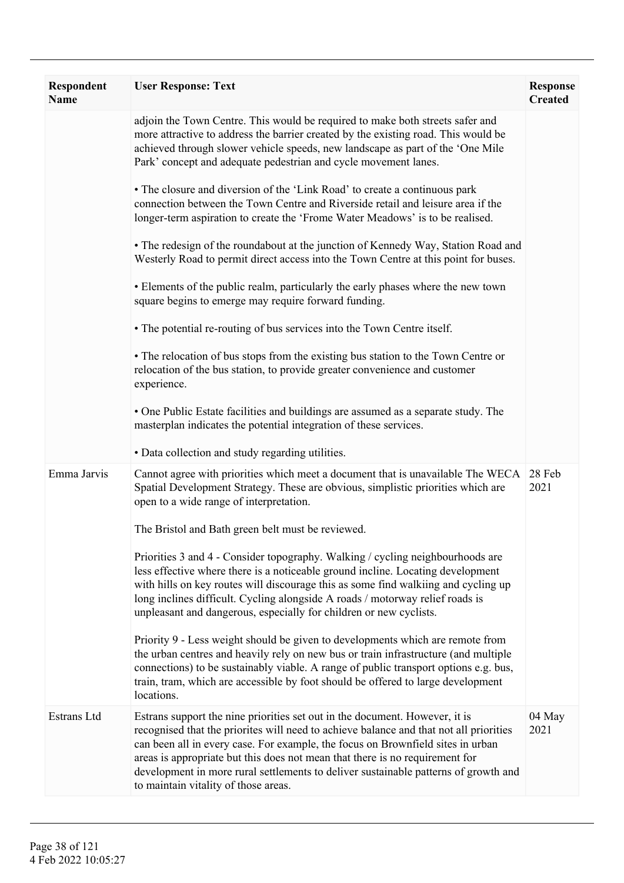| Respondent Name | User Response: Text | Response Created |
|---|---|---|
| | adjoin the Town Centre. This would be required to make both streets safer and more attractive to address the barrier created by the existing road. This would be achieved through slower vehicle speeds, new landscape as part of the 'One Mile Park' concept and adequate pedestrian and cycle movement lanes.<br><br>• The closure and diversion of the 'Link Road' to create a continuous park connection between the Town Centre and Riverside retail and leisure area if the longer-term aspiration to create the 'Frome Water Meadows' is to be realised.<br><br>• The redesign of the roundabout at the junction of Kennedy Way, Station Road and Westerly Road to permit direct access into the Town Centre at this point for buses.<br><br>• Elements of the public realm, particularly the early phases where the new town square begins to emerge may require forward funding.<br><br>• The potential re-routing of bus services into the Town Centre itself.<br><br>• The relocation of bus stops from the existing bus station to the Town Centre or relocation of the bus station, to provide greater convenience and customer experience.<br><br>• One Public Estate facilities and buildings are assumed as a separate study. The masterplan indicates the potential integration of these services.<br><br>• Data collection and study regarding utilities. | |
| Emma Jarvis | Cannot agree with priorities which meet a document that is unavailable The WECA Spatial Development Strategy. These are obvious, simplistic priorities which are open to a wide range of interpretation.<br><br>The Bristol and Bath green belt must be reviewed.<br><br>Priorities 3 and 4 - Consider topography. Walking / cycling neighbourhoods are less effective where there is a noticeable ground incline. Locating development with hills on key routes will discourage this as some find walkiing and cycling up long inclines difficult. Cycling alongside A roads / motorway relief roads is unpleasant and dangerous, especially for children or new cyclists.<br><br>Priority 9 - Less weight should be given to developments which are remote from the urban centres and heavily rely on new bus or train infrastructure (and multiple connections) to be sustainably viable. A range of public transport options e.g. bus, train, tram, which are accessible by foot should be offered to large development locations. | 28 Feb 2021 |
| Estrans Ltd | Estrans support the nine priorities set out in the document. However, it is recognised that the priorites will need to achieve balance and that not all priorities can been all in every case. For example, the focus on Brownfield sites in urban areas is appropriate but this does not mean that there is no requirement for development in more rural settlements to deliver sustainable patterns of growth and to maintain vitality of those areas. | 04 May 2021 |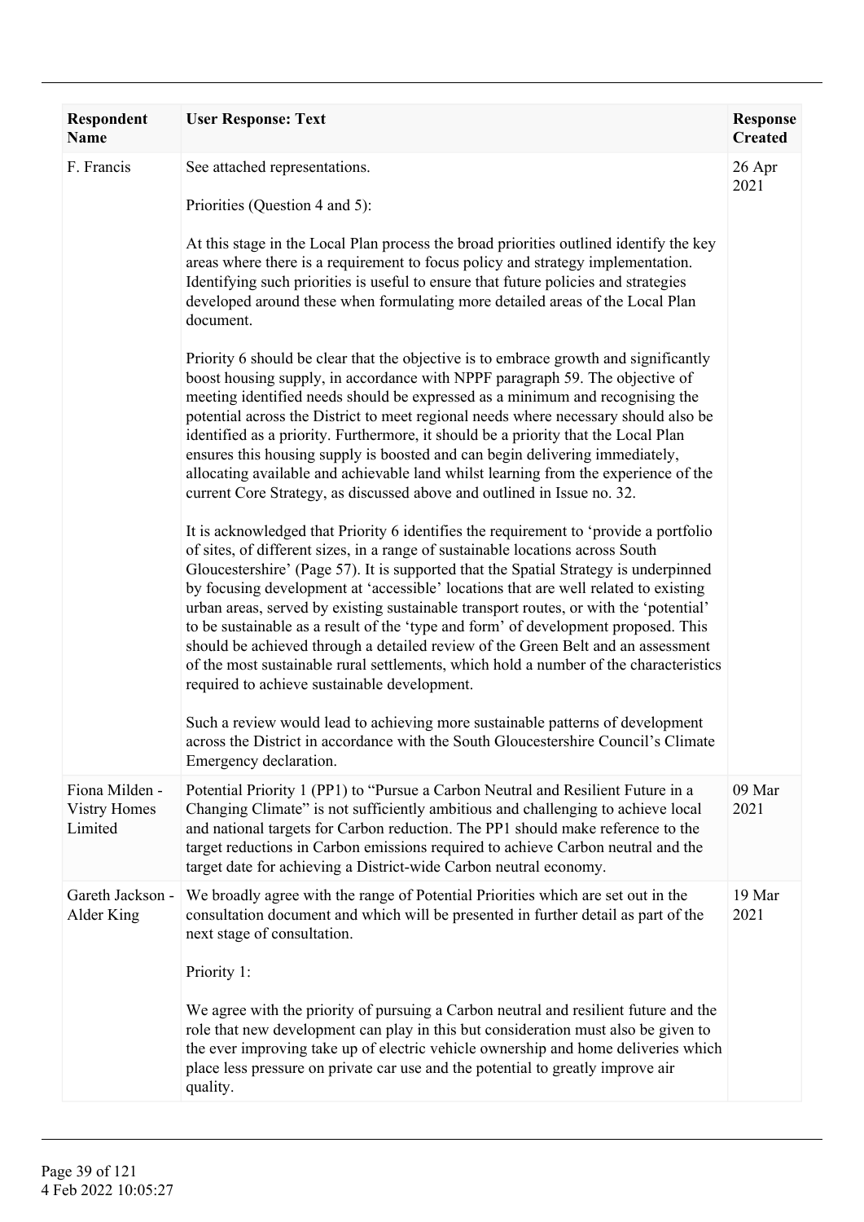| Respondent Name | User Response: Text | Response Created |
| --- | --- | --- |
| F. Francis | See attached representations.<br><br>Priorities (Question 4 and 5):<br><br>At this stage in the Local Plan process the broad priorities outlined identify the key areas where there is a requirement to focus policy and strategy implementation. Identifying such priorities is useful to ensure that future policies and strategies developed around these when formulating more detailed areas of the Local Plan document.<br><br>Priority 6 should be clear that the objective is to embrace growth and significantly boost housing supply, in accordance with NPPF paragraph 59. The objective of meeting identified needs should be expressed as a minimum and recognising the potential across the District to meet regional needs where necessary should also be identified as a priority. Furthermore, it should be a priority that the Local Plan ensures this housing supply is boosted and can begin delivering immediately, allocating available and achievable land whilst learning from the experience of the current Core Strategy, as discussed above and outlined in Issue no. 32.<br><br>It is acknowledged that Priority 6 identifies the requirement to 'provide a portfolio of sites, of different sizes, in a range of sustainable locations across South Gloucestershire' (Page 57). It is supported that the Spatial Strategy is underpinned by focusing development at 'accessible' locations that are well related to existing urban areas, served by existing sustainable transport routes, or with the 'potential' to be sustainable as a result of the 'type and form' of development proposed. This should be achieved through a detailed review of the Green Belt and an assessment of the most sustainable rural settlements, which hold a number of the characteristics required to achieve sustainable development.<br><br>Such a review would lead to achieving more sustainable patterns of development across the District in accordance with the South Gloucestershire Council's Climate Emergency declaration. | 26 Apr 2021 |
| Fiona Milden - Vistry Homes Limited | Potential Priority 1 (PP1) to "Pursue a Carbon Neutral and Resilient Future in a Changing Climate" is not sufficiently ambitious and challenging to achieve local and national targets for Carbon reduction. The PP1 should make reference to the target reductions in Carbon emissions required to achieve Carbon neutral and the target date for achieving a District-wide Carbon neutral economy. | 09 Mar 2021 |
| Gareth Jackson - Alder King | We broadly agree with the range of Potential Priorities which are set out in the consultation document and which will be presented in further detail as part of the next stage of consultation.<br><br>Priority 1:<br><br>We agree with the priority of pursuing a Carbon neutral and resilient future and the role that new development can play in this but consideration must also be given to the ever improving take up of electric vehicle ownership and home deliveries which place less pressure on private car use and the potential to greatly improve air quality. | 19 Mar 2021 |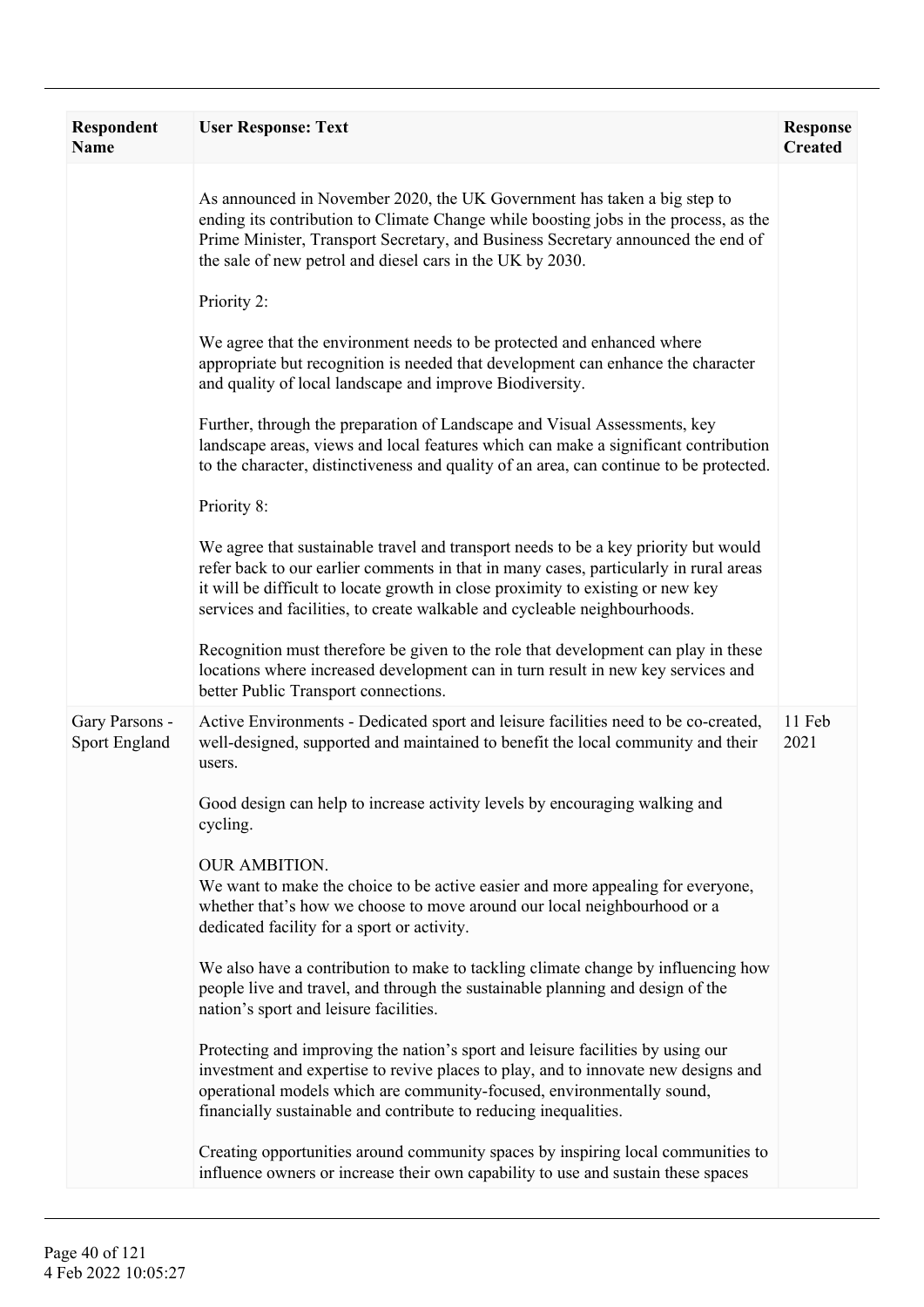| Respondent Name | User Response: Text | Response Created |
|---|---|---|
| | As announced in November 2020, the UK Government has taken a big step to ending its contribution to Climate Change while boosting jobs in the process, as the Prime Minister, Transport Secretary, and Business Secretary announced the end of the sale of new petrol and diesel cars in the UK by 2030.<br><br>Priority 2:<br><br>We agree that the environment needs to be protected and enhanced where appropriate but recognition is needed that development can enhance the character and quality of local landscape and improve Biodiversity.<br><br>Further, through the preparation of Landscape and Visual Assessments, key landscape areas, views and local features which can make a significant contribution to the character, distinctiveness and quality of an area, can continue to be protected.<br><br>Priority 8:<br><br>We agree that sustainable travel and transport needs to be a key priority but would refer back to our earlier comments in that in many cases, particularly in rural areas it will be difficult to locate growth in close proximity to existing or new key services and facilities, to create walkable and cycleable neighbourhoods.<br><br>Recognition must therefore be given to the role that development can play in these locations where increased development can in turn result in new key services and better Public Transport connections. | |
| Gary Parsons - Sport England | Active Environments - Dedicated sport and leisure facilities need to be co-created, well-designed, supported and maintained to benefit the local community and their users.<br><br>Good design can help to increase activity levels by encouraging walking and cycling.<br><br>OUR AMBITION.<br>We want to make the choice to be active easier and more appealing for everyone, whether that's how we choose to move around our local neighbourhood or a dedicated facility for a sport or activity.<br><br>We also have a contribution to make to tackling climate change by influencing how people live and travel, and through the sustainable planning and design of the nation's sport and leisure facilities.<br><br>Protecting and improving the nation's sport and leisure facilities by using our investment and expertise to revive places to play, and to innovate new designs and operational models which are community-focused, environmentally sound, financially sustainable and contribute to reducing inequalities.<br><br>Creating opportunities around community spaces by inspiring local communities to influence owners or increase their own capability to use and sustain these spaces | 11 Feb 2021 |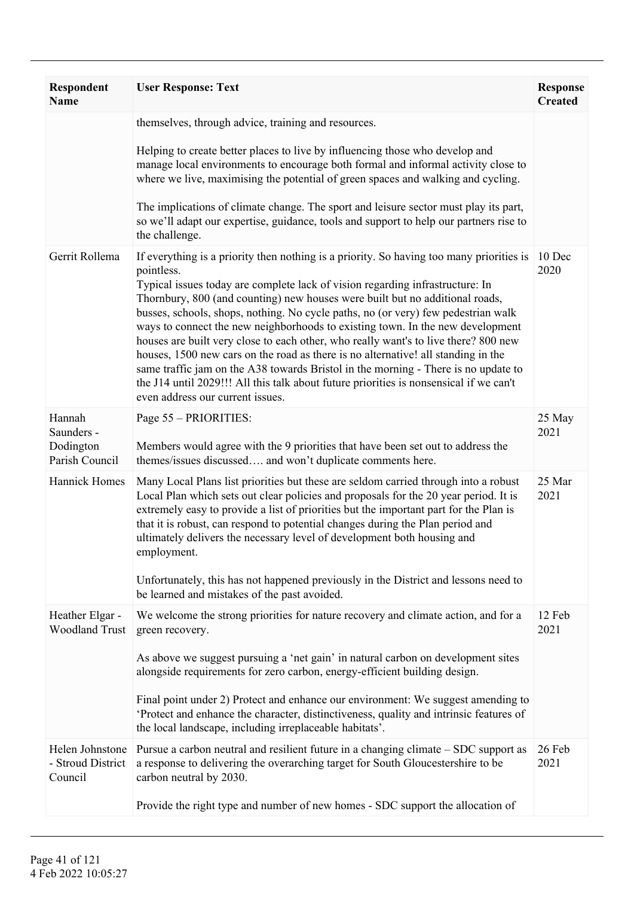| Respondent Name | User Response: Text | Response Created |
|---|---|---|
| | themselves, through advice, training and resources.<br><br>Helping to create better places to live by influencing those who develop and manage local environments to encourage both formal and informal activity close to where we live, maximising the potential of green spaces and walking and cycling.<br><br>The implications of climate change. The sport and leisure sector must play its part, so we'll adapt our expertise, guidance, tools and support to help our partners rise to the challenge. | |
| Gerrit Rollema | If everything is a priority then nothing is a priority. So having too many priorities is pointless.<br>Typical issues today are complete lack of vision regarding infrastructure: In Thornbury, 800 (and counting) new houses were built but no additional roads, busses, schools, shops, nothing. No cycle paths, no (or very) few pedestrian walk ways to connect the new neighborhoods to existing town. In the new development houses are built very close to each other, who really want's to live there? 800 new houses, 1500 new cars on the road as there is no alternative! all standing in the same traffic jam on the A38 towards Bristol in the morning - There is no update to the J14 until 2029!!! All this talk about future priorities is nonsensical if we can't even address our current issues. | 10 Dec 2020 |
| Hannah Saunders - Dodington Parish Council | Page 55 – PRIORITIES:<br><br>Members would agree with the 9 priorities that have been set out to address the themes/issues discussed…. and won't duplicate comments here. | 25 May 2021 |
| Hannick Homes | Many Local Plans list priorities but these are seldom carried through into a robust Local Plan which sets out clear policies and proposals for the 20 year period. It is extremely easy to provide a list of priorities but the important part for the Plan is that it is robust, can respond to potential changes during the Plan period and ultimately delivers the necessary level of development both housing and employment.<br><br>Unfortunately, this has not happened previously in the District and lessons need to be learned and mistakes of the past avoided. | 25 Mar 2021 |
| Heather Elgar - Woodland Trust | We welcome the strong priorities for nature recovery and climate action, and for a green recovery.<br><br>As above we suggest pursuing a 'net gain' in natural carbon on development sites alongside requirements for zero carbon, energy-efficient building design.<br><br>Final point under 2) Protect and enhance our environment: We suggest amending to 'Protect and enhance the character, distinctiveness, quality and intrinsic features of the local landscape, including irreplaceable habitats'. | 12 Feb 2021 |
| Helen Johnstone - Stroud District Council | Pursue a carbon neutral and resilient future in a changing climate – SDC support as a response to delivering the overarching target for South Gloucestershire to be carbon neutral by 2030.<br><br>Provide the right type and number of new homes - SDC support the allocation of | 26 Feb 2021 |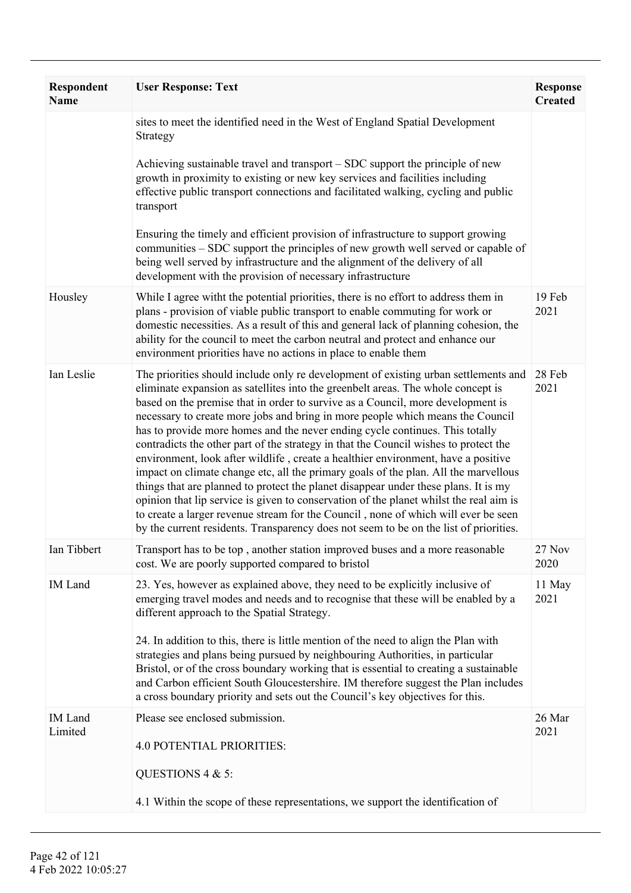| Respondent Name | User Response: Text | Response Created |
|---|---|---|
| | sites to meet the identified need in the West of England Spatial Development Strategy<br><br>Achieving sustainable travel and transport – SDC support the principle of new growth in proximity to existing or new key services and facilities including effective public transport connections and facilitated walking, cycling and public transport<br><br>Ensuring the timely and efficient provision of infrastructure to support growing communities – SDC support the principles of new growth well served or capable of being well served by infrastructure and the alignment of the delivery of all development with the provision of necessary infrastructure | |
| Housley | While I agree witht the potential priorities, there is no effort to address them in plans - provision of viable public transport to enable commuting for work or domestic necessities. As a result of this and general lack of planning cohesion, the ability for the council to meet the carbon neutral and protect and enhance our environment priorities have no actions in place to enable them | 19 Feb 2021 |
| Ian Leslie | The priorities should include only re development of existing urban settlements and eliminate expansion as satellites into the greenbelt areas. The whole concept is based on the premise that in order to survive as a Council, more development is necessary to create more jobs and bring in more people which means the Council has to provide more homes and the never ending cycle continues. This totally contradicts the other part of the strategy in that the Council wishes to protect the environment, look after wildlife , create a healthier environment, have a positive impact on climate change etc, all the primary goals of the plan. All the marvellous things that are planned to protect the planet disappear under these plans. It is my opinion that lip service is given to conservation of the planet whilst the real aim is to create a larger revenue stream for the Council , none of which will ever be seen by the current residents. Transparency does not seem to be on the list of priorities. | 28 Feb 2021 |
| Ian Tibbert | Transport has to be top , another station improved buses and a more reasonable cost. We are poorly supported compared to bristol | 27 Nov 2020 |
| IM Land | 23. Yes, however as explained above, they need to be explicitly inclusive of emerging travel modes and needs and to recognise that these will be enabled by a different approach to the Spatial Strategy.<br><br>24. In addition to this, there is little mention of the need to align the Plan with strategies and plans being pursued by neighbouring Authorities, in particular Bristol, or of the cross boundary working that is essential to creating a sustainable and Carbon efficient South Gloucestershire. IM therefore suggest the Plan includes a cross boundary priority and sets out the Council's key objectives for this. | 11 May 2021 |
| IM Land Limited | Please see enclosed submission.<br><br>4.0 POTENTIAL PRIORITIES:<br><br>QUESTIONS 4 & 5:<br><br>4.1 Within the scope of these representations, we support the identification of | 26 Mar 2021 |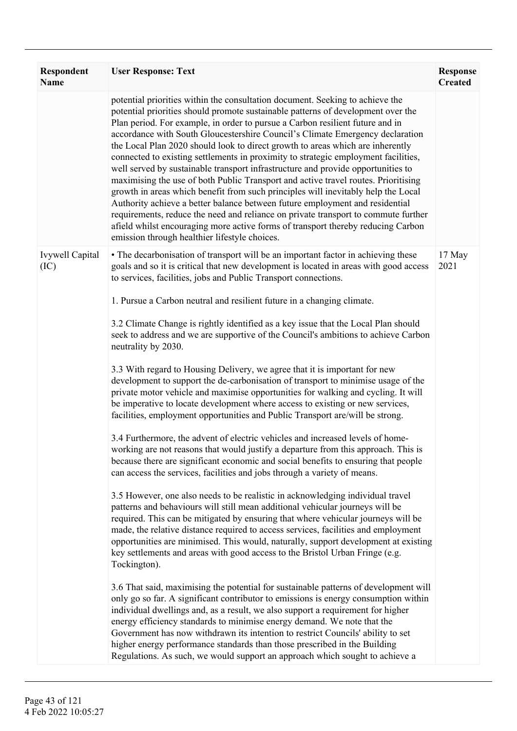| Respondent Name | User Response: Text | Response Created |
|---|---|---|
| | potential priorities within the consultation document. Seeking to achieve the potential priorities should promote sustainable patterns of development over the Plan period. For example, in order to pursue a Carbon resilient future and in accordance with South Gloucestershire Council's Climate Emergency declaration the Local Plan 2020 should look to direct growth to areas which are inherently connected to existing settlements in proximity to strategic employment facilities, well served by sustainable transport infrastructure and provide opportunities to maximising the use of both Public Transport and active travel routes. Prioritising growth in areas which benefit from such principles will inevitably help the Local Authority achieve a better balance between future employment and residential requirements, reduce the need and reliance on private transport to commute further afield whilst encouraging more active forms of transport thereby reducing Carbon emission through healthier lifestyle choices. | |
| Ivywell Capital (IC) | • The decarbonisation of transport will be an important factor in achieving these goals and so it is critical that new development is located in areas with good access to services, facilities, jobs and Public Transport connections.<br><br>1. Pursue a Carbon neutral and resilient future in a changing climate.<br><br>3.2 Climate Change is rightly identified as a key issue that the Local Plan should seek to address and we are supportive of the Council's ambitions to achieve Carbon neutrality by 2030.<br><br>3.3 With regard to Housing Delivery, we agree that it is important for new development to support the de-carbonisation of transport to minimise usage of the private motor vehicle and maximise opportunities for walking and cycling. It will be imperative to locate development where access to existing or new services, facilities, employment opportunities and Public Transport are/will be strong.<br><br>3.4 Furthermore, the advent of electric vehicles and increased levels of home-working are not reasons that would justify a departure from this approach. This is because there are significant economic and social benefits to ensuring that people can access the services, facilities and jobs through a variety of means.<br><br>3.5 However, one also needs to be realistic in acknowledging individual travel patterns and behaviours will still mean additional vehicular journeys will be required. This can be mitigated by ensuring that where vehicular journeys will be made, the relative distance required to access services, facilities and employment opportunities are minimised. This would, naturally, support development at existing key settlements and areas with good access to the Bristol Urban Fringe (e.g. Tockington).<br><br>3.6 That said, maximising the potential for sustainable patterns of development will only go so far. A significant contributor to emissions is energy consumption within individual dwellings and, as a result, we also support a requirement for higher energy efficiency standards to minimise energy demand. We note that the Government has now withdrawn its intention to restrict Councils' ability to set higher energy performance standards than those prescribed in the Building Regulations. As such, we would support an approach which sought to achieve a | 17 May 2021 |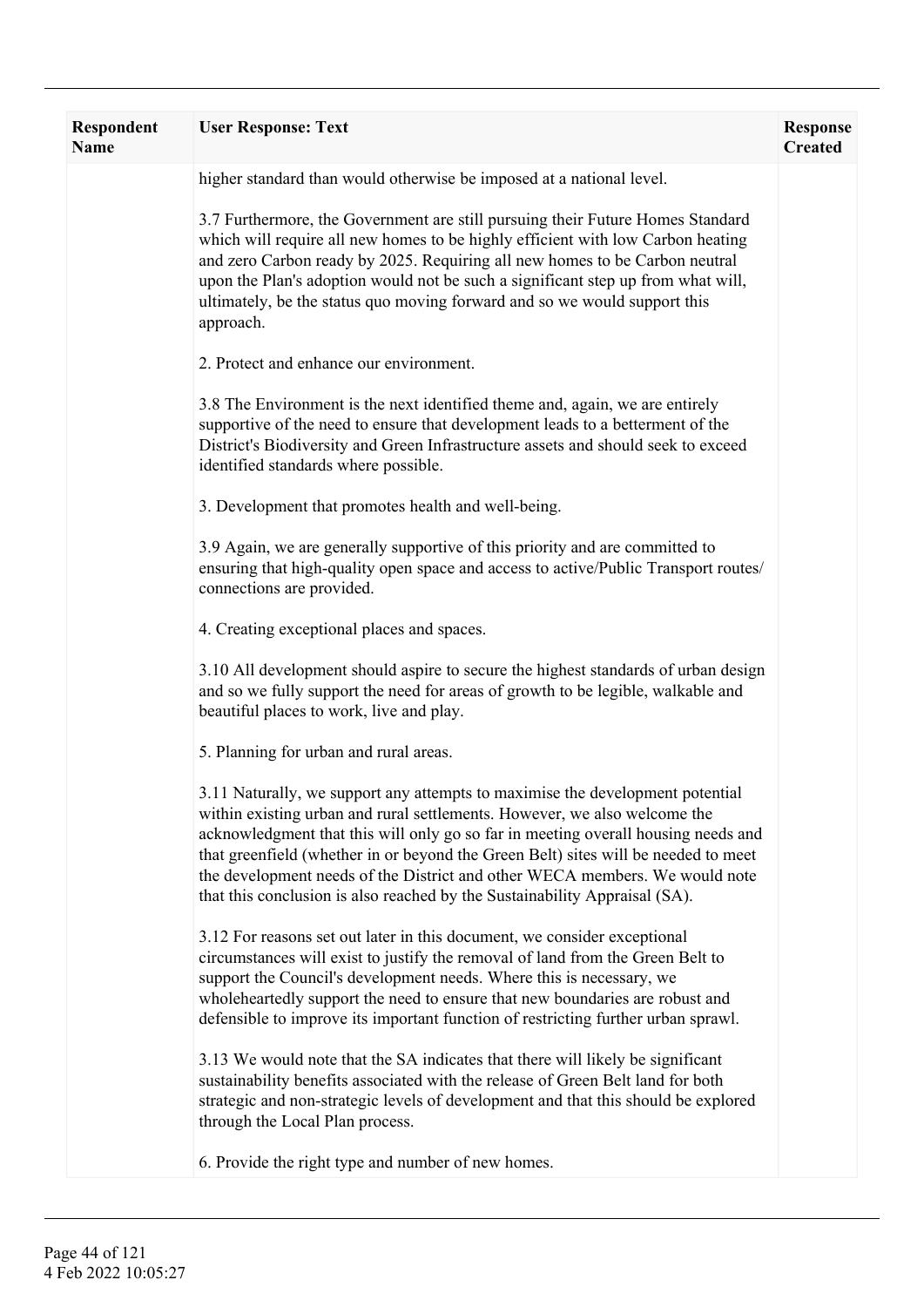| Respondent Name | User Response: Text | Response Created |
|---|---|---|
| | higher standard than would otherwise be imposed at a national level.<br><br>3.7 Furthermore, the Government are still pursuing their Future Homes Standard which will require all new homes to be highly efficient with low Carbon heating and zero Carbon ready by 2025. Requiring all new homes to be Carbon neutral upon the Plan's adoption would not be such a significant step up from what will, ultimately, be the status quo moving forward and so we would support this approach.<br><br>2. Protect and enhance our environment.<br><br>3.8 The Environment is the next identified theme and, again, we are entirely supportive of the need to ensure that development leads to a betterment of the District's Biodiversity and Green Infrastructure assets and should seek to exceed identified standards where possible.<br><br>3. Development that promotes health and well-being.<br><br>3.9 Again, we are generally supportive of this priority and are committed to ensuring that high-quality open space and access to active/Public Transport routes/ connections are provided.<br><br>4. Creating exceptional places and spaces.<br><br>3.10 All development should aspire to secure the highest standards of urban design and so we fully support the need for areas of growth to be legible, walkable and beautiful places to work, live and play.<br><br>5. Planning for urban and rural areas.<br><br>3.11 Naturally, we support any attempts to maximise the development potential within existing urban and rural settlements. However, we also welcome the acknowledgment that this will only go so far in meeting overall housing needs and that greenfield (whether in or beyond the Green Belt) sites will be needed to meet the development needs of the District and other WECA members. We would note that this conclusion is also reached by the Sustainability Appraisal (SA).<br><br>3.12 For reasons set out later in this document, we consider exceptional circumstances will exist to justify the removal of land from the Green Belt to support the Council's development needs. Where this is necessary, we wholeheartedly support the need to ensure that new boundaries are robust and defensible to improve its important function of restricting further urban sprawl.<br><br>3.13 We would note that the SA indicates that there will likely be significant sustainability benefits associated with the release of Green Belt land for both strategic and non-strategic levels of development and that this should be explored through the Local Plan process.<br><br>6. Provide the right type and number of new homes. | |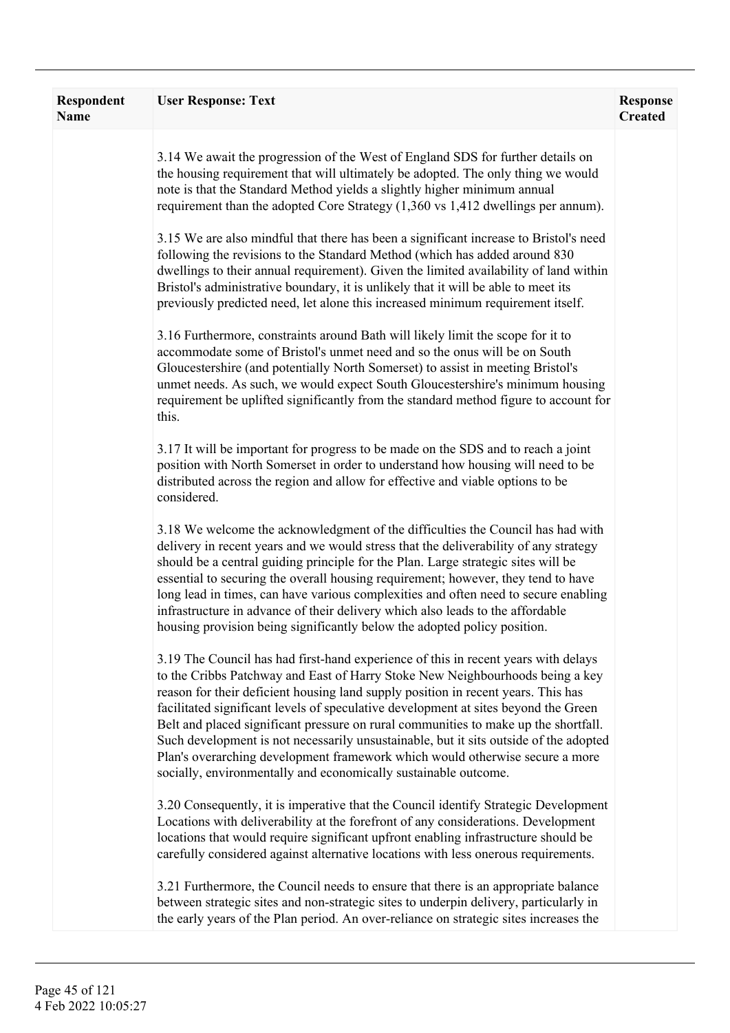| Respondent Name | User Response: Text | Response Created |
|---|---|---|
| | 3.14 We await the progression of the West of England SDS for further details on the housing requirement that will ultimately be adopted. The only thing we would note is that the Standard Method yields a slightly higher minimum annual requirement than the adopted Core Strategy (1,360 vs 1,412 dwellings per annum).<br><br>3.15 We are also mindful that there has been a significant increase to Bristol's need following the revisions to the Standard Method (which has added around 830 dwellings to their annual requirement). Given the limited availability of land within Bristol's administrative boundary, it is unlikely that it will be able to meet its previously predicted need, let alone this increased minimum requirement itself.<br><br>3.16 Furthermore, constraints around Bath will likely limit the scope for it to accommodate some of Bristol's unmet need and so the onus will be on South Gloucestershire (and potentially North Somerset) to assist in meeting Bristol's unmet needs. As such, we would expect South Gloucestershire's minimum housing requirement be uplifted significantly from the standard method figure to account for this.<br><br>3.17 It will be important for progress to be made on the SDS and to reach a joint position with North Somerset in order to understand how housing will need to be distributed across the region and allow for effective and viable options to be considered.<br><br>3.18 We welcome the acknowledgment of the difficulties the Council has had with delivery in recent years and we would stress that the deliverability of any strategy should be a central guiding principle for the Plan. Large strategic sites will be essential to securing the overall housing requirement; however, they tend to have long lead in times, can have various complexities and often need to secure enabling infrastructure in advance of their delivery which also leads to the affordable housing provision being significantly below the adopted policy position.<br><br>3.19 The Council has had first-hand experience of this in recent years with delays to the Cribbs Patchway and East of Harry Stoke New Neighbourhoods being a key reason for their deficient housing land supply position in recent years. This has facilitated significant levels of speculative development at sites beyond the Green Belt and placed significant pressure on rural communities to make up the shortfall. Such development is not necessarily unsustainable, but it sits outside of the adopted Plan's overarching development framework which would otherwise secure a more socially, environmentally and economically sustainable outcome.<br><br>3.20 Consequently, it is imperative that the Council identify Strategic Development Locations with deliverability at the forefront of any considerations. Development locations that would require significant upfront enabling infrastructure should be carefully considered against alternative locations with less onerous requirements.<br><br>3.21 Furthermore, the Council needs to ensure that there is an appropriate balance between strategic sites and non-strategic sites to underpin delivery, particularly in the early years of the Plan period. An over-reliance on strategic sites increases the | |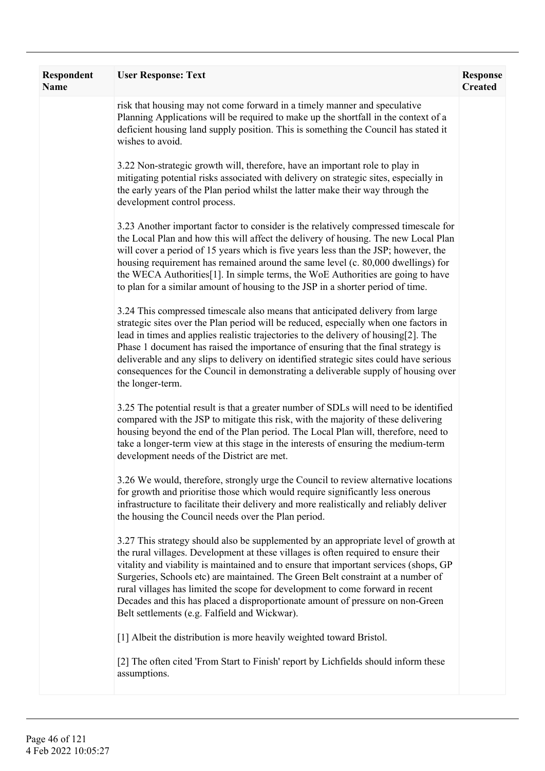| Respondent Name | User Response: Text | Response Created |
| --- | --- | --- |
| | risk that housing may not come forward in a timely manner and speculative Planning Applications will be required to make up the shortfall in the context of a deficient housing land supply position. This is something the Council has stated it wishes to avoid.<br><br>3.22 Non-strategic growth will, therefore, have an important role to play in mitigating potential risks associated with delivery on strategic sites, especially in the early years of the Plan period whilst the latter make their way through the development control process.<br><br>3.23 Another important factor to consider is the relatively compressed timescale for the Local Plan and how this will affect the delivery of housing. The new Local Plan will cover a period of 15 years which is five years less than the JSP; however, the housing requirement has remained around the same level (c. 80,000 dwellings) for the WECA Authorities[1]. In simple terms, the WoE Authorities are going to have to plan for a similar amount of housing to the JSP in a shorter period of time.<br><br>3.24 This compressed timescale also means that anticipated delivery from large strategic sites over the Plan period will be reduced, especially when one factors in lead in times and applies realistic trajectories to the delivery of housing[2]. The Phase 1 document has raised the importance of ensuring that the final strategy is deliverable and any slips to delivery on identified strategic sites could have serious consequences for the Council in demonstrating a deliverable supply of housing over the longer-term.<br><br>3.25 The potential result is that a greater number of SDLs will need to be identified compared with the JSP to mitigate this risk, with the majority of these delivering housing beyond the end of the Plan period. The Local Plan will, therefore, need to take a longer-term view at this stage in the interests of ensuring the medium-term development needs of the District are met.<br><br>3.26 We would, therefore, strongly urge the Council to review alternative locations for growth and prioritise those which would require significantly less onerous infrastructure to facilitate their delivery and more realistically and reliably deliver the housing the Council needs over the Plan period.<br><br>3.27 This strategy should also be supplemented by an appropriate level of growth at the rural villages. Development at these villages is often required to ensure their vitality and viability is maintained and to ensure that important services (shops, GP Surgeries, Schools etc) are maintained. The Green Belt constraint at a number of rural villages has limited the scope for development to come forward in recent Decades and this has placed a disproportionate amount of pressure on non-Green Belt settlements (e.g. Falfield and Wickwar).<br><br>[1] Albeit the distribution is more heavily weighted toward Bristol.<br><br>[2] The often cited 'From Start to Finish' report by Lichfields should inform these assumptions. | |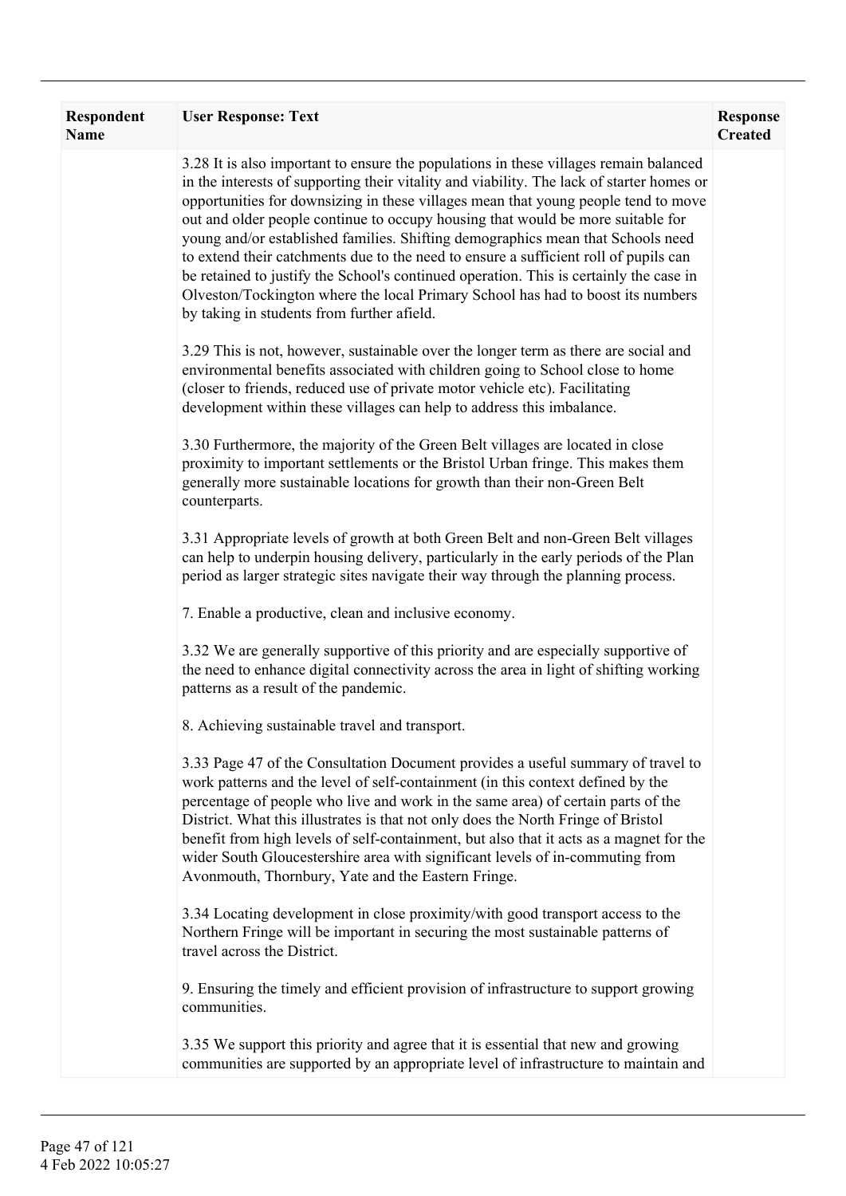| Respondent Name | User Response: Text | Response Created |
| --- | --- | --- |
| | 3.28 It is also important to ensure the populations in these villages remain balanced in the interests of supporting their vitality and viability. The lack of starter homes or opportunities for downsizing in these villages mean that young people tend to move out and older people continue to occupy housing that would be more suitable for young and/or established families. Shifting demographics mean that Schools need to extend their catchments due to the need to ensure a sufficient roll of pupils can be retained to justify the School's continued operation. This is certainly the case in Olveston/Tockington where the local Primary School has had to boost its numbers by taking in students from further afield.<br><br>3.29 This is not, however, sustainable over the longer term as there are social and environmental benefits associated with children going to School close to home (closer to friends, reduced use of private motor vehicle etc). Facilitating development within these villages can help to address this imbalance.<br><br>3.30 Furthermore, the majority of the Green Belt villages are located in close proximity to important settlements or the Bristol Urban fringe. This makes them generally more sustainable locations for growth than their non-Green Belt counterparts.<br><br>3.31 Appropriate levels of growth at both Green Belt and non-Green Belt villages can help to underpin housing delivery, particularly in the early periods of the Plan period as larger strategic sites navigate their way through the planning process.<br><br>7. Enable a productive, clean and inclusive economy.<br><br>3.32 We are generally supportive of this priority and are especially supportive of the need to enhance digital connectivity across the area in light of shifting working patterns as a result of the pandemic.<br><br>8. Achieving sustainable travel and transport.<br><br>3.33 Page 47 of the Consultation Document provides a useful summary of travel to work patterns and the level of self-containment (in this context defined by the percentage of people who live and work in the same area) of certain parts of the District. What this illustrates is that not only does the North Fringe of Bristol benefit from high levels of self-containment, but also that it acts as a magnet for the wider South Gloucestershire area with significant levels of in-commuting from Avonmouth, Thornbury, Yate and the Eastern Fringe.<br><br>3.34 Locating development in close proximity/with good transport access to the Northern Fringe will be important in securing the most sustainable patterns of travel across the District.<br><br>9. Ensuring the timely and efficient provision of infrastructure to support growing communities.<br><br>3.35 We support this priority and agree that it is essential that new and growing communities are supported by an appropriate level of infrastructure to maintain and | |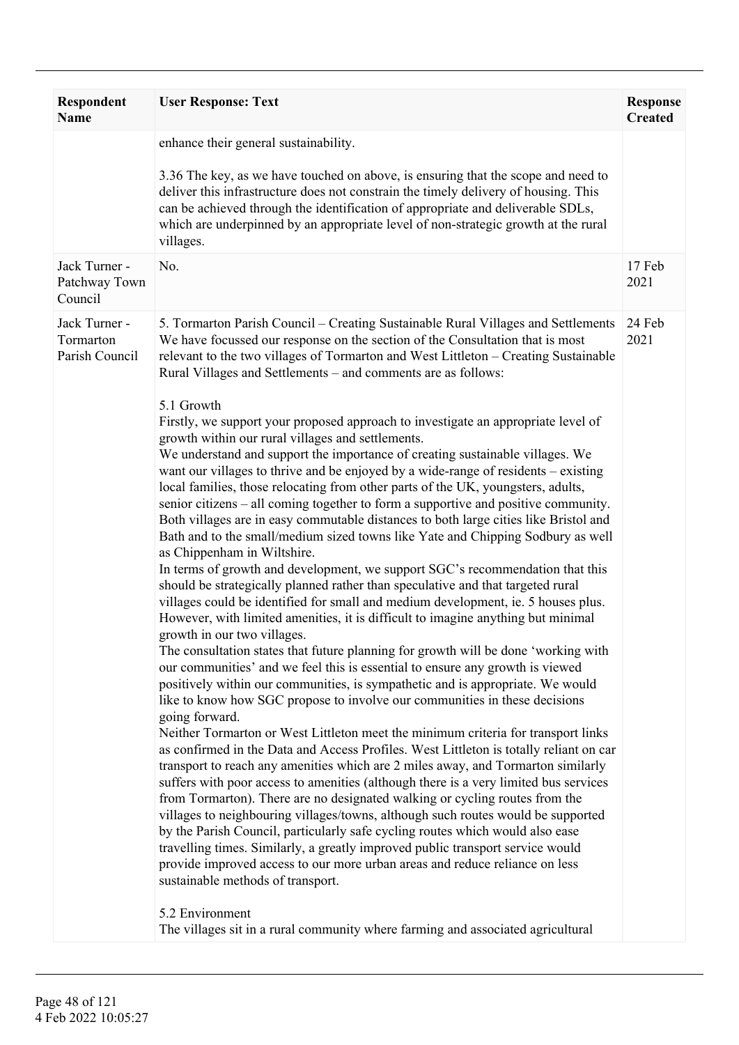| Respondent Name | User Response: Text | Response Created |
|---|---|---|
| | enhance their general sustainability.<br><br>3.36 The key, as we have touched on above, is ensuring that the scope and need to deliver this infrastructure does not constrain the timely delivery of housing. This can be achieved through the identification of appropriate and deliverable SDLs, which are underpinned by an appropriate level of non-strategic growth at the rural villages. | |
| Jack Turner - Patchway Town Council | No. | 17 Feb 2021 |
| Jack Turner - Tormarton Parish Council | 5. Tormarton Parish Council – Creating Sustainable Rural Villages and Settlements We have focussed our response on the section of the Consultation that is most relevant to the two villages of Tormarton and West Littleton – Creating Sustainable Rural Villages and Settlements – and comments are as follows:<br><br>5.1 Growth<br>Firstly, we support your proposed approach to investigate an appropriate level of growth within our rural villages and settlements.<br>We understand and support the importance of creating sustainable villages. We want our villages to thrive and be enjoyed by a wide-range of residents – existing local families, those relocating from other parts of the UK, youngsters, adults, senior citizens – all coming together to form a supportive and positive community. Both villages are in easy commutable distances to both large cities like Bristol and Bath and to the small/medium sized towns like Yate and Chipping Sodbury as well as Chippenham in Wiltshire.<br>In terms of growth and development, we support SGC's recommendation that this should be strategically planned rather than speculative and that targeted rural villages could be identified for small and medium development, ie. 5 houses plus. However, with limited amenities, it is difficult to imagine anything but minimal growth in our two villages.<br>The consultation states that future planning for growth will be done 'working with our communities' and we feel this is essential to ensure any growth is viewed positively within our communities, is sympathetic and is appropriate. We would like to know how SGC propose to involve our communities in these decisions going forward.<br>Neither Tormarton or West Littleton meet the minimum criteria for transport links as confirmed in the Data and Access Profiles. West Littleton is totally reliant on car transport to reach any amenities which are 2 miles away, and Tormarton similarly suffers with poor access to amenities (although there is a very limited bus services from Tormarton). There are no designated walking or cycling routes from the villages to neighbouring villages/towns, although such routes would be supported by the Parish Council, particularly safe cycling routes which would also ease travelling times. Similarly, a greatly improved public transport service would provide improved access to our more urban areas and reduce reliance on less sustainable methods of transport.<br><br>5.2 Environment<br>The villages sit in a rural community where farming and associated agricultural | 24 Feb 2021 |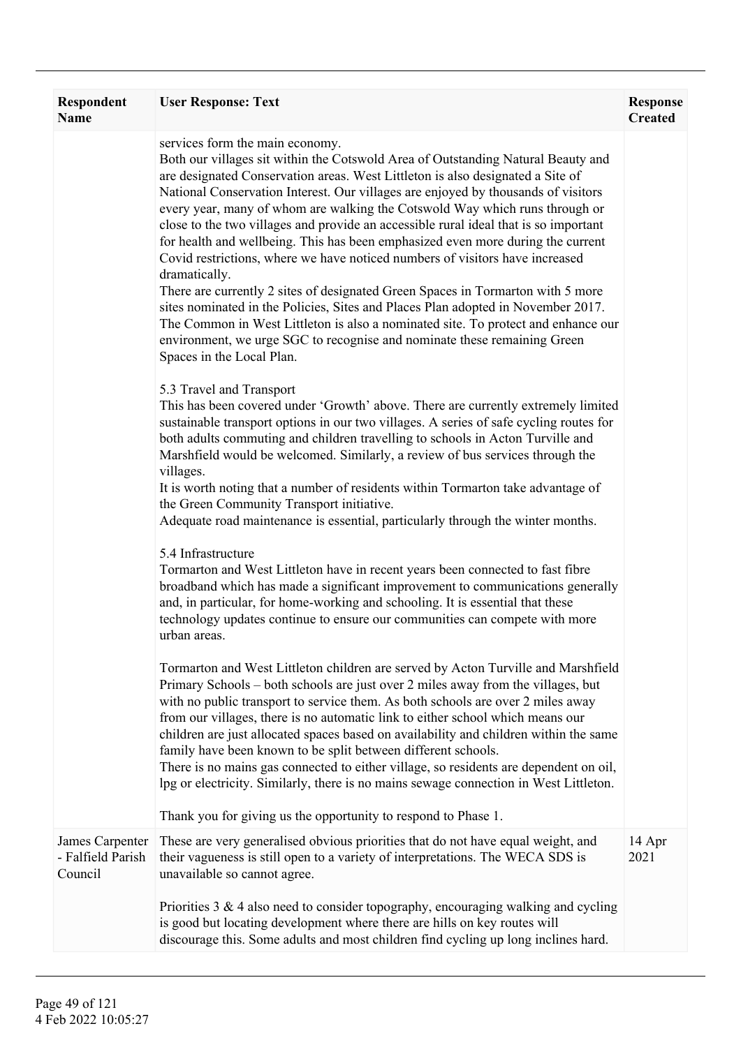| Respondent Name | User Response: Text | Response Created |
|---|---|---|
| | services form the main economy.<br>Both our villages sit within the Cotswold Area of Outstanding Natural Beauty and are designated Conservation areas. West Littleton is also designated a Site of National Conservation Interest. Our villages are enjoyed by thousands of visitors every year, many of whom are walking the Cotswold Way which runs through or close to the two villages and provide an accessible rural ideal that is so important for health and wellbeing. This has been emphasized even more during the current Covid restrictions, where we have noticed numbers of visitors have increased dramatically.<br>There are currently 2 sites of designated Green Spaces in Tormarton with 5 more sites nominated in the Policies, Sites and Places Plan adopted in November 2017. The Common in West Littleton is also a nominated site. To protect and enhance our environment, we urge SGC to recognise and nominate these remaining Green Spaces in the Local Plan.<br><br>5.3 Travel and Transport<br>This has been covered under 'Growth' above. There are currently extremely limited sustainable transport options in our two villages. A series of safe cycling routes for both adults commuting and children travelling to schools in Acton Turville and Marshfield would be welcomed. Similarly, a review of bus services through the villages.<br>It is worth noting that a number of residents within Tormarton take advantage of the Green Community Transport initiative.<br>Adequate road maintenance is essential, particularly through the winter months.<br><br>5.4 Infrastructure<br>Tormarton and West Littleton have in recent years been connected to fast fibre broadband which has made a significant improvement to communications generally and, in particular, for home-working and schooling. It is essential that these technology updates continue to ensure our communities can compete with more urban areas.<br><br>Tormarton and West Littleton children are served by Acton Turville and Marshfield Primary Schools – both schools are just over 2 miles away from the villages, but with no public transport to service them. As both schools are over 2 miles away from our villages, there is no automatic link to either school which means our children are just allocated spaces based on availability and children within the same family have been known to be split between different schools.<br>There is no mains gas connected to either village, so residents are dependent on oil, lpg or electricity. Similarly, there is no mains sewage connection in West Littleton.<br><br>Thank you for giving us the opportunity to respond to Phase 1. | |
| James Carpenter - Falfield Parish Council | These are very generalised obvious priorities that do not have equal weight, and their vagueness is still open to a variety of interpretations. The WECA SDS is unavailable so cannot agree.<br><br>Priorities 3 & 4 also need to consider topography, encouraging walking and cycling is good but locating development where there are hills on key routes will discourage this. Some adults and most children find cycling up long inclines hard. | 14 Apr 2021 |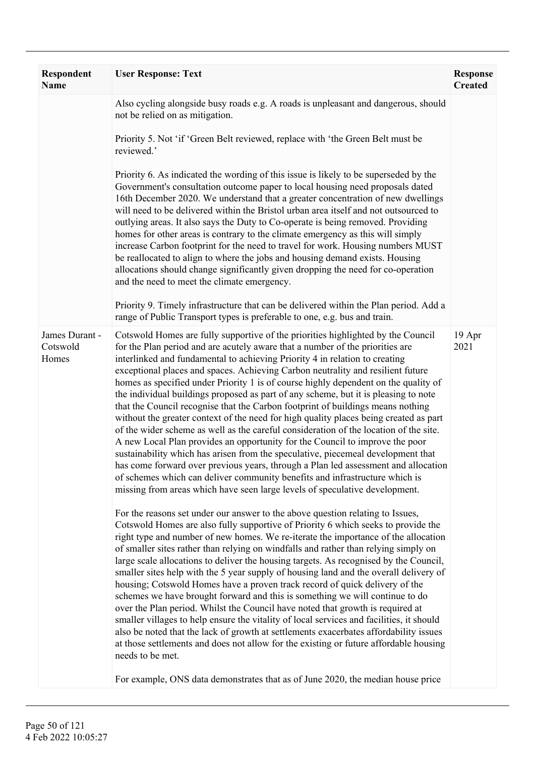| Respondent Name | User Response: Text | Response Created |
|---|---|---|
| | Also cycling alongside busy roads e.g. A roads is unpleasant and dangerous, should not be relied on as mitigation.<br><br>Priority 5. Not 'if 'Green Belt reviewed, replace with 'the Green Belt must be reviewed.'<br><br>Priority 6. As indicated the wording of this issue is likely to be superseded by the Government's consultation outcome paper to local housing need proposals dated 16th December 2020. We understand that a greater concentration of new dwellings will need to be delivered within the Bristol urban area itself and not outsourced to outlying areas. It also says the Duty to Co-operate is being removed. Providing homes for other areas is contrary to the climate emergency as this will simply increase Carbon footprint for the need to travel for work. Housing numbers MUST be reallocated to align to where the jobs and housing demand exists. Housing allocations should change significantly given dropping the need for co-operation and the need to meet the climate emergency.<br><br>Priority 9. Timely infrastructure that can be delivered within the Plan period. Add a range of Public Transport types is preferable to one, e.g. bus and train. | |
| James Durant - Cotswold Homes | Cotswold Homes are fully supportive of the priorities highlighted by the Council for the Plan period and are acutely aware that a number of the priorities are interlinked and fundamental to achieving Priority 4 in relation to creating exceptional places and spaces. Achieving Carbon neutrality and resilient future homes as specified under Priority 1 is of course highly dependent on the quality of the individual buildings proposed as part of any scheme, but it is pleasing to note that the Council recognise that the Carbon footprint of buildings means nothing without the greater context of the need for high quality places being created as part of the wider scheme as well as the careful consideration of the location of the site. A new Local Plan provides an opportunity for the Council to improve the poor sustainability which has arisen from the speculative, piecemeal development that has come forward over previous years, through a Plan led assessment and allocation of schemes which can deliver community benefits and infrastructure which is missing from areas which have seen large levels of speculative development.<br><br>For the reasons set under our answer to the above question relating to Issues, Cotswold Homes are also fully supportive of Priority 6 which seeks to provide the right type and number of new homes. We re-iterate the importance of the allocation of smaller sites rather than relying on windfalls and rather than relying simply on large scale allocations to deliver the housing targets. As recognised by the Council, smaller sites help with the 5 year supply of housing land and the overall delivery of housing; Cotswold Homes have a proven track record of quick delivery of the schemes we have brought forward and this is something we will continue to do over the Plan period. Whilst the Council have noted that growth is required at smaller villages to help ensure the vitality of local services and facilities, it should also be noted that the lack of growth at settlements exacerbates affordability issues at those settlements and does not allow for the existing or future affordable housing needs to be met.<br><br>For example, ONS data demonstrates that as of June 2020, the median house price | 19 Apr 2021 |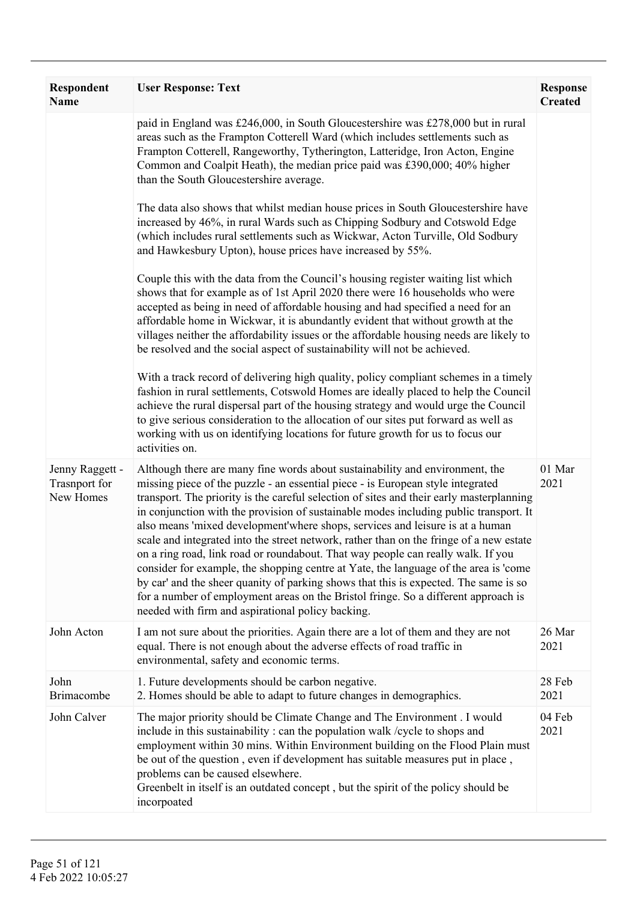| Respondent Name | User Response: Text | Response Created |
| --- | --- | --- |
| | paid in England was £246,000, in South Gloucestershire was £278,000 but in rural areas such as the Frampton Cotterell Ward (which includes settlements such as Frampton Cotterell, Rangeworthy, Tytherington, Latteridge, Iron Acton, Engine Common and Coalpit Heath), the median price paid was £390,000; 40% higher than the South Gloucestershire average.<br><br>The data also shows that whilst median house prices in South Gloucestershire have increased by 46%, in rural Wards such as Chipping Sodbury and Cotswold Edge (which includes rural settlements such as Wickwar, Acton Turville, Old Sodbury and Hawkesbury Upton), house prices have increased by 55%.<br><br>Couple this with the data from the Council's housing register waiting list which shows that for example as of 1st April 2020 there were 16 households who were accepted as being in need of affordable housing and had specified a need for an affordable home in Wickwar, it is abundantly evident that without growth at the villages neither the affordability issues or the affordable housing needs are likely to be resolved and the social aspect of sustainability will not be achieved.<br><br>With a track record of delivering high quality, policy compliant schemes in a timely fashion in rural settlements, Cotswold Homes are ideally placed to help the Council achieve the rural dispersal part of the housing strategy and would urge the Council to give serious consideration to the allocation of our sites put forward as well as working with us on identifying locations for future growth for us to focus our activities on. | |
| Jenny Raggett - Trasnport for New Homes | Although there are many fine words about sustainability and environment, the missing piece of the puzzle - an essential piece - is European style integrated transport. The priority is the careful selection of sites and their early masterplanning in conjunction with the provision of sustainable modes including public transport. It also means 'mixed development'where shops, services and leisure is at a human scale and integrated into the street network, rather than on the fringe of a new estate on a ring road, link road or roundabout. That way people can really walk. If you consider for example, the shopping centre at Yate, the language of the area is 'come by car' and the sheer quanity of parking shows that this is expected. The same is so for a number of employment areas on the Bristol fringe. So a different approach is needed with firm and aspirational policy backing. | 01 Mar 2021 |
| John Acton | I am not sure about the priorities. Again there are a lot of them and they are not equal. There is not enough about the adverse effects of road traffic in environmental, safety and economic terms. | 26 Mar 2021 |
| John Brimacombe | 1. Future developments should be carbon negative.<br>2. Homes should be able to adapt to future changes in demographics. | 28 Feb 2021 |
| John Calver | The major priority should be Climate Change and The Environment . I would include in this sustainability : can the population walk /cycle to shops and employment within 30 mins. Within Environment building on the Flood Plain must be out of the question , even if development has suitable measures put in place , problems can be caused elsewhere.<br>Greenbelt in itself is an outdated concept , but the spirit of the policy should be incorpoated | 04 Feb 2021 |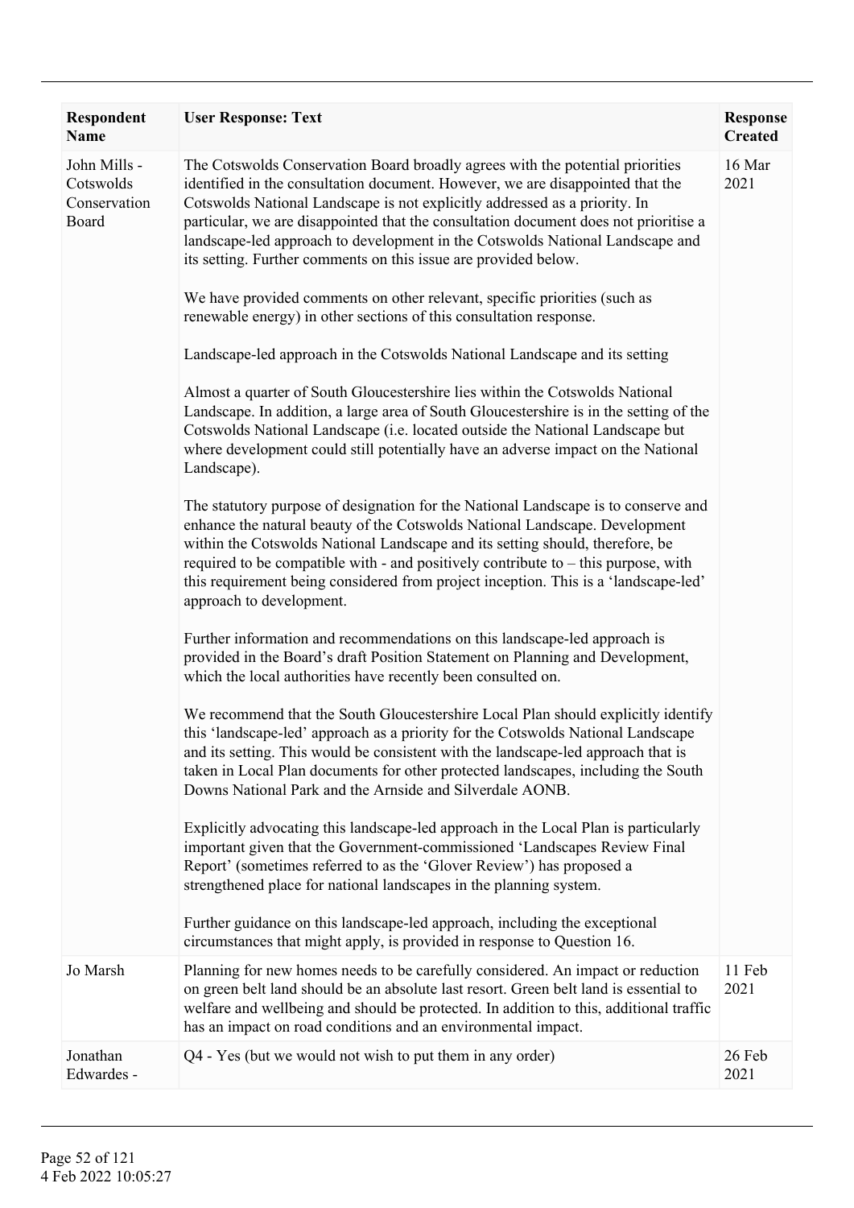| Respondent Name | User Response: Text | Response Created |
| --- | --- | --- |
| John Mills - Cotswolds Conservation Board | The Cotswolds Conservation Board broadly agrees with the potential priorities identified in the consultation document. However, we are disappointed that the Cotswolds National Landscape is not explicitly addressed as a priority. In particular, we are disappointed that the consultation document does not prioritise a landscape-led approach to development in the Cotswolds National Landscape and its setting. Further comments on this issue are provided below.<br><br>We have provided comments on other relevant, specific priorities (such as renewable energy) in other sections of this consultation response.<br><br>Landscape-led approach in the Cotswolds National Landscape and its setting<br><br>Almost a quarter of South Gloucestershire lies within the Cotswolds National Landscape. In addition, a large area of South Gloucestershire is in the setting of the Cotswolds National Landscape (i.e. located outside the National Landscape but where development could still potentially have an adverse impact on the National Landscape).<br><br>The statutory purpose of designation for the National Landscape is to conserve and enhance the natural beauty of the Cotswolds National Landscape. Development within the Cotswolds National Landscape and its setting should, therefore, be required to be compatible with - and positively contribute to – this purpose, with this requirement being considered from project inception. This is a 'landscape-led' approach to development.<br><br>Further information and recommendations on this landscape-led approach is provided in the Board's draft Position Statement on Planning and Development, which the local authorities have recently been consulted on.<br><br>We recommend that the South Gloucestershire Local Plan should explicitly identify this 'landscape-led' approach as a priority for the Cotswolds National Landscape and its setting. This would be consistent with the landscape-led approach that is taken in Local Plan documents for other protected landscapes, including the South Downs National Park and the Arnside and Silverdale AONB.<br><br>Explicitly advocating this landscape-led approach in the Local Plan is particularly important given that the Government-commissioned 'Landscapes Review Final Report' (sometimes referred to as the 'Glover Review') has proposed a strengthened place for national landscapes in the planning system.<br><br>Further guidance on this landscape-led approach, including the exceptional circumstances that might apply, is provided in response to Question 16. | 16 Mar 2021 |
| Jo Marsh | Planning for new homes needs to be carefully considered. An impact or reduction on green belt land should be an absolute last resort. Green belt land is essential to welfare and wellbeing and should be protected. In addition to this, additional traffic has an impact on road conditions and an environmental impact. | 11 Feb 2021 |
| Jonathan Edwardes - | Q4 - Yes (but we would not wish to put them in any order) | 26 Feb 2021 |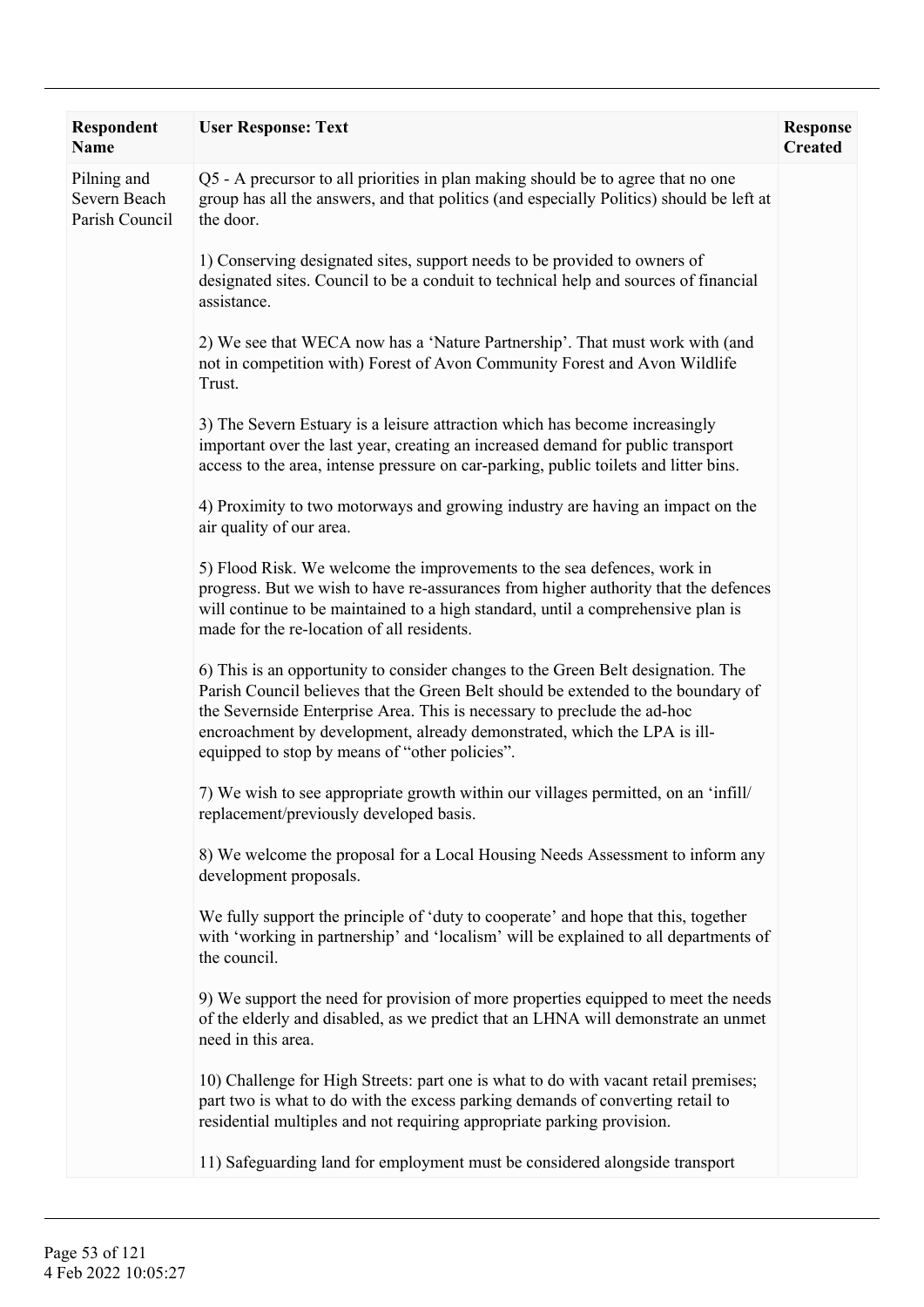| Respondent Name | User Response: Text | Response Created |
|---|---|---|
| Pilning and Severn Beach Parish Council | Q5 - A precursor to all priorities in plan making should be to agree that no one group has all the answers, and that politics (and especially Politics) should be left at the door.<br><br>1) Conserving designated sites, support needs to be provided to owners of designated sites. Council to be a conduit to technical help and sources of financial assistance.<br><br>2) We see that WECA now has a 'Nature Partnership'. That must work with (and not in competition with) Forest of Avon Community Forest and Avon Wildlife Trust.<br><br>3) The Severn Estuary is a leisure attraction which has become increasingly important over the last year, creating an increased demand for public transport access to the area, intense pressure on car-parking, public toilets and litter bins.<br><br>4) Proximity to two motorways and growing industry are having an impact on the air quality of our area.<br><br>5) Flood Risk. We welcome the improvements to the sea defences, work in progress. But we wish to have re-assurances from higher authority that the defences will continue to be maintained to a high standard, until a comprehensive plan is made for the re-location of all residents.<br><br>6) This is an opportunity to consider changes to the Green Belt designation. The Parish Council believes that the Green Belt should be extended to the boundary of the Severnside Enterprise Area. This is necessary to preclude the ad-hoc encroachment by development, already demonstrated, which the LPA is ill-equipped to stop by means of "other policies".<br><br>7) We wish to see appropriate growth within our villages permitted, on an 'infill/ replacement/previously developed basis.<br><br>8) We welcome the proposal for a Local Housing Needs Assessment to inform any development proposals.<br><br>We fully support the principle of 'duty to cooperate' and hope that this, together with 'working in partnership' and 'localism' will be explained to all departments of the council.<br><br>9) We support the need for provision of more properties equipped to meet the needs of the elderly and disabled, as we predict that an LHNA will demonstrate an unmet need in this area.<br><br>10) Challenge for High Streets: part one is what to do with vacant retail premises; part two is what to do with the excess parking demands of converting retail to residential multiples and not requiring appropriate parking provision.<br><br>11) Safeguarding land for employment must be considered alongside transport | |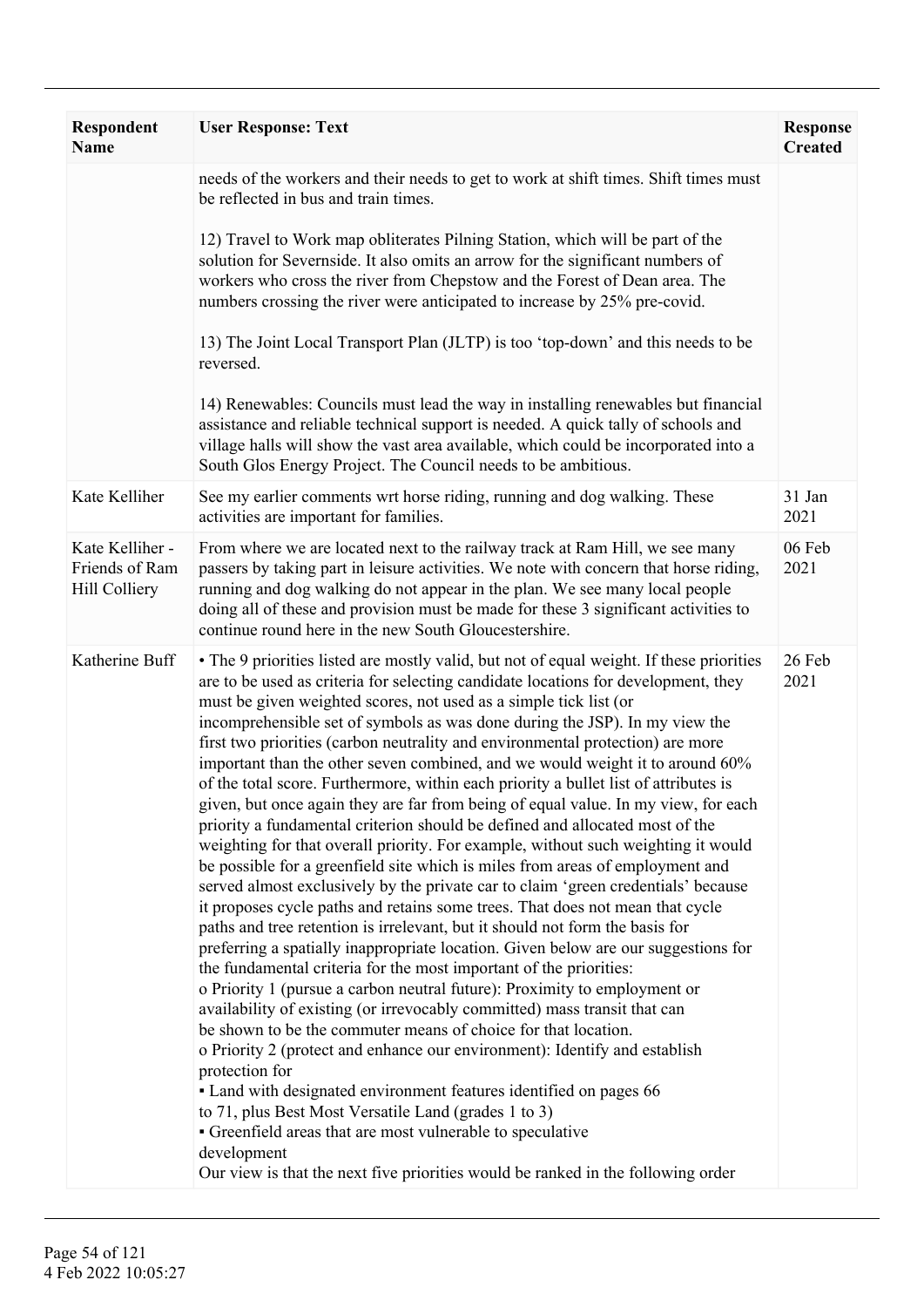| Respondent Name | User Response: Text | Response Created |
|---|---|---|
| | needs of the workers and their needs to get to work at shift times. Shift times must be reflected in bus and train times.<br><br>12) Travel to Work map obliterates Pilning Station, which will be part of the solution for Severnside. It also omits an arrow for the significant numbers of workers who cross the river from Chepstow and the Forest of Dean area. The numbers crossing the river were anticipated to increase by 25% pre-covid.<br><br>13) The Joint Local Transport Plan (JLTP) is too 'top-down' and this needs to be reversed.<br><br>14) Renewables: Councils must lead the way in installing renewables but financial assistance and reliable technical support is needed. A quick tally of schools and village halls will show the vast area available, which could be incorporated into a South Glos Energy Project. The Council needs to be ambitious. | |
| Kate Kelliher | See my earlier comments wrt horse riding, running and dog walking. These activities are important for families. | 31 Jan 2021 |
| Kate Kelliher - Friends of Ram Hill Colliery | From where we are located next to the railway track at Ram Hill, we see many passers by taking part in leisure activities. We note with concern that horse riding, running and dog walking do not appear in the plan. We see many local people doing all of these and provision must be made for these 3 significant activities to continue round here in the new South Gloucestershire. | 06 Feb 2021 |
| Katherine Buff | • The 9 priorities listed are mostly valid, but not of equal weight. If these priorities are to be used as criteria for selecting candidate locations for development, they must be given weighted scores, not used as a simple tick list (or incomprehensible set of symbols as was done during the JSP). In my view the first two priorities (carbon neutrality and environmental protection) are more important than the other seven combined, and we would weight it to around 60% of the total score. Furthermore, within each priority a bullet list of attributes is given, but once again they are far from being of equal value. In my view, for each priority a fundamental criterion should be defined and allocated most of the weighting for that overall priority. For example, without such weighting it would be possible for a greenfield site which is miles from areas of employment and served almost exclusively by the private car to claim 'green credentials' because it proposes cycle paths and retains some trees. That does not mean that cycle paths and tree retention is irrelevant, but it should not form the basis for preferring a spatially inappropriate location. Given below are our suggestions for the fundamental criteria for the most important of the priorities:<br>o Priority 1 (pursue a carbon neutral future): Proximity to employment or availability of existing (or irrevocably committed) mass transit that can be shown to be the commuter means of choice for that location.<br>o Priority 2 (protect and enhance our environment): Identify and establish protection for<br>▪ Land with designated environment features identified on pages 66 to 71, plus Best Most Versatile Land (grades 1 to 3)<br>▪ Greenfield areas that are most vulnerable to speculative development<br>Our view is that the next five priorities would be ranked in the following order | 26 Feb 2021 |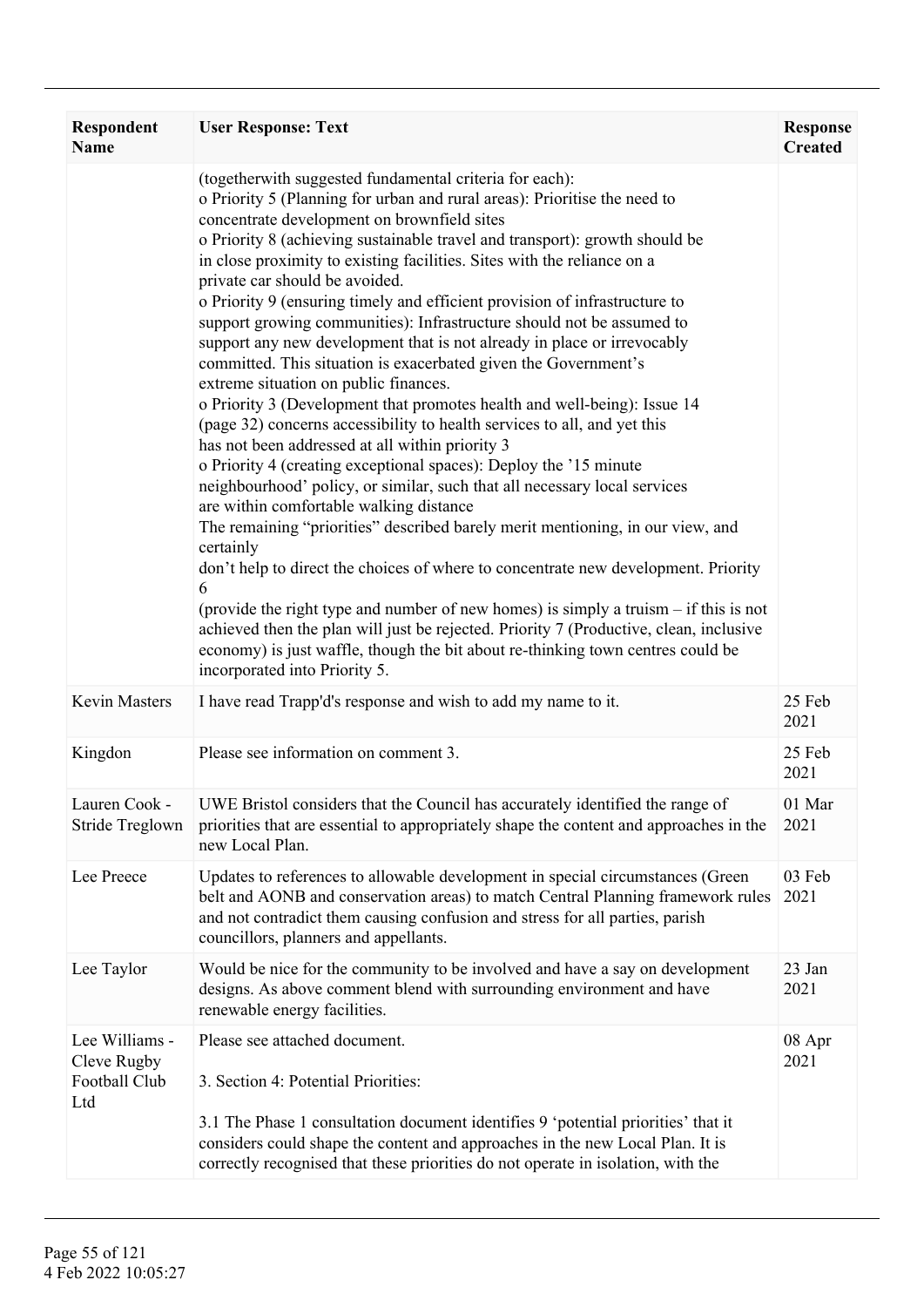| Respondent Name | User Response: Text | Response Created |
|---|---|---|
| | (togetherwith suggested fundamental criteria for each):<br>o Priority 5 (Planning for urban and rural areas): Prioritise the need to concentrate development on brownfield sites<br>o Priority 8 (achieving sustainable travel and transport): growth should be in close proximity to existing facilities. Sites with the reliance on a private car should be avoided.<br>o Priority 9 (ensuring timely and efficient provision of infrastructure to support growing communities): Infrastructure should not be assumed to support any new development that is not already in place or irrevocably committed. This situation is exacerbated given the Government's extreme situation on public finances.<br>o Priority 3 (Development that promotes health and well-being): Issue 14 (page 32) concerns accessibility to health services to all, and yet this has not been addressed at all within priority 3<br>o Priority 4 (creating exceptional spaces): Deploy the '15 minute neighbourhood' policy, or similar, such that all necessary local services are within comfortable walking distance<br>The remaining "priorities" described barely merit mentioning, in our view, and certainly<br>don't help to direct the choices of where to concentrate new development. Priority 6<br>(provide the right type and number of new homes) is simply a truism – if this is not achieved then the plan will just be rejected. Priority 7 (Productive, clean, inclusive economy) is just waffle, though the bit about re-thinking town centres could be incorporated into Priority 5. | |
| Kevin Masters | I have read Trapp'd's response and wish to add my name to it. | 25 Feb 2021 |
| Kingdon | Please see information on comment 3. | 25 Feb 2021 |
| Lauren Cook - Stride Treglown | UWE Bristol considers that the Council has accurately identified the range of priorities that are essential to appropriately shape the content and approaches in the new Local Plan. | 01 Mar 2021 |
| Lee Preece | Updates to references to allowable development in special circumstances (Green belt and AONB and conservation areas) to match Central Planning framework rules and not contradict them causing confusion and stress for all parties, parish councillors, planners and appellants. | 03 Feb 2021 |
| Lee Taylor | Would be nice for the community to be involved and have a say on development designs. As above comment blend with surrounding environment and have renewable energy facilities. | 23 Jan 2021 |
| Lee Williams - Cleve Rugby Football Club Ltd | Please see attached document.<br><br>3. Section 4: Potential Priorities:<br><br>3.1 The Phase 1 consultation document identifies 9 'potential priorities' that it considers could shape the content and approaches in the new Local Plan. It is correctly recognised that these priorities do not operate in isolation, with the | 08 Apr 2021 |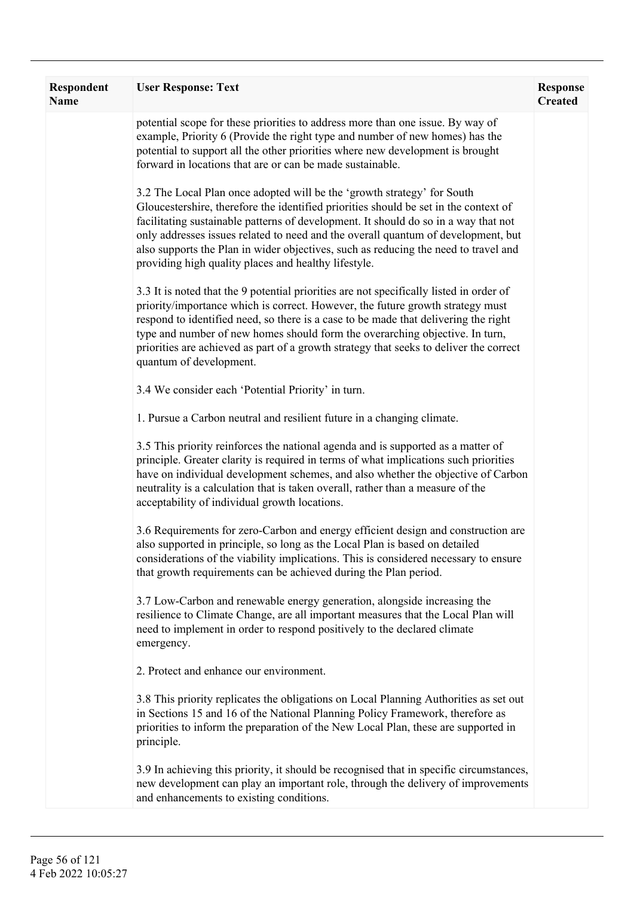| Respondent Name | User Response: Text | Response Created |
|---|---|---|
| | potential scope for these priorities to address more than one issue. By way of example, Priority 6 (Provide the right type and number of new homes) has the potential to support all the other priorities where new development is brought forward in locations that are or can be made sustainable.<br><br>3.2 The Local Plan once adopted will be the 'growth strategy' for South Gloucestershire, therefore the identified priorities should be set in the context of facilitating sustainable patterns of development. It should do so in a way that not only addresses issues related to need and the overall quantum of development, but also supports the Plan in wider objectives, such as reducing the need to travel and providing high quality places and healthy lifestyle.<br><br>3.3 It is noted that the 9 potential priorities are not specifically listed in order of priority/importance which is correct. However, the future growth strategy must respond to identified need, so there is a case to be made that delivering the right type and number of new homes should form the overarching objective. In turn, priorities are achieved as part of a growth strategy that seeks to deliver the correct quantum of development.<br><br>3.4 We consider each 'Potential Priority' in turn.<br><br>1. Pursue a Carbon neutral and resilient future in a changing climate.<br><br>3.5 This priority reinforces the national agenda and is supported as a matter of principle. Greater clarity is required in terms of what implications such priorities have on individual development schemes, and also whether the objective of Carbon neutrality is a calculation that is taken overall, rather than a measure of the acceptability of individual growth locations.<br><br>3.6 Requirements for zero-Carbon and energy efficient design and construction are also supported in principle, so long as the Local Plan is based on detailed considerations of the viability implications. This is considered necessary to ensure that growth requirements can be achieved during the Plan period.<br><br>3.7 Low-Carbon and renewable energy generation, alongside increasing the resilience to Climate Change, are all important measures that the Local Plan will need to implement in order to respond positively to the declared climate emergency.<br><br>2. Protect and enhance our environment.<br><br>3.8 This priority replicates the obligations on Local Planning Authorities as set out in Sections 15 and 16 of the National Planning Policy Framework, therefore as priorities to inform the preparation of the New Local Plan, these are supported in principle.<br><br>3.9 In achieving this priority, it should be recognised that in specific circumstances, new development can play an important role, through the delivery of improvements and enhancements to existing conditions. | |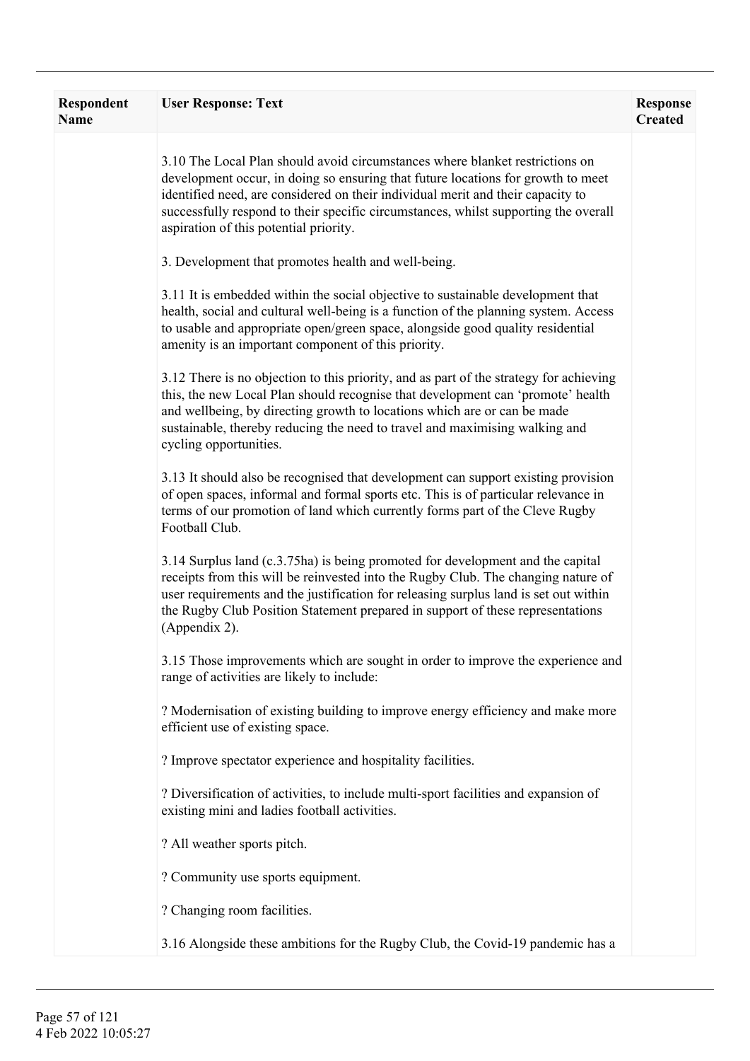| Respondent Name | User Response: Text | Response Created |
|---|---|---|
| | 3.10 The Local Plan should avoid circumstances where blanket restrictions on development occur, in doing so ensuring that future locations for growth to meet identified need, are considered on their individual merit and their capacity to successfully respond to their specific circumstances, whilst supporting the overall aspiration of this potential priority.<br><br>3. Development that promotes health and well-being.<br><br>3.11 It is embedded within the social objective to sustainable development that health, social and cultural well-being is a function of the planning system. Access to usable and appropriate open/green space, alongside good quality residential amenity is an important component of this priority.<br><br>3.12 There is no objection to this priority, and as part of the strategy for achieving this, the new Local Plan should recognise that development can 'promote' health and wellbeing, by directing growth to locations which are or can be made sustainable, thereby reducing the need to travel and maximising walking and cycling opportunities.<br><br>3.13 It should also be recognised that development can support existing provision of open spaces, informal and formal sports etc. This is of particular relevance in terms of our promotion of land which currently forms part of the Cleve Rugby Football Club.<br><br>3.14 Surplus land (c.3.75ha) is being promoted for development and the capital receipts from this will be reinvested into the Rugby Club. The changing nature of user requirements and the justification for releasing surplus land is set out within the Rugby Club Position Statement prepared in support of these representations (Appendix 2).<br><br>3.15 Those improvements which are sought in order to improve the experience and range of activities are likely to include:<br><br>? Modernisation of existing building to improve energy efficiency and make more efficient use of existing space.<br><br>? Improve spectator experience and hospitality facilities.<br><br>? Diversification of activities, to include multi-sport facilities and expansion of existing mini and ladies football activities.<br><br>? All weather sports pitch.<br><br>? Community use sports equipment.<br><br>? Changing room facilities.<br><br>3.16 Alongside these ambitions for the Rugby Club, the Covid-19 pandemic has a | |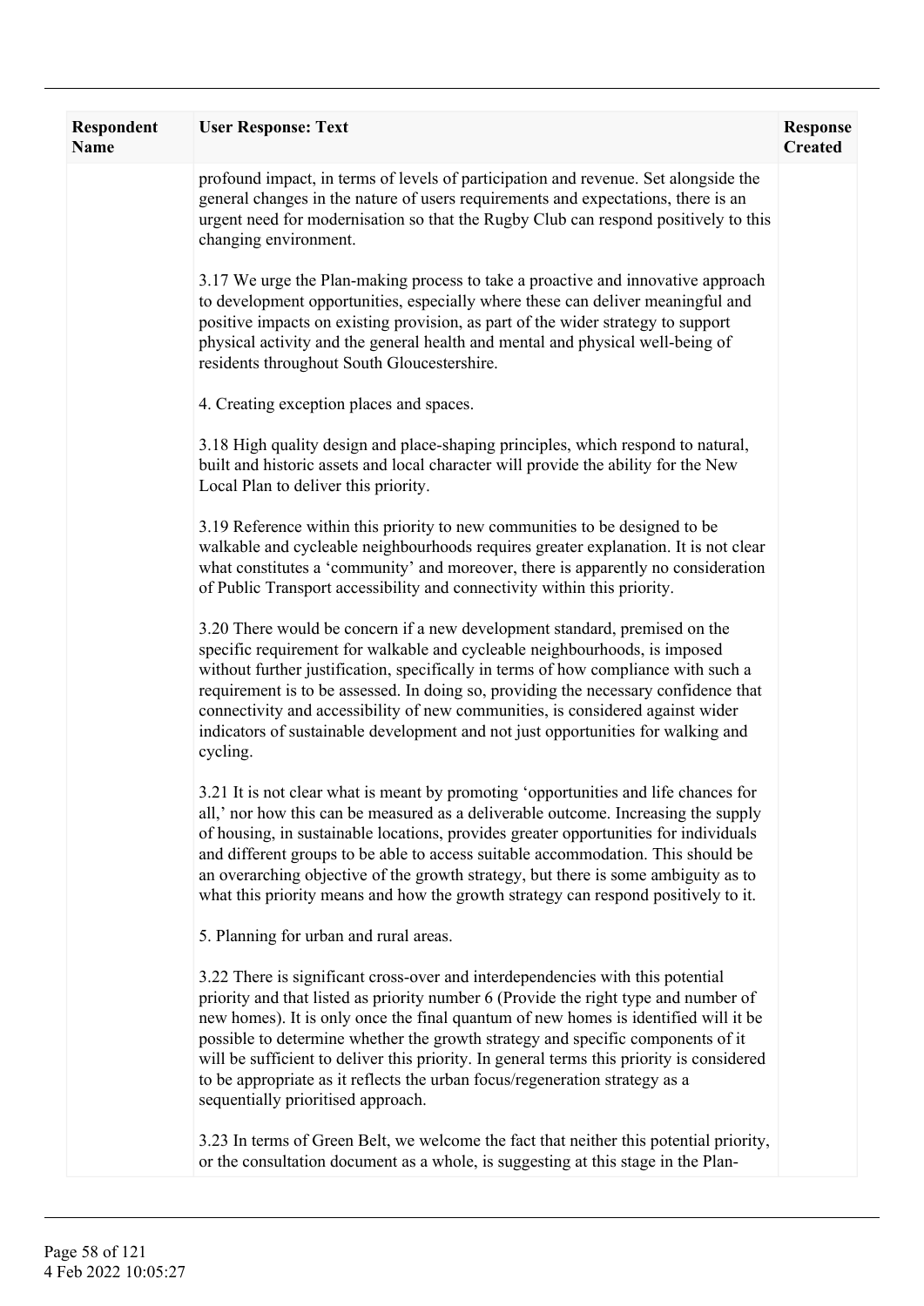| Respondent Name | User Response: Text | Response Created |
|---|---|---|
| | profound impact, in terms of levels of participation and revenue. Set alongside the general changes in the nature of users requirements and expectations, there is an urgent need for modernisation so that the Rugby Club can respond positively to this changing environment.<br><br>3.17 We urge the Plan-making process to take a proactive and innovative approach to development opportunities, especially where these can deliver meaningful and positive impacts on existing provision, as part of the wider strategy to support physical activity and the general health and mental and physical well-being of residents throughout South Gloucestershire.<br><br>4. Creating exception places and spaces.<br><br>3.18 High quality design and place-shaping principles, which respond to natural, built and historic assets and local character will provide the ability for the New Local Plan to deliver this priority.<br><br>3.19 Reference within this priority to new communities to be designed to be walkable and cycleable neighbourhoods requires greater explanation. It is not clear what constitutes a 'community' and moreover, there is apparently no consideration of Public Transport accessibility and connectivity within this priority.<br><br>3.20 There would be concern if a new development standard, premised on the specific requirement for walkable and cycleable neighbourhoods, is imposed without further justification, specifically in terms of how compliance with such a requirement is to be assessed. In doing so, providing the necessary confidence that connectivity and accessibility of new communities, is considered against wider indicators of sustainable development and not just opportunities for walking and cycling.<br><br>3.21 It is not clear what is meant by promoting 'opportunities and life chances for all,' nor how this can be measured as a deliverable outcome. Increasing the supply of housing, in sustainable locations, provides greater opportunities for individuals and different groups to be able to access suitable accommodation. This should be an overarching objective of the growth strategy, but there is some ambiguity as to what this priority means and how the growth strategy can respond positively to it.<br><br>5. Planning for urban and rural areas.<br><br>3.22 There is significant cross-over and interdependencies with this potential priority and that listed as priority number 6 (Provide the right type and number of new homes). It is only once the final quantum of new homes is identified will it be possible to determine whether the growth strategy and specific components of it will be sufficient to deliver this priority. In general terms this priority is considered to be appropriate as it reflects the urban focus/regeneration strategy as a sequentially prioritised approach.<br><br>3.23 In terms of Green Belt, we welcome the fact that neither this potential priority, or the consultation document as a whole, is suggesting at this stage in the Plan- | |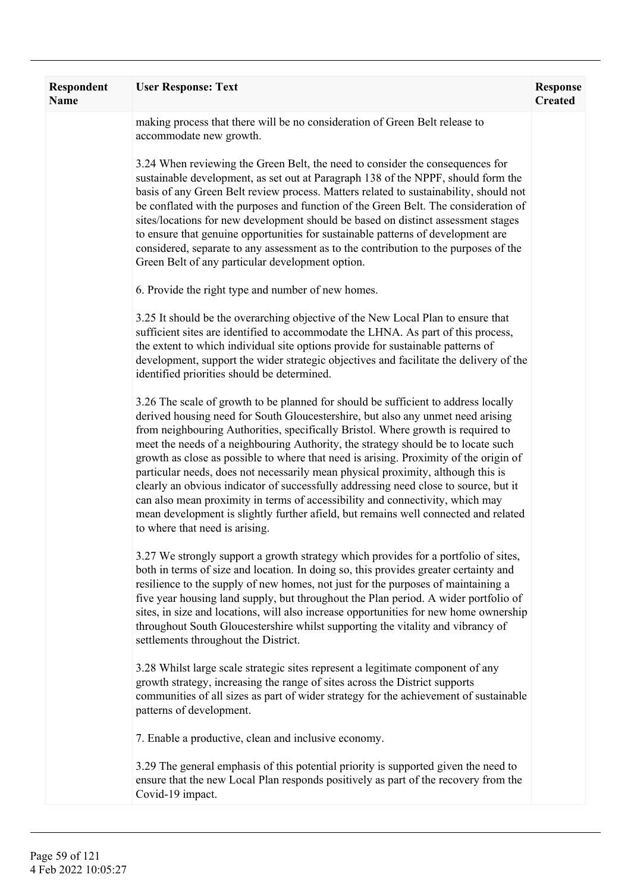| Respondent Name | User Response: Text | Response Created |
|---|---|---|
| | making process that there will be no consideration of Green Belt release to accommodate new growth.<br><br>3.24 When reviewing the Green Belt, the need to consider the consequences for sustainable development, as set out at Paragraph 138 of the NPPF, should form the basis of any Green Belt review process. Matters related to sustainability, should not be conflated with the purposes and function of the Green Belt. The consideration of sites/locations for new development should be based on distinct assessment stages to ensure that genuine opportunities for sustainable patterns of development are considered, separate to any assessment as to the contribution to the purposes of the Green Belt of any particular development option.<br><br>6. Provide the right type and number of new homes.<br><br>3.25 It should be the overarching objective of the New Local Plan to ensure that sufficient sites are identified to accommodate the LHNA. As part of this process, the extent to which individual site options provide for sustainable patterns of development, support the wider strategic objectives and facilitate the delivery of the identified priorities should be determined.<br><br>3.26 The scale of growth to be planned for should be sufficient to address locally derived housing need for South Gloucestershire, but also any unmet need arising from neighbouring Authorities, specifically Bristol. Where growth is required to meet the needs of a neighbouring Authority, the strategy should be to locate such growth as close as possible to where that need is arising. Proximity of the origin of particular needs, does not necessarily mean physical proximity, although this is clearly an obvious indicator of successfully addressing need close to source, but it can also mean proximity in terms of accessibility and connectivity, which may mean development is slightly further afield, but remains well connected and related to where that need is arising.<br><br>3.27 We strongly support a growth strategy which provides for a portfolio of sites, both in terms of size and location. In doing so, this provides greater certainty and resilience to the supply of new homes, not just for the purposes of maintaining a five year housing land supply, but throughout the Plan period. A wider portfolio of sites, in size and locations, will also increase opportunities for new home ownership throughout South Gloucestershire whilst supporting the vitality and vibrancy of settlements throughout the District.<br><br>3.28 Whilst large scale strategic sites represent a legitimate component of any growth strategy, increasing the range of sites across the District supports communities of all sizes as part of wider strategy for the achievement of sustainable patterns of development.<br><br>7. Enable a productive, clean and inclusive economy.<br><br>3.29 The general emphasis of this potential priority is supported given the need to ensure that the new Local Plan responds positively as part of the recovery from the Covid-19 impact. | |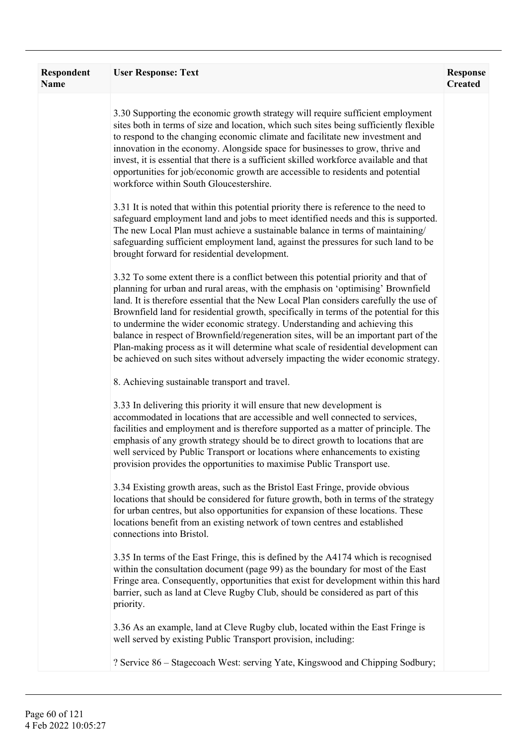| Respondent Name | User Response: Text | Response Created |
|---|---|---|
| | 3.30 Supporting the economic growth strategy will require sufficient employment sites both in terms of size and location, which such sites being sufficiently flexible to respond to the changing economic climate and facilitate new investment and innovation in the economy. Alongside space for businesses to grow, thrive and invest, it is essential that there is a sufficient skilled workforce available and that opportunities for job/economic growth are accessible to residents and potential workforce within South Gloucestershire.<br><br>3.31 It is noted that within this potential priority there is reference to the need to safeguard employment land and jobs to meet identified needs and this is supported. The new Local Plan must achieve a sustainable balance in terms of maintaining/ safeguarding sufficient employment land, against the pressures for such land to be brought forward for residential development.<br><br>3.32 To some extent there is a conflict between this potential priority and that of planning for urban and rural areas, with the emphasis on 'optimising' Brownfield land. It is therefore essential that the New Local Plan considers carefully the use of Brownfield land for residential growth, specifically in terms of the potential for this to undermine the wider economic strategy. Understanding and achieving this balance in respect of Brownfield/regeneration sites, will be an important part of the Plan-making process as it will determine what scale of residential development can be achieved on such sites without adversely impacting the wider economic strategy.<br><br>8. Achieving sustainable transport and travel.<br><br>3.33 In delivering this priority it will ensure that new development is accommodated in locations that are accessible and well connected to services, facilities and employment and is therefore supported as a matter of principle. The emphasis of any growth strategy should be to direct growth to locations that are well serviced by Public Transport or locations where enhancements to existing provision provides the opportunities to maximise Public Transport use.<br><br>3.34 Existing growth areas, such as the Bristol East Fringe, provide obvious locations that should be considered for future growth, both in terms of the strategy for urban centres, but also opportunities for expansion of these locations. These locations benefit from an existing network of town centres and established connections into Bristol.<br><br>3.35 In terms of the East Fringe, this is defined by the A4174 which is recognised within the consultation document (page 99) as the boundary for most of the East Fringe area. Consequently, opportunities that exist for development within this hard barrier, such as land at Cleve Rugby Club, should be considered as part of this priority.<br><br>3.36 As an example, land at Cleve Rugby club, located within the East Fringe is well served by existing Public Transport provision, including:<br><br>? Service 86 – Stagecoach West: serving Yate, Kingswood and Chipping Sodbury; | |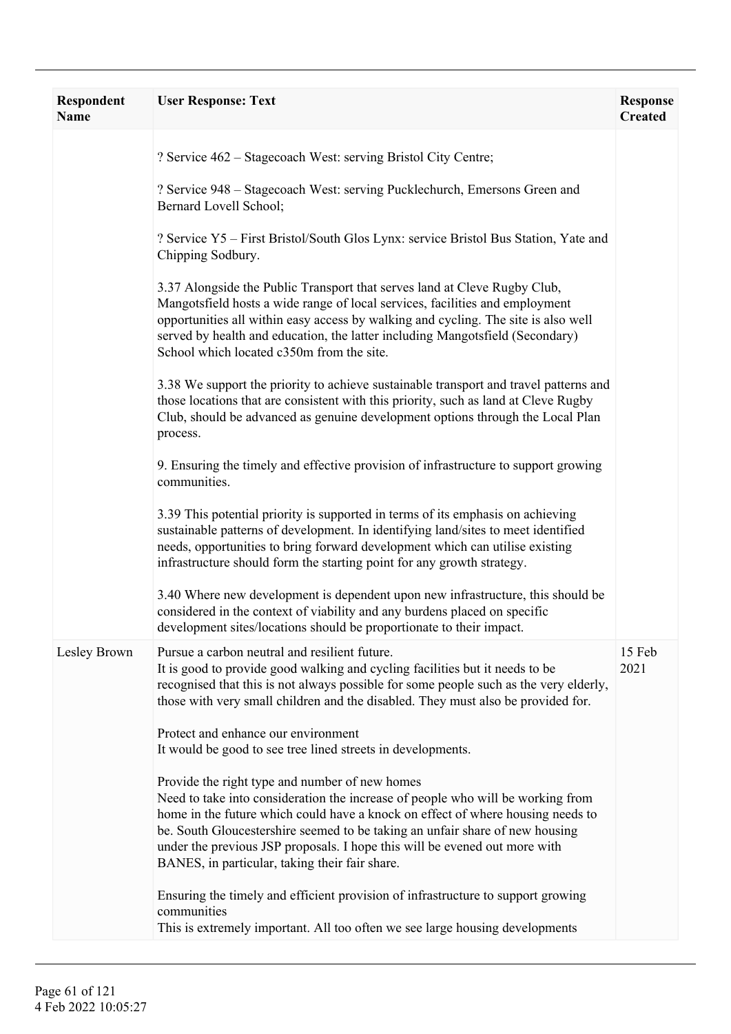| Respondent Name | User Response: Text | Response Created |
| --- | --- | --- |
| | ? Service 462 – Stagecoach West: serving Bristol City Centre;<br><br>? Service 948 – Stagecoach West: serving Pucklechurch, Emersons Green and Bernard Lovell School;<br><br>? Service Y5 – First Bristol/South Glos Lynx: service Bristol Bus Station, Yate and Chipping Sodbury.<br><br>3.37 Alongside the Public Transport that serves land at Cleve Rugby Club, Mangotsfield hosts a wide range of local services, facilities and employment opportunities all within easy access by walking and cycling. The site is also well served by health and education, the latter including Mangotsfield (Secondary) School which located c350m from the site.<br><br>3.38 We support the priority to achieve sustainable transport and travel patterns and those locations that are consistent with this priority, such as land at Cleve Rugby Club, should be advanced as genuine development options through the Local Plan process.<br><br>9. Ensuring the timely and effective provision of infrastructure to support growing communities.<br><br>3.39 This potential priority is supported in terms of its emphasis on achieving sustainable patterns of development. In identifying land/sites to meet identified needs, opportunities to bring forward development which can utilise existing infrastructure should form the starting point for any growth strategy.<br><br>3.40 Where new development is dependent upon new infrastructure, this should be considered in the context of viability and any burdens placed on specific development sites/locations should be proportionate to their impact. | |
| Lesley Brown | Pursue a carbon neutral and resilient future.<br>It is good to provide good walking and cycling facilities but it needs to be recognised that this is not always possible for some people such as the very elderly, those with very small children and the disabled. They must also be provided for.<br><br>Protect and enhance our environment<br>It would be good to see tree lined streets in developments.<br><br>Provide the right type and number of new homes<br>Need to take into consideration the increase of people who will be working from home in the future which could have a knock on effect of where housing needs to be. South Gloucestershire seemed to be taking an unfair share of new housing under the previous JSP proposals. I hope this will be evened out more with BANES, in particular, taking their fair share.<br><br>Ensuring the timely and efficient provision of infrastructure to support growing communities<br>This is extremely important. All too often we see large housing developments | 15 Feb 2021 |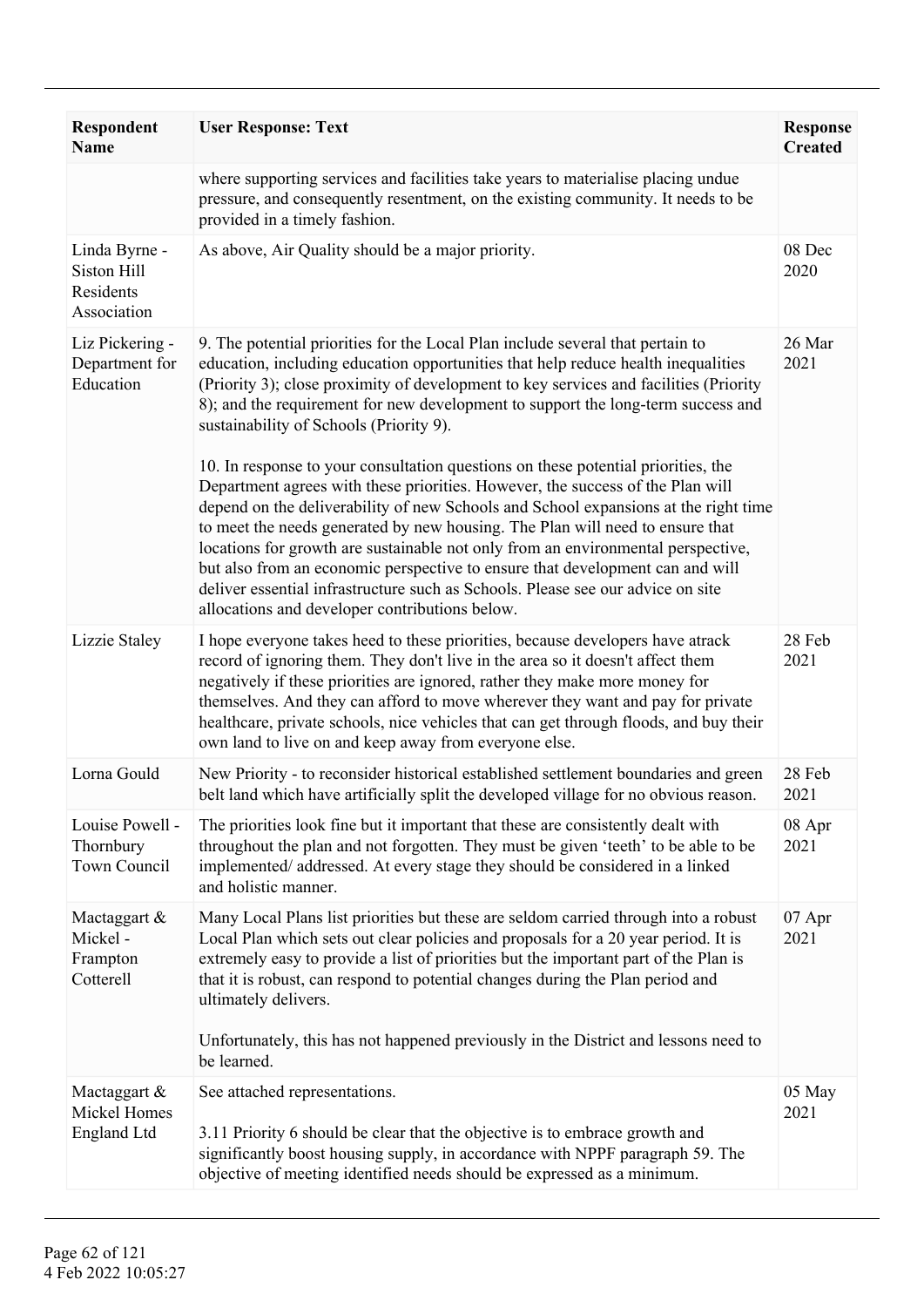| Respondent Name | User Response: Text | Response Created |
|---|---|---|
| | where supporting services and facilities take years to materialise placing undue pressure, and consequently resentment, on the existing community. It needs to be provided in a timely fashion. | |
| Linda Byrne - Siston Hill Residents Association | As above, Air Quality should be a major priority. | 08 Dec 2020 |
| Liz Pickering - Department for Education | 9. The potential priorities for the Local Plan include several that pertain to education, including education opportunities that help reduce health inequalities (Priority 3); close proximity of development to key services and facilities (Priority 8); and the requirement for new development to support the long-term success and sustainability of Schools (Priority 9).<br><br>10. In response to your consultation questions on these potential priorities, the Department agrees with these priorities. However, the success of the Plan will depend on the deliverability of new Schools and School expansions at the right time to meet the needs generated by new housing. The Plan will need to ensure that locations for growth are sustainable not only from an environmental perspective, but also from an economic perspective to ensure that development can and will deliver essential infrastructure such as Schools. Please see our advice on site allocations and developer contributions below. | 26 Mar 2021 |
| Lizzie Staley | I hope everyone takes heed to these priorities, because developers have atrack record of ignoring them. They don't live in the area so it doesn't affect them negatively if these priorities are ignored, rather they make more money for themselves. And they can afford to move wherever they want and pay for private healthcare, private schools, nice vehicles that can get through floods, and buy their own land to live on and keep away from everyone else. | 28 Feb 2021 |
| Lorna Gould | New Priority - to reconsider historical established settlement boundaries and green belt land which have artificially split the developed village for no obvious reason. | 28 Feb 2021 |
| Louise Powell - Thornbury Town Council | The priorities look fine but it important that these are consistently dealt with throughout the plan and not forgotten. They must be given 'teeth' to be able to be implemented/ addressed. At every stage they should be considered in a linked and holistic manner. | 08 Apr 2021 |
| Mactaggart & Mickel - Frampton Cotterell | Many Local Plans list priorities but these are seldom carried through into a robust Local Plan which sets out clear policies and proposals for a 20 year period. It is extremely easy to provide a list of priorities but the important part of the Plan is that it is robust, can respond to potential changes during the Plan period and ultimately delivers.<br><br>Unfortunately, this has not happened previously in the District and lessons need to be learned. | 07 Apr 2021 |
| Mactaggart & Mickel Homes England Ltd | See attached representations.<br><br>3.11 Priority 6 should be clear that the objective is to embrace growth and significantly boost housing supply, in accordance with NPPF paragraph 59. The objective of meeting identified needs should be expressed as a minimum. | 05 May 2021 |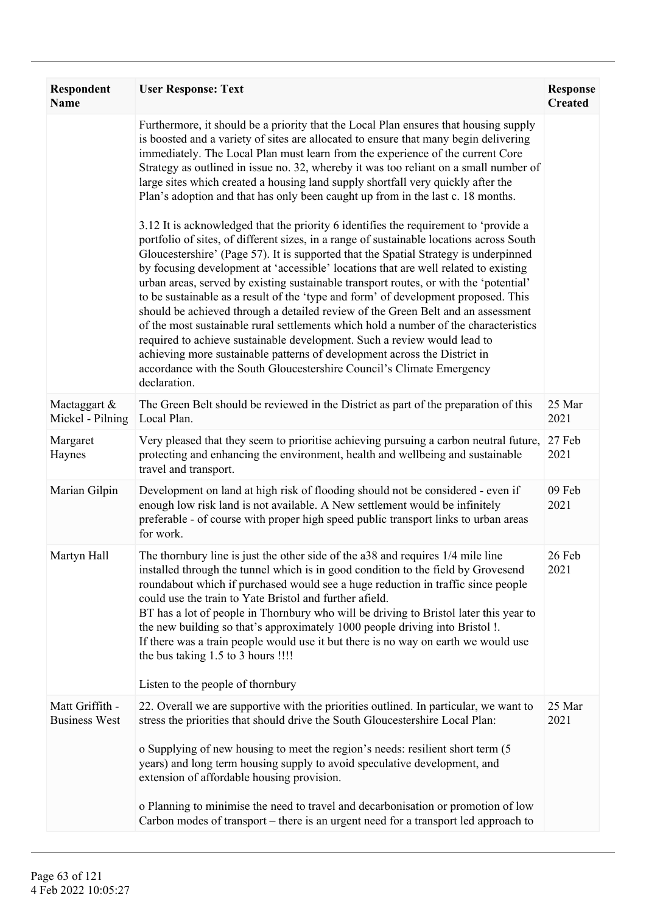| Respondent Name | User Response: Text | Response Created |
|---|---|---|
| | Furthermore, it should be a priority that the Local Plan ensures that housing supply is boosted and a variety of sites are allocated to ensure that many begin delivering immediately. The Local Plan must learn from the experience of the current Core Strategy as outlined in issue no. 32, whereby it was too reliant on a small number of large sites which created a housing land supply shortfall very quickly after the Plan's adoption and that has only been caught up from in the last c. 18 months.<br><br>3.12 It is acknowledged that the priority 6 identifies the requirement to 'provide a portfolio of sites, of different sizes, in a range of sustainable locations across South Gloucestershire' (Page 57). It is supported that the Spatial Strategy is underpinned by focusing development at 'accessible' locations that are well related to existing urban areas, served by existing sustainable transport routes, or with the 'potential' to be sustainable as a result of the 'type and form' of development proposed. This should be achieved through a detailed review of the Green Belt and an assessment of the most sustainable rural settlements which hold a number of the characteristics required to achieve sustainable development. Such a review would lead to achieving more sustainable patterns of development across the District in accordance with the South Gloucestershire Council's Climate Emergency declaration. | |
| Mactaggart & Mickel - Pilning | The Green Belt should be reviewed in the District as part of the preparation of this Local Plan. | 25 Mar 2021 |
| Margaret Haynes | Very pleased that they seem to prioritise achieving pursuing a carbon neutral future, protecting and enhancing the environment, health and wellbeing and sustainable travel and transport. | 27 Feb 2021 |
| Marian Gilpin | Development on land at high risk of flooding should not be considered - even if enough low risk land is not available. A New settlement would be infinitely preferable - of course with proper high speed public transport links to urban areas for work. | 09 Feb 2021 |
| Martyn Hall | The thornbury line is just the other side of the a38 and requires 1/4 mile line installed through the tunnel which is in good condition to the field by Grovesend roundabout which if purchased would see a huge reduction in traffic since people could use the train to Yate Bristol and further afield.<br>BT has a lot of people in Thornbury who will be driving to Bristol later this year to the new building so that's approximately 1000 people driving into Bristol !.<br>If there was a train people would use it but there is no way on earth we would use the bus taking 1.5 to 3 hours !!!!<br><br>Listen to the people of thornbury | 26 Feb 2021 |
| Matt Griffith - Business West | 22. Overall we are supportive with the priorities outlined. In particular, we want to stress the priorities that should drive the South Gloucestershire Local Plan:<br><br>o Supplying of new housing to meet the region's needs: resilient short term (5 years) and long term housing supply to avoid speculative development, and extension of affordable housing provision.<br><br>o Planning to minimise the need to travel and decarbonisation or promotion of low Carbon modes of transport – there is an urgent need for a transport led approach to | 25 Mar 2021 |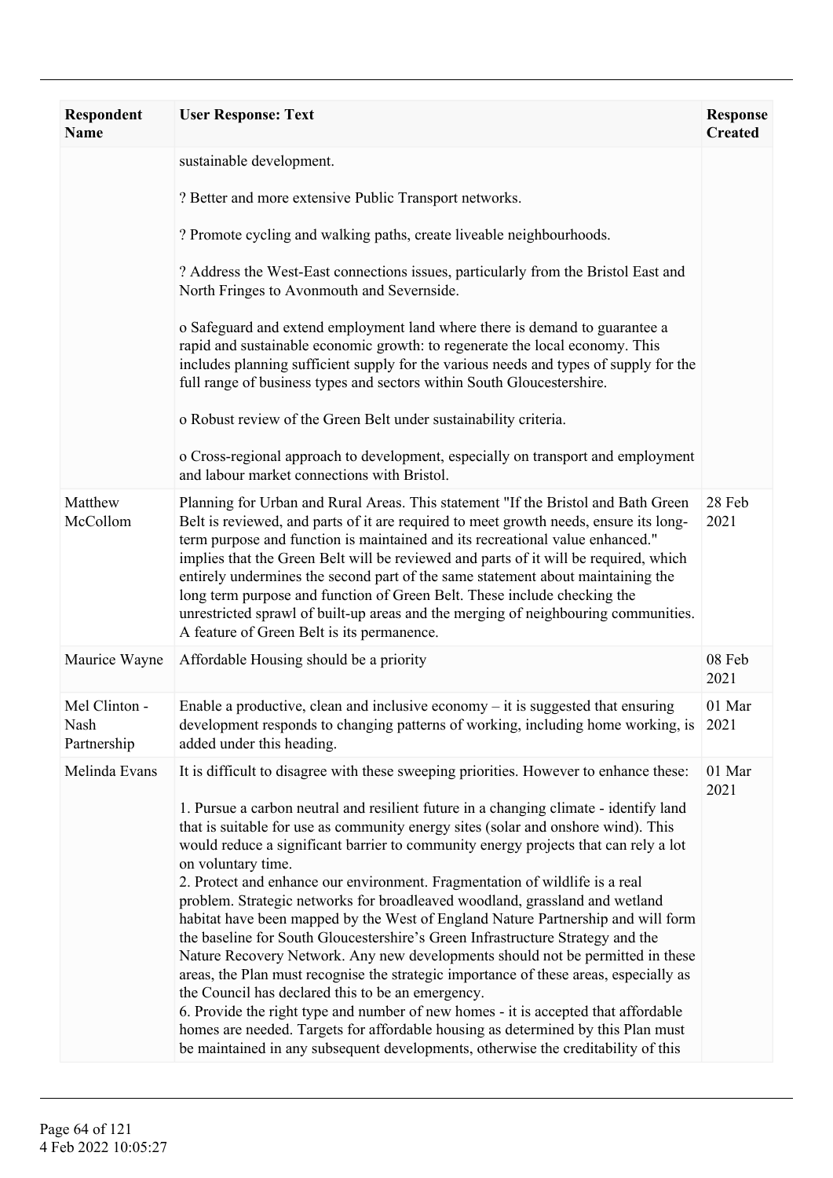| Respondent Name | User Response: Text | Response Created |
|---|---|---|
| | sustainable development.<br><br>? Better and more extensive Public Transport networks.<br><br>? Promote cycling and walking paths, create liveable neighbourhoods.<br><br>? Address the West-East connections issues, particularly from the Bristol East and North Fringes to Avonmouth and Severnside.<br><br>o Safeguard and extend employment land where there is demand to guarantee a rapid and sustainable economic growth: to regenerate the local economy. This includes planning sufficient supply for the various needs and types of supply for the full range of business types and sectors within South Gloucestershire.<br><br>o Robust review of the Green Belt under sustainability criteria.<br><br>o Cross-regional approach to development, especially on transport and employment and labour market connections with Bristol. | |
| Matthew McCollom | Planning for Urban and Rural Areas. This statement "If the Bristol and Bath Green Belt is reviewed, and parts of it are required to meet growth needs, ensure its long-term purpose and function is maintained and its recreational value enhanced." implies that the Green Belt will be reviewed and parts of it will be required, which entirely undermines the second part of the same statement about maintaining the long term purpose and function of Green Belt. These include checking the unrestricted sprawl of built-up areas and the merging of neighbouring communities. A feature of Green Belt is its permanence. | 28 Feb 2021 |
| Maurice Wayne | Affordable Housing should be a priority | 08 Feb 2021 |
| Mel Clinton - Nash Partnership | Enable a productive, clean and inclusive economy – it is suggested that ensuring development responds to changing patterns of working, including home working, is added under this heading. | 01 Mar 2021 |
| Melinda Evans | It is difficult to disagree with these sweeping priorities. However to enhance these:<br><br>1. Pursue a carbon neutral and resilient future in a changing climate - identify land that is suitable for use as community energy sites (solar and onshore wind). This would reduce a significant barrier to community energy projects that can rely a lot on voluntary time.<br>2. Protect and enhance our environment. Fragmentation of wildlife is a real problem. Strategic networks for broadleaved woodland, grassland and wetland habitat have been mapped by the West of England Nature Partnership and will form the baseline for South Gloucestershire's Green Infrastructure Strategy and the Nature Recovery Network. Any new developments should not be permitted in these areas, the Plan must recognise the strategic importance of these areas, especially as the Council has declared this to be an emergency.<br>6. Provide the right type and number of new homes - it is accepted that affordable homes are needed. Targets for affordable housing as determined by this Plan must be maintained in any subsequent developments, otherwise the creditability of this | 01 Mar 2021 |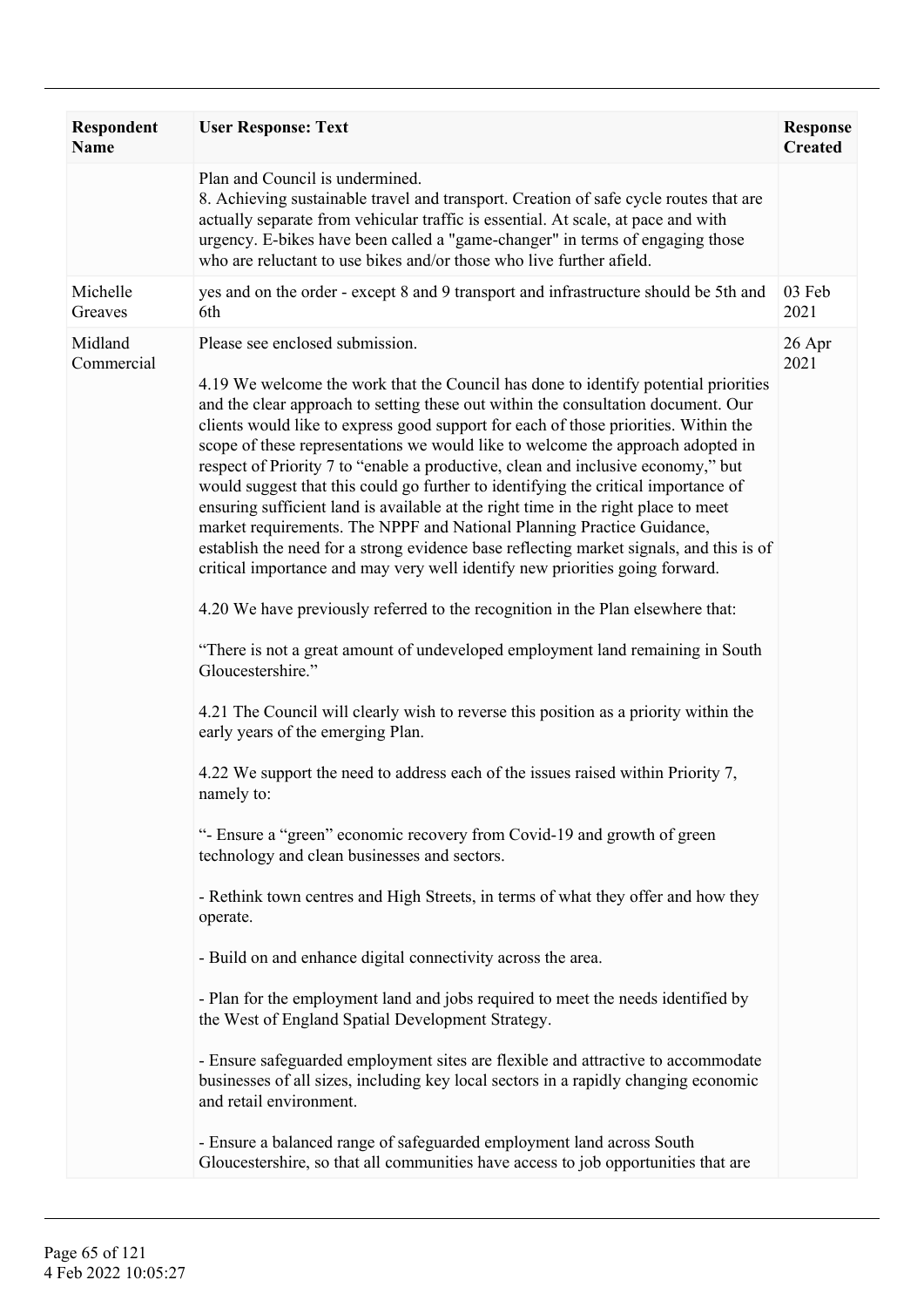| Respondent Name | User Response: Text | Response Created |
|---|---|---|
| | Plan and Council is undermined.<br>8. Achieving sustainable travel and transport. Creation of safe cycle routes that are actually separate from vehicular traffic is essential. At scale, at pace and with urgency. E-bikes have been called a "game-changer" in terms of engaging those who are reluctant to use bikes and/or those who live further afield. | |
| Michelle Greaves | yes and on the order - except 8 and 9 transport and infrastructure should be 5th and 6th | 03 Feb 2021 |
| Midland Commercial | Please see enclosed submission.<br><br>4.19 We welcome the work that the Council has done to identify potential priorities and the clear approach to setting these out within the consultation document. Our clients would like to express good support for each of those priorities. Within the scope of these representations we would like to welcome the approach adopted in respect of Priority 7 to "enable a productive, clean and inclusive economy," but would suggest that this could go further to identifying the critical importance of ensuring sufficient land is available at the right time in the right place to meet market requirements. The NPPF and National Planning Practice Guidance, establish the need for a strong evidence base reflecting market signals, and this is of critical importance and may very well identify new priorities going forward.<br><br>4.20 We have previously referred to the recognition in the Plan elsewhere that:<br><br>"There is not a great amount of undeveloped employment land remaining in South Gloucestershire."<br><br>4.21 The Council will clearly wish to reverse this position as a priority within the early years of the emerging Plan.<br><br>4.22 We support the need to address each of the issues raised within Priority 7, namely to:<br><br>"- Ensure a "green" economic recovery from Covid-19 and growth of green technology and clean businesses and sectors.<br><br>- Rethink town centres and High Streets, in terms of what they offer and how they operate.<br><br>- Build on and enhance digital connectivity across the area.<br><br>- Plan for the employment land and jobs required to meet the needs identified by the West of England Spatial Development Strategy.<br><br>- Ensure safeguarded employment sites are flexible and attractive to accommodate businesses of all sizes, including key local sectors in a rapidly changing economic and retail environment.<br><br>- Ensure a balanced range of safeguarded employment land across South Gloucestershire, so that all communities have access to job opportunities that are | 26 Apr 2021 |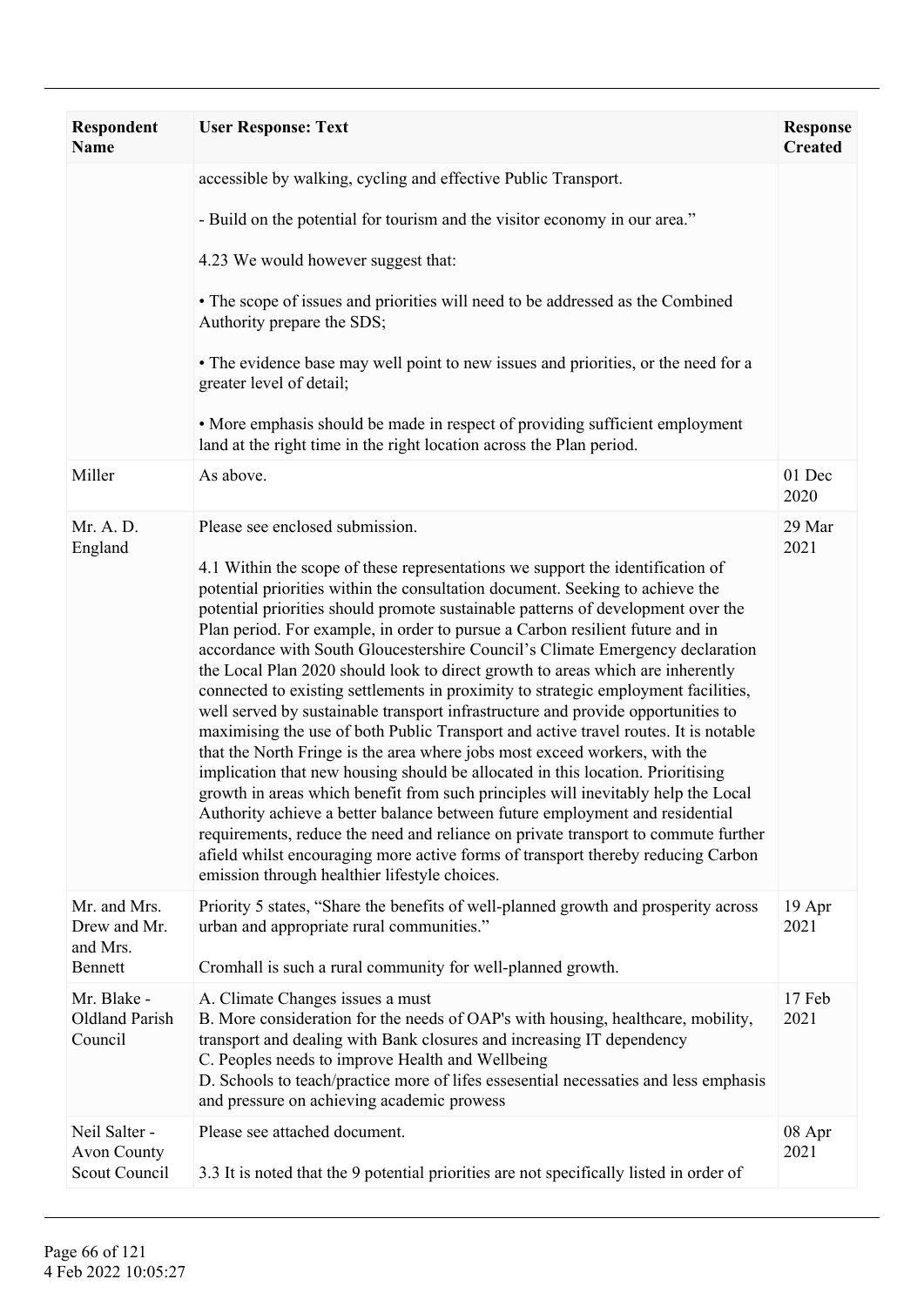| Respondent Name | User Response: Text | Response Created |
|---|---|---|
| | accessible by walking, cycling and effective Public Transport.<br><br>- Build on the potential for tourism and the visitor economy in our area."<br><br>4.23 We would however suggest that:<br><br>• The scope of issues and priorities will need to be addressed as the Combined Authority prepare the SDS;<br><br>• The evidence base may well point to new issues and priorities, or the need for a greater level of detail;<br><br>• More emphasis should be made in respect of providing sufficient employment land at the right time in the right location across the Plan period. | |
| Miller | As above. | 01 Dec 2020 |
| Mr. A. D. England | Please see enclosed submission.<br><br>4.1 Within the scope of these representations we support the identification of potential priorities within the consultation document. Seeking to achieve the potential priorities should promote sustainable patterns of development over the Plan period. For example, in order to pursue a Carbon resilient future and in accordance with South Gloucestershire Council's Climate Emergency declaration the Local Plan 2020 should look to direct growth to areas which are inherently connected to existing settlements in proximity to strategic employment facilities, well served by sustainable transport infrastructure and provide opportunities to maximising the use of both Public Transport and active travel routes. It is notable that the North Fringe is the area where jobs most exceed workers, with the implication that new housing should be allocated in this location. Prioritising growth in areas which benefit from such principles will inevitably help the Local Authority achieve a better balance between future employment and residential requirements, reduce the need and reliance on private transport to commute further afield whilst encouraging more active forms of transport thereby reducing Carbon emission through healthier lifestyle choices. | 29 Mar 2021 |
| Mr. and Mrs. Drew and Mr. and Mrs. Bennett | Priority 5 states, "Share the benefits of well-planned growth and prosperity across urban and appropriate rural communities."<br><br>Cromhall is such a rural community for well-planned growth. | 19 Apr 2021 |
| Mr. Blake - Oldland Parish Council | A. Climate Changes issues a must<br>B. More consideration for the needs of OAP's with housing, healthcare, mobility, transport and dealing with Bank closures and increasing IT dependency<br>C. Peoples needs to improve Health and Wellbeing<br>D. Schools to teach/practice more of lifes essesential necessaties and less emphasis and pressure on achieving academic prowess | 17 Feb 2021 |
| Neil Salter - Avon County Scout Council | Please see attached document.<br><br>3.3 It is noted that the 9 potential priorities are not specifically listed in order of | 08 Apr 2021 |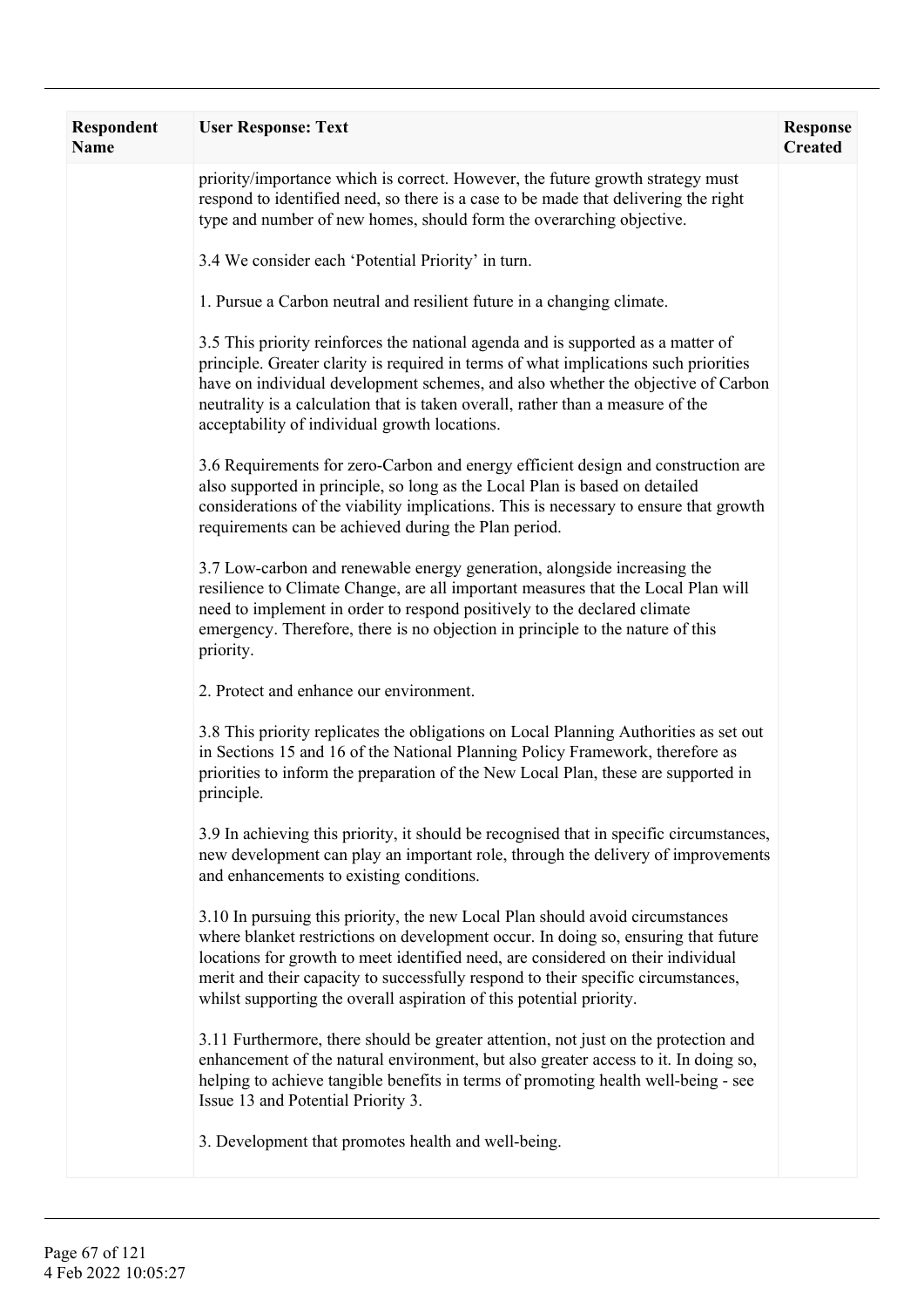| Respondent Name | User Response: Text | Response Created |
|---|---|---|
| | priority/importance which is correct. However, the future growth strategy must respond to identified need, so there is a case to be made that delivering the right type and number of new homes, should form the overarching objective.<br><br>3.4 We consider each 'Potential Priority' in turn.<br><br>1. Pursue a Carbon neutral and resilient future in a changing climate.<br><br>3.5 This priority reinforces the national agenda and is supported as a matter of principle. Greater clarity is required in terms of what implications such priorities have on individual development schemes, and also whether the objective of Carbon neutrality is a calculation that is taken overall, rather than a measure of the acceptability of individual growth locations.<br><br>3.6 Requirements for zero-Carbon and energy efficient design and construction are also supported in principle, so long as the Local Plan is based on detailed considerations of the viability implications. This is necessary to ensure that growth requirements can be achieved during the Plan period.<br><br>3.7 Low-carbon and renewable energy generation, alongside increasing the resilience to Climate Change, are all important measures that the Local Plan will need to implement in order to respond positively to the declared climate emergency. Therefore, there is no objection in principle to the nature of this priority.<br><br>2. Protect and enhance our environment.<br><br>3.8 This priority replicates the obligations on Local Planning Authorities as set out in Sections 15 and 16 of the National Planning Policy Framework, therefore as priorities to inform the preparation of the New Local Plan, these are supported in principle.<br><br>3.9 In achieving this priority, it should be recognised that in specific circumstances, new development can play an important role, through the delivery of improvements and enhancements to existing conditions.<br><br>3.10 In pursuing this priority, the new Local Plan should avoid circumstances where blanket restrictions on development occur. In doing so, ensuring that future locations for growth to meet identified need, are considered on their individual merit and their capacity to successfully respond to their specific circumstances, whilst supporting the overall aspiration of this potential priority.<br><br>3.11 Furthermore, there should be greater attention, not just on the protection and enhancement of the natural environment, but also greater access to it. In doing so, helping to achieve tangible benefits in terms of promoting health well-being - see Issue 13 and Potential Priority 3.<br><br>3. Development that promotes health and well-being. | |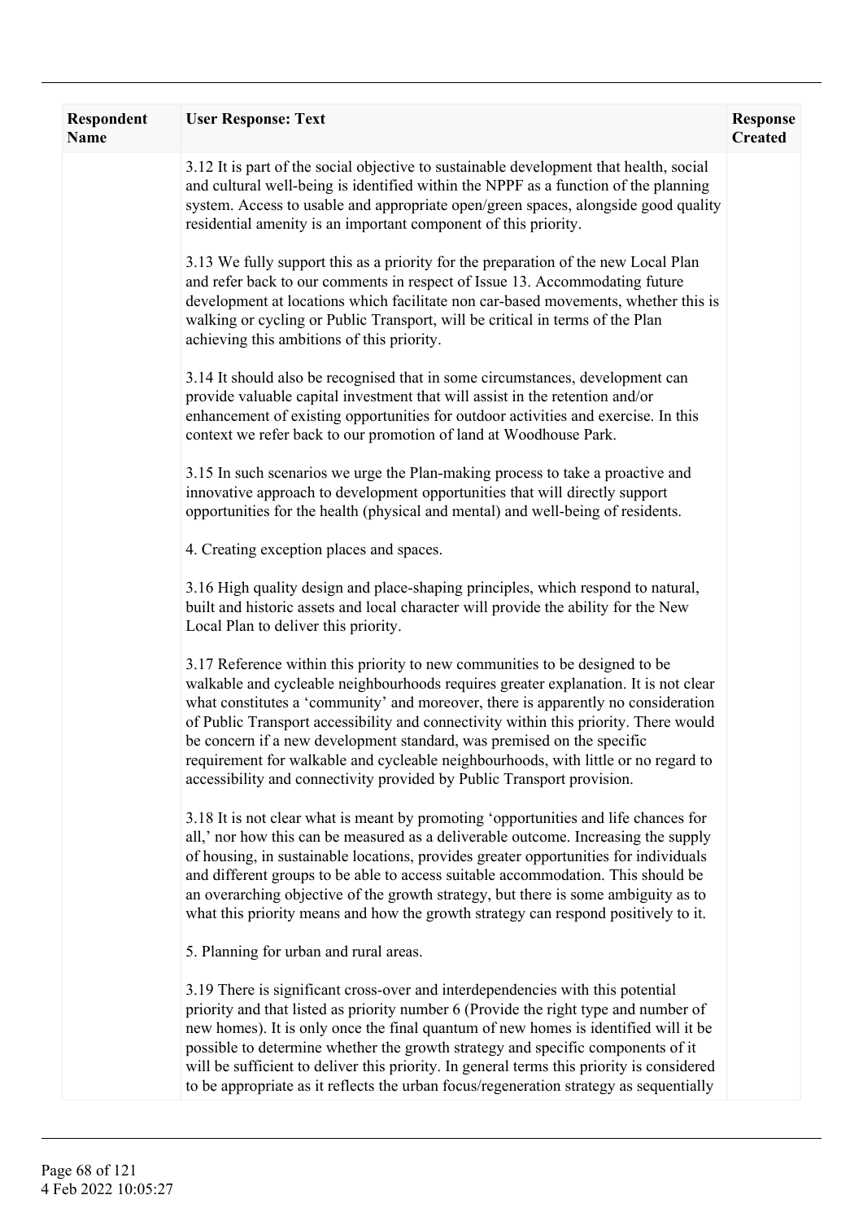| Respondent Name | User Response: Text | Response Created |
|---|---|---|
| | 3.12 It is part of the social objective to sustainable development that health, social and cultural well-being is identified within the NPPF as a function of the planning system. Access to usable and appropriate open/green spaces, alongside good quality residential amenity is an important component of this priority.<br><br>3.13 We fully support this as a priority for the preparation of the new Local Plan and refer back to our comments in respect of Issue 13. Accommodating future development at locations which facilitate non car-based movements, whether this is walking or cycling or Public Transport, will be critical in terms of the Plan achieving this ambitions of this priority.<br><br>3.14 It should also be recognised that in some circumstances, development can provide valuable capital investment that will assist in the retention and/or enhancement of existing opportunities for outdoor activities and exercise. In this context we refer back to our promotion of land at Woodhouse Park.<br><br>3.15 In such scenarios we urge the Plan-making process to take a proactive and innovative approach to development opportunities that will directly support opportunities for the health (physical and mental) and well-being of residents.<br><br>4. Creating exception places and spaces.<br><br>3.16 High quality design and place-shaping principles, which respond to natural, built and historic assets and local character will provide the ability for the New Local Plan to deliver this priority.<br><br>3.17 Reference within this priority to new communities to be designed to be walkable and cycleable neighbourhoods requires greater explanation. It is not clear what constitutes a 'community' and moreover, there is apparently no consideration of Public Transport accessibility and connectivity within this priority. There would be concern if a new development standard, was premised on the specific requirement for walkable and cycleable neighbourhoods, with little or no regard to accessibility and connectivity provided by Public Transport provision.<br><br>3.18 It is not clear what is meant by promoting 'opportunities and life chances for all,' nor how this can be measured as a deliverable outcome. Increasing the supply of housing, in sustainable locations, provides greater opportunities for individuals and different groups to be able to access suitable accommodation. This should be an overarching objective of the growth strategy, but there is some ambiguity as to what this priority means and how the growth strategy can respond positively to it.<br><br>5. Planning for urban and rural areas.<br><br>3.19 There is significant cross-over and interdependencies with this potential priority and that listed as priority number 6 (Provide the right type and number of new homes). It is only once the final quantum of new homes is identified will it be possible to determine whether the growth strategy and specific components of it will be sufficient to deliver this priority. In general terms this priority is considered to be appropriate as it reflects the urban focus/regeneration strategy as sequentially | |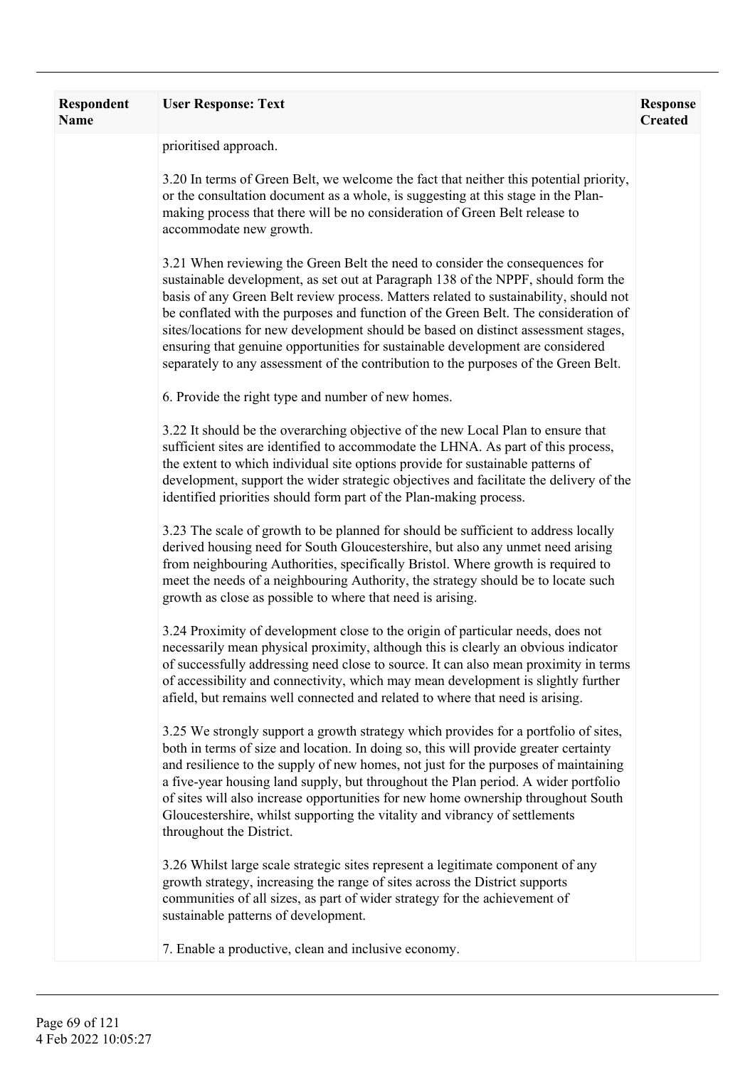| Respondent Name | User Response: Text | Response Created |
| --- | --- | --- |
| | prioritised approach.<br><br>3.20 In terms of Green Belt, we welcome the fact that neither this potential priority, or the consultation document as a whole, is suggesting at this stage in the Plan-making process that there will be no consideration of Green Belt release to accommodate new growth.<br><br>3.21 When reviewing the Green Belt the need to consider the consequences for sustainable development, as set out at Paragraph 138 of the NPPF, should form the basis of any Green Belt review process. Matters related to sustainability, should not be conflated with the purposes and function of the Green Belt. The consideration of sites/locations for new development should be based on distinct assessment stages, ensuring that genuine opportunities for sustainable development are considered separately to any assessment of the contribution to the purposes of the Green Belt.<br><br>6. Provide the right type and number of new homes.<br><br>3.22 It should be the overarching objective of the new Local Plan to ensure that sufficient sites are identified to accommodate the LHNA. As part of this process, the extent to which individual site options provide for sustainable patterns of development, support the wider strategic objectives and facilitate the delivery of the identified priorities should form part of the Plan-making process.<br><br>3.23 The scale of growth to be planned for should be sufficient to address locally derived housing need for South Gloucestershire, but also any unmet need arising from neighbouring Authorities, specifically Bristol. Where growth is required to meet the needs of a neighbouring Authority, the strategy should be to locate such growth as close as possible to where that need is arising.<br><br>3.24 Proximity of development close to the origin of particular needs, does not necessarily mean physical proximity, although this is clearly an obvious indicator of successfully addressing need close to source. It can also mean proximity in terms of accessibility and connectivity, which may mean development is slightly further afield, but remains well connected and related to where that need is arising.<br><br>3.25 We strongly support a growth strategy which provides for a portfolio of sites, both in terms of size and location. In doing so, this will provide greater certainty and resilience to the supply of new homes, not just for the purposes of maintaining a five-year housing land supply, but throughout the Plan period. A wider portfolio of sites will also increase opportunities for new home ownership throughout South Gloucestershire, whilst supporting the vitality and vibrancy of settlements throughout the District.<br><br>3.26 Whilst large scale strategic sites represent a legitimate component of any growth strategy, increasing the range of sites across the District supports communities of all sizes, as part of wider strategy for the achievement of sustainable patterns of development.<br><br>7. Enable a productive, clean and inclusive economy. | |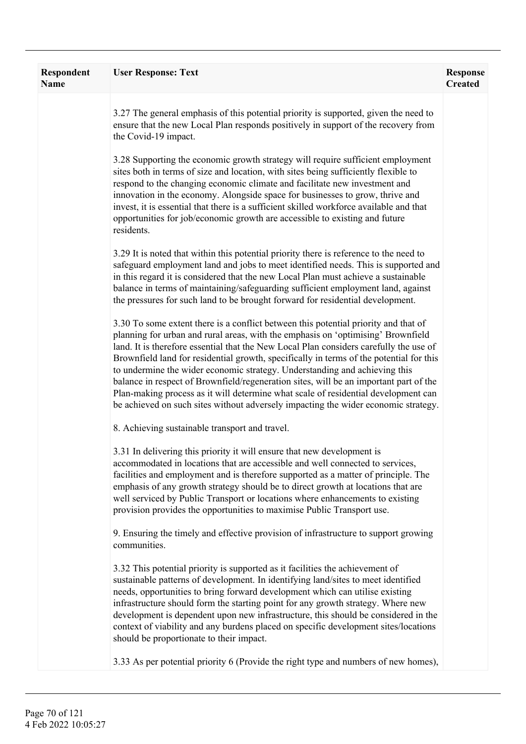| Respondent Name | User Response: Text | Response Created |
|---|---|---|
| | 3.27 The general emphasis of this potential priority is supported, given the need to ensure that the new Local Plan responds positively in support of the recovery from the Covid-19 impact.<br><br>3.28 Supporting the economic growth strategy will require sufficient employment sites both in terms of size and location, with sites being sufficiently flexible to respond to the changing economic climate and facilitate new investment and innovation in the economy. Alongside space for businesses to grow, thrive and invest, it is essential that there is a sufficient skilled workforce available and that opportunities for job/economic growth are accessible to existing and future residents.<br><br>3.29 It is noted that within this potential priority there is reference to the need to safeguard employment land and jobs to meet identified needs. This is supported and in this regard it is considered that the new Local Plan must achieve a sustainable balance in terms of maintaining/safeguarding sufficient employment land, against the pressures for such land to be brought forward for residential development.<br><br>3.30 To some extent there is a conflict between this potential priority and that of planning for urban and rural areas, with the emphasis on 'optimising' Brownfield land. It is therefore essential that the New Local Plan considers carefully the use of Brownfield land for residential growth, specifically in terms of the potential for this to undermine the wider economic strategy. Understanding and achieving this balance in respect of Brownfield/regeneration sites, will be an important part of the Plan-making process as it will determine what scale of residential development can be achieved on such sites without adversely impacting the wider economic strategy.<br><br>8. Achieving sustainable transport and travel.<br><br>3.31 In delivering this priority it will ensure that new development is accommodated in locations that are accessible and well connected to services, facilities and employment and is therefore supported as a matter of principle. The emphasis of any growth strategy should be to direct growth at locations that are well serviced by Public Transport or locations where enhancements to existing provision provides the opportunities to maximise Public Transport use.<br><br>9. Ensuring the timely and effective provision of infrastructure to support growing communities.<br><br>3.32 This potential priority is supported as it facilities the achievement of sustainable patterns of development. In identifying land/sites to meet identified needs, opportunities to bring forward development which can utilise existing infrastructure should form the starting point for any growth strategy. Where new development is dependent upon new infrastructure, this should be considered in the context of viability and any burdens placed on specific development sites/locations should be proportionate to their impact.<br><br>3.33 As per potential priority 6 (Provide the right type and numbers of new homes), | |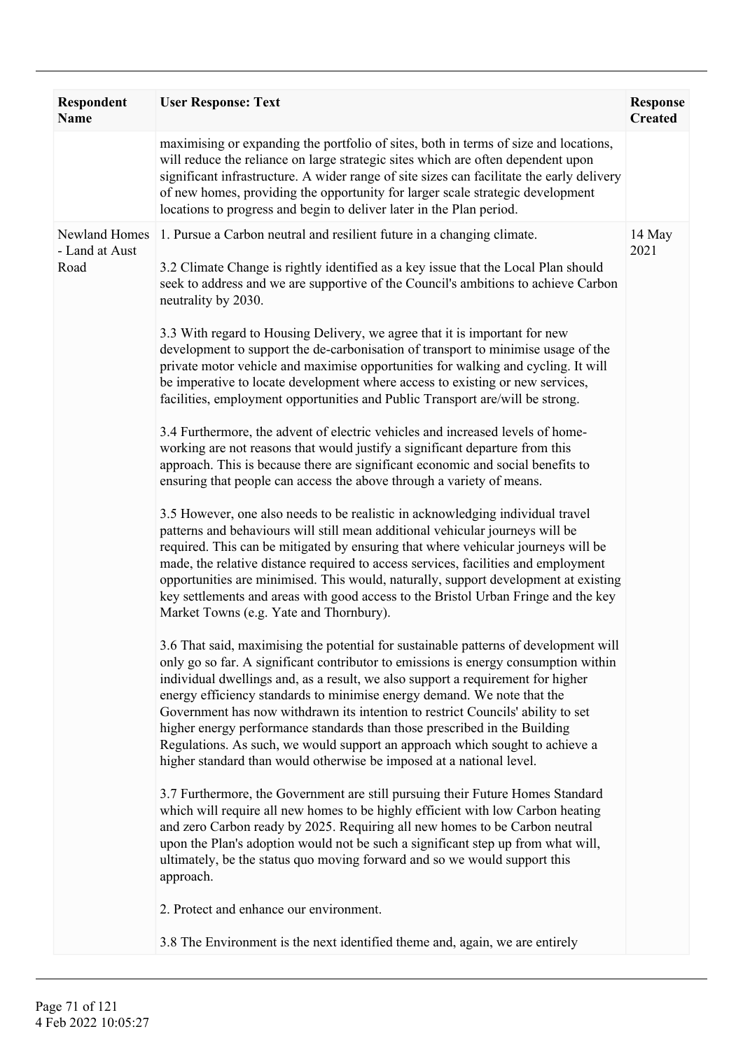| Respondent Name | User Response: Text | Response Created |
|---|---|---|
| | maximising or expanding the portfolio of sites, both in terms of size and locations, will reduce the reliance on large strategic sites which are often dependent upon significant infrastructure. A wider range of site sizes can facilitate the early delivery of new homes, providing the opportunity for larger scale strategic development locations to progress and begin to deliver later in the Plan period. | |
| Newland Homes - Land at Aust Road | 1. Pursue a Carbon neutral and resilient future in a changing climate.<br><br>3.2 Climate Change is rightly identified as a key issue that the Local Plan should seek to address and we are supportive of the Council's ambitions to achieve Carbon neutrality by 2030.<br><br>3.3 With regard to Housing Delivery, we agree that it is important for new development to support the de-carbonisation of transport to minimise usage of the private motor vehicle and maximise opportunities for walking and cycling. It will be imperative to locate development where access to existing or new services, facilities, employment opportunities and Public Transport are/will be strong.<br><br>3.4 Furthermore, the advent of electric vehicles and increased levels of home-working are not reasons that would justify a significant departure from this approach. This is because there are significant economic and social benefits to ensuring that people can access the above through a variety of means.<br><br>3.5 However, one also needs to be realistic in acknowledging individual travel patterns and behaviours will still mean additional vehicular journeys will be required. This can be mitigated by ensuring that where vehicular journeys will be made, the relative distance required to access services, facilities and employment opportunities are minimised. This would, naturally, support development at existing key settlements and areas with good access to the Bristol Urban Fringe and the key Market Towns (e.g. Yate and Thornbury).<br><br>3.6 That said, maximising the potential for sustainable patterns of development will only go so far. A significant contributor to emissions is energy consumption within individual dwellings and, as a result, we also support a requirement for higher energy efficiency standards to minimise energy demand. We note that the Government has now withdrawn its intention to restrict Councils' ability to set higher energy performance standards than those prescribed in the Building Regulations. As such, we would support an approach which sought to achieve a higher standard than would otherwise be imposed at a national level.<br><br>3.7 Furthermore, the Government are still pursuing their Future Homes Standard which will require all new homes to be highly efficient with low Carbon heating and zero Carbon ready by 2025. Requiring all new homes to be Carbon neutral upon the Plan's adoption would not be such a significant step up from what will, ultimately, be the status quo moving forward and so we would support this approach.<br><br>2. Protect and enhance our environment.<br><br>3.8 The Environment is the next identified theme and, again, we are entirely | 14 May 2021 |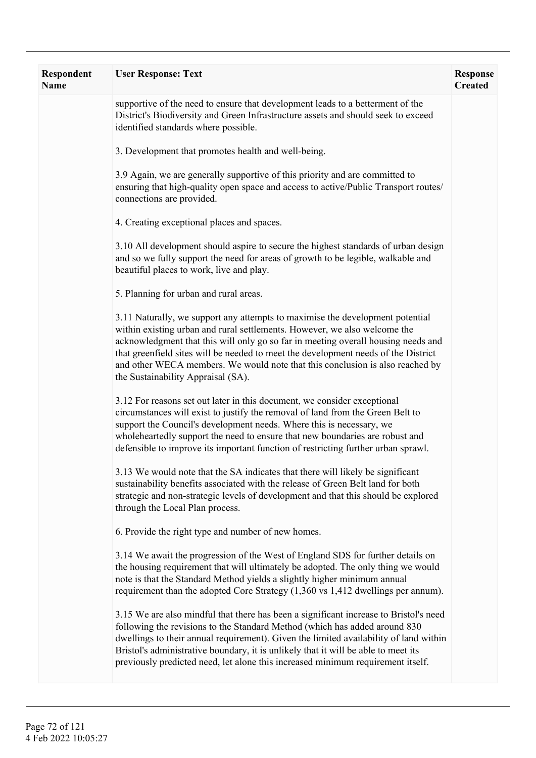| Respondent Name | User Response: Text | Response Created |
|---|---|---|
| | supportive of the need to ensure that development leads to a betterment of the District's Biodiversity and Green Infrastructure assets and should seek to exceed identified standards where possible.<br><br>3. Development that promotes health and well-being.<br><br>3.9 Again, we are generally supportive of this priority and are committed to ensuring that high-quality open space and access to active/Public Transport routes/ connections are provided.<br><br>4. Creating exceptional places and spaces.<br><br>3.10 All development should aspire to secure the highest standards of urban design and so we fully support the need for areas of growth to be legible, walkable and beautiful places to work, live and play.<br><br>5. Planning for urban and rural areas.<br><br>3.11 Naturally, we support any attempts to maximise the development potential within existing urban and rural settlements. However, we also welcome the acknowledgment that this will only go so far in meeting overall housing needs and that greenfield sites will be needed to meet the development needs of the District and other WECA members. We would note that this conclusion is also reached by the Sustainability Appraisal (SA).<br><br>3.12 For reasons set out later in this document, we consider exceptional circumstances will exist to justify the removal of land from the Green Belt to support the Council's development needs. Where this is necessary, we wholeheartedly support the need to ensure that new boundaries are robust and defensible to improve its important function of restricting further urban sprawl.<br><br>3.13 We would note that the SA indicates that there will likely be significant sustainability benefits associated with the release of Green Belt land for both strategic and non-strategic levels of development and that this should be explored through the Local Plan process.<br><br>6. Provide the right type and number of new homes.<br><br>3.14 We await the progression of the West of England SDS for further details on the housing requirement that will ultimately be adopted. The only thing we would note is that the Standard Method yields a slightly higher minimum annual requirement than the adopted Core Strategy (1,360 vs 1,412 dwellings per annum).<br><br>3.15 We are also mindful that there has been a significant increase to Bristol's need following the revisions to the Standard Method (which has added around 830 dwellings to their annual requirement). Given the limited availability of land within Bristol's administrative boundary, it is unlikely that it will be able to meet its previously predicted need, let alone this increased minimum requirement itself. | |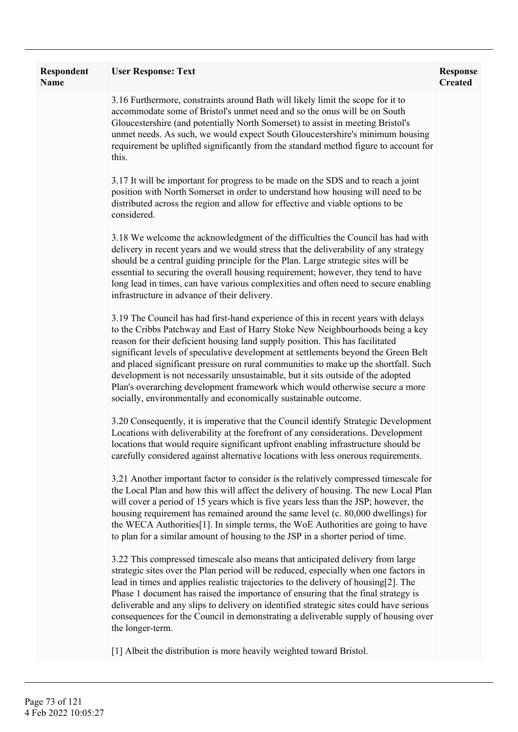| Respondent Name | User Response: Text | Response Created |
|---|---|---|
| | 3.16 Furthermore, constraints around Bath will likely limit the scope for it to accommodate some of Bristol's unmet need and so the onus will be on South Gloucestershire (and potentially North Somerset) to assist in meeting Bristol's unmet needs. As such, we would expect South Gloucestershire's minimum housing requirement be uplifted significantly from the standard method figure to account for this.<br><br>3.17 It will be important for progress to be made on the SDS and to reach a joint position with North Somerset in order to understand how housing will need to be distributed across the region and allow for effective and viable options to be considered.<br><br>3.18 We welcome the acknowledgment of the difficulties the Council has had with delivery in recent years and we would stress that the deliverability of any strategy should be a central guiding principle for the Plan. Large strategic sites will be essential to securing the overall housing requirement; however, they tend to have long lead in times, can have various complexities and often need to secure enabling infrastructure in advance of their delivery.<br><br>3.19 The Council has had first-hand experience of this in recent years with delays to the Cribbs Patchway and East of Harry Stoke New Neighbourhoods being a key reason for their deficient housing land supply position. This has facilitated significant levels of speculative development at settlements beyond the Green Belt and placed significant pressure on rural communities to make up the shortfall. Such development is not necessarily unsustainable, but it sits outside of the adopted Plan's overarching development framework which would otherwise secure a more socially, environmentally and economically sustainable outcome.<br><br>3.20 Consequently, it is imperative that the Council identify Strategic Development Locations with deliverability at the forefront of any considerations. Development locations that would require significant upfront enabling infrastructure should be carefully considered against alternative locations with less onerous requirements.<br><br>3.21 Another important factor to consider is the relatively compressed timescale for the Local Plan and how this will affect the delivery of housing. The new Local Plan will cover a period of 15 years which is five years less than the JSP; however, the housing requirement has remained around the same level (c. 80,000 dwellings) for the WECA Authorities[1]. In simple terms, the WoE Authorities are going to have to plan for a similar amount of housing to the JSP in a shorter period of time.<br><br>3.22 This compressed timescale also means that anticipated delivery from large strategic sites over the Plan period will be reduced, especially when one factors in lead in times and applies realistic trajectories to the delivery of housing[2]. The Phase 1 document has raised the importance of ensuring that the final strategy is deliverable and any slips to delivery on identified strategic sites could have serious consequences for the Council in demonstrating a deliverable supply of housing over the longer-term.<br><br>[1] Albeit the distribution is more heavily weighted toward Bristol. | |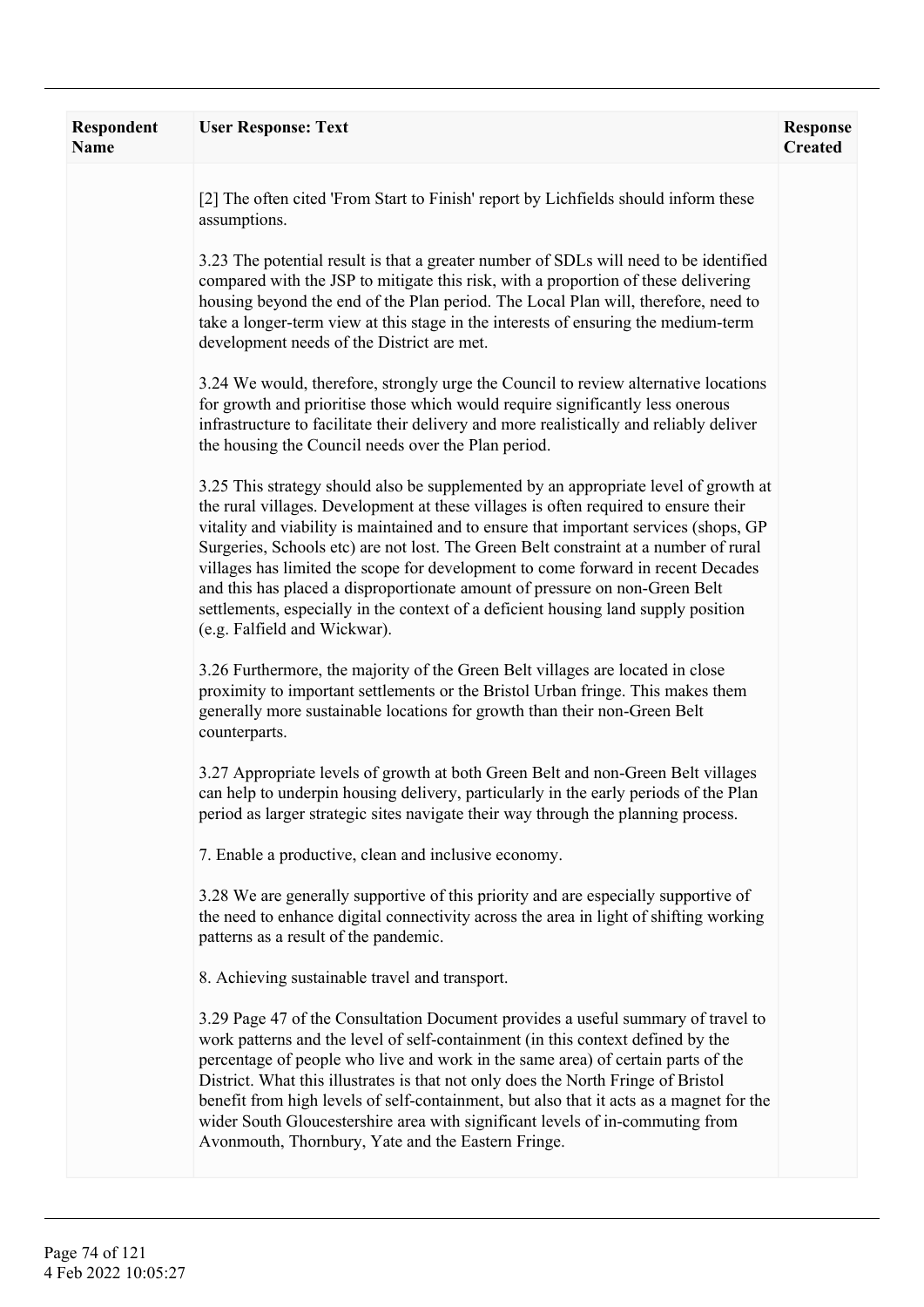| Respondent Name | User Response: Text | Response Created |
|---|---|---|
| | [2] The often cited 'From Start to Finish' report by Lichfields should inform these assumptions.<br><br>3.23 The potential result is that a greater number of SDLs will need to be identified compared with the JSP to mitigate this risk, with a proportion of these delivering housing beyond the end of the Plan period. The Local Plan will, therefore, need to take a longer-term view at this stage in the interests of ensuring the medium-term development needs of the District are met.<br><br>3.24 We would, therefore, strongly urge the Council to review alternative locations for growth and prioritise those which would require significantly less onerous infrastructure to facilitate their delivery and more realistically and reliably deliver the housing the Council needs over the Plan period.<br><br>3.25 This strategy should also be supplemented by an appropriate level of growth at the rural villages. Development at these villages is often required to ensure their vitality and viability is maintained and to ensure that important services (shops, GP Surgeries, Schools etc) are not lost. The Green Belt constraint at a number of rural villages has limited the scope for development to come forward in recent Decades and this has placed a disproportionate amount of pressure on non-Green Belt settlements, especially in the context of a deficient housing land supply position (e.g. Falfield and Wickwar).<br><br>3.26 Furthermore, the majority of the Green Belt villages are located in close proximity to important settlements or the Bristol Urban fringe. This makes them generally more sustainable locations for growth than their non-Green Belt counterparts.<br><br>3.27 Appropriate levels of growth at both Green Belt and non-Green Belt villages can help to underpin housing delivery, particularly in the early periods of the Plan period as larger strategic sites navigate their way through the planning process.<br><br>7. Enable a productive, clean and inclusive economy.<br><br>3.28 We are generally supportive of this priority and are especially supportive of the need to enhance digital connectivity across the area in light of shifting working patterns as a result of the pandemic.<br><br>8. Achieving sustainable travel and transport.<br><br>3.29 Page 47 of the Consultation Document provides a useful summary of travel to work patterns and the level of self-containment (in this context defined by the percentage of people who live and work in the same area) of certain parts of the District. What this illustrates is that not only does the North Fringe of Bristol benefit from high levels of self-containment, but also that it acts as a magnet for the wider South Gloucestershire area with significant levels of in-commuting from Avonmouth, Thornbury, Yate and the Eastern Fringe. | |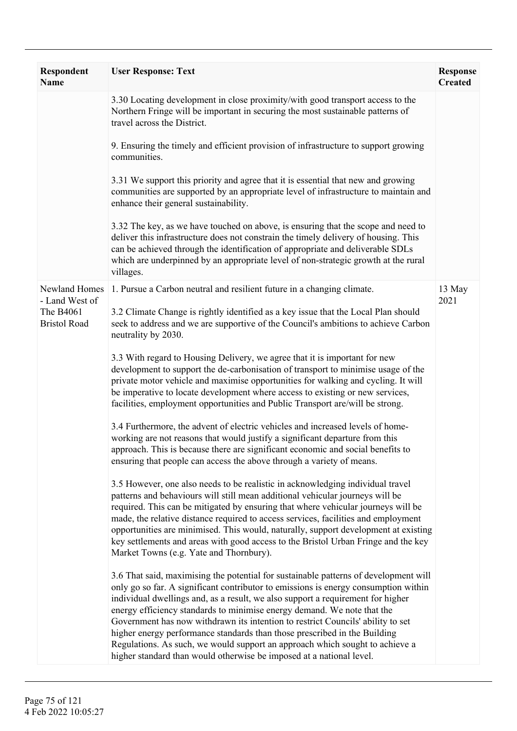| Respondent Name | User Response: Text | Response Created |
| --- | --- | --- |
| | 3.30 Locating development in close proximity/with good transport access to the Northern Fringe will be important in securing the most sustainable patterns of travel across the District.<br><br>9. Ensuring the timely and efficient provision of infrastructure to support growing communities.<br><br>3.31 We support this priority and agree that it is essential that new and growing communities are supported by an appropriate level of infrastructure to maintain and enhance their general sustainability.<br><br>3.32 The key, as we have touched on above, is ensuring that the scope and need to deliver this infrastructure does not constrain the timely delivery of housing. This can be achieved through the identification of appropriate and deliverable SDLs which are underpinned by an appropriate level of non-strategic growth at the rural villages. | |
| Newland Homes - Land West of The B4061 Bristol Road | 1. Pursue a Carbon neutral and resilient future in a changing climate.<br><br>3.2 Climate Change is rightly identified as a key issue that the Local Plan should seek to address and we are supportive of the Council's ambitions to achieve Carbon neutrality by 2030.<br><br>3.3 With regard to Housing Delivery, we agree that it is important for new development to support the de-carbonisation of transport to minimise usage of the private motor vehicle and maximise opportunities for walking and cycling. It will be imperative to locate development where access to existing or new services, facilities, employment opportunities and Public Transport are/will be strong.<br><br>3.4 Furthermore, the advent of electric vehicles and increased levels of home-working are not reasons that would justify a significant departure from this approach. This is because there are significant economic and social benefits to ensuring that people can access the above through a variety of means.<br><br>3.5 However, one also needs to be realistic in acknowledging individual travel patterns and behaviours will still mean additional vehicular journeys will be required. This can be mitigated by ensuring that where vehicular journeys will be made, the relative distance required to access services, facilities and employment opportunities are minimised. This would, naturally, support development at existing key settlements and areas with good access to the Bristol Urban Fringe and the key Market Towns (e.g. Yate and Thornbury).<br><br>3.6 That said, maximising the potential for sustainable patterns of development will only go so far. A significant contributor to emissions is energy consumption within individual dwellings and, as a result, we also support a requirement for higher energy efficiency standards to minimise energy demand. We note that the Government has now withdrawn its intention to restrict Councils' ability to set higher energy performance standards than those prescribed in the Building Regulations. As such, we would support an approach which sought to achieve a higher standard than would otherwise be imposed at a national level. | 13 May 2021 |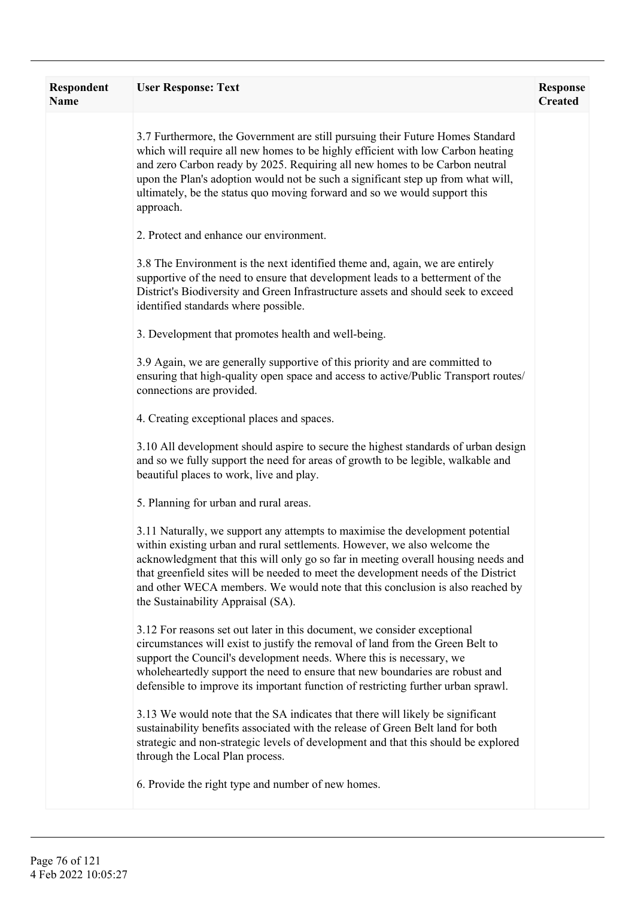| Respondent Name | User Response: Text | Response Created |
| --- | --- | --- |
| | 3.7 Furthermore, the Government are still pursuing their Future Homes Standard which will require all new homes to be highly efficient with low Carbon heating and zero Carbon ready by 2025. Requiring all new homes to be Carbon neutral upon the Plan's adoption would not be such a significant step up from what will, ultimately, be the status quo moving forward and so we would support this approach.<br><br>2. Protect and enhance our environment.<br><br>3.8 The Environment is the next identified theme and, again, we are entirely supportive of the need to ensure that development leads to a betterment of the District's Biodiversity and Green Infrastructure assets and should seek to exceed identified standards where possible.<br><br>3. Development that promotes health and well-being.<br><br>3.9 Again, we are generally supportive of this priority and are committed to ensuring that high-quality open space and access to active/Public Transport routes/connections are provided.<br><br>4. Creating exceptional places and spaces.<br><br>3.10 All development should aspire to secure the highest standards of urban design and so we fully support the need for areas of growth to be legible, walkable and beautiful places to work, live and play.<br><br>5. Planning for urban and rural areas.<br><br>3.11 Naturally, we support any attempts to maximise the development potential within existing urban and rural settlements. However, we also welcome the acknowledgment that this will only go so far in meeting overall housing needs and that greenfield sites will be needed to meet the development needs of the District and other WECA members. We would note that this conclusion is also reached by the Sustainability Appraisal (SA).<br><br>3.12 For reasons set out later in this document, we consider exceptional circumstances will exist to justify the removal of land from the Green Belt to support the Council's development needs. Where this is necessary, we wholeheartedly support the need to ensure that new boundaries are robust and defensible to improve its important function of restricting further urban sprawl.<br><br>3.13 We would note that the SA indicates that there will likely be significant sustainability benefits associated with the release of Green Belt land for both strategic and non-strategic levels of development and that this should be explored through the Local Plan process.<br><br>6. Provide the right type and number of new homes. | |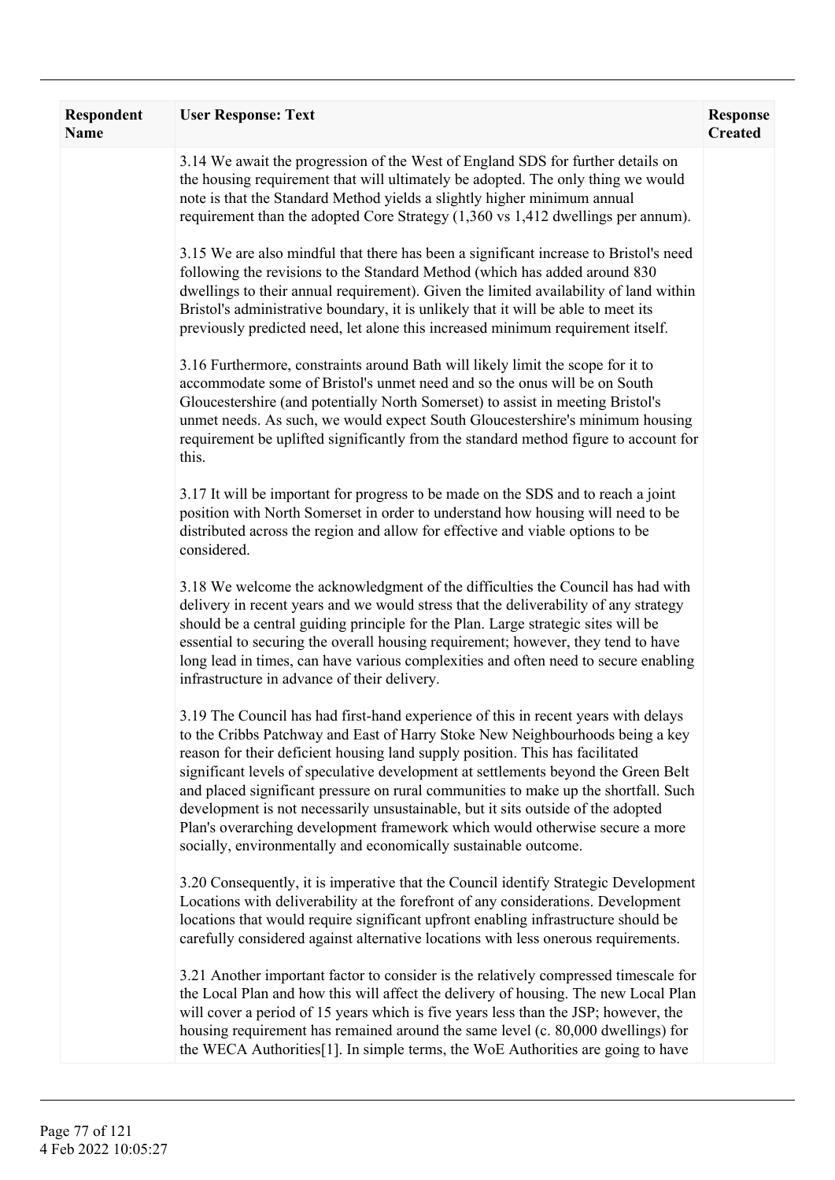| Respondent Name | User Response: Text | Response Created |
|---|---|---|
| | 3.14 We await the progression of the West of England SDS for further details on the housing requirement that will ultimately be adopted. The only thing we would note is that the Standard Method yields a slightly higher minimum annual requirement than the adopted Core Strategy (1,360 vs 1,412 dwellings per annum).<br><br>3.15 We are also mindful that there has been a significant increase to Bristol's need following the revisions to the Standard Method (which has added around 830 dwellings to their annual requirement). Given the limited availability of land within Bristol's administrative boundary, it is unlikely that it will be able to meet its previously predicted need, let alone this increased minimum requirement itself.<br><br>3.16 Furthermore, constraints around Bath will likely limit the scope for it to accommodate some of Bristol's unmet need and so the onus will be on South Gloucestershire (and potentially North Somerset) to assist in meeting Bristol's unmet needs. As such, we would expect South Gloucestershire's minimum housing requirement be uplifted significantly from the standard method figure to account for this.<br><br>3.17 It will be important for progress to be made on the SDS and to reach a joint position with North Somerset in order to understand how housing will need to be distributed across the region and allow for effective and viable options to be considered.<br><br>3.18 We welcome the acknowledgment of the difficulties the Council has had with delivery in recent years and we would stress that the deliverability of any strategy should be a central guiding principle for the Plan. Large strategic sites will be essential to securing the overall housing requirement; however, they tend to have long lead in times, can have various complexities and often need to secure enabling infrastructure in advance of their delivery.<br><br>3.19 The Council has had first-hand experience of this in recent years with delays to the Cribbs Patchway and East of Harry Stoke New Neighbourhoods being a key reason for their deficient housing land supply position. This has facilitated significant levels of speculative development at settlements beyond the Green Belt and placed significant pressure on rural communities to make up the shortfall. Such development is not necessarily unsustainable, but it sits outside of the adopted Plan's overarching development framework which would otherwise secure a more socially, environmentally and economically sustainable outcome.<br><br>3.20 Consequently, it is imperative that the Council identify Strategic Development Locations with deliverability at the forefront of any considerations. Development locations that would require significant upfront enabling infrastructure should be carefully considered against alternative locations with less onerous requirements.<br><br>3.21 Another important factor to consider is the relatively compressed timescale for the Local Plan and how this will affect the delivery of housing. The new Local Plan will cover a period of 15 years which is five years less than the JSP; however, the housing requirement has remained around the same level (c. 80,000 dwellings) for the WECA Authorities[1]. In simple terms, the WoE Authorities are going to have | |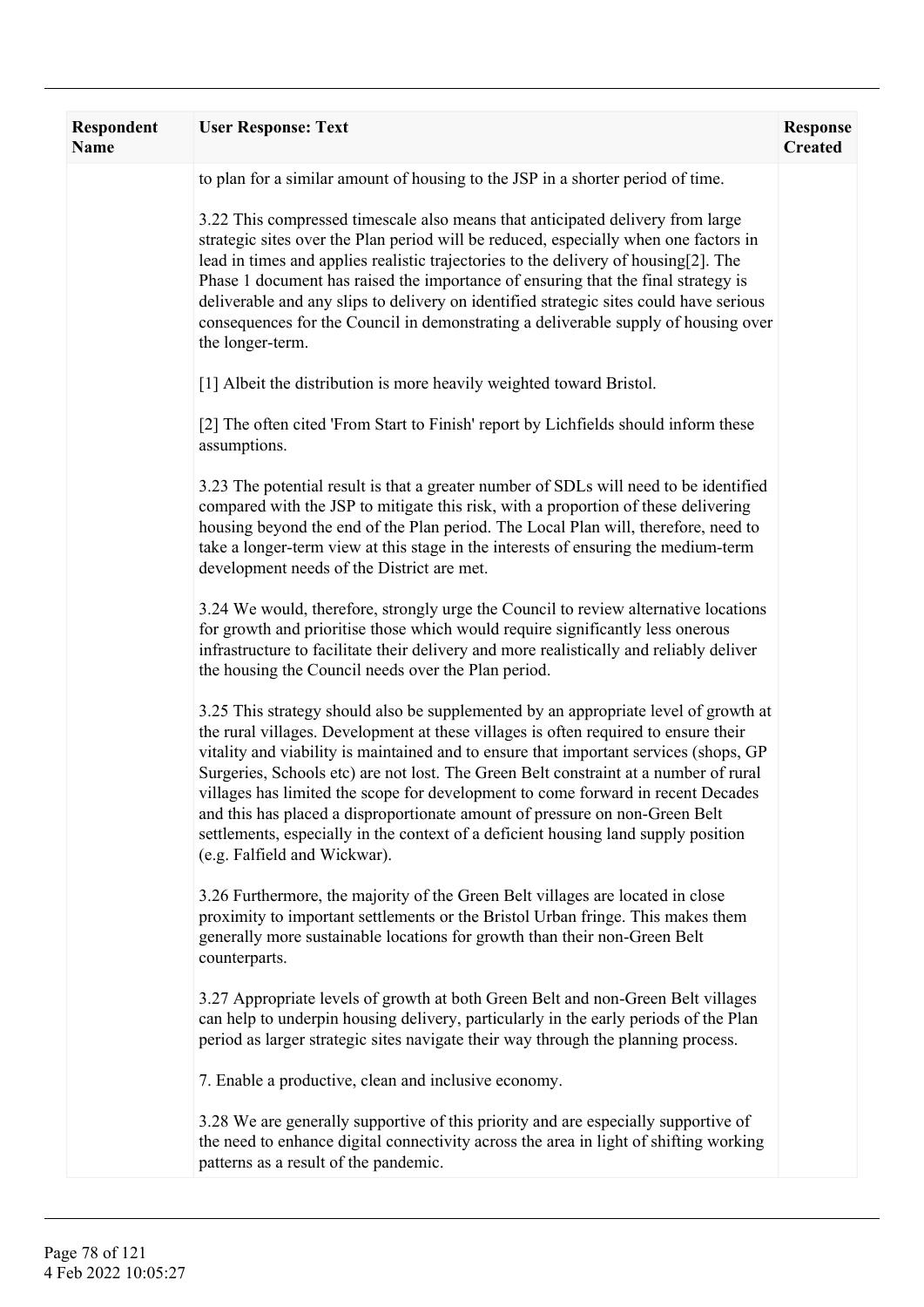| Respondent Name | User Response: Text | Response Created |
|---|---|---|
| | to plan for a similar amount of housing to the JSP in a shorter period of time.<br><br>3.22 This compressed timescale also means that anticipated delivery from large strategic sites over the Plan period will be reduced, especially when one factors in lead in times and applies realistic trajectories to the delivery of housing[2]. The Phase 1 document has raised the importance of ensuring that the final strategy is deliverable and any slips to delivery on identified strategic sites could have serious consequences for the Council in demonstrating a deliverable supply of housing over the longer-term.<br><br>[1] Albeit the distribution is more heavily weighted toward Bristol.<br><br>[2] The often cited 'From Start to Finish' report by Lichfields should inform these assumptions.<br><br>3.23 The potential result is that a greater number of SDLs will need to be identified compared with the JSP to mitigate this risk, with a proportion of these delivering housing beyond the end of the Plan period. The Local Plan will, therefore, need to take a longer-term view at this stage in the interests of ensuring the medium-term development needs of the District are met.<br><br>3.24 We would, therefore, strongly urge the Council to review alternative locations for growth and prioritise those which would require significantly less onerous infrastructure to facilitate their delivery and more realistically and reliably deliver the housing the Council needs over the Plan period.<br><br>3.25 This strategy should also be supplemented by an appropriate level of growth at the rural villages. Development at these villages is often required to ensure their vitality and viability is maintained and to ensure that important services (shops, GP Surgeries, Schools etc) are not lost. The Green Belt constraint at a number of rural villages has limited the scope for development to come forward in recent Decades and this has placed a disproportionate amount of pressure on non-Green Belt settlements, especially in the context of a deficient housing land supply position (e.g. Falfield and Wickwar).<br><br>3.26 Furthermore, the majority of the Green Belt villages are located in close proximity to important settlements or the Bristol Urban fringe. This makes them generally more sustainable locations for growth than their non-Green Belt counterparts.<br><br>3.27 Appropriate levels of growth at both Green Belt and non-Green Belt villages can help to underpin housing delivery, particularly in the early periods of the Plan period as larger strategic sites navigate their way through the planning process.<br><br>7. Enable a productive, clean and inclusive economy.<br><br>3.28 We are generally supportive of this priority and are especially supportive of the need to enhance digital connectivity across the area in light of shifting working patterns as a result of the pandemic. | |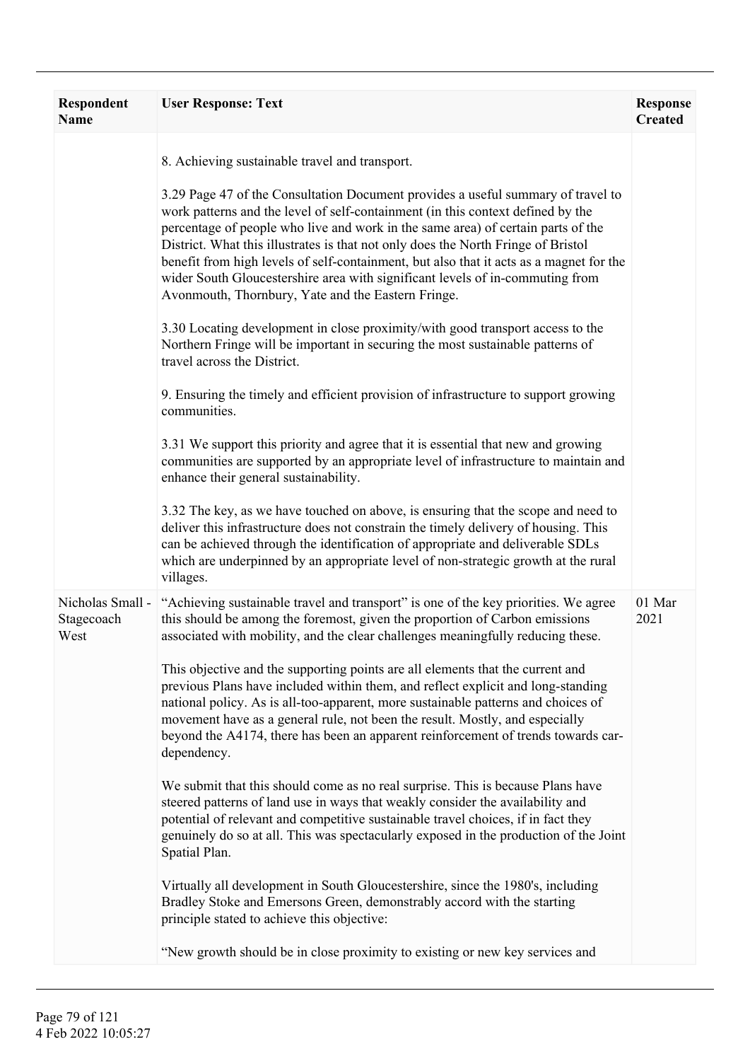| Respondent Name | User Response: Text | Response Created |
|---|---|---|
| | 8. Achieving sustainable travel and transport.<br><br>3.29 Page 47 of the Consultation Document provides a useful summary of travel to work patterns and the level of self-containment (in this context defined by the percentage of people who live and work in the same area) of certain parts of the District. What this illustrates is that not only does the North Fringe of Bristol benefit from high levels of self-containment, but also that it acts as a magnet for the wider South Gloucestershire area with significant levels of in-commuting from Avonmouth, Thornbury, Yate and the Eastern Fringe.<br><br>3.30 Locating development in close proximity/with good transport access to the Northern Fringe will be important in securing the most sustainable patterns of travel across the District.<br><br>9. Ensuring the timely and efficient provision of infrastructure to support growing communities.<br><br>3.31 We support this priority and agree that it is essential that new and growing communities are supported by an appropriate level of infrastructure to maintain and enhance their general sustainability.<br><br>3.32 The key, as we have touched on above, is ensuring that the scope and need to deliver this infrastructure does not constrain the timely delivery of housing. This can be achieved through the identification of appropriate and deliverable SDLs which are underpinned by an appropriate level of non-strategic growth at the rural villages. | |
| Nicholas Small - Stagecoach West | "Achieving sustainable travel and transport" is one of the key priorities. We agree this should be among the foremost, given the proportion of Carbon emissions associated with mobility, and the clear challenges meaningfully reducing these.<br><br>This objective and the supporting points are all elements that the current and previous Plans have included within them, and reflect explicit and long-standing national policy. As is all-too-apparent, more sustainable patterns and choices of movement have as a general rule, not been the result. Mostly, and especially beyond the A4174, there has been an apparent reinforcement of trends towards car-dependency.<br><br>We submit that this should come as no real surprise. This is because Plans have steered patterns of land use in ways that weakly consider the availability and potential of relevant and competitive sustainable travel choices, if in fact they genuinely do so at all. This was spectacularly exposed in the production of the Joint Spatial Plan.<br><br>Virtually all development in South Gloucestershire, since the 1980's, including Bradley Stoke and Emersons Green, demonstrably accord with the starting principle stated to achieve this objective:<br><br>"New growth should be in close proximity to existing or new key services and | 01 Mar 2021 |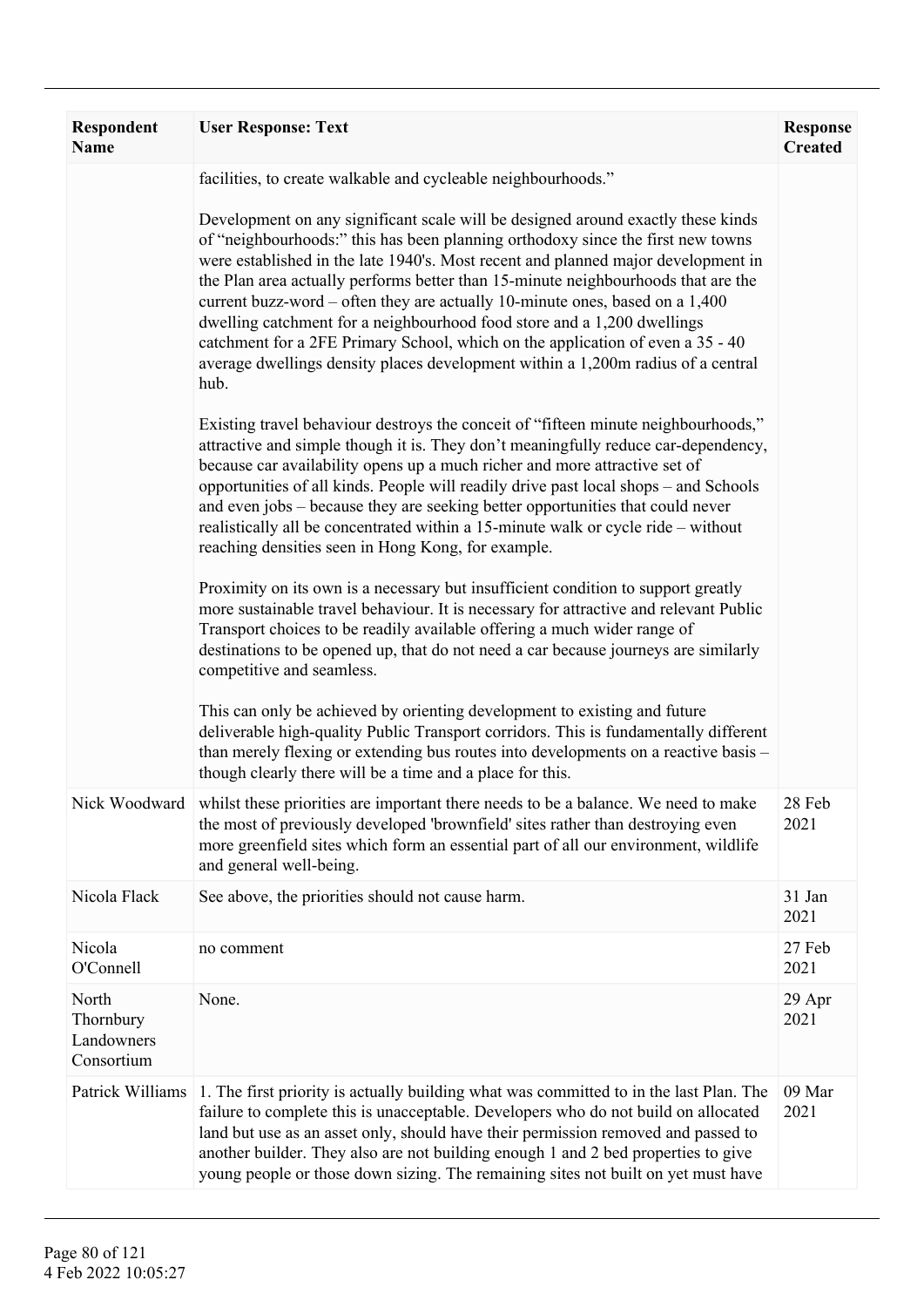| Respondent Name | User Response: Text | Response Created |
|---|---|---|
| | facilities, to create walkable and cycleable neighbourhoods."<br><br>Development on any significant scale will be designed around exactly these kinds of "neighbourhoods:" this has been planning orthodoxy since the first new towns were established in the late 1940's. Most recent and planned major development in the Plan area actually performs better than 15-minute neighbourhoods that are the current buzz-word – often they are actually 10-minute ones, based on a 1,400 dwelling catchment for a neighbourhood food store and a 1,200 dwellings catchment for a 2FE Primary School, which on the application of even a 35 - 40 average dwellings density places development within a 1,200m radius of a central hub.<br><br>Existing travel behaviour destroys the conceit of "fifteen minute neighbourhoods," attractive and simple though it is. They don't meaningfully reduce car-dependency, because car availability opens up a much richer and more attractive set of opportunities of all kinds. People will readily drive past local shops – and Schools and even jobs – because they are seeking better opportunities that could never realistically all be concentrated within a 15-minute walk or cycle ride – without reaching densities seen in Hong Kong, for example.<br><br>Proximity on its own is a necessary but insufficient condition to support greatly more sustainable travel behaviour. It is necessary for attractive and relevant Public Transport choices to be readily available offering a much wider range of destinations to be opened up, that do not need a car because journeys are similarly competitive and seamless.<br><br>This can only be achieved by orienting development to existing and future deliverable high-quality Public Transport corridors. This is fundamentally different than merely flexing or extending bus routes into developments on a reactive basis – though clearly there will be a time and a place for this. | |
| Nick Woodward | whilst these priorities are important there needs to be a balance. We need to make the most of previously developed 'brownfield' sites rather than destroying even more greenfield sites which form an essential part of all our environment, wildlife and general well-being. | 28 Feb 2021 |
| Nicola Flack | See above, the priorities should not cause harm. | 31 Jan 2021 |
| Nicola O'Connell | no comment | 27 Feb 2021 |
| North Thornbury Landowners Consortium | None. | 29 Apr 2021 |
| Patrick Williams | 1. The first priority is actually building what was committed to in the last Plan. The failure to complete this is unacceptable. Developers who do not build on allocated land but use as an asset only, should have their permission removed and passed to another builder. They also are not building enough 1 and 2 bed properties to give young people or those down sizing. The remaining sites not built on yet must have | 09 Mar 2021 |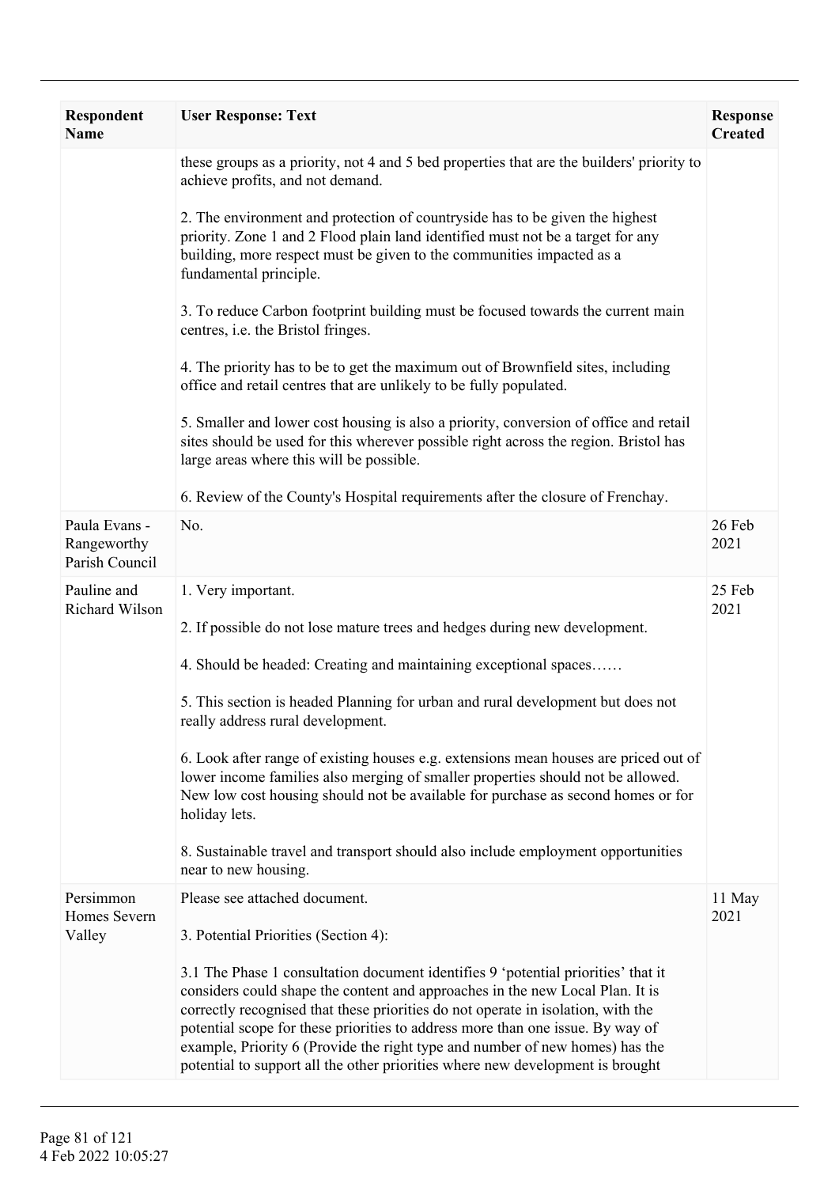| Respondent Name | User Response: Text | Response Created |
|---|---|---|
| | these groups as a priority, not 4 and 5 bed properties that are the builders' priority to achieve profits, and not demand.<br><br>2. The environment and protection of countryside has to be given the highest priority. Zone 1 and 2 Flood plain land identified must not be a target for any building, more respect must be given to the communities impacted as a fundamental principle.<br><br>3. To reduce Carbon footprint building must be focused towards the current main centres, i.e. the Bristol fringes.<br><br>4. The priority has to be to get the maximum out of Brownfield sites, including office and retail centres that are unlikely to be fully populated.<br><br>5. Smaller and lower cost housing is also a priority, conversion of office and retail sites should be used for this wherever possible right across the region. Bristol has large areas where this will be possible.<br><br>6. Review of the County's Hospital requirements after the closure of Frenchay. | |
| Paula Evans - Rangeworthy Parish Council | No. | 26 Feb 2021 |
| Pauline and Richard Wilson | 1. Very important.<br><br>2. If possible do not lose mature trees and hedges during new development.<br><br>4. Should be headed: Creating and maintaining exceptional spaces……<br><br>5. This section is headed Planning for urban and rural development but does not really address rural development.<br><br>6. Look after range of existing houses e.g. extensions mean houses are priced out of lower income families also merging of smaller properties should not be allowed. New low cost housing should not be available for purchase as second homes or for holiday lets.<br><br>8. Sustainable travel and transport should also include employment opportunities near to new housing. | 25 Feb 2021 |
| Persimmon Homes Severn Valley | Please see attached document.<br><br>3. Potential Priorities (Section 4):<br><br>3.1 The Phase 1 consultation document identifies 9 'potential priorities' that it considers could shape the content and approaches in the new Local Plan. It is correctly recognised that these priorities do not operate in isolation, with the potential scope for these priorities to address more than one issue. By way of example, Priority 6 (Provide the right type and number of new homes) has the potential to support all the other priorities where new development is brought | 11 May 2021 |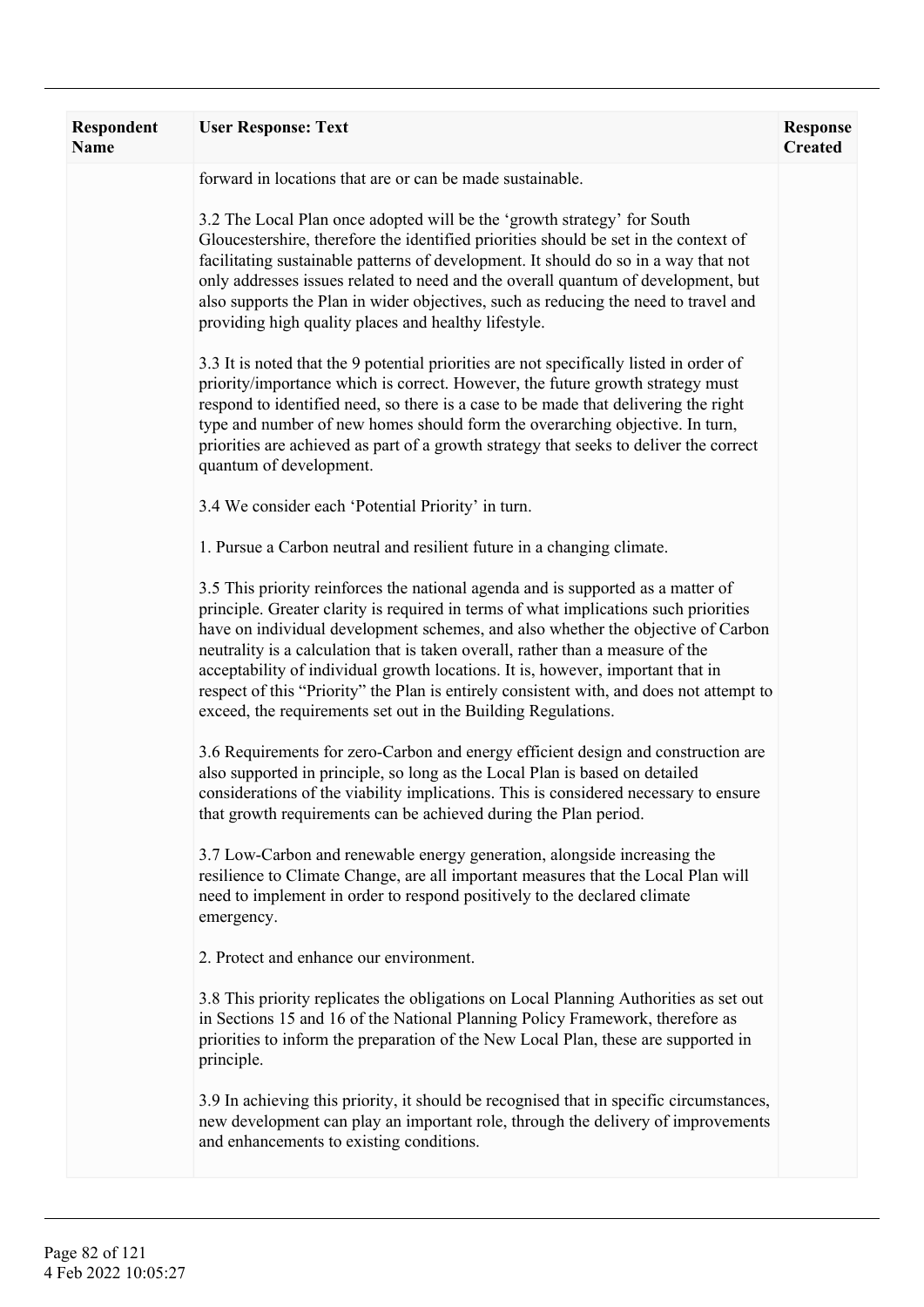| Respondent Name | User Response: Text | Response Created |
|---|---|---|
| | forward in locations that are or can be made sustainable.<br><br>3.2 The Local Plan once adopted will be the 'growth strategy' for South Gloucestershire, therefore the identified priorities should be set in the context of facilitating sustainable patterns of development. It should do so in a way that not only addresses issues related to need and the overall quantum of development, but also supports the Plan in wider objectives, such as reducing the need to travel and providing high quality places and healthy lifestyle.<br><br>3.3 It is noted that the 9 potential priorities are not specifically listed in order of priority/importance which is correct. However, the future growth strategy must respond to identified need, so there is a case to be made that delivering the right type and number of new homes should form the overarching objective. In turn, priorities are achieved as part of a growth strategy that seeks to deliver the correct quantum of development.<br><br>3.4 We consider each 'Potential Priority' in turn.<br><br>1. Pursue a Carbon neutral and resilient future in a changing climate.<br><br>3.5 This priority reinforces the national agenda and is supported as a matter of principle. Greater clarity is required in terms of what implications such priorities have on individual development schemes, and also whether the objective of Carbon neutrality is a calculation that is taken overall, rather than a measure of the acceptability of individual growth locations. It is, however, important that in respect of this "Priority" the Plan is entirely consistent with, and does not attempt to exceed, the requirements set out in the Building Regulations.<br><br>3.6 Requirements for zero-Carbon and energy efficient design and construction are also supported in principle, so long as the Local Plan is based on detailed considerations of the viability implications. This is considered necessary to ensure that growth requirements can be achieved during the Plan period.<br><br>3.7 Low-Carbon and renewable energy generation, alongside increasing the resilience to Climate Change, are all important measures that the Local Plan will need to implement in order to respond positively to the declared climate emergency.<br><br>2. Protect and enhance our environment.<br><br>3.8 This priority replicates the obligations on Local Planning Authorities as set out in Sections 15 and 16 of the National Planning Policy Framework, therefore as priorities to inform the preparation of the New Local Plan, these are supported in principle.<br><br>3.9 In achieving this priority, it should be recognised that in specific circumstances, new development can play an important role, through the delivery of improvements and enhancements to existing conditions. | |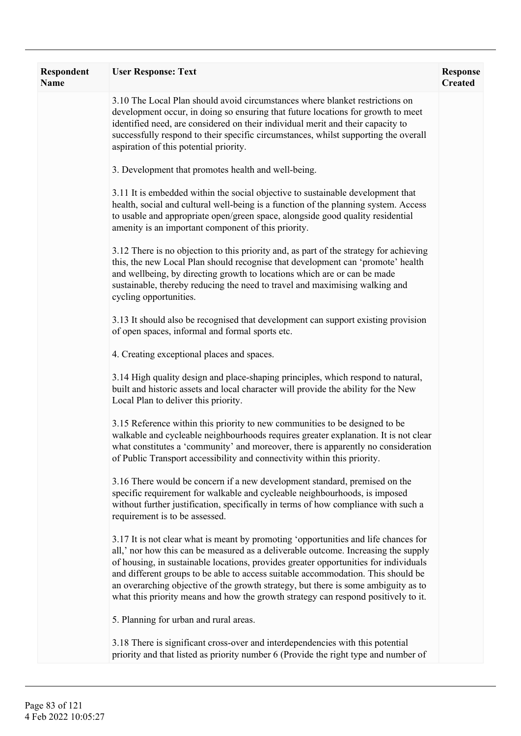| Respondent Name | User Response: Text | Response Created |
|---|---|---|
| | 3.10 The Local Plan should avoid circumstances where blanket restrictions on development occur, in doing so ensuring that future locations for growth to meet identified need, are considered on their individual merit and their capacity to successfully respond to their specific circumstances, whilst supporting the overall aspiration of this potential priority.<br><br>3. Development that promotes health and well-being.<br><br>3.11 It is embedded within the social objective to sustainable development that health, social and cultural well-being is a function of the planning system. Access to usable and appropriate open/green space, alongside good quality residential amenity is an important component of this priority.<br><br>3.12 There is no objection to this priority and, as part of the strategy for achieving this, the new Local Plan should recognise that development can 'promote' health and wellbeing, by directing growth to locations which are or can be made sustainable, thereby reducing the need to travel and maximising walking and cycling opportunities.<br><br>3.13 It should also be recognised that development can support existing provision of open spaces, informal and formal sports etc.<br><br>4. Creating exceptional places and spaces.<br><br>3.14 High quality design and place-shaping principles, which respond to natural, built and historic assets and local character will provide the ability for the New Local Plan to deliver this priority.<br><br>3.15 Reference within this priority to new communities to be designed to be walkable and cycleable neighbourhoods requires greater explanation. It is not clear what constitutes a 'community' and moreover, there is apparently no consideration of Public Transport accessibility and connectivity within this priority.<br><br>3.16 There would be concern if a new development standard, premised on the specific requirement for walkable and cycleable neighbourhoods, is imposed without further justification, specifically in terms of how compliance with such a requirement is to be assessed.<br><br>3.17 It is not clear what is meant by promoting 'opportunities and life chances for all,' nor how this can be measured as a deliverable outcome. Increasing the supply of housing, in sustainable locations, provides greater opportunities for individuals and different groups to be able to access suitable accommodation. This should be an overarching objective of the growth strategy, but there is some ambiguity as to what this priority means and how the growth strategy can respond positively to it.<br><br>5. Planning for urban and rural areas.<br><br>3.18 There is significant cross-over and interdependencies with this potential priority and that listed as priority number 6 (Provide the right type and number of | |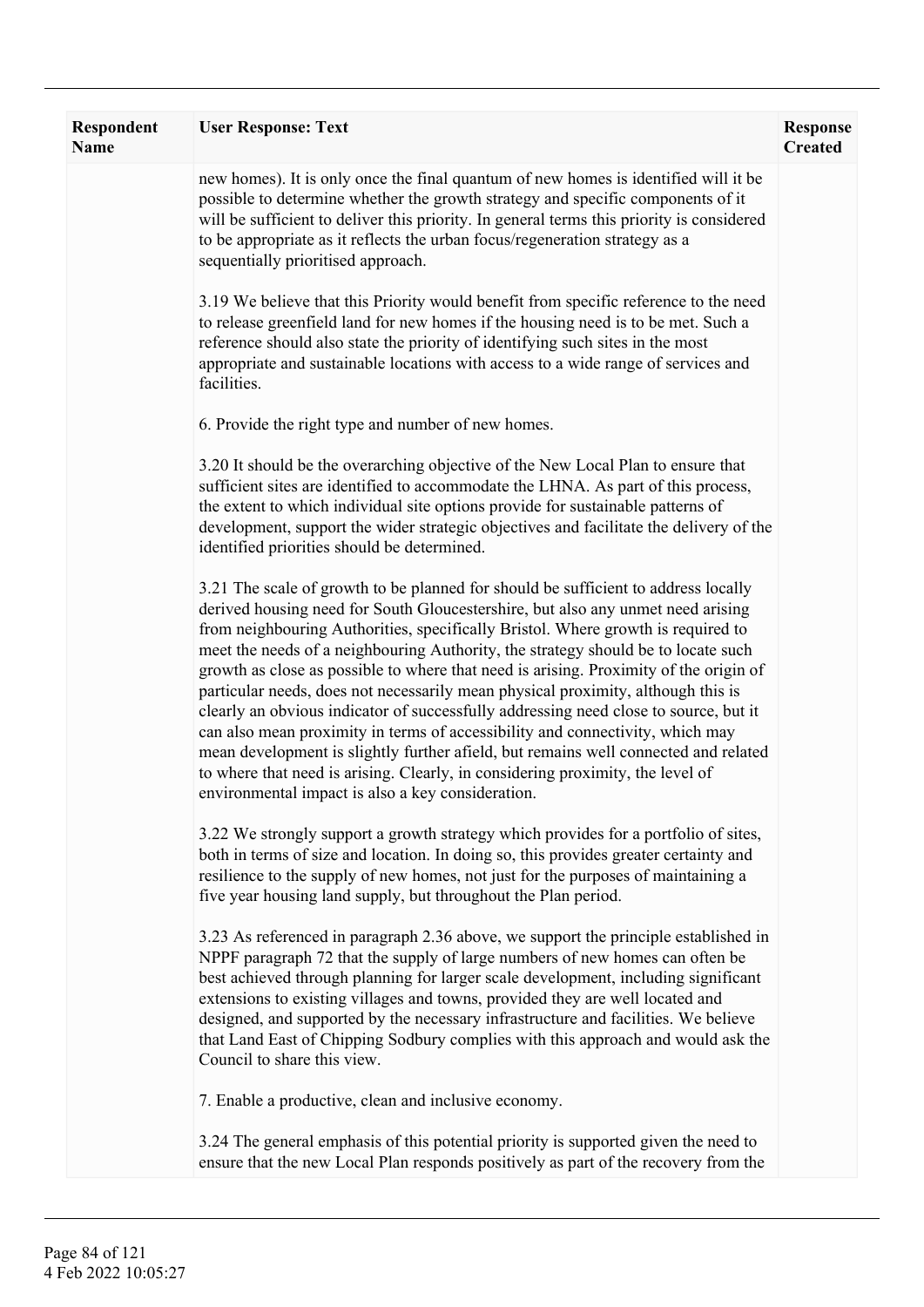| Respondent Name | User Response: Text | Response Created |
|---|---|---|
| | new homes). It is only once the final quantum of new homes is identified will it be possible to determine whether the growth strategy and specific components of it will be sufficient to deliver this priority. In general terms this priority is considered to be appropriate as it reflects the urban focus/regeneration strategy as a sequentially prioritised approach.<br><br>3.19 We believe that this Priority would benefit from specific reference to the need to release greenfield land for new homes if the housing need is to be met. Such a reference should also state the priority of identifying such sites in the most appropriate and sustainable locations with access to a wide range of services and facilities.<br><br>6. Provide the right type and number of new homes.<br><br>3.20 It should be the overarching objective of the New Local Plan to ensure that sufficient sites are identified to accommodate the LHNA. As part of this process, the extent to which individual site options provide for sustainable patterns of development, support the wider strategic objectives and facilitate the delivery of the identified priorities should be determined.<br><br>3.21 The scale of growth to be planned for should be sufficient to address locally derived housing need for South Gloucestershire, but also any unmet need arising from neighbouring Authorities, specifically Bristol. Where growth is required to meet the needs of a neighbouring Authority, the strategy should be to locate such growth as close as possible to where that need is arising. Proximity of the origin of particular needs, does not necessarily mean physical proximity, although this is clearly an obvious indicator of successfully addressing need close to source, but it can also mean proximity in terms of accessibility and connectivity, which may mean development is slightly further afield, but remains well connected and related to where that need is arising. Clearly, in considering proximity, the level of environmental impact is also a key consideration.<br><br>3.22 We strongly support a growth strategy which provides for a portfolio of sites, both in terms of size and location. In doing so, this provides greater certainty and resilience to the supply of new homes, not just for the purposes of maintaining a five year housing land supply, but throughout the Plan period.<br><br>3.23 As referenced in paragraph 2.36 above, we support the principle established in NPPF paragraph 72 that the supply of large numbers of new homes can often be best achieved through planning for larger scale development, including significant extensions to existing villages and towns, provided they are well located and designed, and supported by the necessary infrastructure and facilities. We believe that Land East of Chipping Sodbury complies with this approach and would ask the Council to share this view.<br><br>7. Enable a productive, clean and inclusive economy.<br><br>3.24 The general emphasis of this potential priority is supported given the need to ensure that the new Local Plan responds positively as part of the recovery from the | |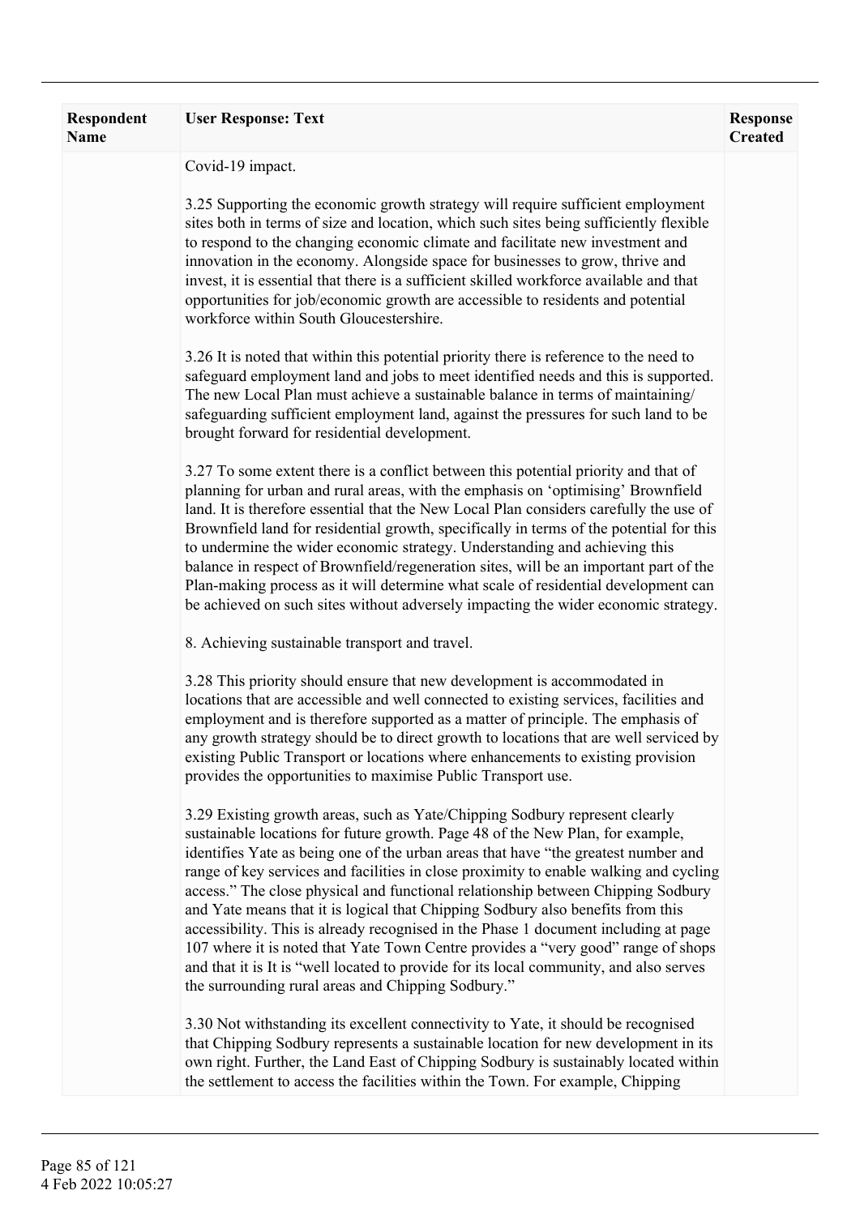| Respondent Name | User Response: Text | Response Created |
| --- | --- | --- |
| | Covid-19 impact.<br><br>3.25 Supporting the economic growth strategy will require sufficient employment sites both in terms of size and location, which such sites being sufficiently flexible to respond to the changing economic climate and facilitate new investment and innovation in the economy. Alongside space for businesses to grow, thrive and invest, it is essential that there is a sufficient skilled workforce available and that opportunities for job/economic growth are accessible to residents and potential workforce within South Gloucestershire.<br><br>3.26 It is noted that within this potential priority there is reference to the need to safeguard employment land and jobs to meet identified needs and this is supported. The new Local Plan must achieve a sustainable balance in terms of maintaining/ safeguarding sufficient employment land, against the pressures for such land to be brought forward for residential development.<br><br>3.27 To some extent there is a conflict between this potential priority and that of planning for urban and rural areas, with the emphasis on 'optimising' Brownfield land. It is therefore essential that the New Local Plan considers carefully the use of Brownfield land for residential growth, specifically in terms of the potential for this to undermine the wider economic strategy. Understanding and achieving this balance in respect of Brownfield/regeneration sites, will be an important part of the Plan-making process as it will determine what scale of residential development can be achieved on such sites without adversely impacting the wider economic strategy.<br><br>8. Achieving sustainable transport and travel.<br><br>3.28 This priority should ensure that new development is accommodated in locations that are accessible and well connected to existing services, facilities and employment and is therefore supported as a matter of principle. The emphasis of any growth strategy should be to direct growth to locations that are well serviced by existing Public Transport or locations where enhancements to existing provision provides the opportunities to maximise Public Transport use.<br><br>3.29 Existing growth areas, such as Yate/Chipping Sodbury represent clearly sustainable locations for future growth. Page 48 of the New Plan, for example, identifies Yate as being one of the urban areas that have "the greatest number and range of key services and facilities in close proximity to enable walking and cycling access." The close physical and functional relationship between Chipping Sodbury and Yate means that it is logical that Chipping Sodbury also benefits from this accessibility. This is already recognised in the Phase 1 document including at page 107 where it is noted that Yate Town Centre provides a "very good" range of shops and that it is It is "well located to provide for its local community, and also serves the surrounding rural areas and Chipping Sodbury."<br><br>3.30 Not withstanding its excellent connectivity to Yate, it should be recognised that Chipping Sodbury represents a sustainable location for new development in its own right. Further, the Land East of Chipping Sodbury is sustainably located within the settlement to access the facilities within the Town. For example, Chipping | |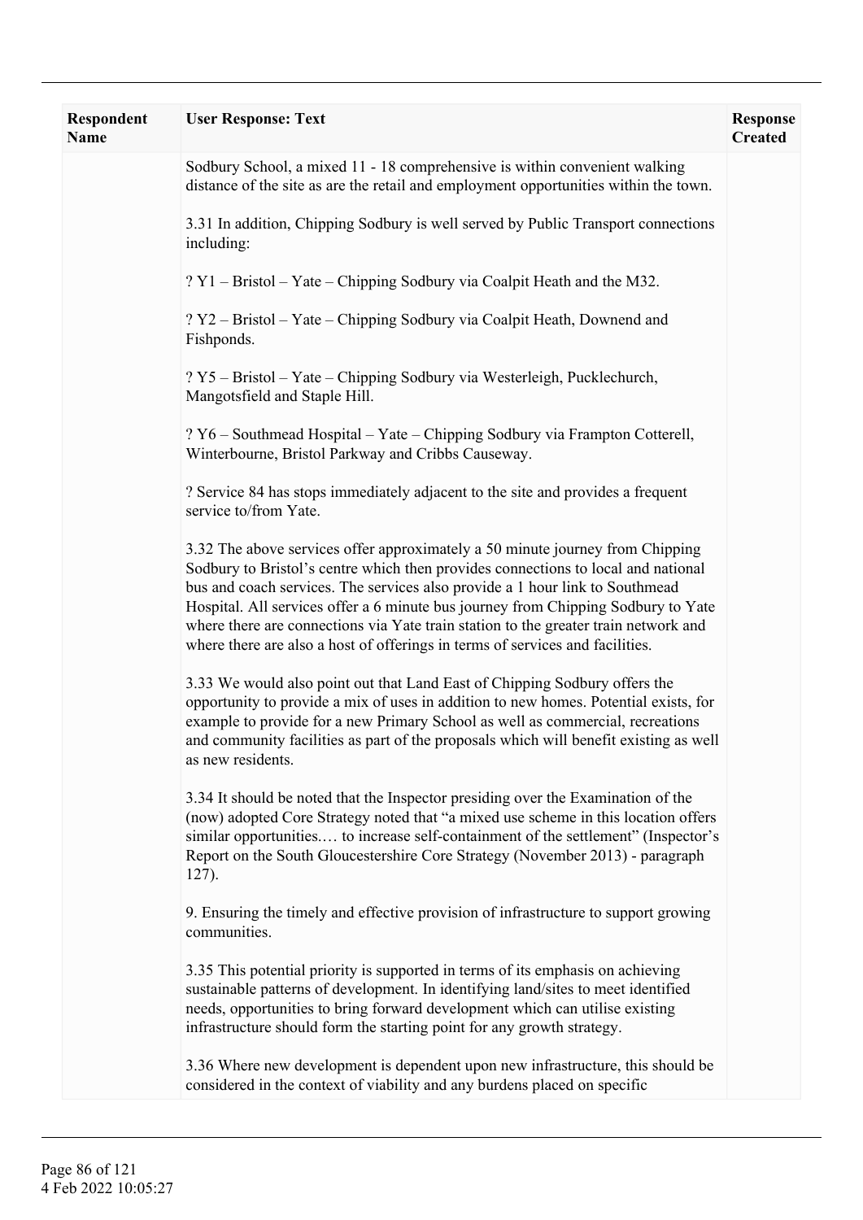| Respondent Name | User Response: Text | Response Created |
|---|---|---|
| | Sodbury School, a mixed 11 - 18 comprehensive is within convenient walking distance of the site as are the retail and employment opportunities within the town.<br><br>3.31 In addition, Chipping Sodbury is well served by Public Transport connections including:<br><br>? Y1 – Bristol – Yate – Chipping Sodbury via Coalpit Heath and the M32.<br><br>? Y2 – Bristol – Yate – Chipping Sodbury via Coalpit Heath, Downend and Fishponds.<br><br>? Y5 – Bristol – Yate – Chipping Sodbury via Westerleigh, Pucklechurch, Mangotsfield and Staple Hill.<br><br>? Y6 – Southmead Hospital – Yate – Chipping Sodbury via Frampton Cotterell, Winterbourne, Bristol Parkway and Cribbs Causeway.<br><br>? Service 84 has stops immediately adjacent to the site and provides a frequent service to/from Yate.<br><br>3.32 The above services offer approximately a 50 minute journey from Chipping Sodbury to Bristol's centre which then provides connections to local and national bus and coach services. The services also provide a 1 hour link to Southmead Hospital. All services offer a 6 minute bus journey from Chipping Sodbury to Yate where there are connections via Yate train station to the greater train network and where there are also a host of offerings in terms of services and facilities.<br><br>3.33 We would also point out that Land East of Chipping Sodbury offers the opportunity to provide a mix of uses in addition to new homes. Potential exists, for example to provide for a new Primary School as well as commercial, recreations and community facilities as part of the proposals which will benefit existing as well as new residents.<br><br>3.34 It should be noted that the Inspector presiding over the Examination of the (now) adopted Core Strategy noted that "a mixed use scheme in this location offers similar opportunities.… to increase self-containment of the settlement" (Inspector's Report on the South Gloucestershire Core Strategy (November 2013) - paragraph 127).<br><br>9. Ensuring the timely and effective provision of infrastructure to support growing communities.<br><br>3.35 This potential priority is supported in terms of its emphasis on achieving sustainable patterns of development. In identifying land/sites to meet identified needs, opportunities to bring forward development which can utilise existing infrastructure should form the starting point for any growth strategy.<br><br>3.36 Where new development is dependent upon new infrastructure, this should be considered in the context of viability and any burdens placed on specific | |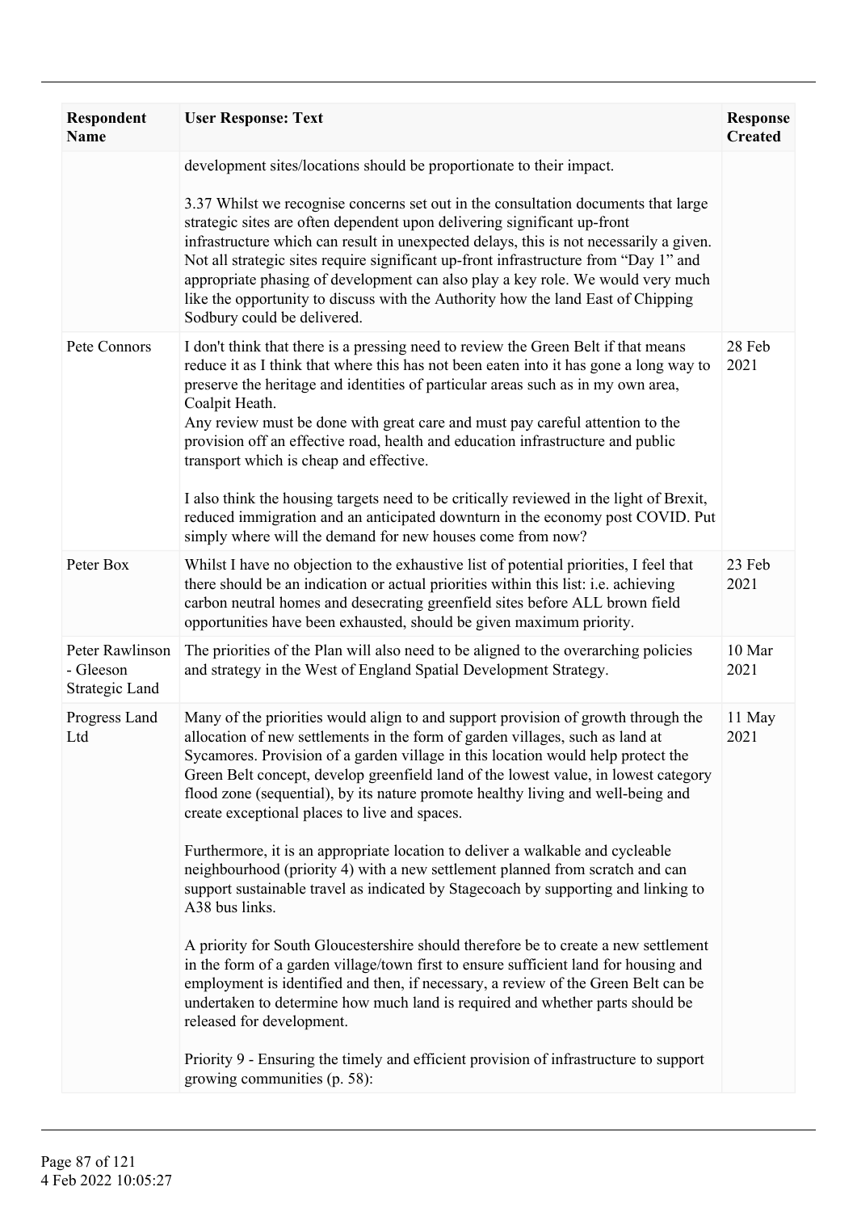| Respondent Name | User Response: Text | Response Created |
|---|---|---|
| | development sites/locations should be proportionate to their impact.<br><br>3.37 Whilst we recognise concerns set out in the consultation documents that large strategic sites are often dependent upon delivering significant up-front infrastructure which can result in unexpected delays, this is not necessarily a given. Not all strategic sites require significant up-front infrastructure from "Day 1" and appropriate phasing of development can also play a key role. We would very much like the opportunity to discuss with the Authority how the land East of Chipping Sodbury could be delivered. | |
| Pete Connors | I don't think that there is a pressing need to review the Green Belt if that means reduce it as I think that where this has not been eaten into it has gone a long way to preserve the heritage and identities of particular areas such as in my own area, Coalpit Heath.<br>Any review must be done with great care and must pay careful attention to the provision off an effective road, health and education infrastructure and public transport which is cheap and effective.<br><br>I also think the housing targets need to be critically reviewed in the light of Brexit, reduced immigration and an anticipated downturn in the economy post COVID. Put simply where will the demand for new houses come from now? | 28 Feb 2021 |
| Peter Box | Whilst I have no objection to the exhaustive list of potential priorities, I feel that there should be an indication or actual priorities within this list: i.e. achieving carbon neutral homes and desecrating greenfield sites before ALL brown field opportunities have been exhausted, should be given maximum priority. | 23 Feb 2021 |
| Peter Rawlinson - Gleeson Strategic Land | The priorities of the Plan will also need to be aligned to the overarching policies and strategy in the West of England Spatial Development Strategy. | 10 Mar 2021 |
| Progress Land Ltd | Many of the priorities would align to and support provision of growth through the allocation of new settlements in the form of garden villages, such as land at Sycamores. Provision of a garden village in this location would help protect the Green Belt concept, develop greenfield land of the lowest value, in lowest category flood zone (sequential), by its nature promote healthy living and well-being and create exceptional places to live and spaces.<br><br>Furthermore, it is an appropriate location to deliver a walkable and cycleable neighbourhood (priority 4) with a new settlement planned from scratch and can support sustainable travel as indicated by Stagecoach by supporting and linking to A38 bus links.<br><br>A priority for South Gloucestershire should therefore be to create a new settlement in the form of a garden village/town first to ensure sufficient land for housing and employment is identified and then, if necessary, a review of the Green Belt can be undertaken to determine how much land is required and whether parts should be released for development.<br><br>Priority 9 - Ensuring the timely and efficient provision of infrastructure to support growing communities (p. 58): | 11 May 2021 |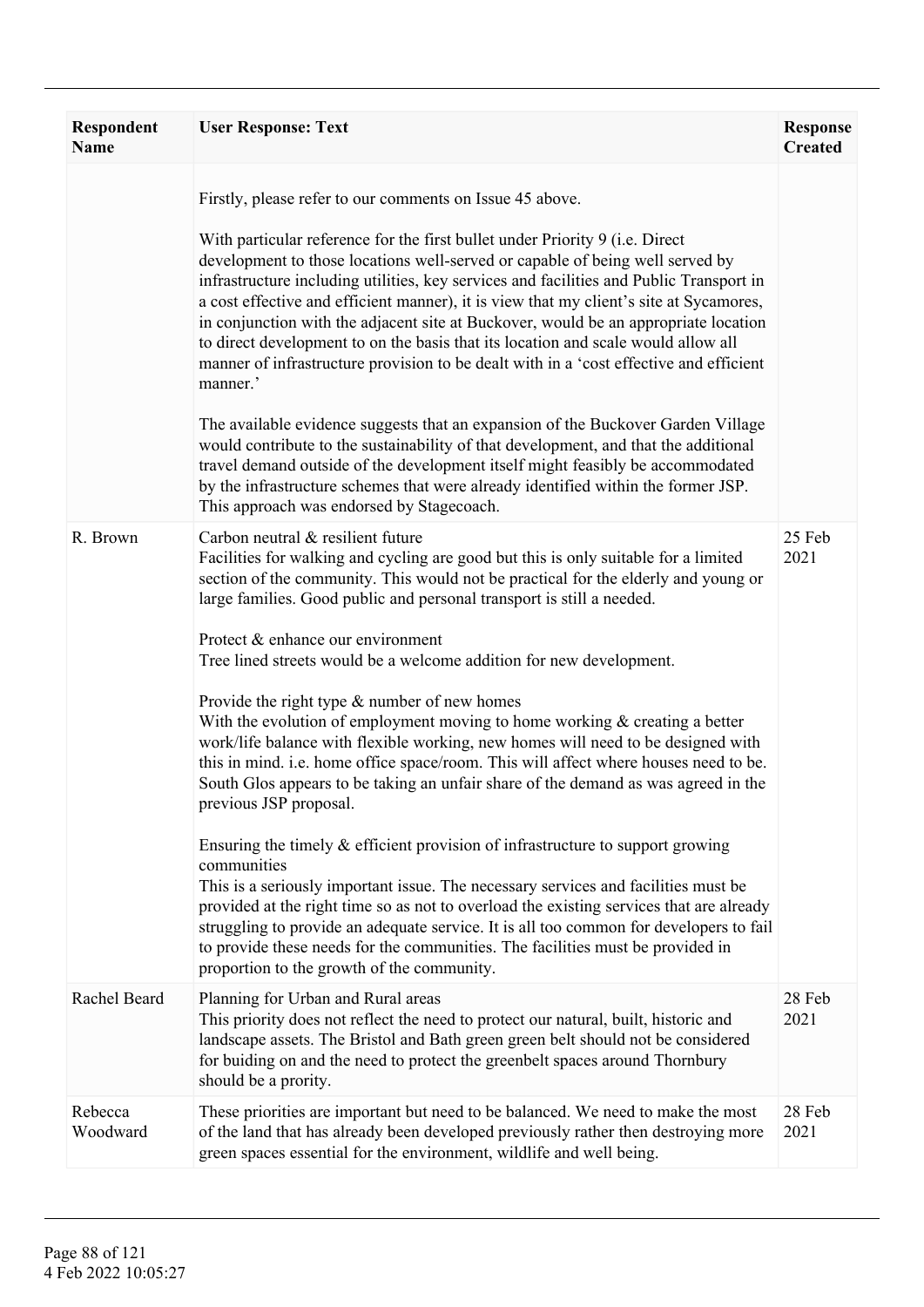| Respondent Name | User Response: Text | Response Created |
|---|---|---|
| | Firstly, please refer to our comments on Issue 45 above.<br><br>With particular reference for the first bullet under Priority 9 (i.e. Direct development to those locations well-served or capable of being well served by infrastructure including utilities, key services and facilities and Public Transport in a cost effective and efficient manner), it is view that my client's site at Sycamores, in conjunction with the adjacent site at Buckover, would be an appropriate location to direct development to on the basis that its location and scale would allow all manner of infrastructure provision to be dealt with in a 'cost effective and efficient manner.'<br><br>The available evidence suggests that an expansion of the Buckover Garden Village would contribute to the sustainability of that development, and that the additional travel demand outside of the development itself might feasibly be accommodated by the infrastructure schemes that were already identified within the former JSP. This approach was endorsed by Stagecoach. | |
| R. Brown | Carbon neutral & resilient future<br>Facilities for walking and cycling are good but this is only suitable for a limited section of the community. This would not be practical for the elderly and young or large families. Good public and personal transport is still a needed.<br><br>Protect & enhance our environment<br>Tree lined streets would be a welcome addition for new development.<br><br>Provide the right type & number of new homes<br>With the evolution of employment moving to home working & creating a better work/life balance with flexible working, new homes will need to be designed with this in mind. i.e. home office space/room. This will affect where houses need to be. South Glos appears to be taking an unfair share of the demand as was agreed in the previous JSP proposal.<br><br>Ensuring the timely & efficient provision of infrastructure to support growing communities<br>This is a seriously important issue. The necessary services and facilities must be provided at the right time so as not to overload the existing services that are already struggling to provide an adequate service. It is all too common for developers to fail to provide these needs for the communities. The facilities must be provided in proportion to the growth of the community. | 25 Feb 2021 |
| Rachel Beard | Planning for Urban and Rural areas<br>This priority does not reflect the need to protect our natural, built, historic and landscape assets. The Bristol and Bath green green belt should not be considered for buiding on and the need to protect the greenbelt spaces around Thornbury should be a prority. | 28 Feb 2021 |
| Rebecca Woodward | These priorities are important but need to be balanced. We need to make the most of the land that has already been developed previously rather then destroying more green spaces essential for the environment, wildlife and well being. | 28 Feb 2021 |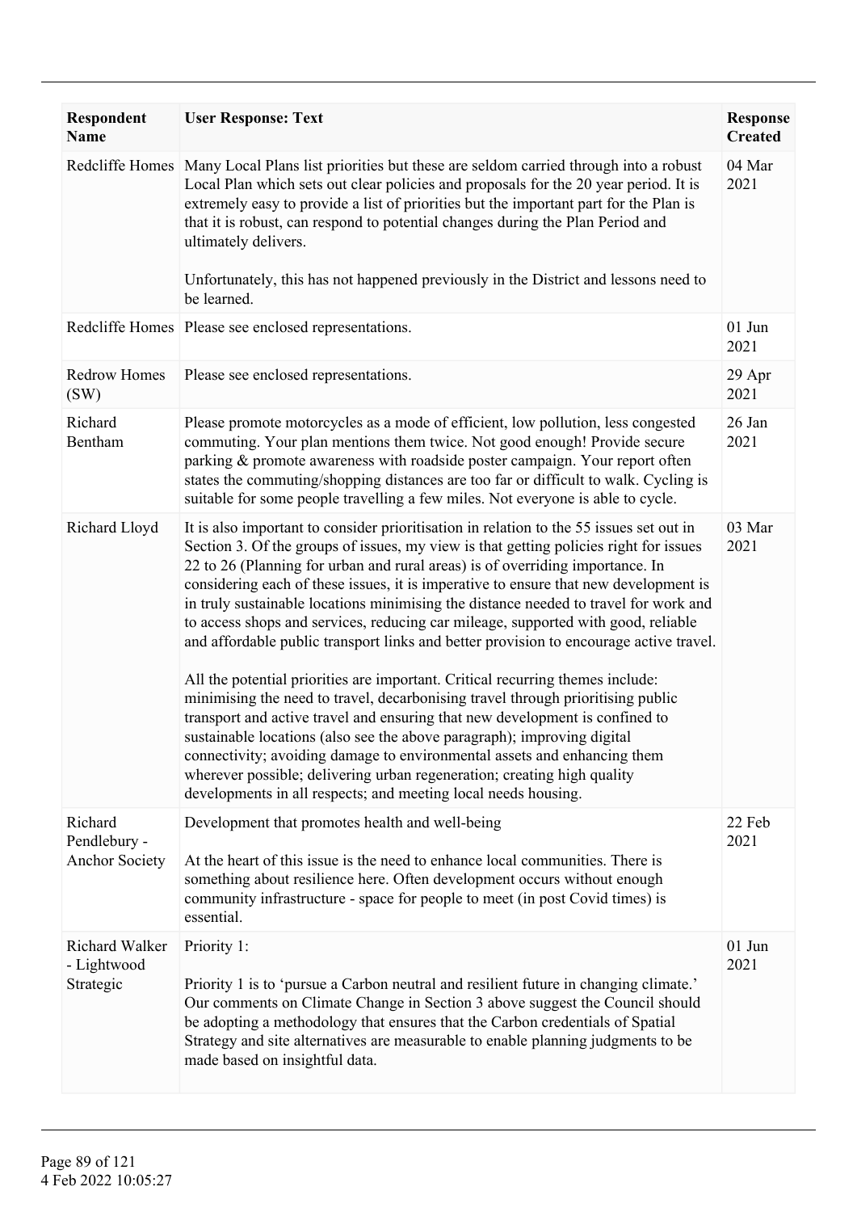| Respondent Name | User Response: Text | Response Created |
| --- | --- | --- |
| Redcliffe Homes | Many Local Plans list priorities but these are seldom carried through into a robust Local Plan which sets out clear policies and proposals for the 20 year period. It is extremely easy to provide a list of priorities but the important part for the Plan is that it is robust, can respond to potential changes during the Plan Period and ultimately delivers.<br><br>Unfortunately, this has not happened previously in the District and lessons need to be learned. | 04 Mar 2021 |
| Redcliffe Homes | Please see enclosed representations. | 01 Jun 2021 |
| Redrow Homes (SW) | Please see enclosed representations. | 29 Apr 2021 |
| Richard Bentham | Please promote motorcycles as a mode of efficient, low pollution, less congested commuting. Your plan mentions them twice. Not good enough! Provide secure parking & promote awareness with roadside poster campaign. Your report often states the commuting/shopping distances are too far or difficult to walk. Cycling is suitable for some people travelling a few miles. Not everyone is able to cycle. | 26 Jan 2021 |
| Richard Lloyd | It is also important to consider prioritisation in relation to the 55 issues set out in Section 3. Of the groups of issues, my view is that getting policies right for issues 22 to 26 (Planning for urban and rural areas) is of overriding importance. In considering each of these issues, it is imperative to ensure that new development is in truly sustainable locations minimising the distance needed to travel for work and to access shops and services, reducing car mileage, supported with good, reliable and affordable public transport links and better provision to encourage active travel.<br><br>All the potential priorities are important. Critical recurring themes include: minimising the need to travel, decarbonising travel through prioritising public transport and active travel and ensuring that new development is confined to sustainable locations (also see the above paragraph); improving digital connectivity; avoiding damage to environmental assets and enhancing them wherever possible; delivering urban regeneration; creating high quality developments in all respects; and meeting local needs housing. | 03 Mar 2021 |
| Richard Pendlebury - Anchor Society | Development that promotes health and well-being<br><br>At the heart of this issue is the need to enhance local communities. There is something about resilience here. Often development occurs without enough community infrastructure - space for people to meet (in post Covid times) is essential. | 22 Feb 2021 |
| Richard Walker - Lightwood Strategic | Priority 1:<br><br>Priority 1 is to 'pursue a Carbon neutral and resilient future in changing climate.' Our comments on Climate Change in Section 3 above suggest the Council should be adopting a methodology that ensures that the Carbon credentials of Spatial Strategy and site alternatives are measurable to enable planning judgments to be made based on insightful data. | 01 Jun 2021 |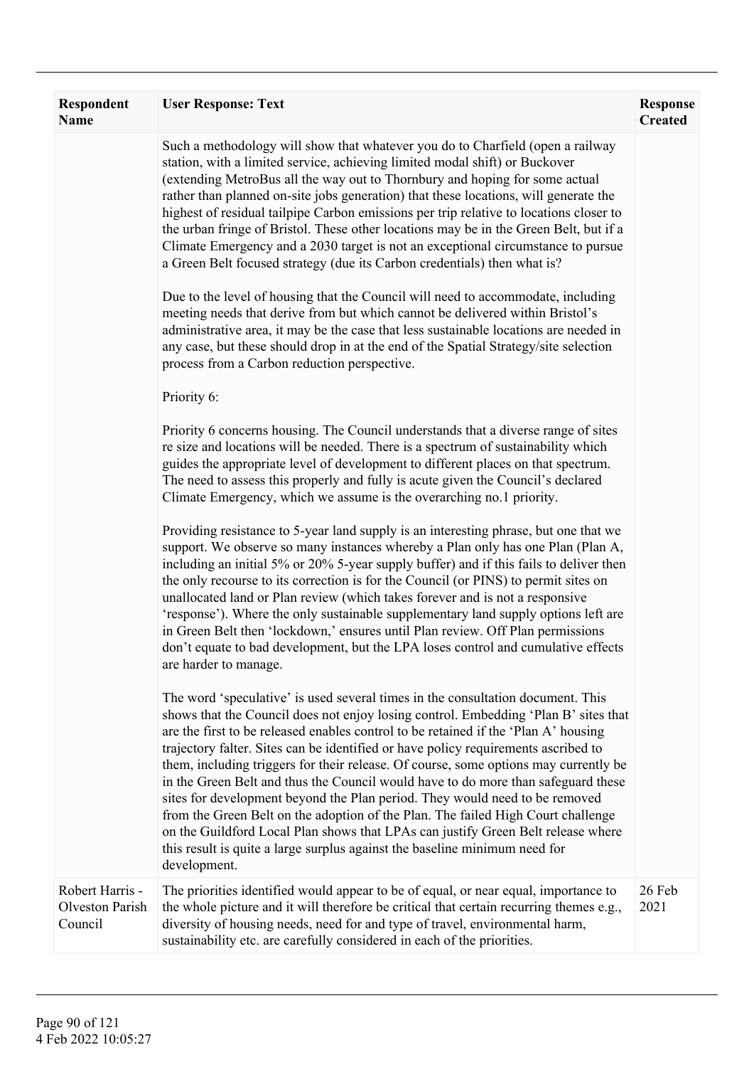| Respondent Name | User Response: Text | Response Created |
|---|---|---|
| | Such a methodology will show that whatever you do to Charfield (open a railway station, with a limited service, achieving limited modal shift) or Buckover (extending MetroBus all the way out to Thornbury and hoping for some actual rather than planned on-site jobs generation) that these locations, will generate the highest of residual tailpipe Carbon emissions per trip relative to locations closer to the urban fringe of Bristol. These other locations may be in the Green Belt, but if a Climate Emergency and a 2030 target is not an exceptional circumstance to pursue a Green Belt focused strategy (due its Carbon credentials) then what is?<br><br>Due to the level of housing that the Council will need to accommodate, including meeting needs that derive from but which cannot be delivered within Bristol's administrative area, it may be the case that less sustainable locations are needed in any case, but these should drop in at the end of the Spatial Strategy/site selection process from a Carbon reduction perspective.<br><br>Priority 6:<br><br>Priority 6 concerns housing. The Council understands that a diverse range of sites re size and locations will be needed. There is a spectrum of sustainability which guides the appropriate level of development to different places on that spectrum. The need to assess this properly and fully is acute given the Council's declared Climate Emergency, which we assume is the overarching no.1 priority.<br><br>Providing resistance to 5-year land supply is an interesting phrase, but one that we support. We observe so many instances whereby a Plan only has one Plan (Plan A, including an initial 5% or 20% 5-year supply buffer) and if this fails to deliver then the only recourse to its correction is for the Council (or PINS) to permit sites on unallocated land or Plan review (which takes forever and is not a responsive 'response'). Where the only sustainable supplementary land supply options left are in Green Belt then 'lockdown,' ensures until Plan review. Off Plan permissions don't equate to bad development, but the LPA loses control and cumulative effects are harder to manage.<br><br>The word 'speculative' is used several times in the consultation document. This shows that the Council does not enjoy losing control. Embedding 'Plan B' sites that are the first to be released enables control to be retained if the 'Plan A' housing trajectory falter. Sites can be identified or have policy requirements ascribed to them, including triggers for their release. Of course, some options may currently be in the Green Belt and thus the Council would have to do more than safeguard these sites for development beyond the Plan period. They would need to be removed from the Green Belt on the adoption of the Plan. The failed High Court challenge on the Guildford Local Plan shows that LPAs can justify Green Belt release where this result is quite a large surplus against the baseline minimum need for development. | |
| Robert Harris - Olveston Parish Council | The priorities identified would appear to be of equal, or near equal, importance to the whole picture and it will therefore be critical that certain recurring themes e.g., diversity of housing needs, need for and type of travel, environmental harm, sustainability etc. are carefully considered in each of the priorities. | 26 Feb 2021 |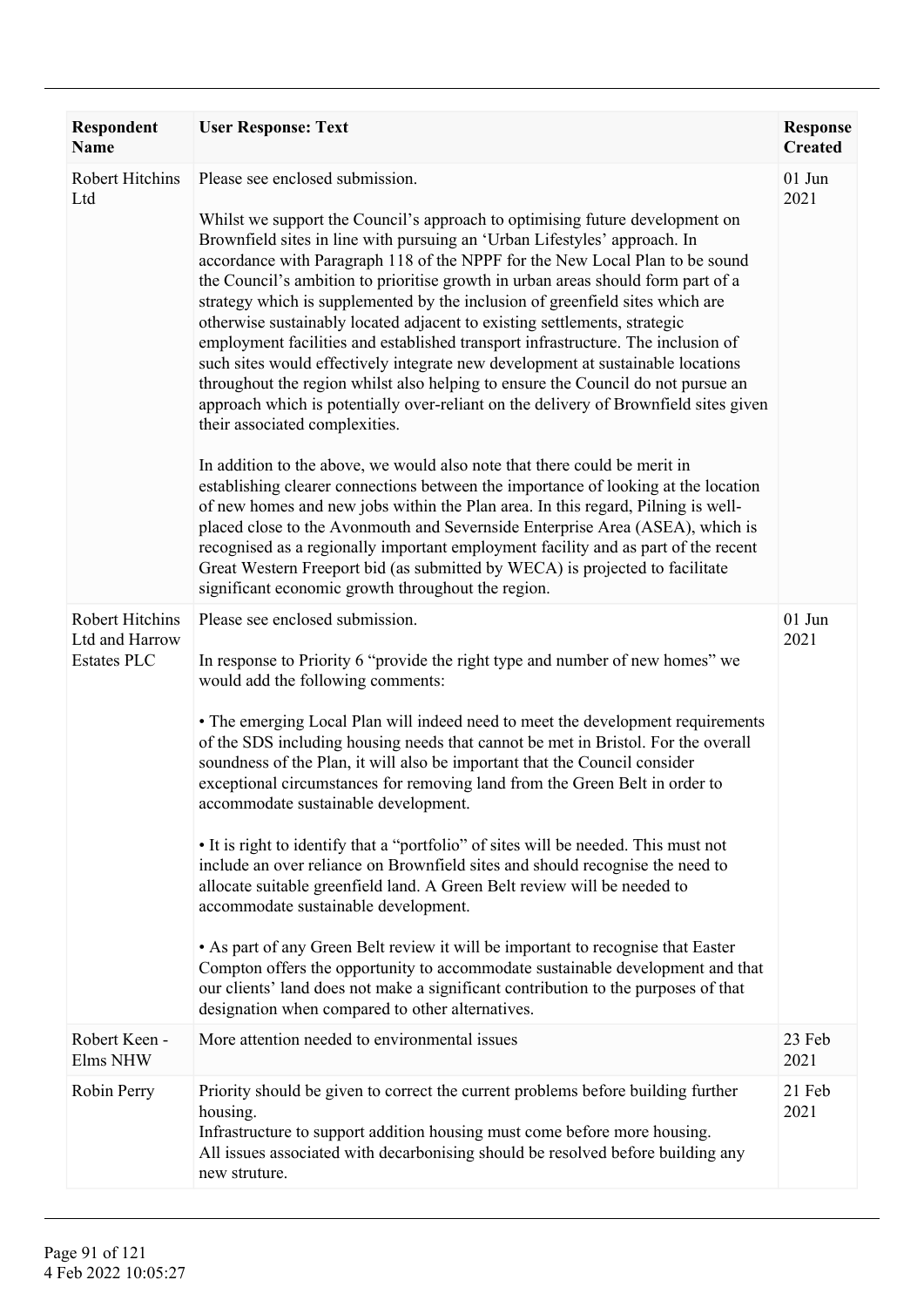| Respondent Name | User Response: Text | Response Created |
|---|---|---|
| Robert Hitchins Ltd | Please see enclosed submission.<br><br>Whilst we support the Council's approach to optimising future development on Brownfield sites in line with pursuing an 'Urban Lifestyles' approach. In accordance with Paragraph 118 of the NPPF for the New Local Plan to be sound the Council's ambition to prioritise growth in urban areas should form part of a strategy which is supplemented by the inclusion of greenfield sites which are otherwise sustainably located adjacent to existing settlements, strategic employment facilities and established transport infrastructure. The inclusion of such sites would effectively integrate new development at sustainable locations throughout the region whilst also helping to ensure the Council do not pursue an approach which is potentially over-reliant on the delivery of Brownfield sites given their associated complexities.<br><br>In addition to the above, we would also note that there could be merit in establishing clearer connections between the importance of looking at the location of new homes and new jobs within the Plan area. In this regard, Pilning is well-placed close to the Avonmouth and Severnside Enterprise Area (ASEA), which is recognised as a regionally important employment facility and as part of the recent Great Western Freeport bid (as submitted by WECA) is projected to facilitate significant economic growth throughout the region. | 01 Jun 2021 |
| Robert Hitchins Ltd and Harrow Estates PLC | Please see enclosed submission.<br><br>In response to Priority 6 "provide the right type and number of new homes" we would add the following comments:<br><br>• The emerging Local Plan will indeed need to meet the development requirements of the SDS including housing needs that cannot be met in Bristol. For the overall soundness of the Plan, it will also be important that the Council consider exceptional circumstances for removing land from the Green Belt in order to accommodate sustainable development.<br><br>• It is right to identify that a "portfolio" of sites will be needed. This must not include an over reliance on Brownfield sites and should recognise the need to allocate suitable greenfield land. A Green Belt review will be needed to accommodate sustainable development.<br><br>• As part of any Green Belt review it will be important to recognise that Easter Compton offers the opportunity to accommodate sustainable development and that our clients' land does not make a significant contribution to the purposes of that designation when compared to other alternatives. | 01 Jun 2021 |
| Robert Keen - Elms NHW | More attention needed to environmental issues | 23 Feb 2021 |
| Robin Perry | Priority should be given to correct the current problems before building further housing.<br>Infrastructure to support addition housing must come before more housing.<br>All issues associated with decarbonising should be resolved before building any new struture. | 21 Feb 2021 |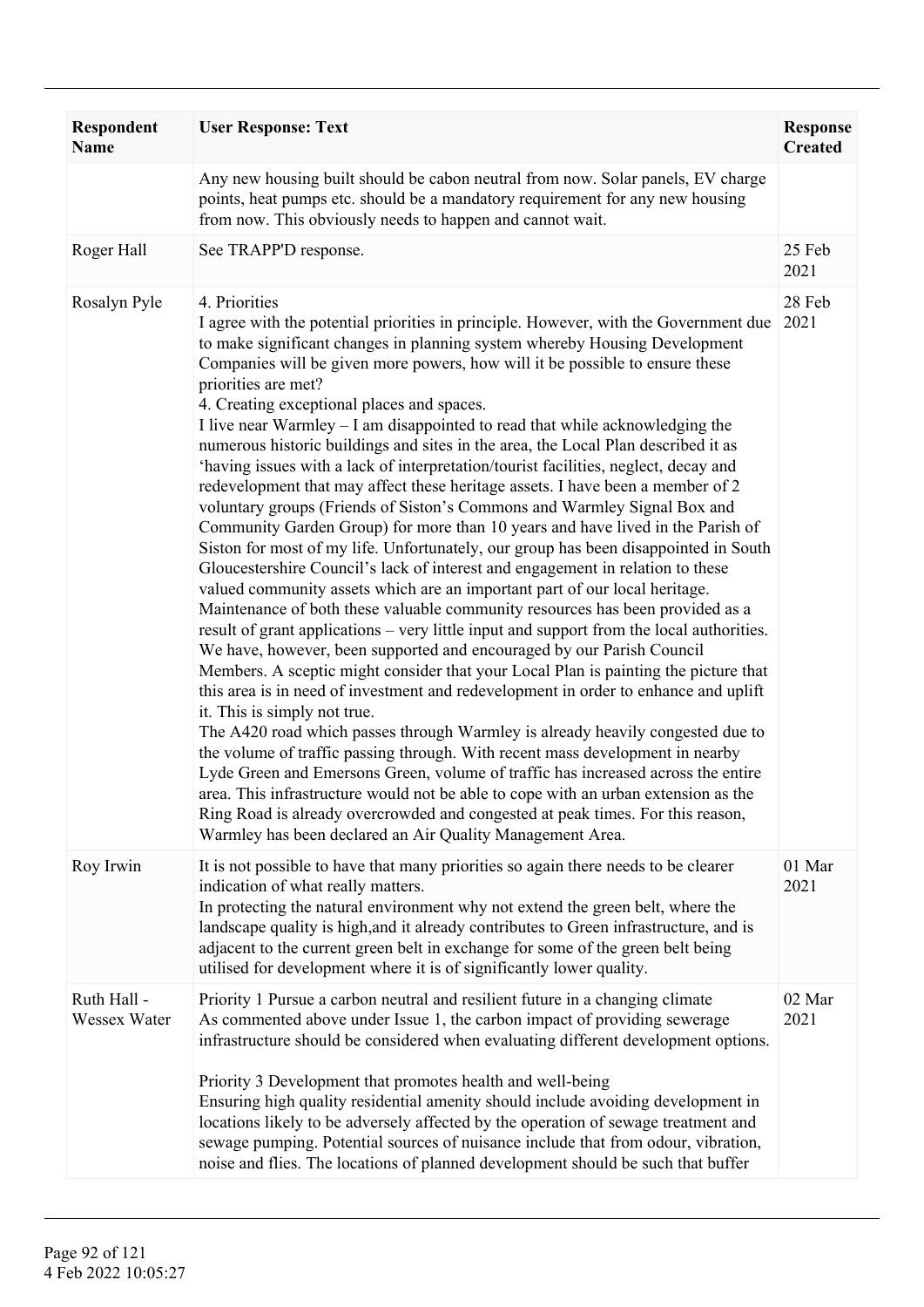| Respondent Name | User Response: Text | Response Created |
|---|---|---|
| | Any new housing built should be cabon neutral from now. Solar panels, EV charge points, heat pumps etc. should be a mandatory requirement for any new housing from now. This obviously needs to happen and cannot wait. | |
| Roger Hall | See TRAPP'D response. | 25 Feb 2021 |
| Rosalyn Pyle | 4. Priorities<br>I agree with the potential priorities in principle. However, with the Government due to make significant changes in planning system whereby Housing Development Companies will be given more powers, how will it be possible to ensure these priorities are met?<br>4. Creating exceptional places and spaces.<br>I live near Warmley – I am disappointed to read that while acknowledging the numerous historic buildings and sites in the area, the Local Plan described it as 'having issues with a lack of interpretation/tourist facilities, neglect, decay and redevelopment that may affect these heritage assets. I have been a member of 2 voluntary groups (Friends of Siston's Commons and Warmley Signal Box and Community Garden Group) for more than 10 years and have lived in the Parish of Siston for most of my life. Unfortunately, our group has been disappointed in South Gloucestershire Council's lack of interest and engagement in relation to these valued community assets which are an important part of our local heritage. Maintenance of both these valuable community resources has been provided as a result of grant applications – very little input and support from the local authorities. We have, however, been supported and encouraged by our Parish Council Members. A sceptic might consider that your Local Plan is painting the picture that this area is in need of investment and redevelopment in order to enhance and uplift it. This is simply not true.<br>The A420 road which passes through Warmley is already heavily congested due to the volume of traffic passing through. With recent mass development in nearby Lyde Green and Emersons Green, volume of traffic has increased across the entire area. This infrastructure would not be able to cope with an urban extension as the Ring Road is already overcrowded and congested at peak times. For this reason, Warmley has been declared an Air Quality Management Area. | 28 Feb 2021 |
| Roy Irwin | It is not possible to have that many priorities so again there needs to be clearer indication of what really matters.<br>In protecting the natural environment why not extend the green belt, where the landscape quality is high,and it already contributes to Green infrastructure, and is adjacent to the current green belt in exchange for some of the green belt being utilised for development where it is of significantly lower quality. | 01 Mar 2021 |
| Ruth Hall - Wessex Water | Priority 1 Pursue a carbon neutral and resilient future in a changing climate<br>As commented above under Issue 1, the carbon impact of providing sewerage infrastructure should be considered when evaluating different development options.<br><br>Priority 3 Development that promotes health and well-being<br>Ensuring high quality residential amenity should include avoiding development in locations likely to be adversely affected by the operation of sewage treatment and sewage pumping. Potential sources of nuisance include that from odour, vibration, noise and flies. The locations of planned development should be such that buffer | 02 Mar 2021 |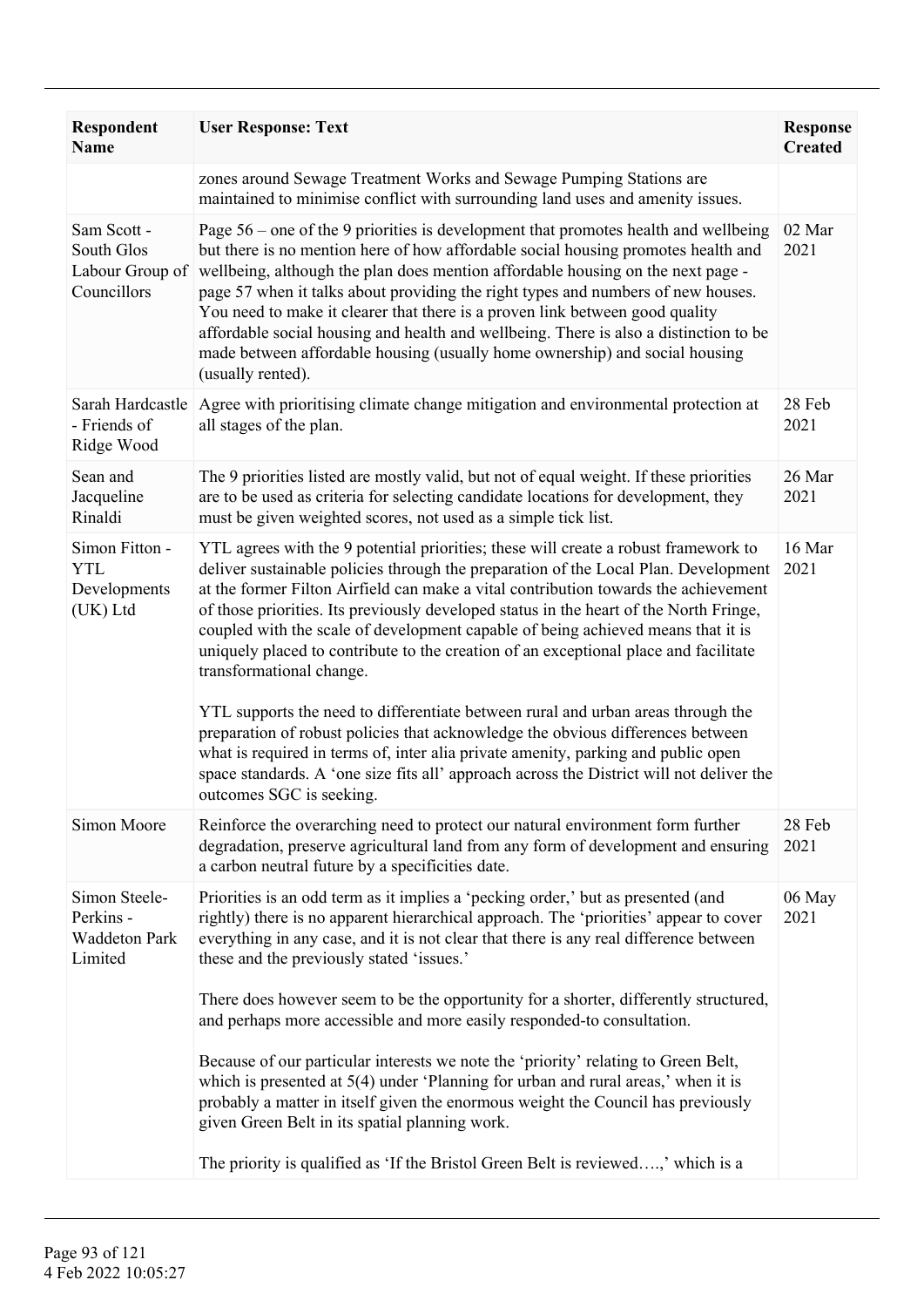| Respondent Name | User Response: Text | Response Created |
|---|---|---|
| | zones around Sewage Treatment Works and Sewage Pumping Stations are maintained to minimise conflict with surrounding land uses and amenity issues. | |
| Sam Scott - South Glos Labour Group of Councillors | Page 56 – one of the 9 priorities is development that promotes health and wellbeing but there is no mention here of how affordable social housing promotes health and wellbeing, although the plan does mention affordable housing on the next page - page 57 when it talks about providing the right types and numbers of new houses. You need to make it clearer that there is a proven link between good quality affordable social housing and health and wellbeing. There is also a distinction to be made between affordable housing (usually home ownership) and social housing (usually rented). | 02 Mar 2021 |
| Sarah Hardcastle - Friends of Ridge Wood | Agree with prioritising climate change mitigation and environmental protection at all stages of the plan. | 28 Feb 2021 |
| Sean and Jacqueline Rinaldi | The 9 priorities listed are mostly valid, but not of equal weight. If these priorities are to be used as criteria for selecting candidate locations for development, they must be given weighted scores, not used as a simple tick list. | 26 Mar 2021 |
| Simon Fitton - YTL Developments (UK) Ltd | YTL agrees with the 9 potential priorities; these will create a robust framework to deliver sustainable policies through the preparation of the Local Plan. Development at the former Filton Airfield can make a vital contribution towards the achievement of those priorities. Its previously developed status in the heart of the North Fringe, coupled with the scale of development capable of being achieved means that it is uniquely placed to contribute to the creation of an exceptional place and facilitate transformational change.<br><br>YTL supports the need to differentiate between rural and urban areas through the preparation of robust policies that acknowledge the obvious differences between what is required in terms of, inter alia private amenity, parking and public open space standards. A 'one size fits all' approach across the District will not deliver the outcomes SGC is seeking. | 16 Mar 2021 |
| Simon Moore | Reinforce the overarching need to protect our natural environment form further degradation, preserve agricultural land from any form of development and ensuring a carbon neutral future by a specificities date. | 28 Feb 2021 |
| Simon Steele-Perkins - Waddeton Park Limited | Priorities is an odd term as it implies a 'pecking order,' but as presented (and rightly) there is no apparent hierarchical approach. The 'priorities' appear to cover everything in any case, and it is not clear that there is any real difference between these and the previously stated 'issues.'<br><br>There does however seem to be the opportunity for a shorter, differently structured, and perhaps more accessible and more easily responded-to consultation.<br><br>Because of our particular interests we note the 'priority' relating to Green Belt, which is presented at 5(4) under 'Planning for urban and rural areas,' when it is probably a matter in itself given the enormous weight the Council has previously given Green Belt in its spatial planning work.<br><br>The priority is qualified as 'If the Bristol Green Belt is reviewed….,' which is a | 06 May 2021 |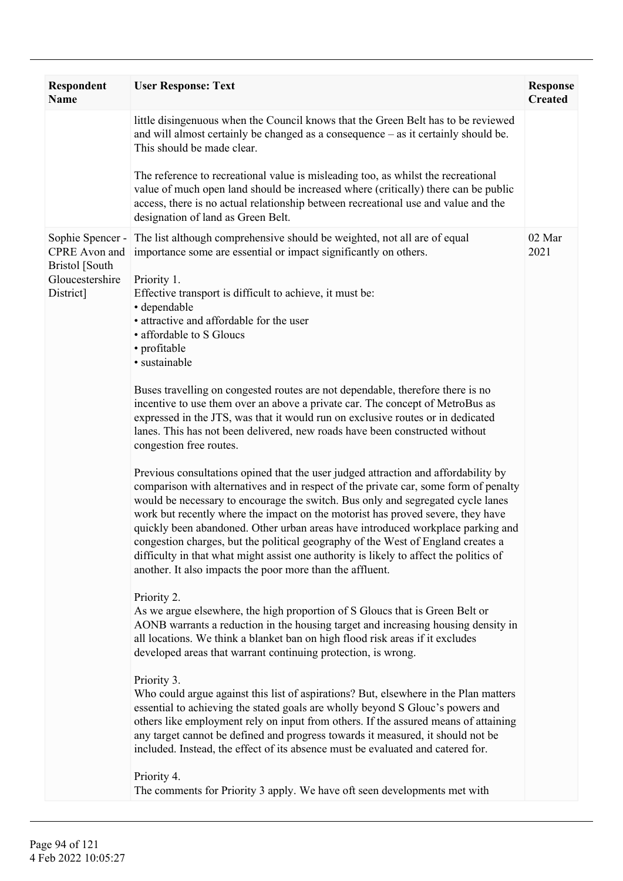| Respondent Name | User Response: Text | Response Created |
|---|---|---|
| | little disingenuous when the Council knows that the Green Belt has to be reviewed and will almost certainly be changed as a consequence – as it certainly should be. This should be made clear.<br><br>The reference to recreational value is misleading too, as whilst the recreational value of much open land should be increased where (critically) there can be public access, there is no actual relationship between recreational use and value and the designation of land as Green Belt. | |
| Sophie Spencer - CPRE Avon and Bristol [South Gloucestershire District] | The list although comprehensive should be weighted, not all are of equal importance some are essential or impact significantly on others.<br><br>Priority 1.<br>Effective transport is difficult to achieve, it must be:<br>• dependable<br>• attractive and affordable for the user<br>• affordable to S Gloucs<br>• profitable<br>• sustainable<br><br>Buses travelling on congested routes are not dependable, therefore there is no incentive to use them over an above a private car. The concept of MetroBus as expressed in the JTS, was that it would run on exclusive routes or in dedicated lanes. This has not been delivered, new roads have been constructed without congestion free routes.<br><br>Previous consultations opined that the user judged attraction and affordability by comparison with alternatives and in respect of the private car, some form of penalty would be necessary to encourage the switch. Bus only and segregated cycle lanes work but recently where the impact on the motorist has proved severe, they have quickly been abandoned. Other urban areas have introduced workplace parking and congestion charges, but the political geography of the West of England creates a difficulty in that what might assist one authority is likely to affect the politics of another. It also impacts the poor more than the affluent.<br><br>Priority 2.<br>As we argue elsewhere, the high proportion of S Gloucs that is Green Belt or AONB warrants a reduction in the housing target and increasing housing density in all locations. We think a blanket ban on high flood risk areas if it excludes developed areas that warrant continuing protection, is wrong.<br><br>Priority 3.<br>Who could argue against this list of aspirations? But, elsewhere in the Plan matters essential to achieving the stated goals are wholly beyond S Glouc's powers and others like employment rely on input from others. If the assured means of attaining any target cannot be defined and progress towards it measured, it should not be included. Instead, the effect of its absence must be evaluated and catered for.<br><br>Priority 4.<br>The comments for Priority 3 apply. We have oft seen developments met with | 02 Mar 2021 |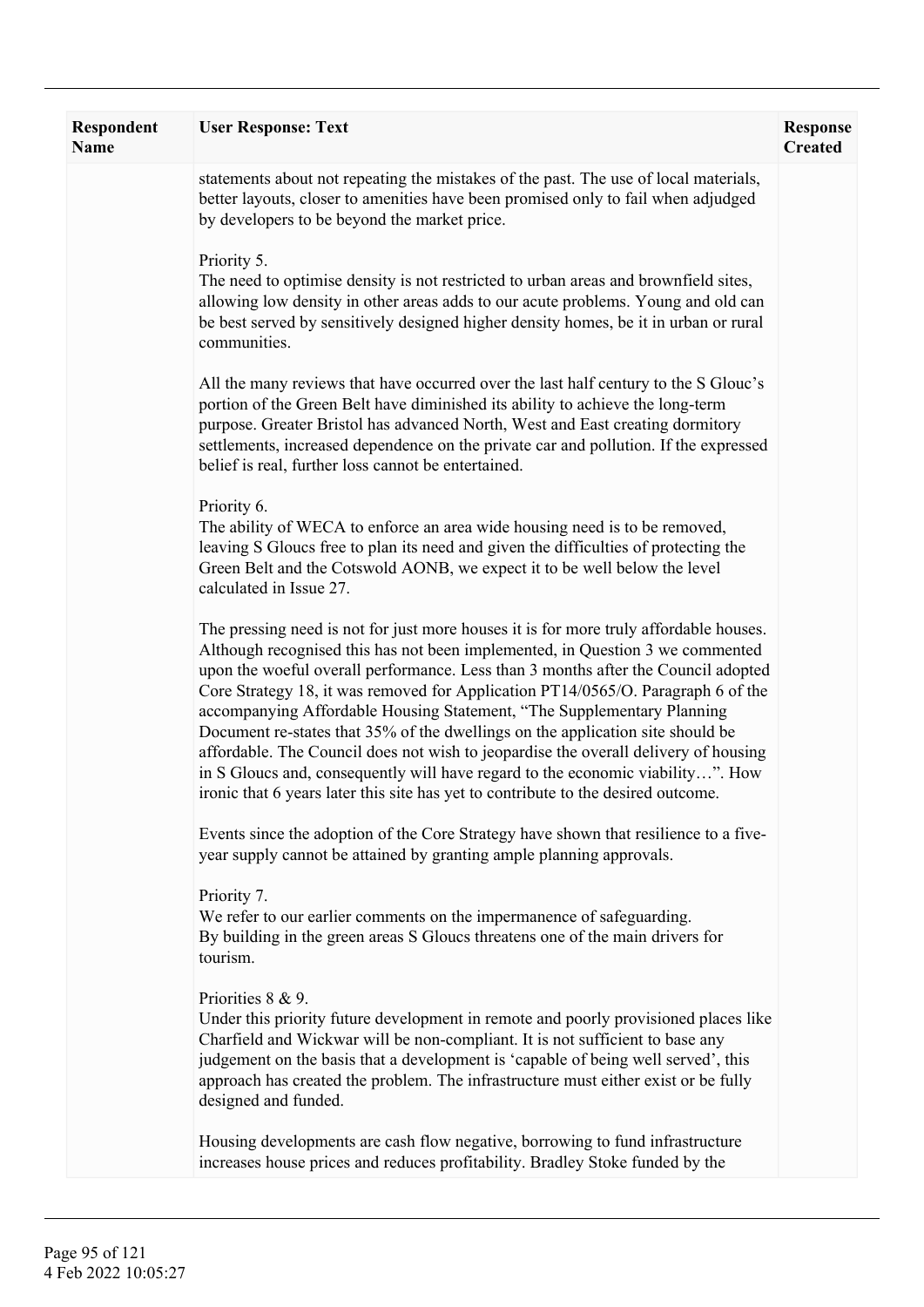| Respondent Name | User Response: Text | Response Created |
|---|---|---|
| | statements about not repeating the mistakes of the past. The use of local materials, better layouts, closer to amenities have been promised only to fail when adjudged by developers to be beyond the market price.<br><br>Priority 5.<br>The need to optimise density is not restricted to urban areas and brownfield sites, allowing low density in other areas adds to our acute problems. Young and old can be best served by sensitively designed higher density homes, be it in urban or rural communities.<br><br>All the many reviews that have occurred over the last half century to the S Glouc's portion of the Green Belt have diminished its ability to achieve the long-term purpose. Greater Bristol has advanced North, West and East creating dormitory settlements, increased dependence on the private car and pollution. If the expressed belief is real, further loss cannot be entertained.<br><br>Priority 6.<br>The ability of WECA to enforce an area wide housing need is to be removed, leaving S Gloucs free to plan its need and given the difficulties of protecting the Green Belt and the Cotswold AONB, we expect it to be well below the level calculated in Issue 27.<br><br>The pressing need is not for just more houses it is for more truly affordable houses. Although recognised this has not been implemented, in Question 3 we commented upon the woeful overall performance. Less than 3 months after the Council adopted Core Strategy 18, it was removed for Application PT14/0565/O. Paragraph 6 of the accompanying Affordable Housing Statement, "The Supplementary Planning Document re-states that 35% of the dwellings on the application site should be affordable. The Council does not wish to jeopardise the overall delivery of housing in S Gloucs and, consequently will have regard to the economic viability…". How ironic that 6 years later this site has yet to contribute to the desired outcome.<br><br>Events since the adoption of the Core Strategy have shown that resilience to a five-year supply cannot be attained by granting ample planning approvals.<br><br>Priority 7.<br>We refer to our earlier comments on the impermanence of safeguarding.<br>By building in the green areas S Gloucs threatens one of the main drivers for tourism.<br><br>Priorities 8 & 9.<br>Under this priority future development in remote and poorly provisioned places like Charfield and Wickwar will be non-compliant. It is not sufficient to base any judgement on the basis that a development is 'capable of being well served', this approach has created the problem. The infrastructure must either exist or be fully designed and funded.<br><br>Housing developments are cash flow negative, borrowing to fund infrastructure increases house prices and reduces profitability. Bradley Stoke funded by the | |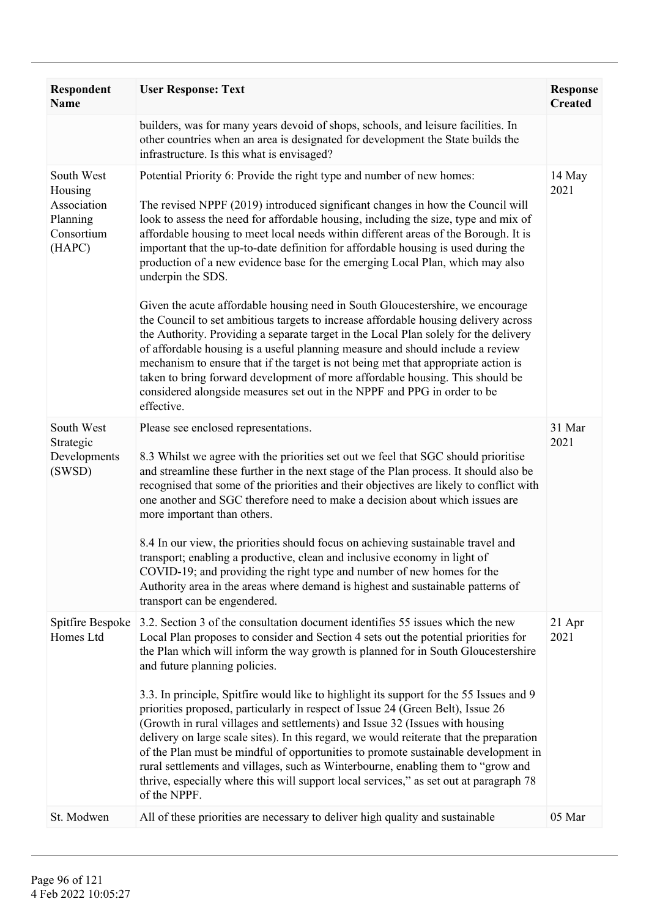| Respondent Name | User Response: Text | Response Created |
|---|---|---|
| | builders, was for many years devoid of shops, schools, and leisure facilities. In other countries when an area is designated for development the State builds the infrastructure. Is this what is envisaged? | |
| South West Housing Association Planning Consortium (HAPC) | Potential Priority 6: Provide the right type and number of new homes:<br><br>The revised NPPF (2019) introduced significant changes in how the Council will look to assess the need for affordable housing, including the size, type and mix of affordable housing to meet local needs within different areas of the Borough. It is important that the up-to-date definition for affordable housing is used during the production of a new evidence base for the emerging Local Plan, which may also underpin the SDS.<br><br>Given the acute affordable housing need in South Gloucestershire, we encourage the Council to set ambitious targets to increase affordable housing delivery across the Authority. Providing a separate target in the Local Plan solely for the delivery of affordable housing is a useful planning measure and should include a review mechanism to ensure that if the target is not being met that appropriate action is taken to bring forward development of more affordable housing. This should be considered alongside measures set out in the NPPF and PPG in order to be effective. | 14 May 2021 |
| South West Strategic Developments (SWSD) | Please see enclosed representations.<br><br>8.3 Whilst we agree with the priorities set out we feel that SGC should prioritise and streamline these further in the next stage of the Plan process. It should also be recognised that some of the priorities and their objectives are likely to conflict with one another and SGC therefore need to make a decision about which issues are more important than others.<br><br>8.4 In our view, the priorities should focus on achieving sustainable travel and transport; enabling a productive, clean and inclusive economy in light of COVID-19; and providing the right type and number of new homes for the Authority area in the areas where demand is highest and sustainable patterns of transport can be engendered. | 31 Mar 2021 |
| Spitfire Bespoke Homes Ltd | 3.2. Section 3 of the consultation document identifies 55 issues which the new Local Plan proposes to consider and Section 4 sets out the potential priorities for the Plan which will inform the way growth is planned for in South Gloucestershire and future planning policies.<br><br>3.3. In principle, Spitfire would like to highlight its support for the 55 Issues and 9 priorities proposed, particularly in respect of Issue 24 (Green Belt), Issue 26 (Growth in rural villages and settlements) and Issue 32 (Issues with housing delivery on large scale sites). In this regard, we would reiterate that the preparation of the Plan must be mindful of opportunities to promote sustainable development in rural settlements and villages, such as Winterbourne, enabling them to "grow and thrive, especially where this will support local services," as set out at paragraph 78 of the NPPF. | 21 Apr 2021 |
| St. Modwen | All of these priorities are necessary to deliver high quality and sustainable | 05 Mar |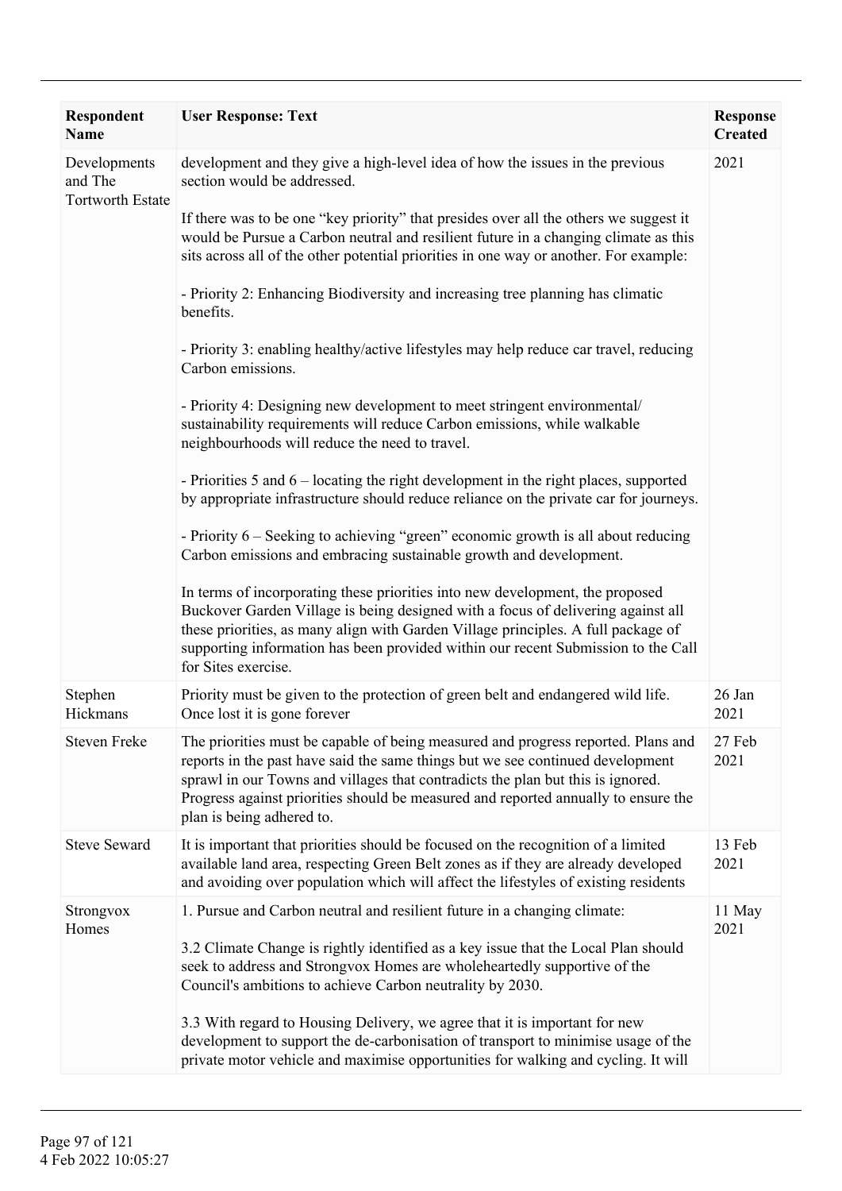| Respondent Name | User Response: Text | Response Created |
| --- | --- | --- |
| Developments and The Tortworth Estate | development and they give a high-level idea of how the issues in the previous section would be addressed.<br><br>If there was to be one "key priority" that presides over all the others we suggest it would be Pursue a Carbon neutral and resilient future in a changing climate as this sits across all of the other potential priorities in one way or another. For example:<br><br>- Priority 2: Enhancing Biodiversity and increasing tree planning has climatic benefits.<br><br>- Priority 3: enabling healthy/active lifestyles may help reduce car travel, reducing Carbon emissions.<br><br>- Priority 4: Designing new development to meet stringent environmental/ sustainability requirements will reduce Carbon emissions, while walkable neighbourhoods will reduce the need to travel.<br><br>- Priorities 5 and 6 – locating the right development in the right places, supported by appropriate infrastructure should reduce reliance on the private car for journeys.<br><br>- Priority 6 – Seeking to achieving "green" economic growth is all about reducing Carbon emissions and embracing sustainable growth and development.<br><br>In terms of incorporating these priorities into new development, the proposed Buckover Garden Village is being designed with a focus of delivering against all these priorities, as many align with Garden Village principles. A full package of supporting information has been provided within our recent Submission to the Call for Sites exercise. | 2021 |
| Stephen Hickmans | Priority must be given to the protection of green belt and endangered wild life. Once lost it is gone forever | 26 Jan 2021 |
| Steven Freke | The priorities must be capable of being measured and progress reported. Plans and reports in the past have said the same things but we see continued development sprawl in our Towns and villages that contradicts the plan but this is ignored. Progress against priorities should be measured and reported annually to ensure the plan is being adhered to. | 27 Feb 2021 |
| Steve Seward | It is important that priorities should be focused on the recognition of a limited available land area, respecting Green Belt zones as if they are already developed and avoiding over population which will affect the lifestyles of existing residents | 13 Feb 2021 |
| Strongvox Homes | 1. Pursue and Carbon neutral and resilient future in a changing climate:<br><br>3.2 Climate Change is rightly identified as a key issue that the Local Plan should seek to address and Strongvox Homes are wholeheartedly supportive of the Council's ambitions to achieve Carbon neutrality by 2030.<br><br>3.3 With regard to Housing Delivery, we agree that it is important for new development to support the de-carbonisation of transport to minimise usage of the private motor vehicle and maximise opportunities for walking and cycling. It will | 11 May 2021 |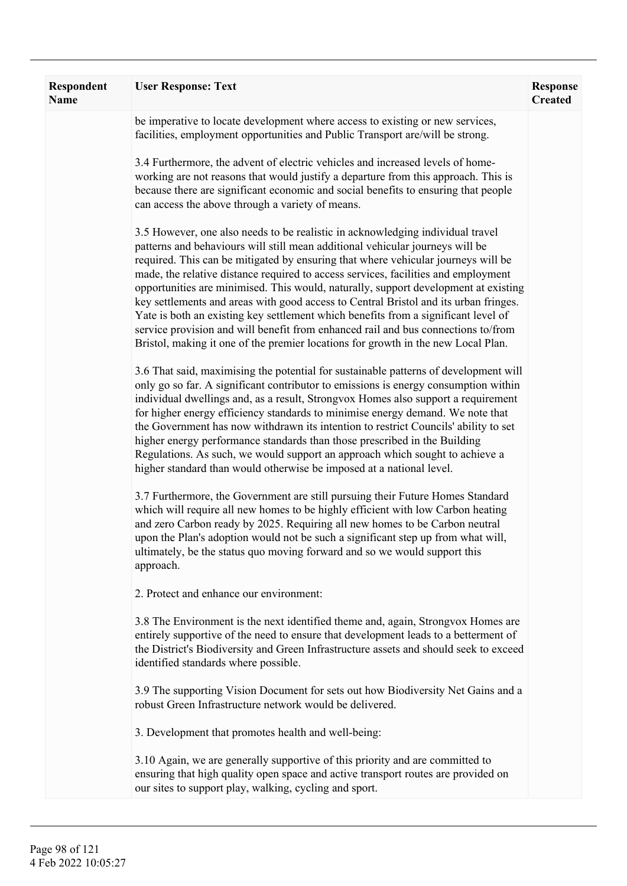| Respondent Name | User Response: Text | Response Created |
|---|---|---|
| | be imperative to locate development where access to existing or new services, facilities, employment opportunities and Public Transport are/will be strong.<br><br>3.4 Furthermore, the advent of electric vehicles and increased levels of home-working are not reasons that would justify a departure from this approach. This is because there are significant economic and social benefits to ensuring that people can access the above through a variety of means.<br><br>3.5 However, one also needs to be realistic in acknowledging individual travel patterns and behaviours will still mean additional vehicular journeys will be required. This can be mitigated by ensuring that where vehicular journeys will be made, the relative distance required to access services, facilities and employment opportunities are minimised. This would, naturally, support development at existing key settlements and areas with good access to Central Bristol and its urban fringes. Yate is both an existing key settlement which benefits from a significant level of service provision and will benefit from enhanced rail and bus connections to/from Bristol, making it one of the premier locations for growth in the new Local Plan.<br><br>3.6 That said, maximising the potential for sustainable patterns of development will only go so far. A significant contributor to emissions is energy consumption within individual dwellings and, as a result, Strongvox Homes also support a requirement for higher energy efficiency standards to minimise energy demand. We note that the Government has now withdrawn its intention to restrict Councils' ability to set higher energy performance standards than those prescribed in the Building Regulations. As such, we would support an approach which sought to achieve a higher standard than would otherwise be imposed at a national level.<br><br>3.7 Furthermore, the Government are still pursuing their Future Homes Standard which will require all new homes to be highly efficient with low Carbon heating and zero Carbon ready by 2025. Requiring all new homes to be Carbon neutral upon the Plan's adoption would not be such a significant step up from what will, ultimately, be the status quo moving forward and so we would support this approach.<br><br>2. Protect and enhance our environment:<br><br>3.8 The Environment is the next identified theme and, again, Strongvox Homes are entirely supportive of the need to ensure that development leads to a betterment of the District's Biodiversity and Green Infrastructure assets and should seek to exceed identified standards where possible.<br><br>3.9 The supporting Vision Document for sets out how Biodiversity Net Gains and a robust Green Infrastructure network would be delivered.<br><br>3. Development that promotes health and well-being:<br><br>3.10 Again, we are generally supportive of this priority and are committed to ensuring that high quality open space and active transport routes are provided on our sites to support play, walking, cycling and sport. | |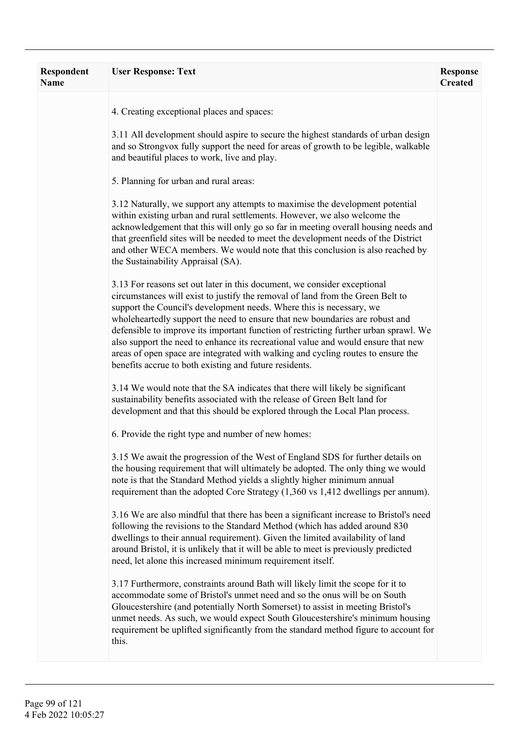| Respondent Name | User Response: Text | Response Created |
| --- | --- | --- |
| | 4. Creating exceptional places and spaces:<br><br>3.11 All development should aspire to secure the highest standards of urban design and so Strongvox fully support the need for areas of growth to be legible, walkable and beautiful places to work, live and play.<br><br>5. Planning for urban and rural areas:<br><br>3.12 Naturally, we support any attempts to maximise the development potential within existing urban and rural settlements. However, we also welcome the acknowledgement that this will only go so far in meeting overall housing needs and that greenfield sites will be needed to meet the development needs of the District and other WECA members. We would note that this conclusion is also reached by the Sustainability Appraisal (SA).<br><br>3.13 For reasons set out later in this document, we consider exceptional circumstances will exist to justify the removal of land from the Green Belt to support the Council's development needs. Where this is necessary, we wholeheartedly support the need to ensure that new boundaries are robust and defensible to improve its important function of restricting further urban sprawl. We also support the need to enhance its recreational value and would ensure that new areas of open space are integrated with walking and cycling routes to ensure the benefits accrue to both existing and future residents.<br><br>3.14 We would note that the SA indicates that there will likely be significant sustainability benefits associated with the release of Green Belt land for development and that this should be explored through the Local Plan process.<br><br>6. Provide the right type and number of new homes:<br><br>3.15 We await the progression of the West of England SDS for further details on the housing requirement that will ultimately be adopted. The only thing we would note is that the Standard Method yields a slightly higher minimum annual requirement than the adopted Core Strategy (1,360 vs 1,412 dwellings per annum).<br><br>3.16 We are also mindful that there has been a significant increase to Bristol's need following the revisions to the Standard Method (which has added around 830 dwellings to their annual requirement). Given the limited availability of land around Bristol, it is unlikely that it will be able to meet is previously predicted need, let alone this increased minimum requirement itself.<br><br>3.17 Furthermore, constraints around Bath will likely limit the scope for it to accommodate some of Bristol's unmet need and so the onus will be on South Gloucestershire (and potentially North Somerset) to assist in meeting Bristol's unmet needs. As such, we would expect South Gloucestershire's minimum housing requirement be uplifted significantly from the standard method figure to account for this. | |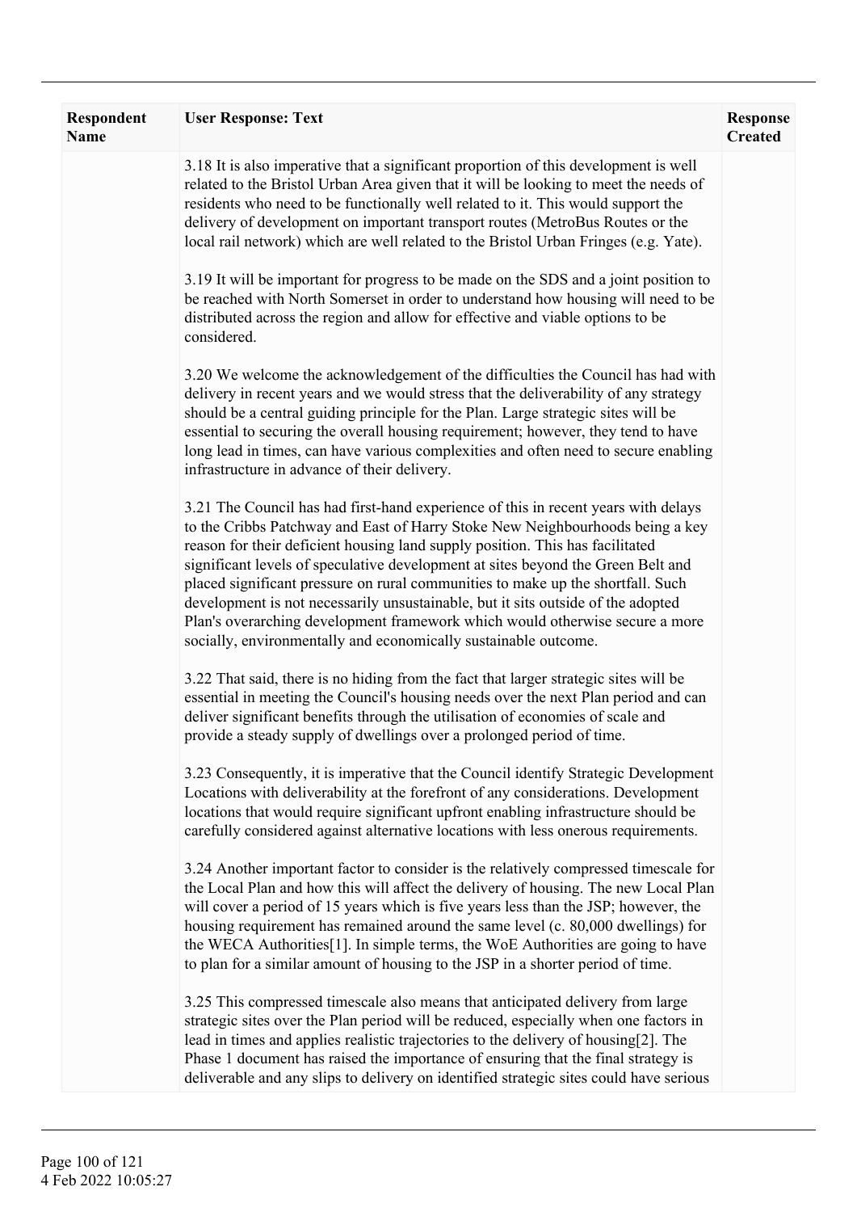| Respondent Name | User Response: Text | Response Created |
|---|---|---|
| | 3.18 It is also imperative that a significant proportion of this development is well related to the Bristol Urban Area given that it will be looking to meet the needs of residents who need to be functionally well related to it. This would support the delivery of development on important transport routes (MetroBus Routes or the local rail network) which are well related to the Bristol Urban Fringes (e.g. Yate).<br><br>3.19 It will be important for progress to be made on the SDS and a joint position to be reached with North Somerset in order to understand how housing will need to be distributed across the region and allow for effective and viable options to be considered.<br><br>3.20 We welcome the acknowledgement of the difficulties the Council has had with delivery in recent years and we would stress that the deliverability of any strategy should be a central guiding principle for the Plan. Large strategic sites will be essential to securing the overall housing requirement; however, they tend to have long lead in times, can have various complexities and often need to secure enabling infrastructure in advance of their delivery.<br><br>3.21 The Council has had first-hand experience of this in recent years with delays to the Cribbs Patchway and East of Harry Stoke New Neighbourhoods being a key reason for their deficient housing land supply position. This has facilitated significant levels of speculative development at sites beyond the Green Belt and placed significant pressure on rural communities to make up the shortfall. Such development is not necessarily unsustainable, but it sits outside of the adopted Plan's overarching development framework which would otherwise secure a more socially, environmentally and economically sustainable outcome.<br><br>3.22 That said, there is no hiding from the fact that larger strategic sites will be essential in meeting the Council's housing needs over the next Plan period and can deliver significant benefits through the utilisation of economies of scale and provide a steady supply of dwellings over a prolonged period of time.<br><br>3.23 Consequently, it is imperative that the Council identify Strategic Development Locations with deliverability at the forefront of any considerations. Development locations that would require significant upfront enabling infrastructure should be carefully considered against alternative locations with less onerous requirements.<br><br>3.24 Another important factor to consider is the relatively compressed timescale for the Local Plan and how this will affect the delivery of housing. The new Local Plan will cover a period of 15 years which is five years less than the JSP; however, the housing requirement has remained around the same level (c. 80,000 dwellings) for the WECA Authorities[1]. In simple terms, the WoE Authorities are going to have to plan for a similar amount of housing to the JSP in a shorter period of time.<br><br>3.25 This compressed timescale also means that anticipated delivery from large strategic sites over the Plan period will be reduced, especially when one factors in lead in times and applies realistic trajectories to the delivery of housing[2]. The Phase 1 document has raised the importance of ensuring that the final strategy is deliverable and any slips to delivery on identified strategic sites could have serious | |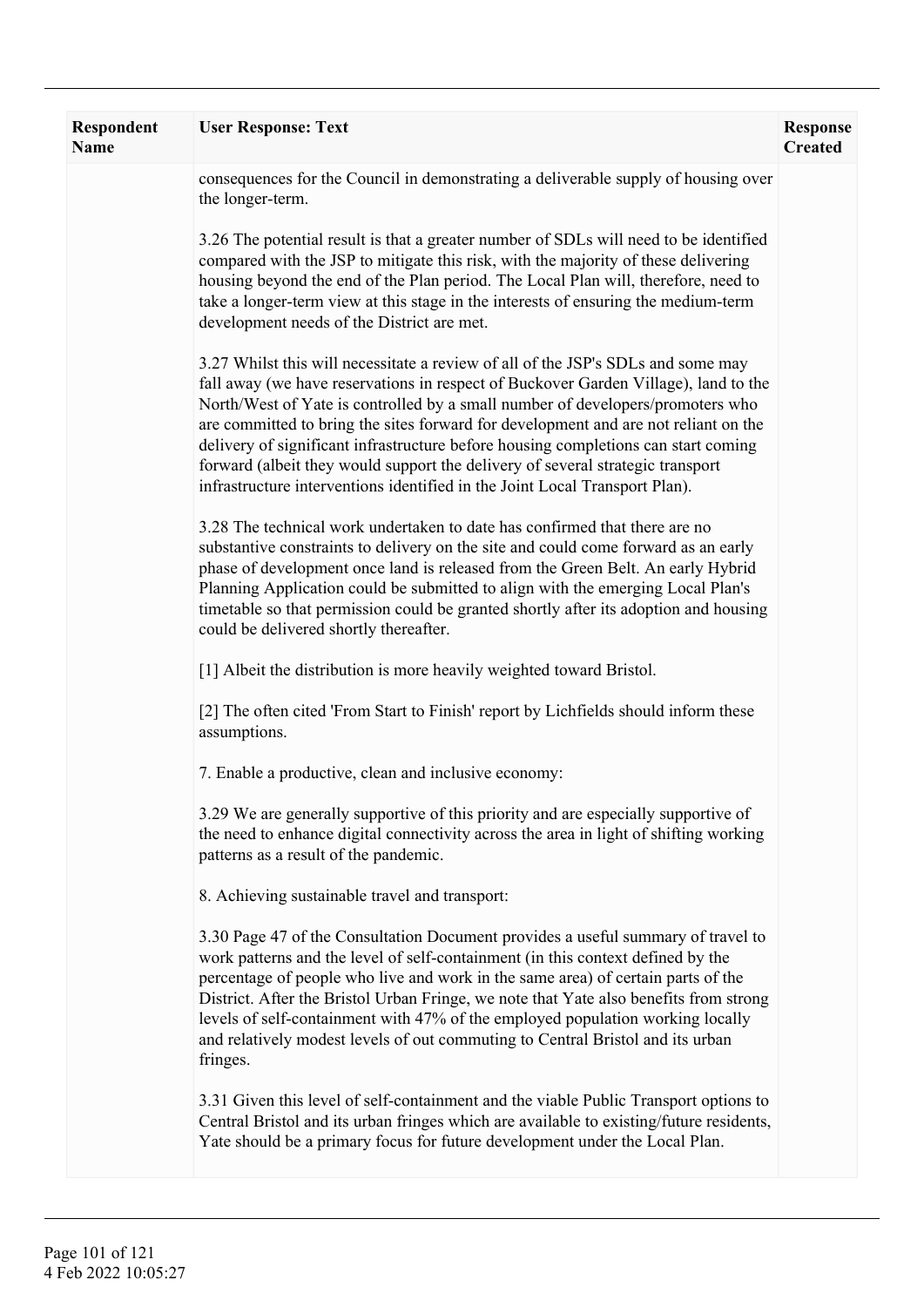| Respondent Name | User Response: Text | Response Created |
| --- | --- | --- |
| | consequences for the Council in demonstrating a deliverable supply of housing over the longer-term.<br><br>3.26 The potential result is that a greater number of SDLs will need to be identified compared with the JSP to mitigate this risk, with the majority of these delivering housing beyond the end of the Plan period. The Local Plan will, therefore, need to take a longer-term view at this stage in the interests of ensuring the medium-term development needs of the District are met.<br><br>3.27 Whilst this will necessitate a review of all of the JSP's SDLs and some may fall away (we have reservations in respect of Buckover Garden Village), land to the North/West of Yate is controlled by a small number of developers/promoters who are committed to bring the sites forward for development and are not reliant on the delivery of significant infrastructure before housing completions can start coming forward (albeit they would support the delivery of several strategic transport infrastructure interventions identified in the Joint Local Transport Plan).<br><br>3.28 The technical work undertaken to date has confirmed that there are no substantive constraints to delivery on the site and could come forward as an early phase of development once land is released from the Green Belt. An early Hybrid Planning Application could be submitted to align with the emerging Local Plan's timetable so that permission could be granted shortly after its adoption and housing could be delivered shortly thereafter.<br><br>[1] Albeit the distribution is more heavily weighted toward Bristol.<br><br>[2] The often cited 'From Start to Finish' report by Lichfields should inform these assumptions.<br><br>7. Enable a productive, clean and inclusive economy:<br><br>3.29 We are generally supportive of this priority and are especially supportive of the need to enhance digital connectivity across the area in light of shifting working patterns as a result of the pandemic.<br><br>8. Achieving sustainable travel and transport:<br><br>3.30 Page 47 of the Consultation Document provides a useful summary of travel to work patterns and the level of self-containment (in this context defined by the percentage of people who live and work in the same area) of certain parts of the District. After the Bristol Urban Fringe, we note that Yate also benefits from strong levels of self-containment with 47% of the employed population working locally and relatively modest levels of out commuting to Central Bristol and its urban fringes.<br><br>3.31 Given this level of self-containment and the viable Public Transport options to Central Bristol and its urban fringes which are available to existing/future residents, Yate should be a primary focus for future development under the Local Plan. | |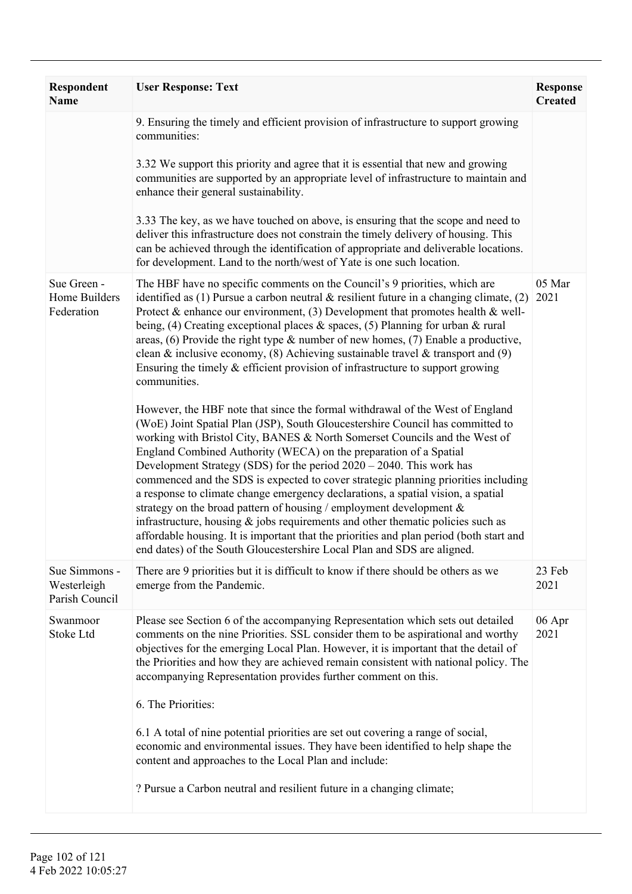| Respondent Name | User Response: Text | Response Created |
| --- | --- | --- |
| | 9. Ensuring the timely and efficient provision of infrastructure to support growing communities:<br><br>3.32 We support this priority and agree that it is essential that new and growing communities are supported by an appropriate level of infrastructure to maintain and enhance their general sustainability.<br><br>3.33 The key, as we have touched on above, is ensuring that the scope and need to deliver this infrastructure does not constrain the timely delivery of housing. This can be achieved through the identification of appropriate and deliverable locations. for development. Land to the north/west of Yate is one such location. | |
| Sue Green - Home Builders Federation | The HBF have no specific comments on the Council's 9 priorities, which are identified as (1) Pursue a carbon neutral & resilient future in a changing climate, (2) Protect & enhance our environment, (3) Development that promotes health & well-being, (4) Creating exceptional places & spaces, (5) Planning for urban & rural areas, (6) Provide the right type & number of new homes, (7) Enable a productive, clean & inclusive economy, (8) Achieving sustainable travel & transport and (9) Ensuring the timely & efficient provision of infrastructure to support growing communities.<br><br>However, the HBF note that since the formal withdrawal of the West of England (WoE) Joint Spatial Plan (JSP), South Gloucestershire Council has committed to working with Bristol City, BANES & North Somerset Councils and the West of England Combined Authority (WECA) on the preparation of a Spatial Development Strategy (SDS) for the period 2020 – 2040. This work has commenced and the SDS is expected to cover strategic planning priorities including a response to climate change emergency declarations, a spatial vision, a spatial strategy on the broad pattern of housing / employment development & infrastructure, housing & jobs requirements and other thematic policies such as affordable housing. It is important that the priorities and plan period (both start and end dates) of the South Gloucestershire Local Plan and SDS are aligned. | 05 Mar 2021 |
| Sue Simmons - Westerleigh Parish Council | There are 9 priorities but it is difficult to know if there should be others as we emerge from the Pandemic. | 23 Feb 2021 |
| Swanmoor Stoke Ltd | Please see Section 6 of the accompanying Representation which sets out detailed comments on the nine Priorities. SSL consider them to be aspirational and worthy objectives for the emerging Local Plan. However, it is important that the detail of the Priorities and how they are achieved remain consistent with national policy. The accompanying Representation provides further comment on this.<br><br>6. The Priorities:<br><br>6.1 A total of nine potential priorities are set out covering a range of social, economic and environmental issues. They have been identified to help shape the content and approaches to the Local Plan and include:<br><br>? Pursue a Carbon neutral and resilient future in a changing climate; | 06 Apr 2021 |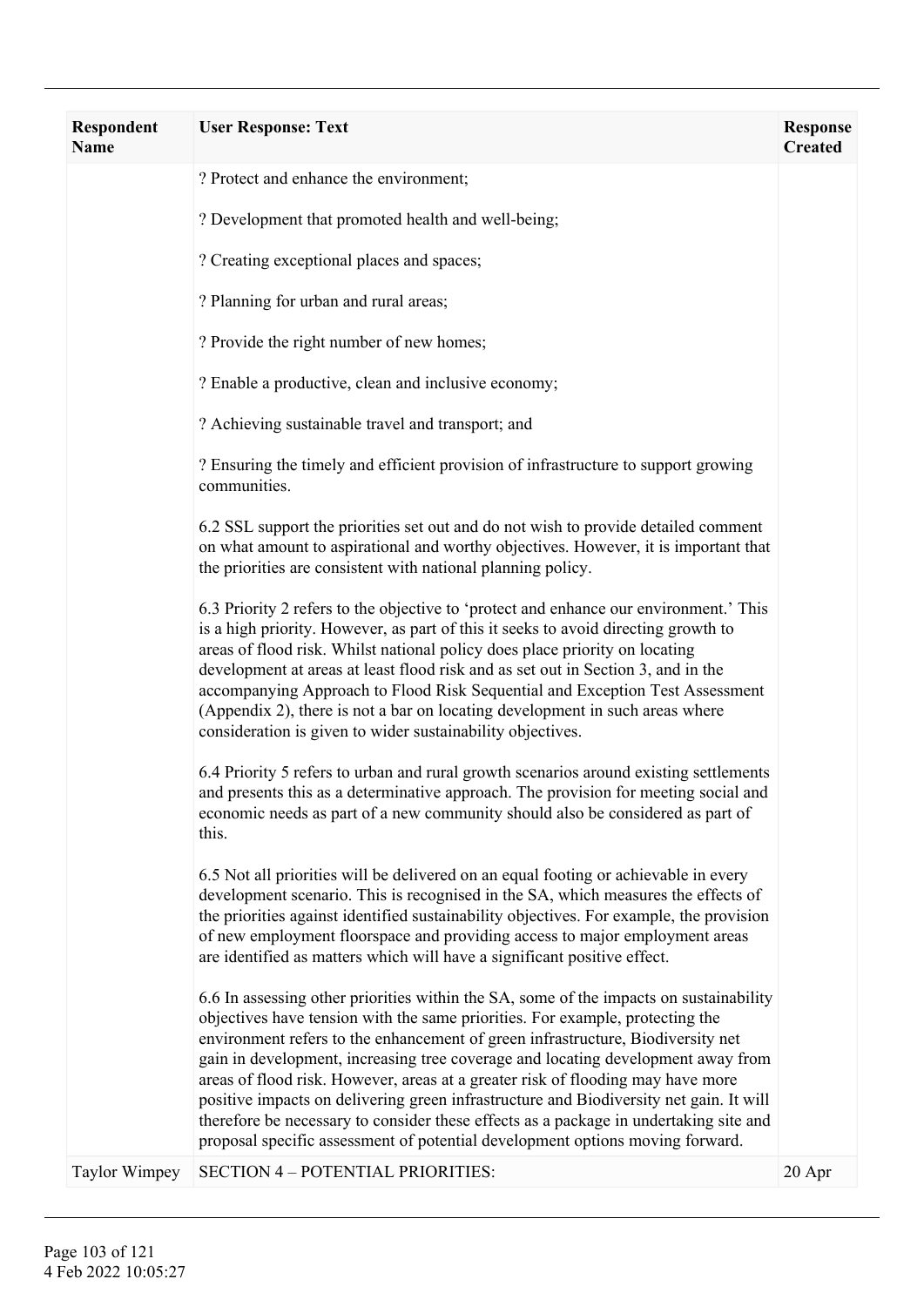| Respondent Name | User Response: Text | Response Created |
|---|---|---|
| | ? Protect and enhance the environment;<br><br>? Development that promoted health and well-being;<br><br>? Creating exceptional places and spaces;<br><br>? Planning for urban and rural areas;<br><br>? Provide the right number of new homes;<br><br>? Enable a productive, clean and inclusive economy;<br><br>? Achieving sustainable travel and transport; and<br><br>? Ensuring the timely and efficient provision of infrastructure to support growing communities.<br><br>6.2 SSL support the priorities set out and do not wish to provide detailed comment on what amount to aspirational and worthy objectives. However, it is important that the priorities are consistent with national planning policy.<br><br>6.3 Priority 2 refers to the objective to 'protect and enhance our environment.' This is a high priority. However, as part of this it seeks to avoid directing growth to areas of flood risk. Whilst national policy does place priority on locating development at areas at least flood risk and as set out in Section 3, and in the accompanying Approach to Flood Risk Sequential and Exception Test Assessment (Appendix 2), there is not a bar on locating development in such areas where consideration is given to wider sustainability objectives.<br><br>6.4 Priority 5 refers to urban and rural growth scenarios around existing settlements and presents this as a determinative approach. The provision for meeting social and economic needs as part of a new community should also be considered as part of this.<br><br>6.5 Not all priorities will be delivered on an equal footing or achievable in every development scenario. This is recognised in the SA, which measures the effects of the priorities against identified sustainability objectives. For example, the provision of new employment floorspace and providing access to major employment areas are identified as matters which will have a significant positive effect.<br><br>6.6 In assessing other priorities within the SA, some of the impacts on sustainability objectives have tension with the same priorities. For example, protecting the environment refers to the enhancement of green infrastructure, Biodiversity net gain in development, increasing tree coverage and locating development away from areas of flood risk. However, areas at a greater risk of flooding may have more positive impacts on delivering green infrastructure and Biodiversity net gain. It will therefore be necessary to consider these effects as a package in undertaking site and proposal specific assessment of potential development options moving forward. | |
| Taylor Wimpey | SECTION 4 – POTENTIAL PRIORITIES: | 20 Apr |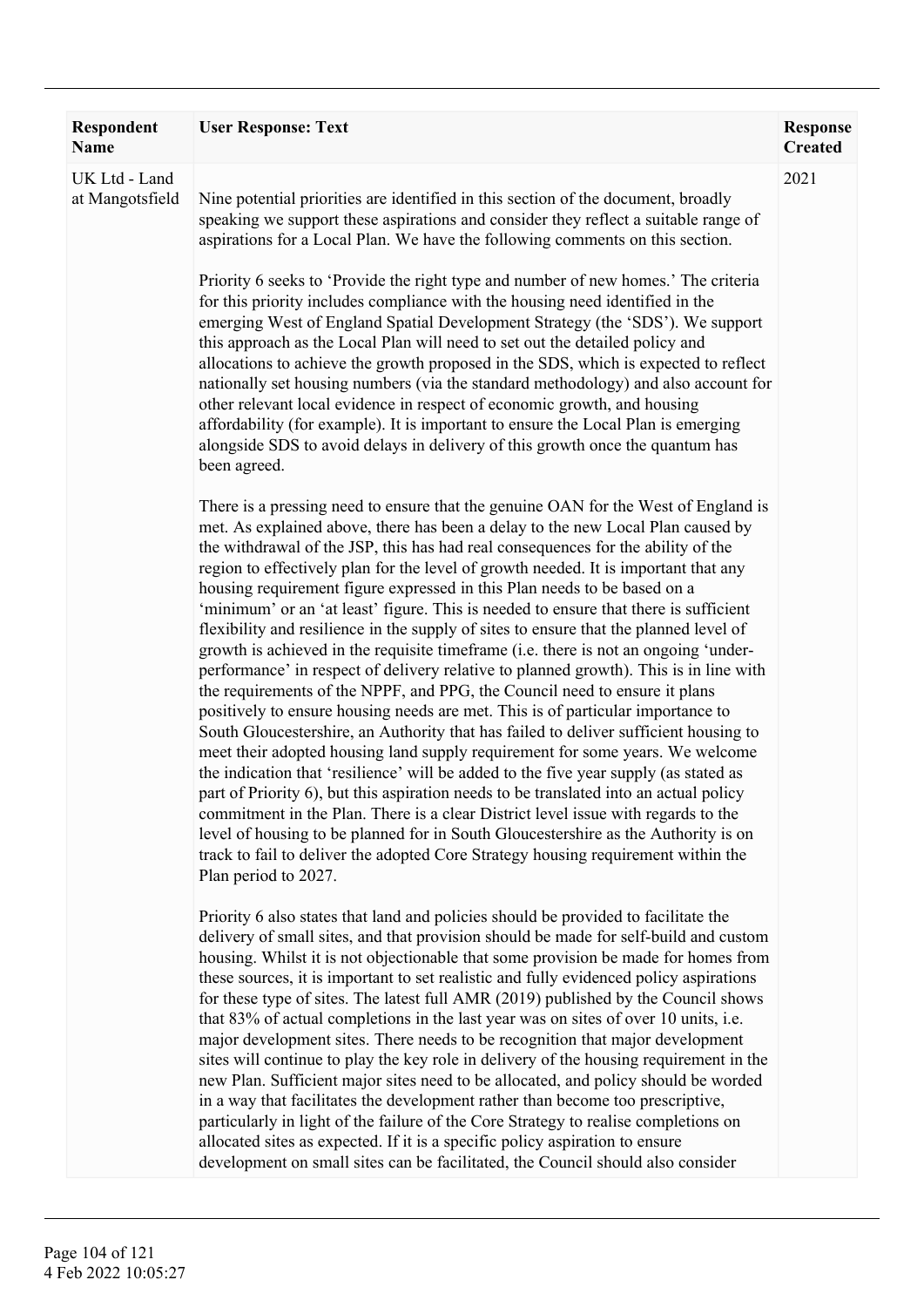| Respondent Name | User Response: Text | Response Created |
| --- | --- | --- |
| UK Ltd - Land at Mangotsfield | Nine potential priorities are identified in this section of the document, broadly speaking we support these aspirations and consider they reflect a suitable range of aspirations for a Local Plan. We have the following comments on this section.<br><br>Priority 6 seeks to 'Provide the right type and number of new homes.' The criteria for this priority includes compliance with the housing need identified in the emerging West of England Spatial Development Strategy (the 'SDS'). We support this approach as the Local Plan will need to set out the detailed policy and allocations to achieve the growth proposed in the SDS, which is expected to reflect nationally set housing numbers (via the standard methodology) and also account for other relevant local evidence in respect of economic growth, and housing affordability (for example). It is important to ensure the Local Plan is emerging alongside SDS to avoid delays in delivery of this growth once the quantum has been agreed.<br><br>There is a pressing need to ensure that the genuine OAN for the West of England is met. As explained above, there has been a delay to the new Local Plan caused by the withdrawal of the JSP, this has had real consequences for the ability of the region to effectively plan for the level of growth needed. It is important that any housing requirement figure expressed in this Plan needs to be based on a 'minimum' or an 'at least' figure. This is needed to ensure that there is sufficient flexibility and resilience in the supply of sites to ensure that the planned level of growth is achieved in the requisite timeframe (i.e. there is not an ongoing 'under-performance' in respect of delivery relative to planned growth). This is in line with the requirements of the NPPF, and PPG, the Council need to ensure it plans positively to ensure housing needs are met. This is of particular importance to South Gloucestershire, an Authority that has failed to deliver sufficient housing to meet their adopted housing land supply requirement for some years. We welcome the indication that 'resilience' will be added to the five year supply (as stated as part of Priority 6), but this aspiration needs to be translated into an actual policy commitment in the Plan. There is a clear District level issue with regards to the level of housing to be planned for in South Gloucestershire as the Authority is on track to fail to deliver the adopted Core Strategy housing requirement within the Plan period to 2027.<br><br>Priority 6 also states that land and policies should be provided to facilitate the delivery of small sites, and that provision should be made for self-build and custom housing. Whilst it is not objectionable that some provision be made for homes from these sources, it is important to set realistic and fully evidenced policy aspirations for these type of sites. The latest full AMR (2019) published by the Council shows that 83% of actual completions in the last year was on sites of over 10 units, i.e. major development sites. There needs to be recognition that major development sites will continue to play the key role in delivery of the housing requirement in the new Plan. Sufficient major sites need to be allocated, and policy should be worded in a way that facilitates the development rather than become too prescriptive, particularly in light of the failure of the Core Strategy to realise completions on allocated sites as expected. If it is a specific policy aspiration to ensure development on small sites can be facilitated, the Council should also consider | 2021 |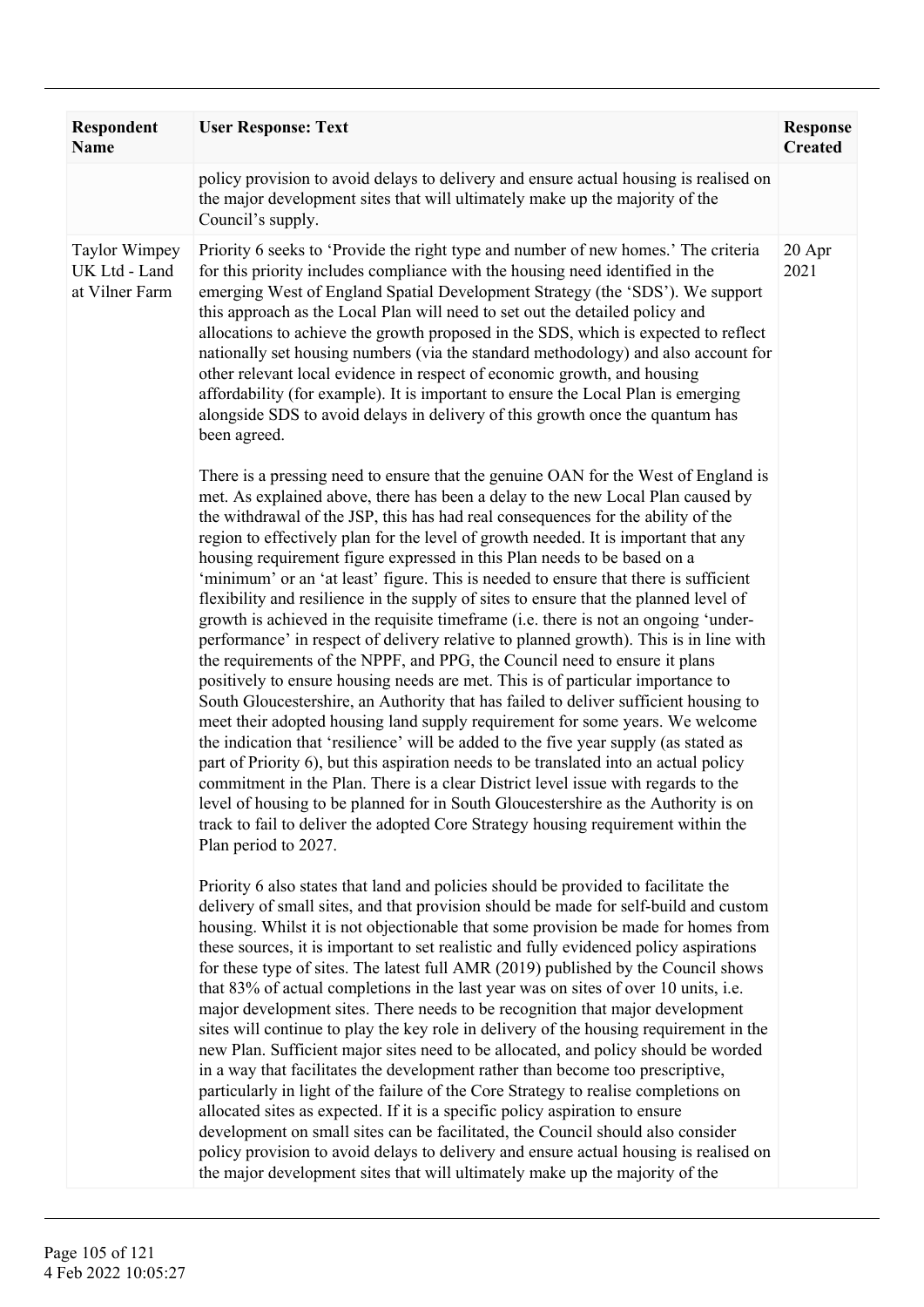| Respondent Name | User Response: Text | Response Created |
|---|---|---|
| | policy provision to avoid delays to delivery and ensure actual housing is realised on the major development sites that will ultimately make up the majority of the Council's supply. | |
| Taylor Wimpey UK Ltd - Land at Vilner Farm | Priority 6 seeks to 'Provide the right type and number of new homes.' The criteria for this priority includes compliance with the housing need identified in the emerging West of England Spatial Development Strategy (the 'SDS'). We support this approach as the Local Plan will need to set out the detailed policy and allocations to achieve the growth proposed in the SDS, which is expected to reflect nationally set housing numbers (via the standard methodology) and also account for other relevant local evidence in respect of economic growth, and housing affordability (for example). It is important to ensure the Local Plan is emerging alongside SDS to avoid delays in delivery of this growth once the quantum has been agreed.<br><br>There is a pressing need to ensure that the genuine OAN for the West of England is met. As explained above, there has been a delay to the new Local Plan caused by the withdrawal of the JSP, this has had real consequences for the ability of the region to effectively plan for the level of growth needed. It is important that any housing requirement figure expressed in this Plan needs to be based on a 'minimum' or an 'at least' figure. This is needed to ensure that there is sufficient flexibility and resilience in the supply of sites to ensure that the planned level of growth is achieved in the requisite timeframe (i.e. there is not an ongoing 'under-performance' in respect of delivery relative to planned growth). This is in line with the requirements of the NPPF, and PPG, the Council need to ensure it plans positively to ensure housing needs are met. This is of particular importance to South Gloucestershire, an Authority that has failed to deliver sufficient housing to meet their adopted housing land supply requirement for some years. We welcome the indication that 'resilience' will be added to the five year supply (as stated as part of Priority 6), but this aspiration needs to be translated into an actual policy commitment in the Plan. There is a clear District level issue with regards to the level of housing to be planned for in South Gloucestershire as the Authority is on track to fail to deliver the adopted Core Strategy housing requirement within the Plan period to 2027.<br><br>Priority 6 also states that land and policies should be provided to facilitate the delivery of small sites, and that provision should be made for self-build and custom housing. Whilst it is not objectionable that some provision be made for homes from these sources, it is important to set realistic and fully evidenced policy aspirations for these type of sites. The latest full AMR (2019) published by the Council shows that 83% of actual completions in the last year was on sites of over 10 units, i.e. major development sites. There needs to be recognition that major development sites will continue to play the key role in delivery of the housing requirement in the new Plan. Sufficient major sites need to be allocated, and policy should be worded in a way that facilitates the development rather than become too prescriptive, particularly in light of the failure of the Core Strategy to realise completions on allocated sites as expected. If it is a specific policy aspiration to ensure development on small sites can be facilitated, the Council should also consider policy provision to avoid delays to delivery and ensure actual housing is realised on the major development sites that will ultimately make up the majority of the | 20 Apr 2021 |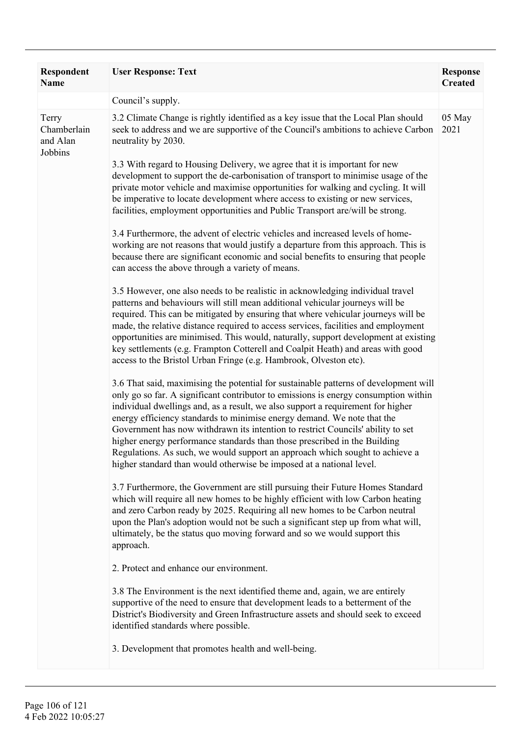| Respondent Name | User Response: Text | Response Created |
|---|---|---|
| | Council's supply. | |
| Terry Chamberlain and Alan Jobbins | 3.2 Climate Change is rightly identified as a key issue that the Local Plan should seek to address and we are supportive of the Council's ambitions to achieve Carbon neutrality by 2030.<br><br>3.3 With regard to Housing Delivery, we agree that it is important for new development to support the de-carbonisation of transport to minimise usage of the private motor vehicle and maximise opportunities for walking and cycling. It will be imperative to locate development where access to existing or new services, facilities, employment opportunities and Public Transport are/will be strong.<br><br>3.4 Furthermore, the advent of electric vehicles and increased levels of home-working are not reasons that would justify a departure from this approach. This is because there are significant economic and social benefits to ensuring that people can access the above through a variety of means.<br><br>3.5 However, one also needs to be realistic in acknowledging individual travel patterns and behaviours will still mean additional vehicular journeys will be required. This can be mitigated by ensuring that where vehicular journeys will be made, the relative distance required to access services, facilities and employment opportunities are minimised. This would, naturally, support development at existing key settlements (e.g. Frampton Cotterell and Coalpit Heath) and areas with good access to the Bristol Urban Fringe (e.g. Hambrook, Olveston etc).<br><br>3.6 That said, maximising the potential for sustainable patterns of development will only go so far. A significant contributor to emissions is energy consumption within individual dwellings and, as a result, we also support a requirement for higher energy efficiency standards to minimise energy demand. We note that the Government has now withdrawn its intention to restrict Councils' ability to set higher energy performance standards than those prescribed in the Building Regulations. As such, we would support an approach which sought to achieve a higher standard than would otherwise be imposed at a national level.<br><br>3.7 Furthermore, the Government are still pursuing their Future Homes Standard which will require all new homes to be highly efficient with low Carbon heating and zero Carbon ready by 2025. Requiring all new homes to be Carbon neutral upon the Plan's adoption would not be such a significant step up from what will, ultimately, be the status quo moving forward and so we would support this approach.<br><br>2. Protect and enhance our environment.<br><br>3.8 The Environment is the next identified theme and, again, we are entirely supportive of the need to ensure that development leads to a betterment of the District's Biodiversity and Green Infrastructure assets and should seek to exceed identified standards where possible.<br><br>3. Development that promotes health and well-being. | 05 May 2021 |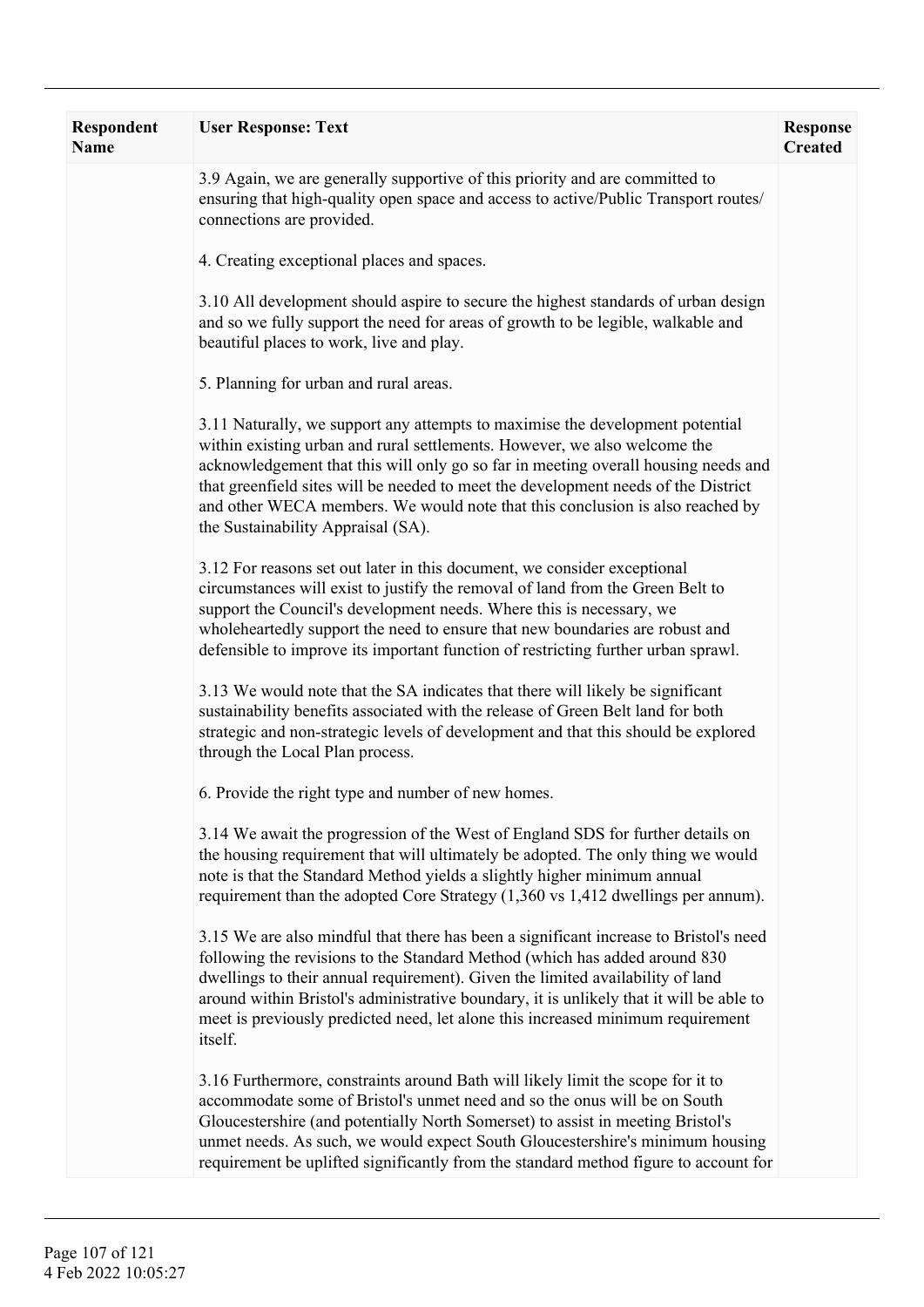| Respondent Name | User Response: Text | Response Created |
| --- | --- | --- |
| | 3.9 Again, we are generally supportive of this priority and are committed to ensuring that high-quality open space and access to active/Public Transport routes/ connections are provided.<br><br>4. Creating exceptional places and spaces.<br><br>3.10 All development should aspire to secure the highest standards of urban design and so we fully support the need for areas of growth to be legible, walkable and beautiful places to work, live and play.<br><br>5. Planning for urban and rural areas.<br><br>3.11 Naturally, we support any attempts to maximise the development potential within existing urban and rural settlements. However, we also welcome the acknowledgement that this will only go so far in meeting overall housing needs and that greenfield sites will be needed to meet the development needs of the District and other WECA members. We would note that this conclusion is also reached by the Sustainability Appraisal (SA).<br><br>3.12 For reasons set out later in this document, we consider exceptional circumstances will exist to justify the removal of land from the Green Belt to support the Council's development needs. Where this is necessary, we wholeheartedly support the need to ensure that new boundaries are robust and defensible to improve its important function of restricting further urban sprawl.<br><br>3.13 We would note that the SA indicates that there will likely be significant sustainability benefits associated with the release of Green Belt land for both strategic and non-strategic levels of development and that this should be explored through the Local Plan process.<br><br>6. Provide the right type and number of new homes.<br><br>3.14 We await the progression of the West of England SDS for further details on the housing requirement that will ultimately be adopted. The only thing we would note is that the Standard Method yields a slightly higher minimum annual requirement than the adopted Core Strategy (1,360 vs 1,412 dwellings per annum).<br><br>3.15 We are also mindful that there has been a significant increase to Bristol's need following the revisions to the Standard Method (which has added around 830 dwellings to their annual requirement). Given the limited availability of land around within Bristol's administrative boundary, it is unlikely that it will be able to meet is previously predicted need, let alone this increased minimum requirement itself.<br><br>3.16 Furthermore, constraints around Bath will likely limit the scope for it to accommodate some of Bristol's unmet need and so the onus will be on South Gloucestershire (and potentially North Somerset) to assist in meeting Bristol's unmet needs. As such, we would expect South Gloucestershire's minimum housing requirement be uplifted significantly from the standard method figure to account for | |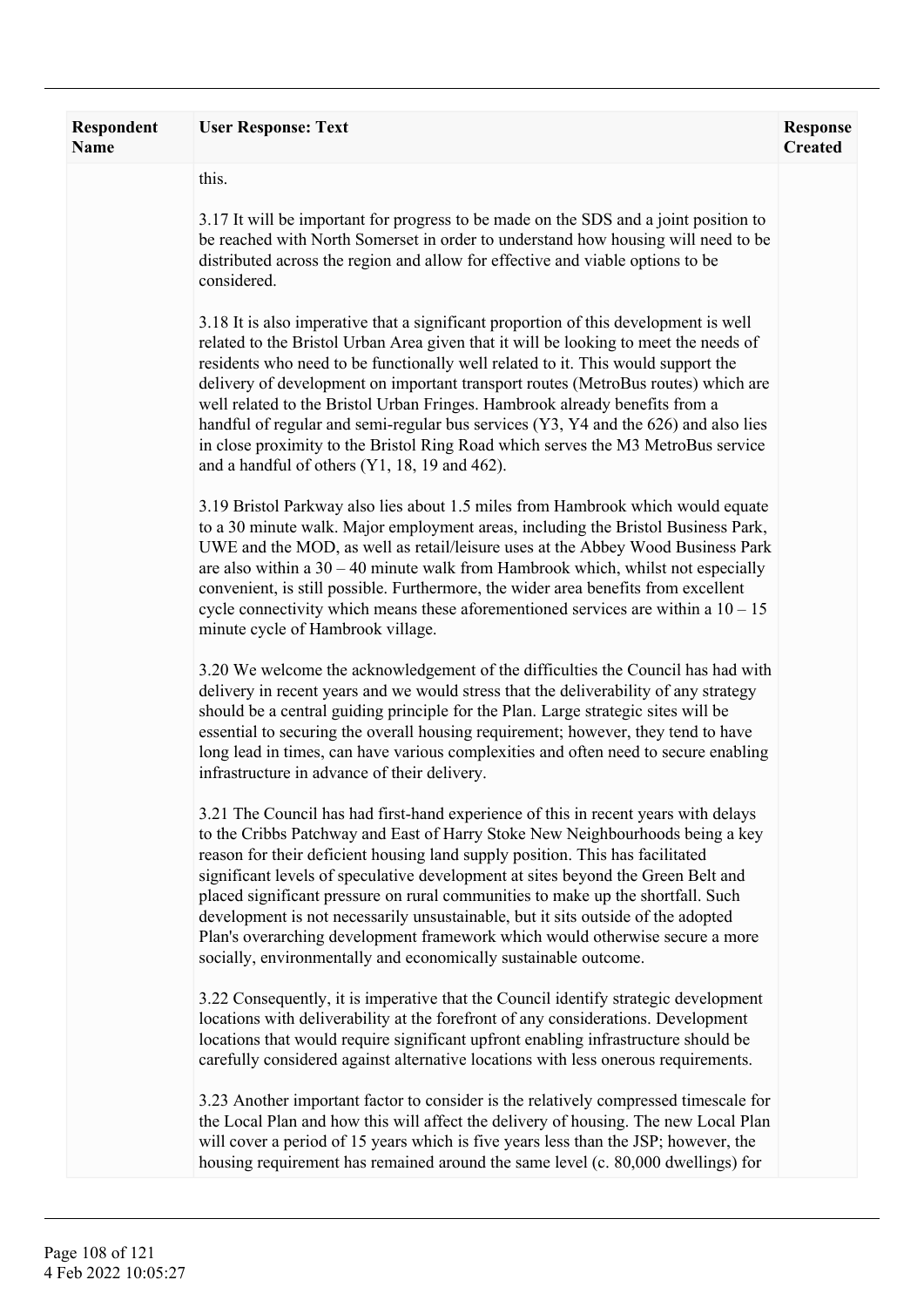| Respondent Name | User Response: Text | Response Created |
|---|---|---|
| | this.<br><br>3.17 It will be important for progress to be made on the SDS and a joint position to be reached with North Somerset in order to understand how housing will need to be distributed across the region and allow for effective and viable options to be considered.<br><br>3.18 It is also imperative that a significant proportion of this development is well related to the Bristol Urban Area given that it will be looking to meet the needs of residents who need to be functionally well related to it. This would support the delivery of development on important transport routes (MetroBus routes) which are well related to the Bristol Urban Fringes. Hambrook already benefits from a handful of regular and semi-regular bus services (Y3, Y4 and the 626) and also lies in close proximity to the Bristol Ring Road which serves the M3 MetroBus service and a handful of others (Y1, 18, 19 and 462).<br><br>3.19 Bristol Parkway also lies about 1.5 miles from Hambrook which would equate to a 30 minute walk. Major employment areas, including the Bristol Business Park, UWE and the MOD, as well as retail/leisure uses at the Abbey Wood Business Park are also within a 30 – 40 minute walk from Hambrook which, whilst not especially convenient, is still possible. Furthermore, the wider area benefits from excellent cycle connectivity which means these aforementioned services are within a 10 – 15 minute cycle of Hambrook village.<br><br>3.20 We welcome the acknowledgement of the difficulties the Council has had with delivery in recent years and we would stress that the deliverability of any strategy should be a central guiding principle for the Plan. Large strategic sites will be essential to securing the overall housing requirement; however, they tend to have long lead in times, can have various complexities and often need to secure enabling infrastructure in advance of their delivery.<br><br>3.21 The Council has had first-hand experience of this in recent years with delays to the Cribbs Patchway and East of Harry Stoke New Neighbourhoods being a key reason for their deficient housing land supply position. This has facilitated significant levels of speculative development at sites beyond the Green Belt and placed significant pressure on rural communities to make up the shortfall. Such development is not necessarily unsustainable, but it sits outside of the adopted Plan's overarching development framework which would otherwise secure a more socially, environmentally and economically sustainable outcome.<br><br>3.22 Consequently, it is imperative that the Council identify strategic development locations with deliverability at the forefront of any considerations. Development locations that would require significant upfront enabling infrastructure should be carefully considered against alternative locations with less onerous requirements.<br><br>3.23 Another important factor to consider is the relatively compressed timescale for the Local Plan and how this will affect the delivery of housing. The new Local Plan will cover a period of 15 years which is five years less than the JSP; however, the housing requirement has remained around the same level (c. 80,000 dwellings) for | |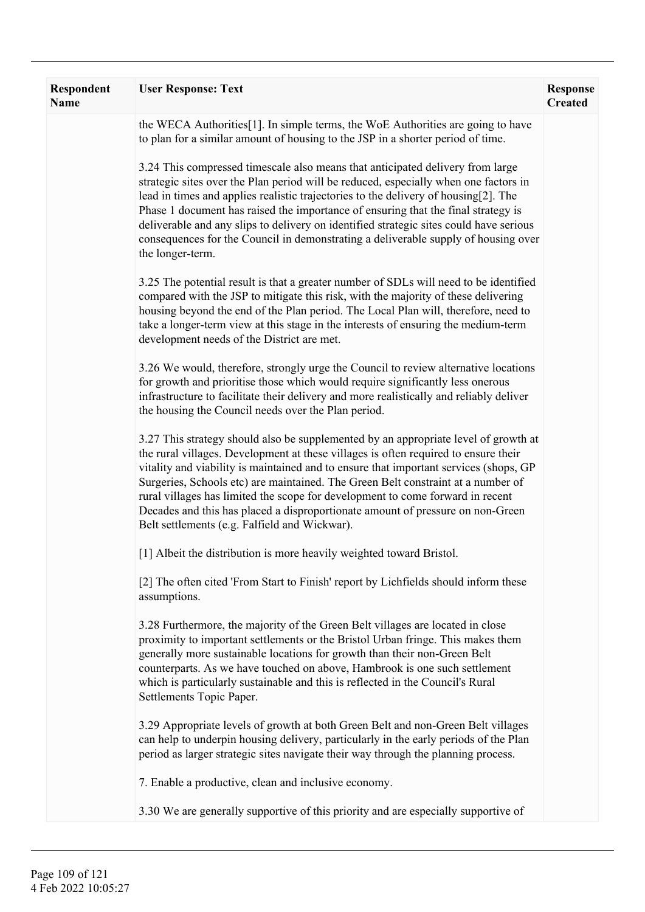| Respondent Name | User Response: Text | Response Created |
|---|---|---|
| | the WECA Authorities[1]. In simple terms, the WoE Authorities are going to have to plan for a similar amount of housing to the JSP in a shorter period of time.<br><br>3.24 This compressed timescale also means that anticipated delivery from large strategic sites over the Plan period will be reduced, especially when one factors in lead in times and applies realistic trajectories to the delivery of housing[2]. The Phase 1 document has raised the importance of ensuring that the final strategy is deliverable and any slips to delivery on identified strategic sites could have serious consequences for the Council in demonstrating a deliverable supply of housing over the longer-term.<br><br>3.25 The potential result is that a greater number of SDLs will need to be identified compared with the JSP to mitigate this risk, with the majority of these delivering housing beyond the end of the Plan period. The Local Plan will, therefore, need to take a longer-term view at this stage in the interests of ensuring the medium-term development needs of the District are met.<br><br>3.26 We would, therefore, strongly urge the Council to review alternative locations for growth and prioritise those which would require significantly less onerous infrastructure to facilitate their delivery and more realistically and reliably deliver the housing the Council needs over the Plan period.<br><br>3.27 This strategy should also be supplemented by an appropriate level of growth at the rural villages. Development at these villages is often required to ensure their vitality and viability is maintained and to ensure that important services (shops, GP Surgeries, Schools etc) are maintained. The Green Belt constraint at a number of rural villages has limited the scope for development to come forward in recent Decades and this has placed a disproportionate amount of pressure on non-Green Belt settlements (e.g. Falfield and Wickwar).<br><br>[1] Albeit the distribution is more heavily weighted toward Bristol.<br><br>[2] The often cited 'From Start to Finish' report by Lichfields should inform these assumptions.<br><br>3.28 Furthermore, the majority of the Green Belt villages are located in close proximity to important settlements or the Bristol Urban fringe. This makes them generally more sustainable locations for growth than their non-Green Belt counterparts. As we have touched on above, Hambrook is one such settlement which is particularly sustainable and this is reflected in the Council's Rural Settlements Topic Paper.<br><br>3.29 Appropriate levels of growth at both Green Belt and non-Green Belt villages can help to underpin housing delivery, particularly in the early periods of the Plan period as larger strategic sites navigate their way through the planning process.<br><br>7. Enable a productive, clean and inclusive economy.<br><br>3.30 We are generally supportive of this priority and are especially supportive of | |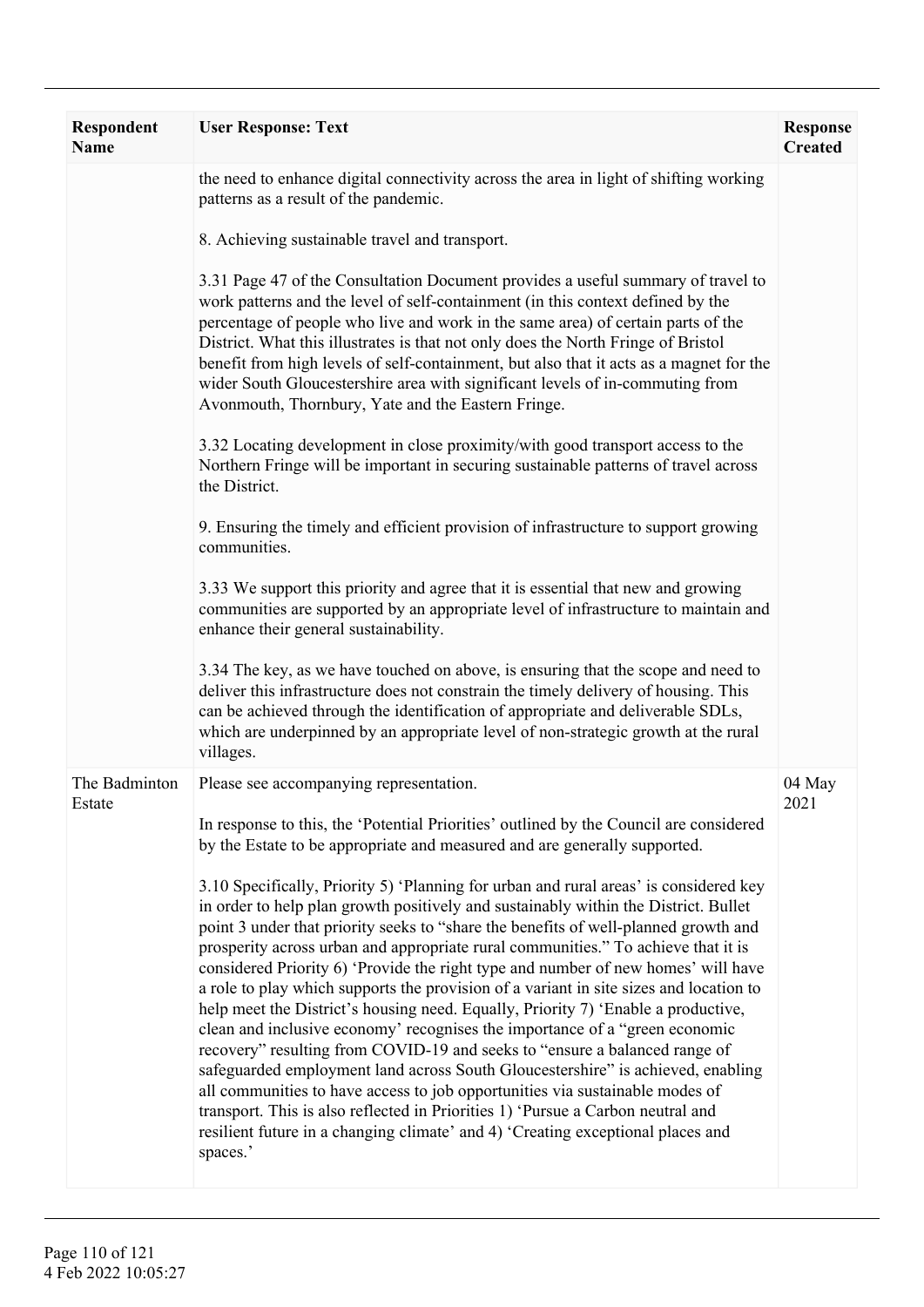| Respondent Name | User Response: Text | Response Created |
|---|---|---|
| | the need to enhance digital connectivity across the area in light of shifting working patterns as a result of the pandemic.<br><br>8. Achieving sustainable travel and transport.<br><br>3.31 Page 47 of the Consultation Document provides a useful summary of travel to work patterns and the level of self-containment (in this context defined by the percentage of people who live and work in the same area) of certain parts of the District. What this illustrates is that not only does the North Fringe of Bristol benefit from high levels of self-containment, but also that it acts as a magnet for the wider South Gloucestershire area with significant levels of in-commuting from Avonmouth, Thornbury, Yate and the Eastern Fringe.<br><br>3.32 Locating development in close proximity/with good transport access to the Northern Fringe will be important in securing sustainable patterns of travel across the District.<br><br>9. Ensuring the timely and efficient provision of infrastructure to support growing communities.<br><br>3.33 We support this priority and agree that it is essential that new and growing communities are supported by an appropriate level of infrastructure to maintain and enhance their general sustainability.<br><br>3.34 The key, as we have touched on above, is ensuring that the scope and need to deliver this infrastructure does not constrain the timely delivery of housing. This can be achieved through the identification of appropriate and deliverable SDLs, which are underpinned by an appropriate level of non-strategic growth at the rural villages. | |
| The Badminton Estate | Please see accompanying representation.<br><br>In response to this, the 'Potential Priorities' outlined by the Council are considered by the Estate to be appropriate and measured and are generally supported.<br><br>3.10 Specifically, Priority 5) 'Planning for urban and rural areas' is considered key in order to help plan growth positively and sustainably within the District. Bullet point 3 under that priority seeks to "share the benefits of well-planned growth and prosperity across urban and appropriate rural communities." To achieve that it is considered Priority 6) 'Provide the right type and number of new homes' will have a role to play which supports the provision of a variant in site sizes and location to help meet the District's housing need. Equally, Priority 7) 'Enable a productive, clean and inclusive economy' recognises the importance of a "green economic recovery" resulting from COVID-19 and seeks to "ensure a balanced range of safeguarded employment land across South Gloucestershire" is achieved, enabling all communities to have access to job opportunities via sustainable modes of transport. This is also reflected in Priorities 1) 'Pursue a Carbon neutral and resilient future in a changing climate' and 4) 'Creating exceptional places and spaces.' | 04 May 2021 |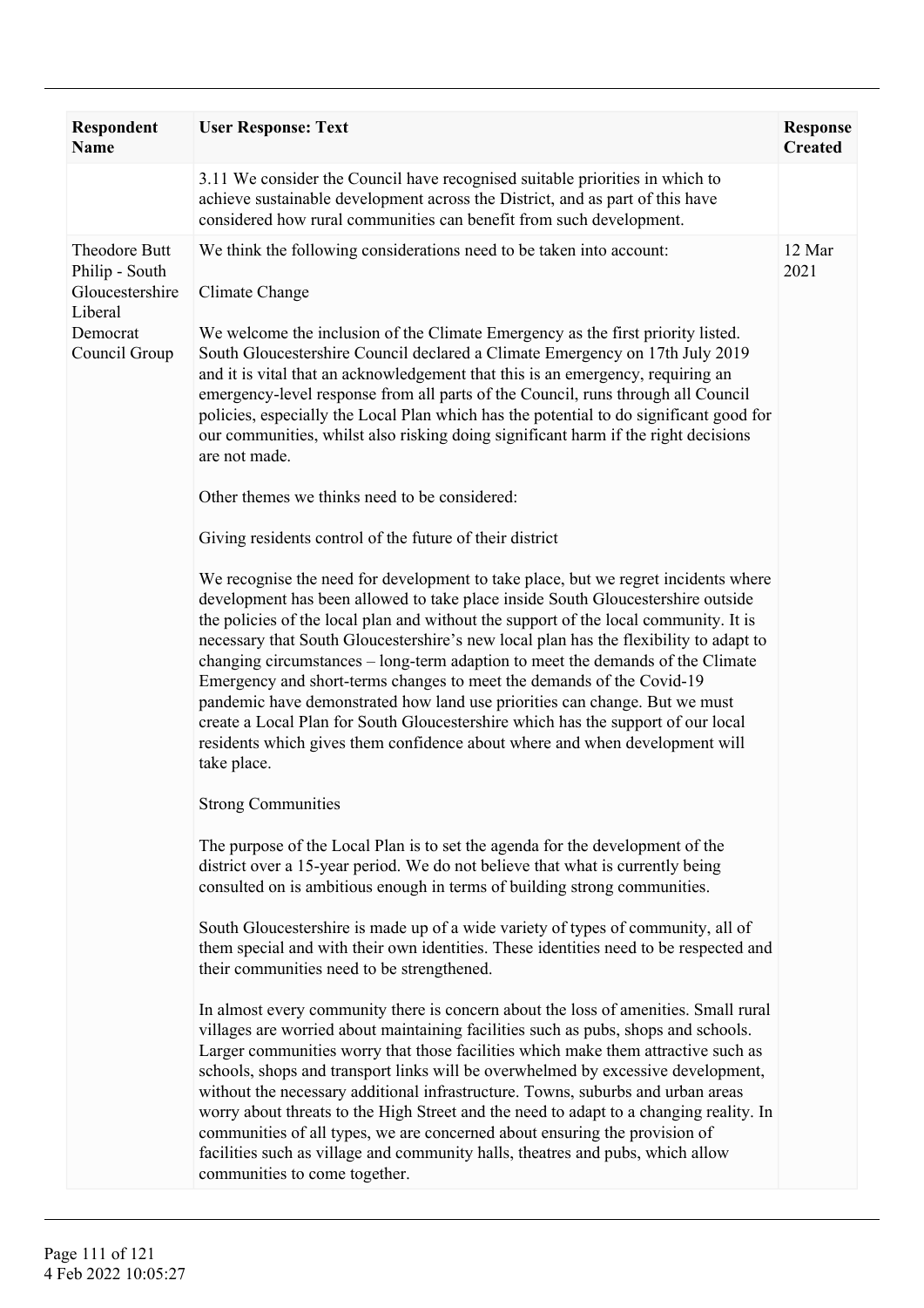| Respondent Name | User Response: Text | Response Created |
|---|---|---|
| | 3.11 We consider the Council have recognised suitable priorities in which to achieve sustainable development across the District, and as part of this have considered how rural communities can benefit from such development. | |
| Theodore Butt Philip - South Gloucestershire Liberal Democrat Council Group | We think the following considerations need to be taken into account:<br><br>Climate Change<br><br>We welcome the inclusion of the Climate Emergency as the first priority listed. South Gloucestershire Council declared a Climate Emergency on 17th July 2019 and it is vital that an acknowledgement that this is an emergency, requiring an emergency-level response from all parts of the Council, runs through all Council policies, especially the Local Plan which has the potential to do significant good for our communities, whilst also risking doing significant harm if the right decisions are not made.<br><br>Other themes we thinks need to be considered:<br><br>Giving residents control of the future of their district<br><br>We recognise the need for development to take place, but we regret incidents where development has been allowed to take place inside South Gloucestershire outside the policies of the local plan and without the support of the local community. It is necessary that South Gloucestershire's new local plan has the flexibility to adapt to changing circumstances – long-term adaption to meet the demands of the Climate Emergency and short-terms changes to meet the demands of the Covid-19 pandemic have demonstrated how land use priorities can change. But we must create a Local Plan for South Gloucestershire which has the support of our local residents which gives them confidence about where and when development will take place.<br><br>Strong Communities<br><br>The purpose of the Local Plan is to set the agenda for the development of the district over a 15-year period. We do not believe that what is currently being consulted on is ambitious enough in terms of building strong communities.<br><br>South Gloucestershire is made up of a wide variety of types of community, all of them special and with their own identities. These identities need to be respected and their communities need to be strengthened.<br><br>In almost every community there is concern about the loss of amenities. Small rural villages are worried about maintaining facilities such as pubs, shops and schools. Larger communities worry that those facilities which make them attractive such as schools, shops and transport links will be overwhelmed by excessive development, without the necessary additional infrastructure. Towns, suburbs and urban areas worry about threats to the High Street and the need to adapt to a changing reality. In communities of all types, we are concerned about ensuring the provision of facilities such as village and community halls, theatres and pubs, which allow communities to come together. | 12 Mar 2021 |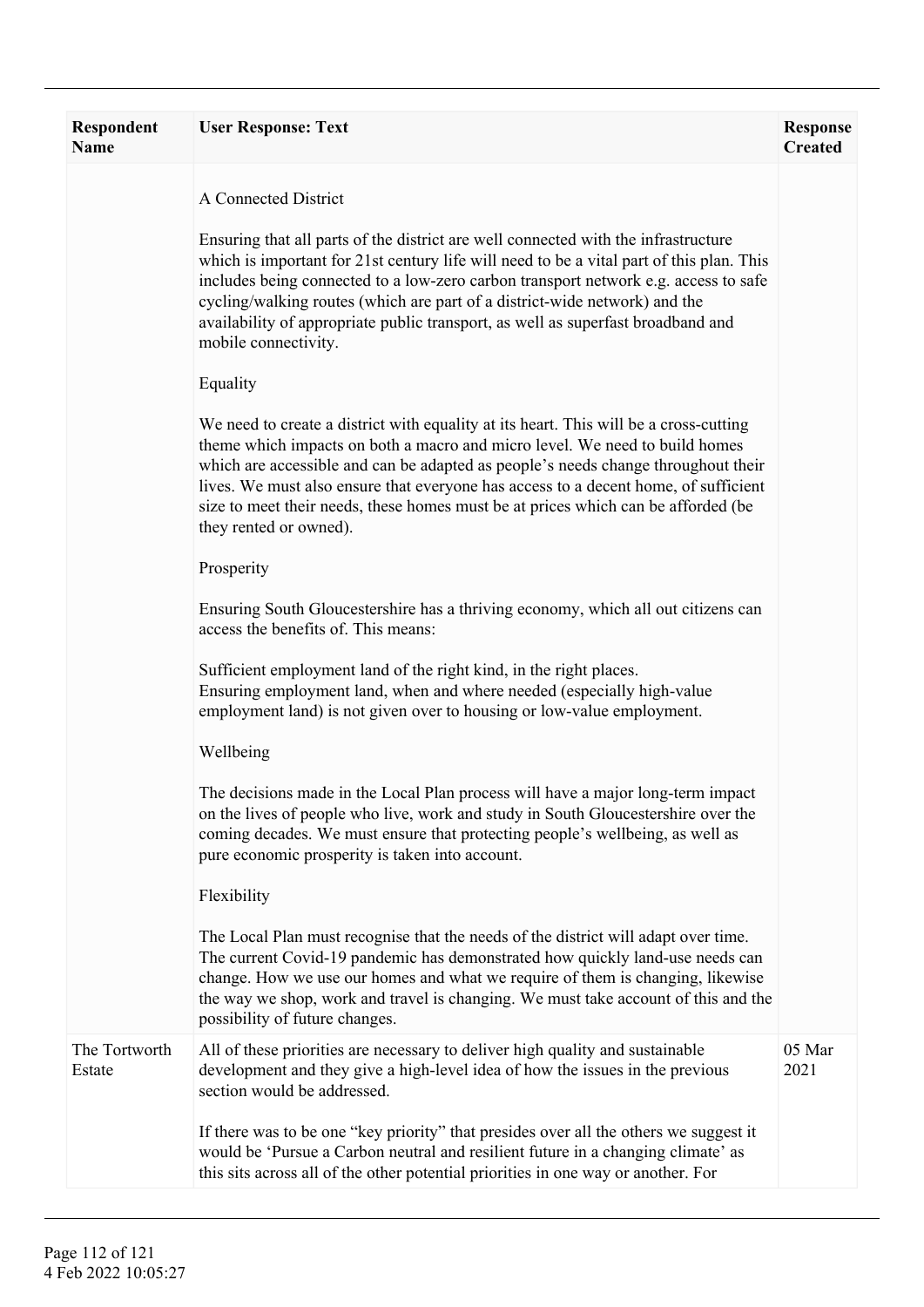| Respondent Name | User Response: Text | Response Created |
|---|---|---|
| | A Connected District<br><br>Ensuring that all parts of the district are well connected with the infrastructure which is important for 21st century life will need to be a vital part of this plan. This includes being connected to a low-zero carbon transport network e.g. access to safe cycling/walking routes (which are part of a district-wide network) and the availability of appropriate public transport, as well as superfast broadband and mobile connectivity.<br><br>Equality<br><br>We need to create a district with equality at its heart. This will be a cross-cutting theme which impacts on both a macro and micro level. We need to build homes which are accessible and can be adapted as people's needs change throughout their lives. We must also ensure that everyone has access to a decent home, of sufficient size to meet their needs, these homes must be at prices which can be afforded (be they rented or owned).<br><br>Prosperity<br><br>Ensuring South Gloucestershire has a thriving economy, which all out citizens can access the benefits of. This means:<br><br>Sufficient employment land of the right kind, in the right places.<br>Ensuring employment land, when and where needed (especially high-value employment land) is not given over to housing or low-value employment.<br><br>Wellbeing<br><br>The decisions made in the Local Plan process will have a major long-term impact on the lives of people who live, work and study in South Gloucestershire over the coming decades. We must ensure that protecting people's wellbeing, as well as pure economic prosperity is taken into account.<br><br>Flexibility<br><br>The Local Plan must recognise that the needs of the district will adapt over time. The current Covid-19 pandemic has demonstrated how quickly land-use needs can change. How we use our homes and what we require of them is changing, likewise the way we shop, work and travel is changing. We must take account of this and the possibility of future changes. | |
| The Tortworth Estate | All of these priorities are necessary to deliver high quality and sustainable development and they give a high-level idea of how the issues in the previous section would be addressed.<br><br>If there was to be one "key priority" that presides over all the others we suggest it would be 'Pursue a Carbon neutral and resilient future in a changing climate' as this sits across all of the other potential priorities in one way or another. For | 05 Mar 2021 |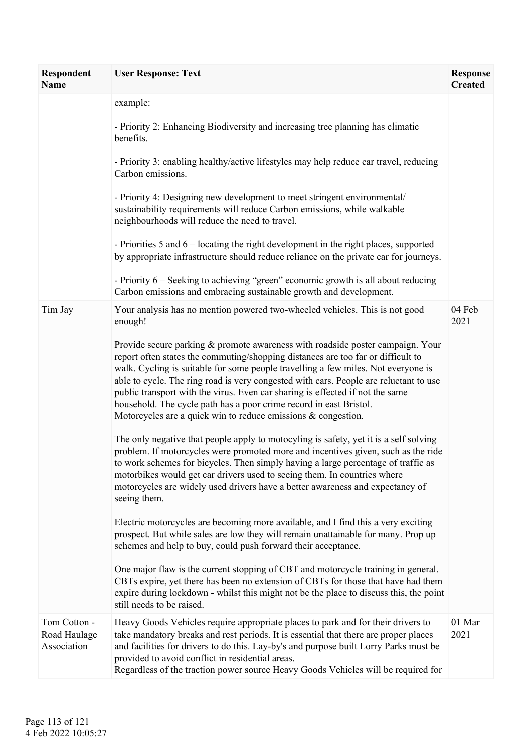| Respondent Name | User Response: Text | Response Created |
|---|---|---|
| | example:<br><br>- Priority 2: Enhancing Biodiversity and increasing tree planning has climatic benefits.<br><br>- Priority 3: enabling healthy/active lifestyles may help reduce car travel, reducing Carbon emissions.<br><br>- Priority 4: Designing new development to meet stringent environmental/ sustainability requirements will reduce Carbon emissions, while walkable neighbourhoods will reduce the need to travel.<br><br>- Priorities 5 and 6 – locating the right development in the right places, supported by appropriate infrastructure should reduce reliance on the private car for journeys.<br><br>- Priority 6 – Seeking to achieving "green" economic growth is all about reducing Carbon emissions and embracing sustainable growth and development. | |
| Tim Jay | Your analysis has no mention powered two-wheeled vehicles. This is not good enough!<br><br>Provide secure parking & promote awareness with roadside poster campaign. Your report often states the commuting/shopping distances are too far or difficult to walk. Cycling is suitable for some people travelling a few miles. Not everyone is able to cycle. The ring road is very congested with cars. People are reluctant to use public transport with the virus. Even car sharing is effected if not the same household. The cycle path has a poor crime record in east Bristol.<br>Motorcycles are a quick win to reduce emissions & congestion.<br><br>The only negative that people apply to motocyling is safety, yet it is a self solving problem. If motorcycles were promoted more and incentives given, such as the ride to work schemes for bicycles. Then simply having a large percentage of traffic as motorbikes would get car drivers used to seeing them. In countries where motorcycles are widely used drivers have a better awareness and expectancy of seeing them.<br><br>Electric motorcycles are becoming more available, and I find this a very exciting prospect. But while sales are low they will remain unattainable for many. Prop up schemes and help to buy, could push forward their acceptance.<br><br>One major flaw is the current stopping of CBT and motorcycle training in general. CBTs expire, yet there has been no extension of CBTs for those that have had them expire during lockdown - whilst this might not be the place to discuss this, the point still needs to be raised. | 04 Feb 2021 |
| Tom Cotton - Road Haulage Association | Heavy Goods Vehicles require appropriate places to park and for their drivers to take mandatory breaks and rest periods. It is essential that there are proper places and facilities for drivers to do this. Lay-by's and purpose built Lorry Parks must be provided to avoid conflict in residential areas.<br>Regardless of the traction power source Heavy Goods Vehicles will be required for | 01 Mar 2021 |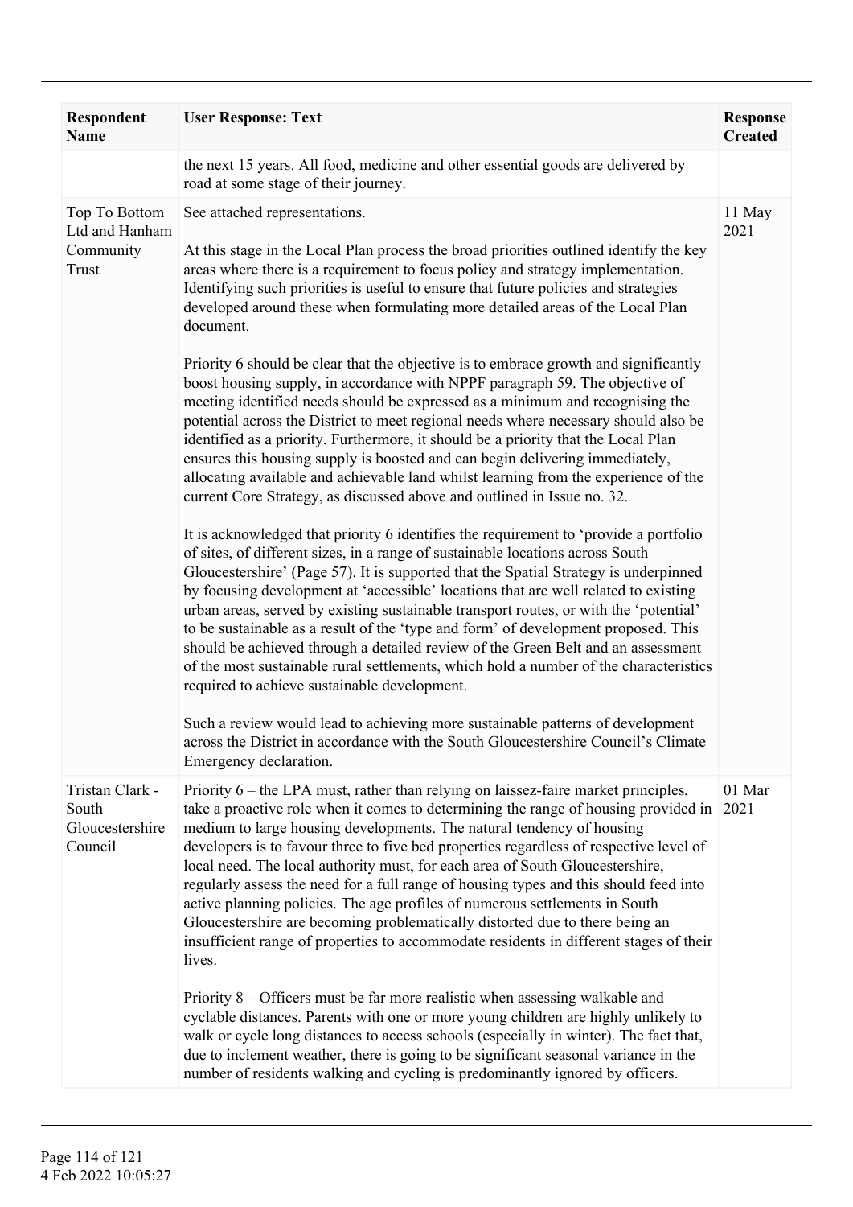| Respondent Name | User Response: Text | Response Created |
|---|---|---|
| | the next 15 years. All food, medicine and other essential goods are delivered by road at some stage of their journey. | |
| Top To Bottom Ltd and Hanham Community Trust | See attached representations.<br><br>At this stage in the Local Plan process the broad priorities outlined identify the key areas where there is a requirement to focus policy and strategy implementation. Identifying such priorities is useful to ensure that future policies and strategies developed around these when formulating more detailed areas of the Local Plan document.<br><br>Priority 6 should be clear that the objective is to embrace growth and significantly boost housing supply, in accordance with NPPF paragraph 59. The objective of meeting identified needs should be expressed as a minimum and recognising the potential across the District to meet regional needs where necessary should also be identified as a priority. Furthermore, it should be a priority that the Local Plan ensures this housing supply is boosted and can begin delivering immediately, allocating available and achievable land whilst learning from the experience of the current Core Strategy, as discussed above and outlined in Issue no. 32.<br><br>It is acknowledged that priority 6 identifies the requirement to 'provide a portfolio of sites, of different sizes, in a range of sustainable locations across South Gloucestershire' (Page 57). It is supported that the Spatial Strategy is underpinned by focusing development at 'accessible' locations that are well related to existing urban areas, served by existing sustainable transport routes, or with the 'potential' to be sustainable as a result of the 'type and form' of development proposed. This should be achieved through a detailed review of the Green Belt and an assessment of the most sustainable rural settlements, which hold a number of the characteristics required to achieve sustainable development.<br><br>Such a review would lead to achieving more sustainable patterns of development across the District in accordance with the South Gloucestershire Council's Climate Emergency declaration. | 11 May 2021 |
| Tristan Clark - South Gloucestershire Council | Priority 6 – the LPA must, rather than relying on laissez-faire market principles, take a proactive role when it comes to determining the range of housing provided in medium to large housing developments. The natural tendency of housing developers is to favour three to five bed properties regardless of respective level of local need. The local authority must, for each area of South Gloucestershire, regularly assess the need for a full range of housing types and this should feed into active planning policies. The age profiles of numerous settlements in South Gloucestershire are becoming problematically distorted due to there being an insufficient range of properties to accommodate residents in different stages of their lives.<br><br>Priority 8 – Officers must be far more realistic when assessing walkable and cyclable distances. Parents with one or more young children are highly unlikely to walk or cycle long distances to access schools (especially in winter). The fact that, due to inclement weather, there is going to be significant seasonal variance in the number of residents walking and cycling is predominantly ignored by officers. | 01 Mar 2021 |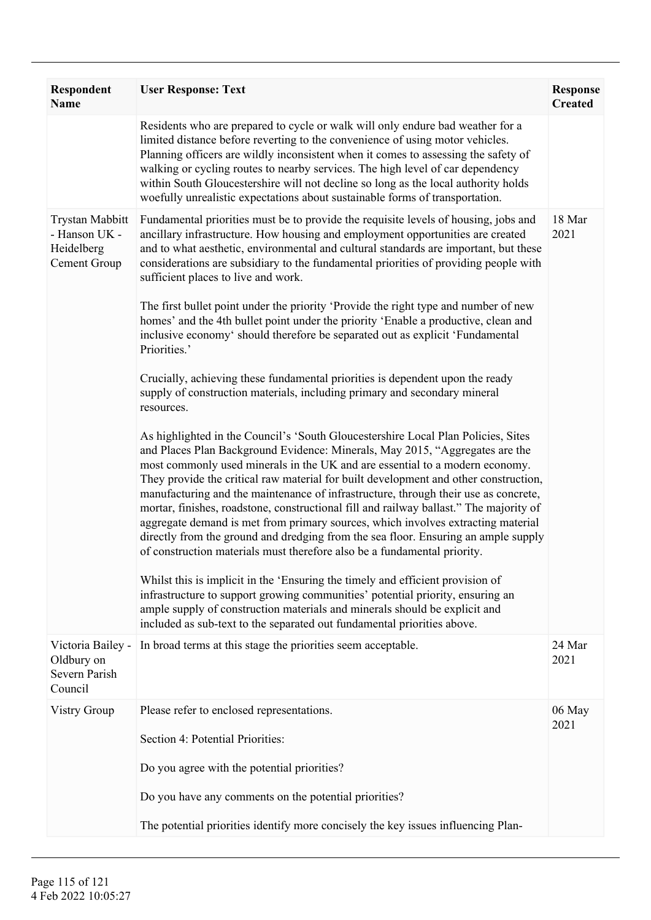| Respondent Name | User Response: Text | Response Created |
|---|---|---|
| | Residents who are prepared to cycle or walk will only endure bad weather for a limited distance before reverting to the convenience of using motor vehicles. Planning officers are wildly inconsistent when it comes to assessing the safety of walking or cycling routes to nearby services. The high level of car dependency within South Gloucestershire will not decline so long as the local authority holds woefully unrealistic expectations about sustainable forms of transportation. | |
| Trystan Mabbitt - Hanson UK - Heidelberg Cement Group | Fundamental priorities must be to provide the requisite levels of housing, jobs and ancillary infrastructure. How housing and employment opportunities are created and to what aesthetic, environmental and cultural standards are important, but these considerations are subsidiary to the fundamental priorities of providing people with sufficient places to live and work.<br><br>The first bullet point under the priority 'Provide the right type and number of new homes' and the 4th bullet point under the priority 'Enable a productive, clean and inclusive economy' should therefore be separated out as explicit 'Fundamental Priorities.'<br><br>Crucially, achieving these fundamental priorities is dependent upon the ready supply of construction materials, including primary and secondary mineral resources.<br><br>As highlighted in the Council's 'South Gloucestershire Local Plan Policies, Sites and Places Plan Background Evidence: Minerals, May 2015, "Aggregates are the most commonly used minerals in the UK and are essential to a modern economy. They provide the critical raw material for built development and other construction, manufacturing and the maintenance of infrastructure, through their use as concrete, mortar, finishes, roadstone, constructional fill and railway ballast." The majority of aggregate demand is met from primary sources, which involves extracting material directly from the ground and dredging from the sea floor. Ensuring an ample supply of construction materials must therefore also be a fundamental priority.<br><br>Whilst this is implicit in the 'Ensuring the timely and efficient provision of infrastructure to support growing communities' potential priority, ensuring an ample supply of construction materials and minerals should be explicit and included as sub-text to the separated out fundamental priorities above. | 18 Mar 2021 |
| Victoria Bailey - Oldbury on Severn Parish Council | In broad terms at this stage the priorities seem acceptable. | 24 Mar 2021 |
| Vistry Group | Please refer to enclosed representations.<br><br>Section 4: Potential Priorities:<br><br>Do you agree with the potential priorities?<br><br>Do you have any comments on the potential priorities?<br><br>The potential priorities identify more concisely the key issues influencing Plan- | 06 May 2021 |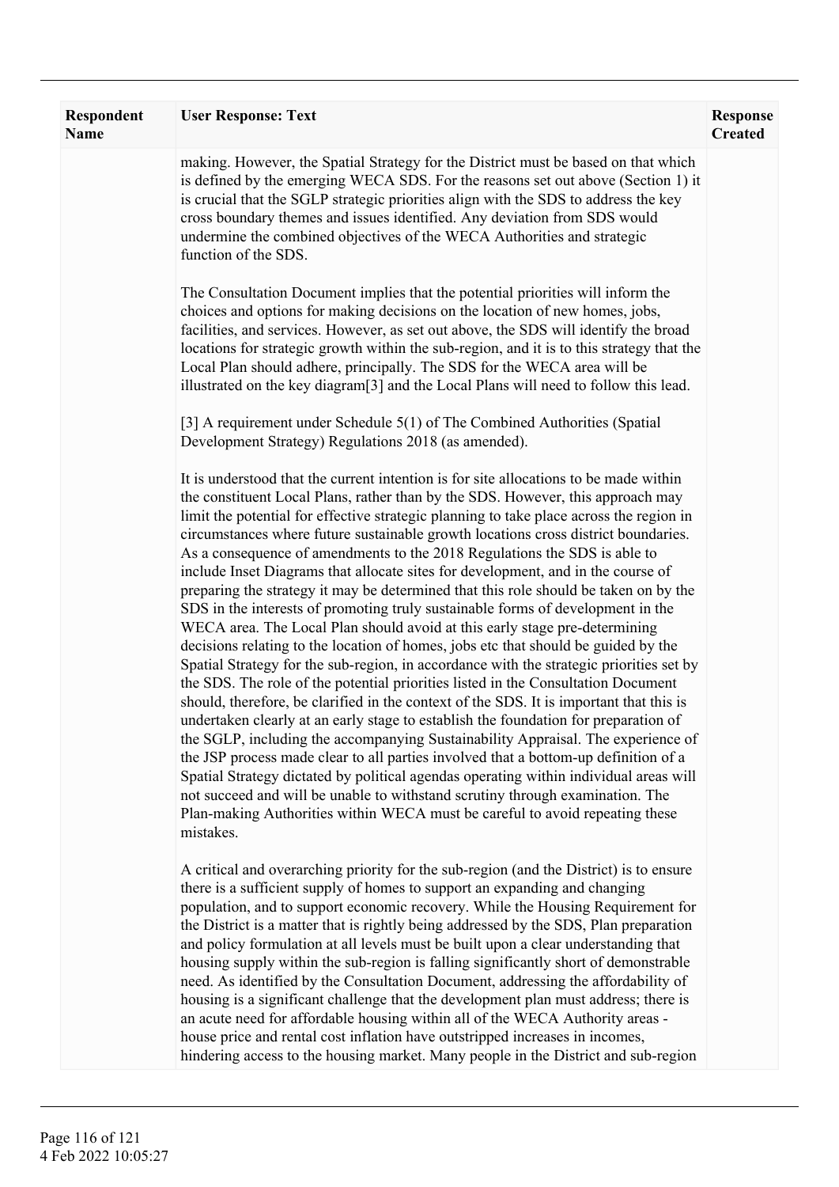| Respondent Name | User Response: Text | Response Created |
|---|---|---|
| | making. However, the Spatial Strategy for the District must be based on that which is defined by the emerging WECA SDS. For the reasons set out above (Section 1) it is crucial that the SGLP strategic priorities align with the SDS to address the key cross boundary themes and issues identified. Any deviation from SDS would undermine the combined objectives of the WECA Authorities and strategic function of the SDS.<br><br>The Consultation Document implies that the potential priorities will inform the choices and options for making decisions on the location of new homes, jobs, facilities, and services. However, as set out above, the SDS will identify the broad locations for strategic growth within the sub-region, and it is to this strategy that the Local Plan should adhere, principally. The SDS for the WECA area will be illustrated on the key diagram[3] and the Local Plans will need to follow this lead.<br><br>[3] A requirement under Schedule 5(1) of The Combined Authorities (Spatial Development Strategy) Regulations 2018 (as amended).<br><br>It is understood that the current intention is for site allocations to be made within the constituent Local Plans, rather than by the SDS. However, this approach may limit the potential for effective strategic planning to take place across the region in circumstances where future sustainable growth locations cross district boundaries. As a consequence of amendments to the 2018 Regulations the SDS is able to include Inset Diagrams that allocate sites for development, and in the course of preparing the strategy it may be determined that this role should be taken on by the SDS in the interests of promoting truly sustainable forms of development in the WECA area. The Local Plan should avoid at this early stage pre-determining decisions relating to the location of homes, jobs etc that should be guided by the Spatial Strategy for the sub-region, in accordance with the strategic priorities set by the SDS. The role of the potential priorities listed in the Consultation Document should, therefore, be clarified in the context of the SDS. It is important that this is undertaken clearly at an early stage to establish the foundation for preparation of the SGLP, including the accompanying Sustainability Appraisal. The experience of the JSP process made clear to all parties involved that a bottom-up definition of a Spatial Strategy dictated by political agendas operating within individual areas will not succeed and will be unable to withstand scrutiny through examination. The Plan-making Authorities within WECA must be careful to avoid repeating these mistakes.<br><br>A critical and overarching priority for the sub-region (and the District) is to ensure there is a sufficient supply of homes to support an expanding and changing population, and to support economic recovery. While the Housing Requirement for the District is a matter that is rightly being addressed by the SDS, Plan preparation and policy formulation at all levels must be built upon a clear understanding that housing supply within the sub-region is falling significantly short of demonstrable need. As identified by the Consultation Document, addressing the affordability of housing is a significant challenge that the development plan must address; there is an acute need for affordable housing within all of the WECA Authority areas - house price and rental cost inflation have outstripped increases in incomes, hindering access to the housing market. Many people in the District and sub-region | |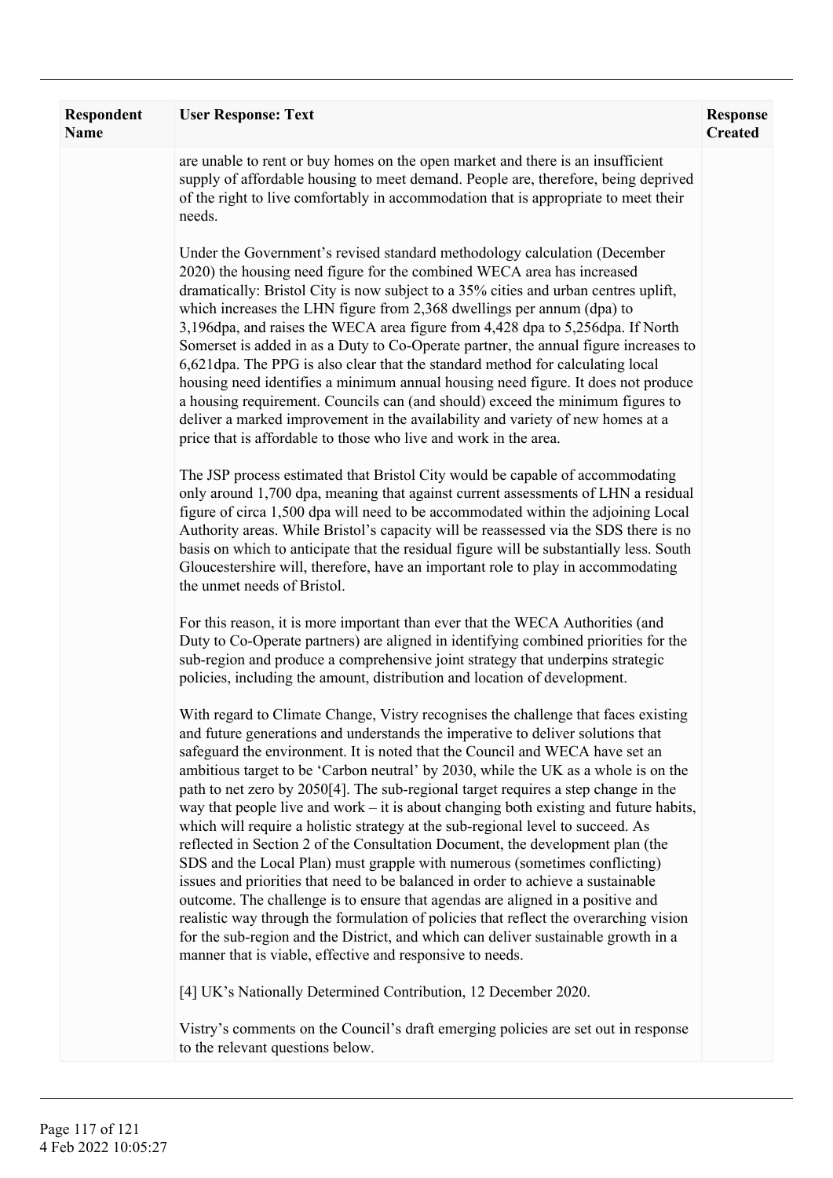| Respondent Name | User Response: Text | Response Created |
| --- | --- | --- |
| | are unable to rent or buy homes on the open market and there is an insufficient supply of affordable housing to meet demand. People are, therefore, being deprived of the right to live comfortably in accommodation that is appropriate to meet their needs.<br><br>Under the Government's revised standard methodology calculation (December 2020) the housing need figure for the combined WECA area has increased dramatically: Bristol City is now subject to a 35% cities and urban centres uplift, which increases the LHN figure from 2,368 dwellings per annum (dpa) to 3,196dpa, and raises the WECA area figure from 4,428 dpa to 5,256dpa. If North Somerset is added in as a Duty to Co-Operate partner, the annual figure increases to 6,621dpa. The PPG is also clear that the standard method for calculating local housing need identifies a minimum annual housing need figure. It does not produce a housing requirement. Councils can (and should) exceed the minimum figures to deliver a marked improvement in the availability and variety of new homes at a price that is affordable to those who live and work in the area.<br><br>The JSP process estimated that Bristol City would be capable of accommodating only around 1,700 dpa, meaning that against current assessments of LHN a residual figure of circa 1,500 dpa will need to be accommodated within the adjoining Local Authority areas. While Bristol's capacity will be reassessed via the SDS there is no basis on which to anticipate that the residual figure will be substantially less. South Gloucestershire will, therefore, have an important role to play in accommodating the unmet needs of Bristol.<br><br>For this reason, it is more important than ever that the WECA Authorities (and Duty to Co-Operate partners) are aligned in identifying combined priorities for the sub-region and produce a comprehensive joint strategy that underpins strategic policies, including the amount, distribution and location of development.<br><br>With regard to Climate Change, Vistry recognises the challenge that faces existing and future generations and understands the imperative to deliver solutions that safeguard the environment. It is noted that the Council and WECA have set an ambitious target to be 'Carbon neutral' by 2030, while the UK as a whole is on the path to net zero by 2050[4]. The sub-regional target requires a step change in the way that people live and work – it is about changing both existing and future habits, which will require a holistic strategy at the sub-regional level to succeed. As reflected in Section 2 of the Consultation Document, the development plan (the SDS and the Local Plan) must grapple with numerous (sometimes conflicting) issues and priorities that need to be balanced in order to achieve a sustainable outcome. The challenge is to ensure that agendas are aligned in a positive and realistic way through the formulation of policies that reflect the overarching vision for the sub-region and the District, and which can deliver sustainable growth in a manner that is viable, effective and responsive to needs.<br><br>[4] UK's Nationally Determined Contribution, 12 December 2020.<br><br>Vistry's comments on the Council's draft emerging policies are set out in response to the relevant questions below. | |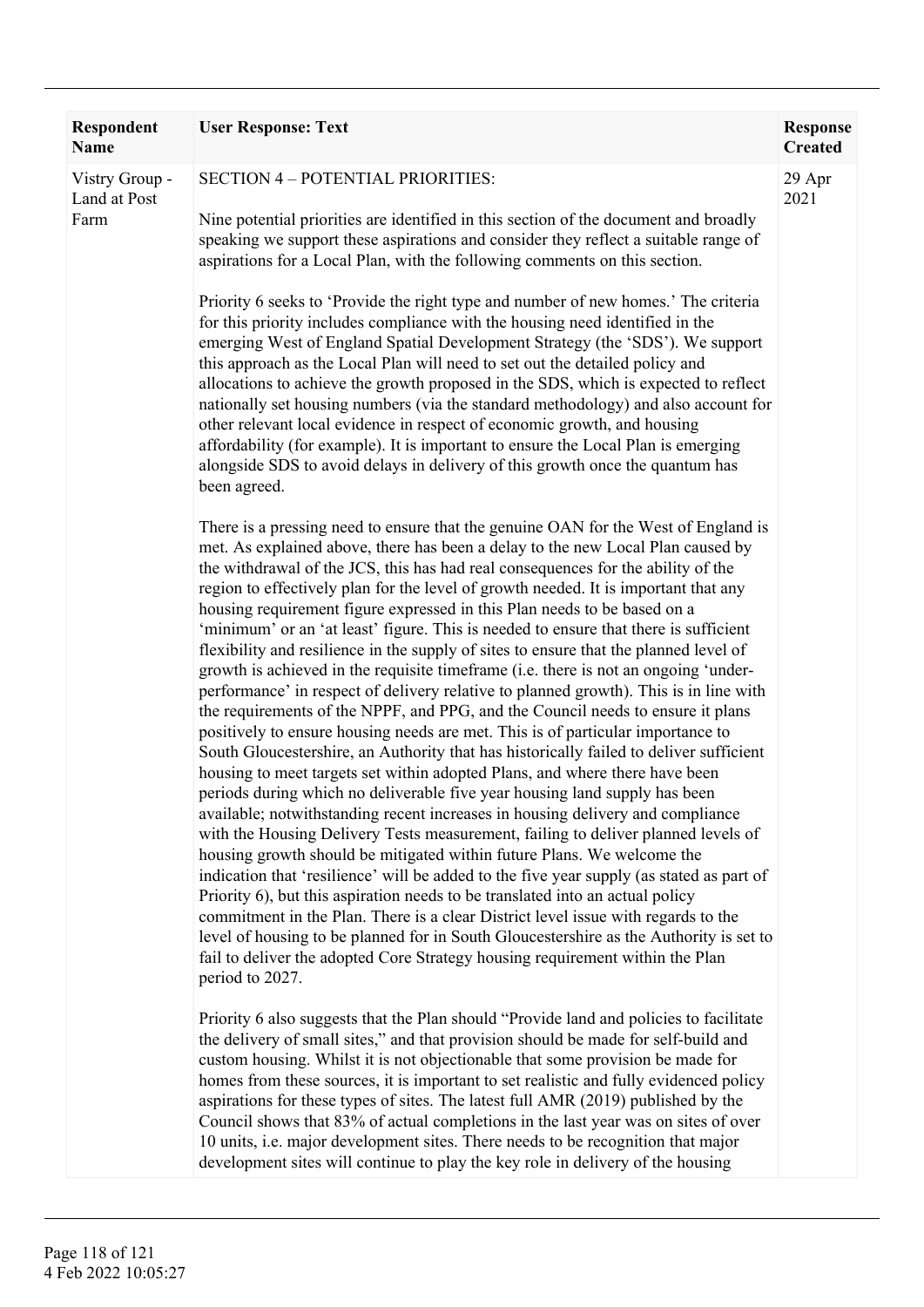| Respondent Name | User Response: Text | Response Created |
|---|---|---|
| Vistry Group - Land at Post Farm | SECTION 4 – POTENTIAL PRIORITIES:<br><br>Nine potential priorities are identified in this section of the document and broadly speaking we support these aspirations and consider they reflect a suitable range of aspirations for a Local Plan, with the following comments on this section.<br><br>Priority 6 seeks to 'Provide the right type and number of new homes.' The criteria for this priority includes compliance with the housing need identified in the emerging West of England Spatial Development Strategy (the 'SDS'). We support this approach as the Local Plan will need to set out the detailed policy and allocations to achieve the growth proposed in the SDS, which is expected to reflect nationally set housing numbers (via the standard methodology) and also account for other relevant local evidence in respect of economic growth, and housing affordability (for example). It is important to ensure the Local Plan is emerging alongside SDS to avoid delays in delivery of this growth once the quantum has been agreed.<br><br>There is a pressing need to ensure that the genuine OAN for the West of England is met. As explained above, there has been a delay to the new Local Plan caused by the withdrawal of the JCS, this has had real consequences for the ability of the region to effectively plan for the level of growth needed. It is important that any housing requirement figure expressed in this Plan needs to be based on a 'minimum' or an 'at least' figure. This is needed to ensure that there is sufficient flexibility and resilience in the supply of sites to ensure that the planned level of growth is achieved in the requisite timeframe (i.e. there is not an ongoing 'under-performance' in respect of delivery relative to planned growth). This is in line with the requirements of the NPPF, and PPG, and the Council needs to ensure it plans positively to ensure housing needs are met. This is of particular importance to South Gloucestershire, an Authority that has historically failed to deliver sufficient housing to meet targets set within adopted Plans, and where there have been periods during which no deliverable five year housing land supply has been available; notwithstanding recent increases in housing delivery and compliance with the Housing Delivery Tests measurement, failing to deliver planned levels of housing growth should be mitigated within future Plans. We welcome the indication that 'resilience' will be added to the five year supply (as stated as part of Priority 6), but this aspiration needs to be translated into an actual policy commitment in the Plan. There is a clear District level issue with regards to the level of housing to be planned for in South Gloucestershire as the Authority is set to fail to deliver the adopted Core Strategy housing requirement within the Plan period to 2027.<br><br>Priority 6 also suggests that the Plan should "Provide land and policies to facilitate the delivery of small sites," and that provision should be made for self-build and custom housing. Whilst it is not objectionable that some provision be made for homes from these sources, it is important to set realistic and fully evidenced policy aspirations for these types of sites. The latest full AMR (2019) published by the Council shows that 83% of actual completions in the last year was on sites of over 10 units, i.e. major development sites. There needs to be recognition that major development sites will continue to play the key role in delivery of the housing | 29 Apr 2021 |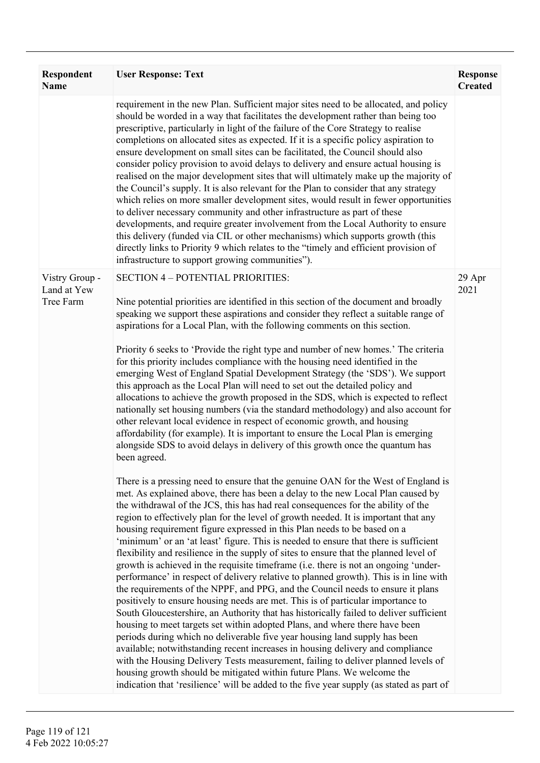| Respondent Name | User Response: Text | Response Created |
|---|---|---|
| | requirement in the new Plan. Sufficient major sites need to be allocated, and policy should be worded in a way that facilitates the development rather than being too prescriptive, particularly in light of the failure of the Core Strategy to realise completions on allocated sites as expected. If it is a specific policy aspiration to ensure development on small sites can be facilitated, the Council should also consider policy provision to avoid delays to delivery and ensure actual housing is realised on the major development sites that will ultimately make up the majority of the Council's supply. It is also relevant for the Plan to consider that any strategy which relies on more smaller development sites, would result in fewer opportunities to deliver necessary community and other infrastructure as part of these developments, and require greater involvement from the Local Authority to ensure this delivery (funded via CIL or other mechanisms) which supports growth (this directly links to Priority 9 which relates to the "timely and efficient provision of infrastructure to support growing communities"). | |
| Vistry Group - Land at Yew Tree Farm | SECTION 4 – POTENTIAL PRIORITIES:<br><br>Nine potential priorities are identified in this section of the document and broadly speaking we support these aspirations and consider they reflect a suitable range of aspirations for a Local Plan, with the following comments on this section.<br><br>Priority 6 seeks to 'Provide the right type and number of new homes.' The criteria for this priority includes compliance with the housing need identified in the emerging West of England Spatial Development Strategy (the 'SDS'). We support this approach as the Local Plan will need to set out the detailed policy and allocations to achieve the growth proposed in the SDS, which is expected to reflect nationally set housing numbers (via the standard methodology) and also account for other relevant local evidence in respect of economic growth, and housing affordability (for example). It is important to ensure the Local Plan is emerging alongside SDS to avoid delays in delivery of this growth once the quantum has been agreed.<br><br>There is a pressing need to ensure that the genuine OAN for the West of England is met. As explained above, there has been a delay to the new Local Plan caused by the withdrawal of the JCS, this has had real consequences for the ability of the region to effectively plan for the level of growth needed. It is important that any housing requirement figure expressed in this Plan needs to be based on a 'minimum' or an 'at least' figure. This is needed to ensure that there is sufficient flexibility and resilience in the supply of sites to ensure that the planned level of growth is achieved in the requisite timeframe (i.e. there is not an ongoing 'under-performance' in respect of delivery relative to planned growth). This is in line with the requirements of the NPPF, and PPG, and the Council needs to ensure it plans positively to ensure housing needs are met. This is of particular importance to South Gloucestershire, an Authority that has historically failed to deliver sufficient housing to meet targets set within adopted Plans, and where there have been periods during which no deliverable five year housing land supply has been available; notwithstanding recent increases in housing delivery and compliance with the Housing Delivery Tests measurement, failing to deliver planned levels of housing growth should be mitigated within future Plans. We welcome the indication that 'resilience' will be added to the five year supply (as stated as part of | 29 Apr 2021 |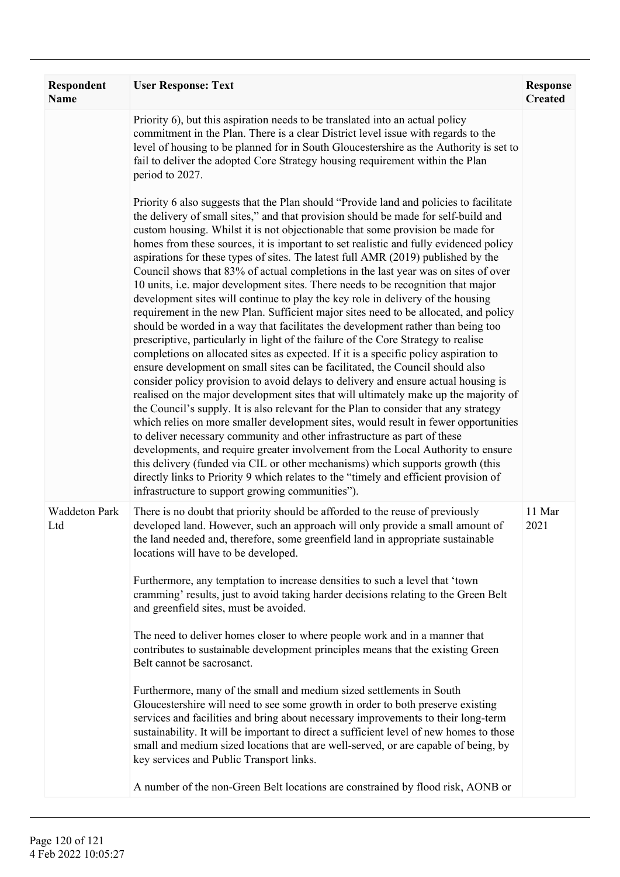| Respondent Name | User Response: Text | Response Created |
| --- | --- | --- |
| | Priority 6), but this aspiration needs to be translated into an actual policy commitment in the Plan. There is a clear District level issue with regards to the level of housing to be planned for in South Gloucestershire as the Authority is set to fail to deliver the adopted Core Strategy housing requirement within the Plan period to 2027.<br><br>Priority 6 also suggests that the Plan should "Provide land and policies to facilitate the delivery of small sites," and that provision should be made for self-build and custom housing. Whilst it is not objectionable that some provision be made for homes from these sources, it is important to set realistic and fully evidenced policy aspirations for these types of sites. The latest full AMR (2019) published by the Council shows that 83% of actual completions in the last year was on sites of over 10 units, i.e. major development sites. There needs to be recognition that major development sites will continue to play the key role in delivery of the housing requirement in the new Plan. Sufficient major sites need to be allocated, and policy should be worded in a way that facilitates the development rather than being too prescriptive, particularly in light of the failure of the Core Strategy to realise completions on allocated sites as expected. If it is a specific policy aspiration to ensure development on small sites can be facilitated, the Council should also consider policy provision to avoid delays to delivery and ensure actual housing is realised on the major development sites that will ultimately make up the majority of the Council's supply. It is also relevant for the Plan to consider that any strategy which relies on more smaller development sites, would result in fewer opportunities to deliver necessary community and other infrastructure as part of these developments, and require greater involvement from the Local Authority to ensure this delivery (funded via CIL or other mechanisms) which supports growth (this directly links to Priority 9 which relates to the "timely and efficient provision of infrastructure to support growing communities"). | |
| Waddeton Park Ltd | There is no doubt that priority should be afforded to the reuse of previously developed land. However, such an approach will only provide a small amount of the land needed and, therefore, some greenfield land in appropriate sustainable locations will have to be developed.<br><br>Furthermore, any temptation to increase densities to such a level that 'town cramming' results, just to avoid taking harder decisions relating to the Green Belt and greenfield sites, must be avoided.<br><br>The need to deliver homes closer to where people work and in a manner that contributes to sustainable development principles means that the existing Green Belt cannot be sacrosanct.<br><br>Furthermore, many of the small and medium sized settlements in South Gloucestershire will need to see some growth in order to both preserve existing services and facilities and bring about necessary improvements to their long-term sustainability. It will be important to direct a sufficient level of new homes to those small and medium sized locations that are well-served, or are capable of being, by key services and Public Transport links.<br><br>A number of the non-Green Belt locations are constrained by flood risk, AONB or | 11 Mar 2021 |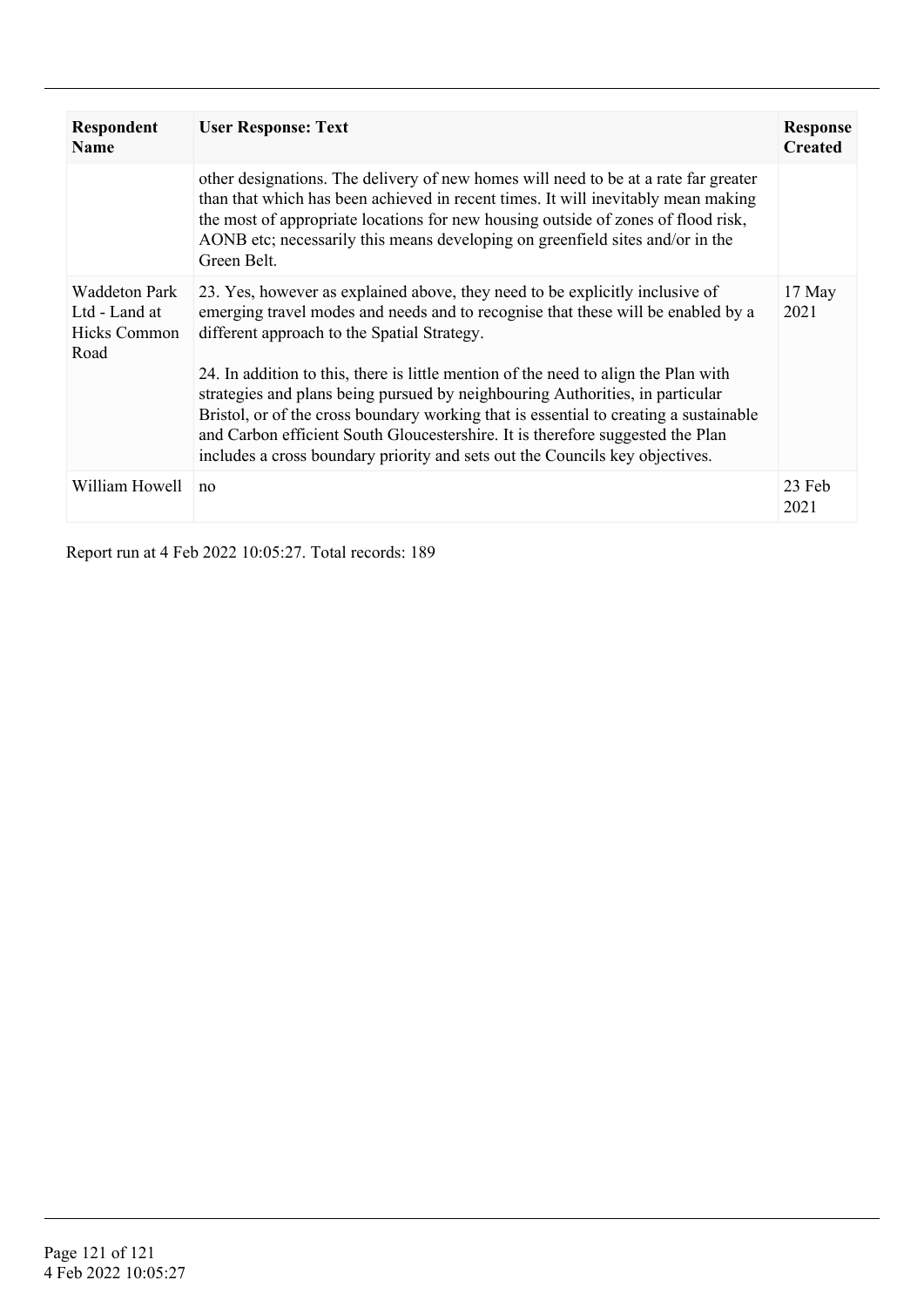| Respondent Name | User Response: Text | Response Created |
| --- | --- | --- |
| | other designations. The delivery of new homes will need to be at a rate far greater than that which has been achieved in recent times. It will inevitably mean making the most of appropriate locations for new housing outside of zones of flood risk, AONB etc; necessarily this means developing on greenfield sites and/or in the Green Belt. | |
| Waddeton Park Ltd - Land at Hicks Common Road | 23. Yes, however as explained above, they need to be explicitly inclusive of emerging travel modes and needs and to recognise that these will be enabled by a different approach to the Spatial Strategy.<br><br>24. In addition to this, there is little mention of the need to align the Plan with strategies and plans being pursued by neighbouring Authorities, in particular Bristol, or of the cross boundary working that is essential to creating a sustainable and Carbon efficient South Gloucestershire. It is therefore suggested the Plan includes a cross boundary priority and sets out the Councils key objectives. | 17 May 2021 |
| William Howell | no | 23 Feb 2021 |

Report run at 4 Feb 2022 10:05:27. Total records: 189